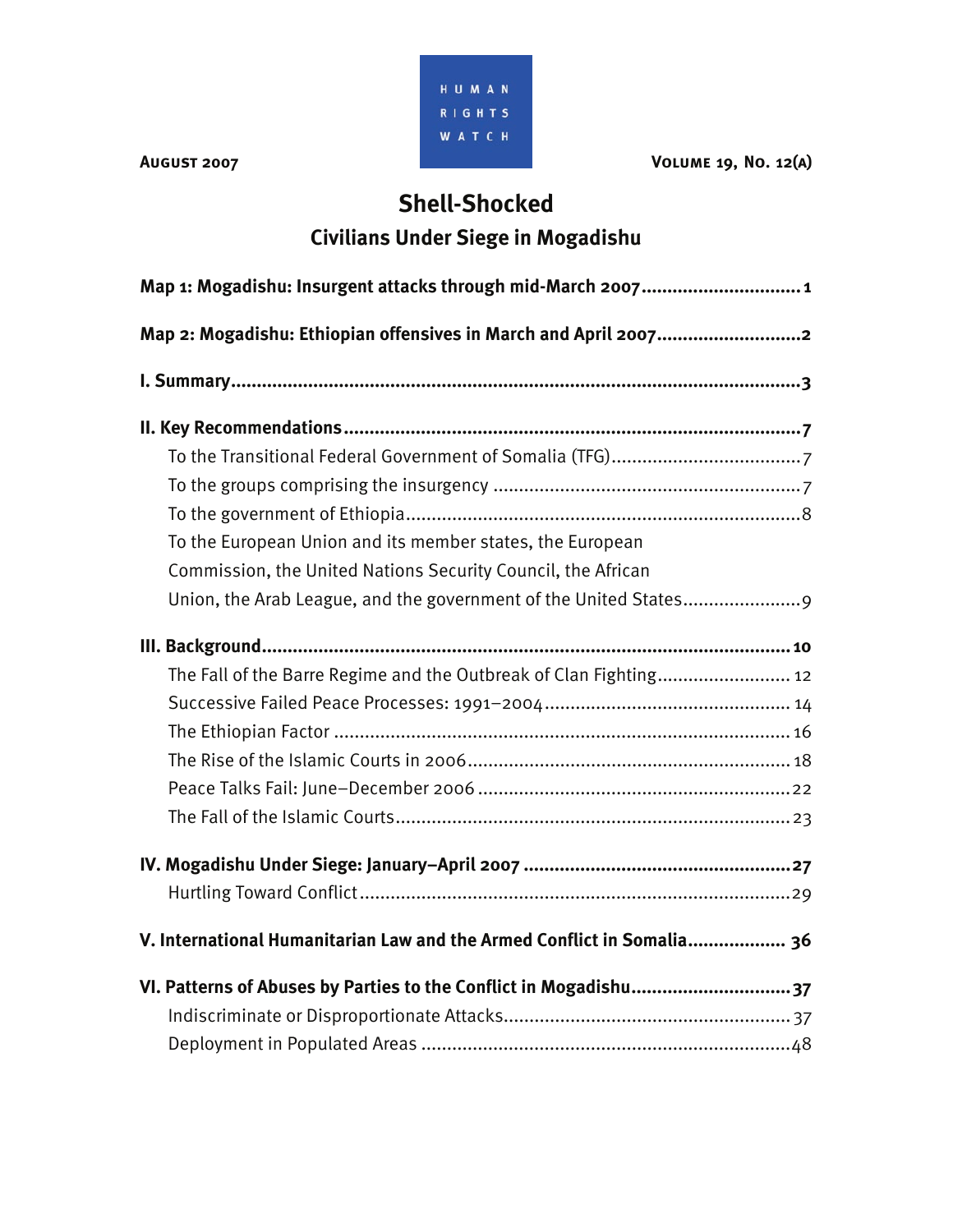HUMAN RIGHTS WATCH

August 2007

Volume 19, No. 12(A)

# Shell-Shocked

## Civilians Under Siege in Mogadishu

**Map 1: Mogadishu: Insurgent attacks through mid-March 2007 .............................. 1**

**Map 2: Mogadishu: Ethiopian offensives in March and April 2007 ........................... 2**

**I. Summary ............................................................................................................. 3**

**II. Key Recommendations ........................................................................................ 7**

To the Transitional Federal Government of Somalia (TFG) .................................... 7

To the groups comprising the insurgency ........................................................... 7

To the government of Ethiopia ............................................................................ 8

To the European Union and its member states, the European Commission, the United Nations Security Council, the African Union, the Arab League, and the government of the United States ....................... 9

**III. Background ...................................................................................................... 10**

The Fall of the Barre Regime and the Outbreak of Clan Fighting .......................... 12

Successive Failed Peace Processes: 1991–2004 ............................................... 14

The Ethiopian Factor ........................................................................................ 16

The Rise of the Islamic Courts in 2006 .............................................................. 18

Peace Talks Fail: June–December 2006 ............................................................ 22

The Fall of the Islamic Courts ........................................................................... 23

**IV. Mogadishu Under Siege: January–April 2007 .................................................... 27**

Hurtling Toward Conflict ................................................................................... 29

**V. International Humanitarian Law and the Armed Conflict in Somalia .................. 36**

**VI. Patterns of Abuses by Parties to the Conflict in Mogadishu .............................. 37**

Indiscriminate or Disproportionate Attacks ....................................................... 37

Deployment in Populated Areas ....................................................................... 48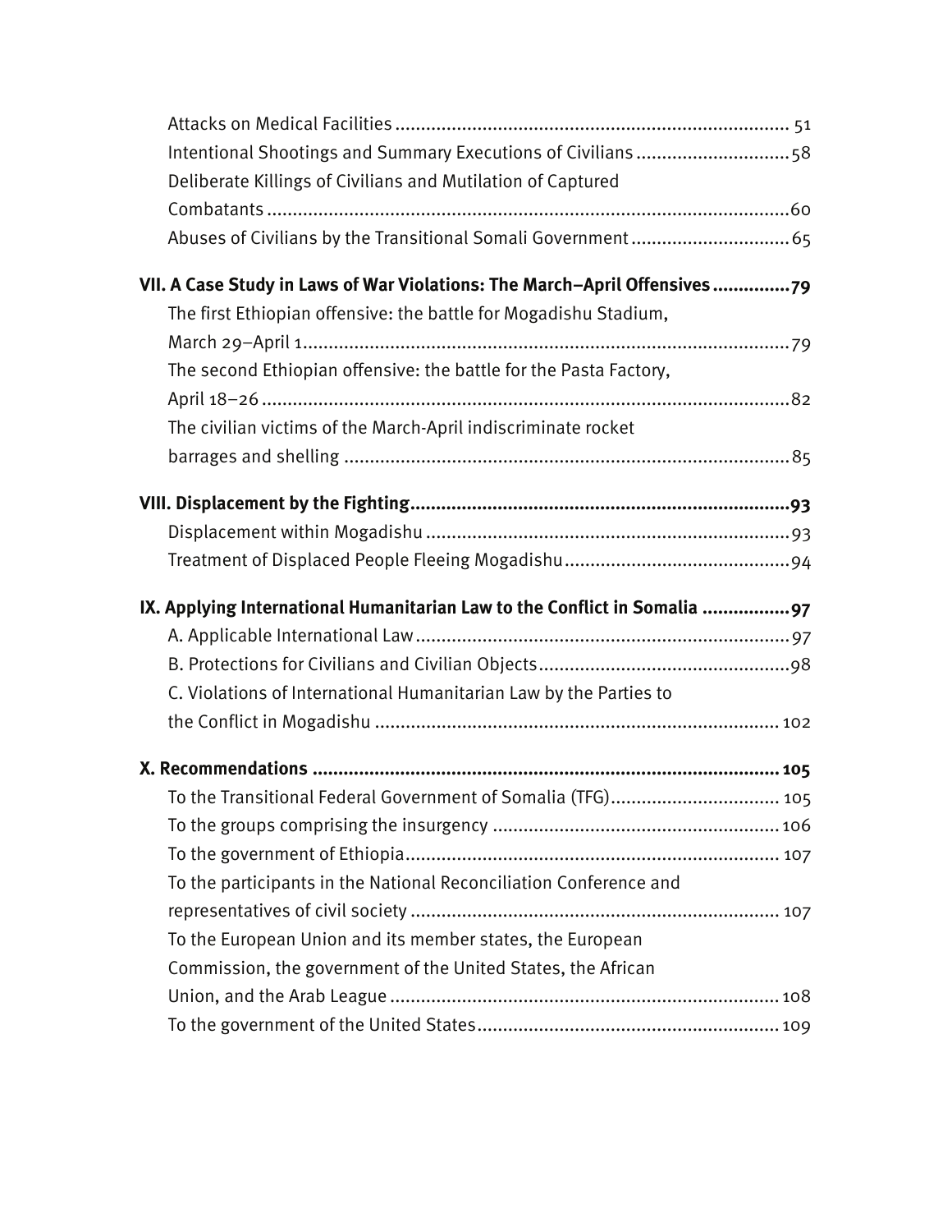Attacks on Medical Facilities ........................................................................... 51

Intentional Shootings and Summary Executions of Civilians ............................. 58

Deliberate Killings of Civilians and Mutilation of Captured Combatants ..................................................................................................... 60

Abuses of Civilians by the Transitional Somali Government ............................... 65

**VII. A Case Study in Laws of War Violations: The March–April Offensives ............... 79**

The first Ethiopian offensive: the battle for Mogadishu Stadium, March 29–April 1 .............................................................................................. 79

The second Ethiopian offensive: the battle for the Pasta Factory, April 18–26 ...................................................................................................... 82

The civilian victims of the March-April indiscriminate rocket barrages and shelling ...................................................................................... 85

**VIII. Displacement by the Fighting ......................................................................... 93**

Displacement within Mogadishu ...................................................................... 93

Treatment of Displaced People Fleeing Mogadishu ........................................... 94

**IX. Applying International Humanitarian Law to the Conflict in Somalia ................. 97**

A. Applicable International Law ....................................................................... 97

B. Protections for Civilians and Civilian Objects ................................................ 98

C. Violations of International Humanitarian Law by the Parties to the Conflict in Mogadishu ............................................................................. 102

**X. Recommendations .......................................................................................... 105**

To the Transitional Federal Government of Somalia (TFG) ................................ 105

To the groups comprising the insurgency ....................................................... 106

To the government of Ethiopia ....................................................................... 107

To the participants in the National Reconciliation Conference and representatives of civil society ...................................................................... 107

To the European Union and its member states, the European Commission, the government of the United States, the African Union, and the Arab League .......................................................................... 108

To the government of the United States .......................................................... 109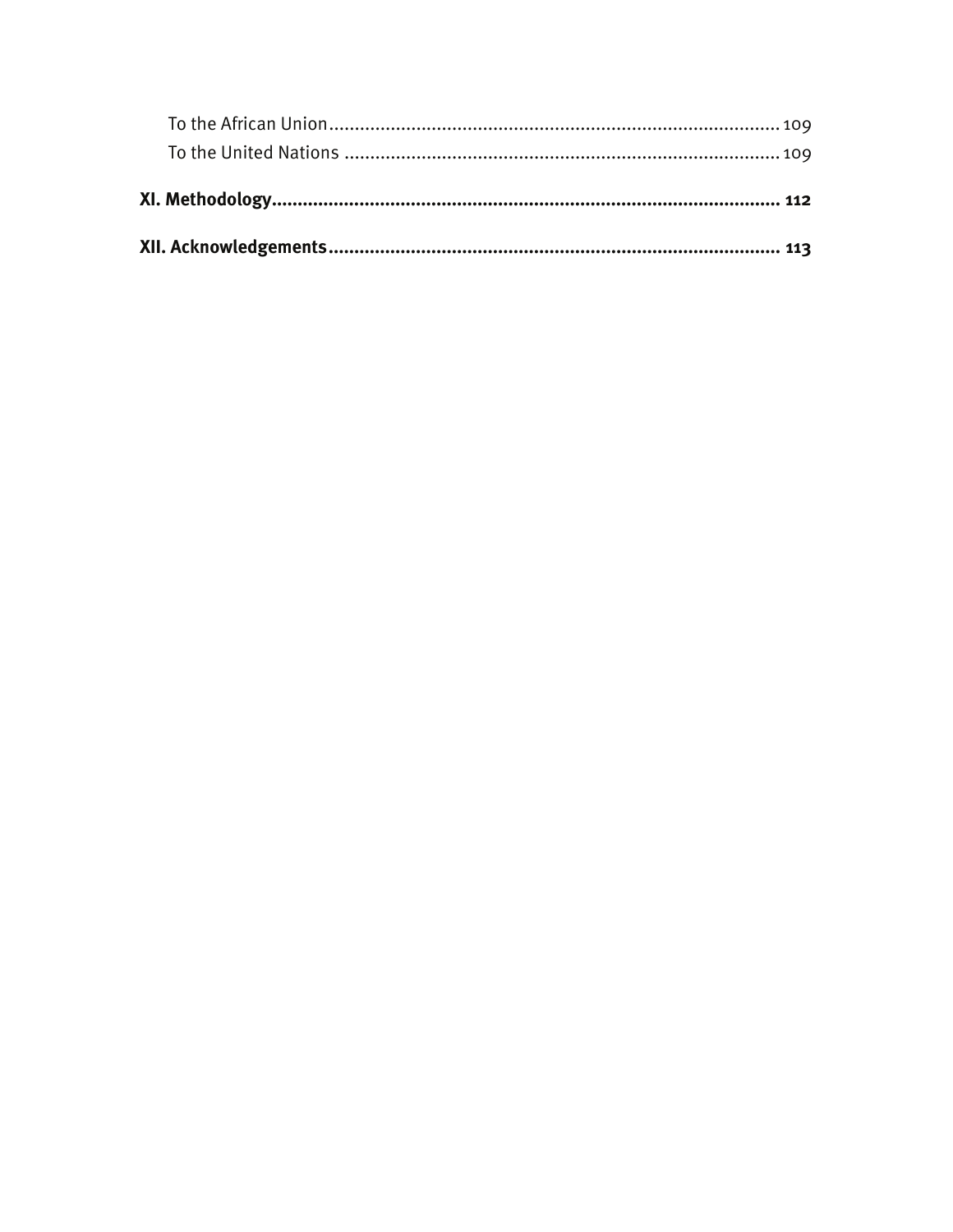To the African Union .......... 109

To the United Nations .......... 109

**XI. Methodology .......... 112**

**XII. Acknowledgements .......... 113**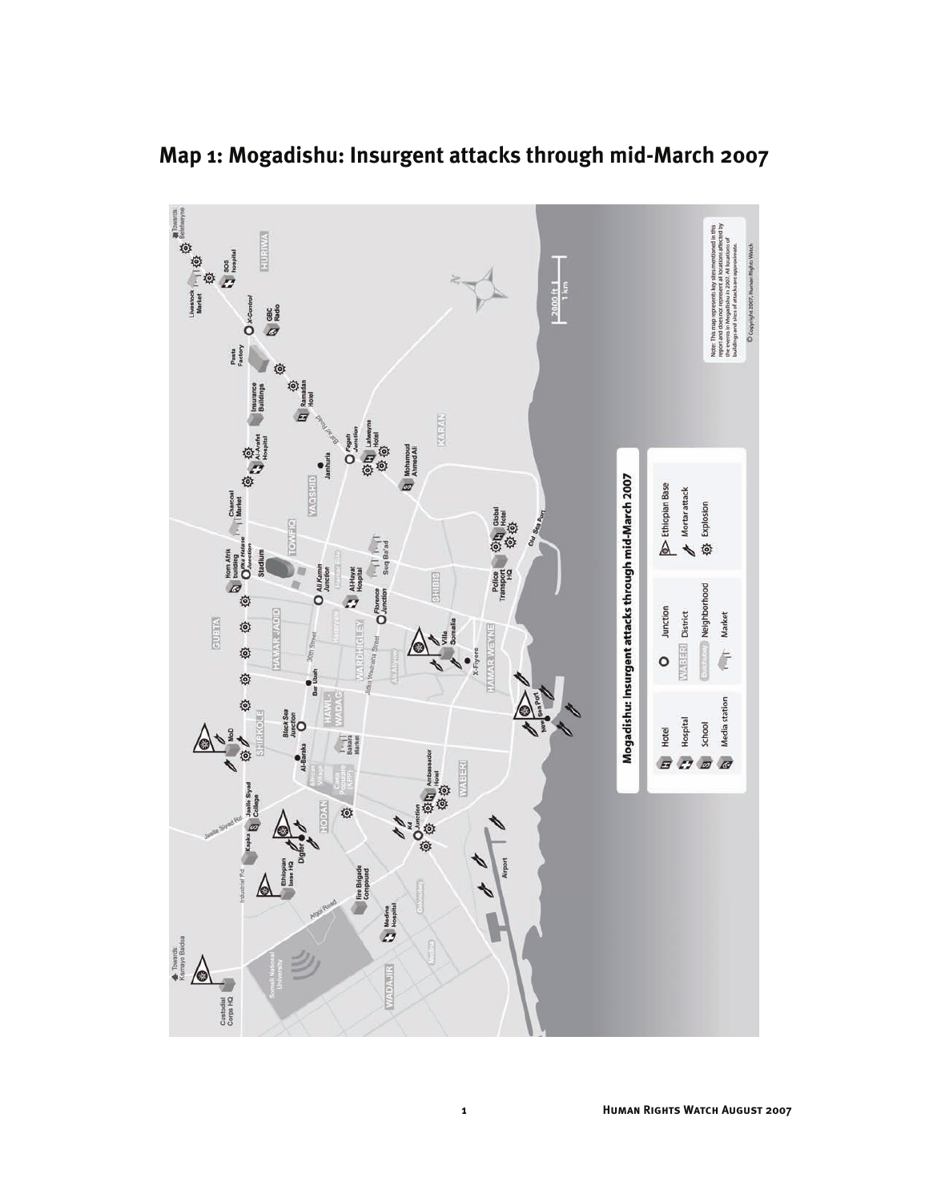## Map 1: Mogadishu: Insurgent attacks through mid-March 2007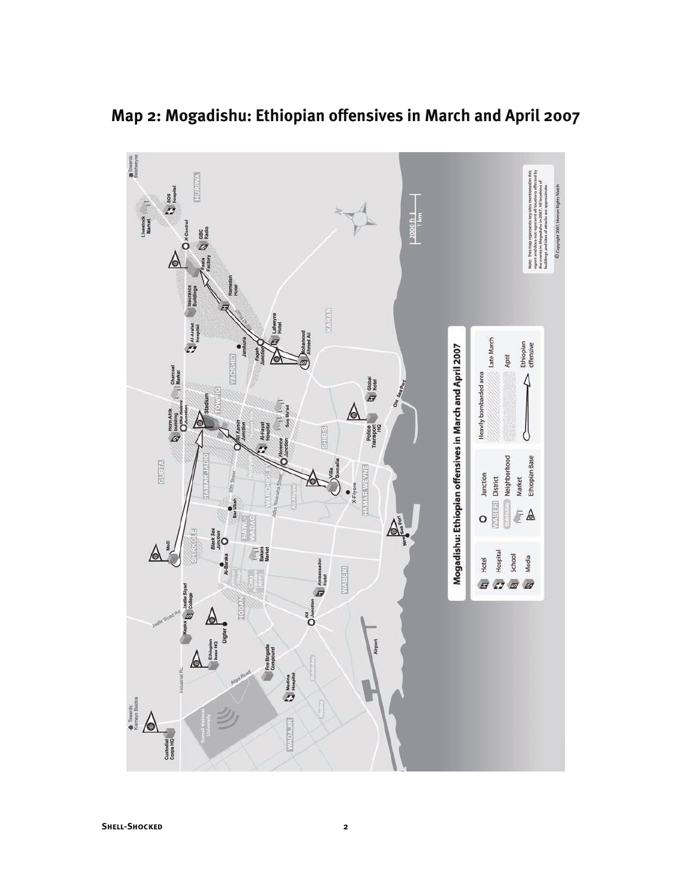# Map 2: Mogadishu: Ethiopian offensives in March and April 2007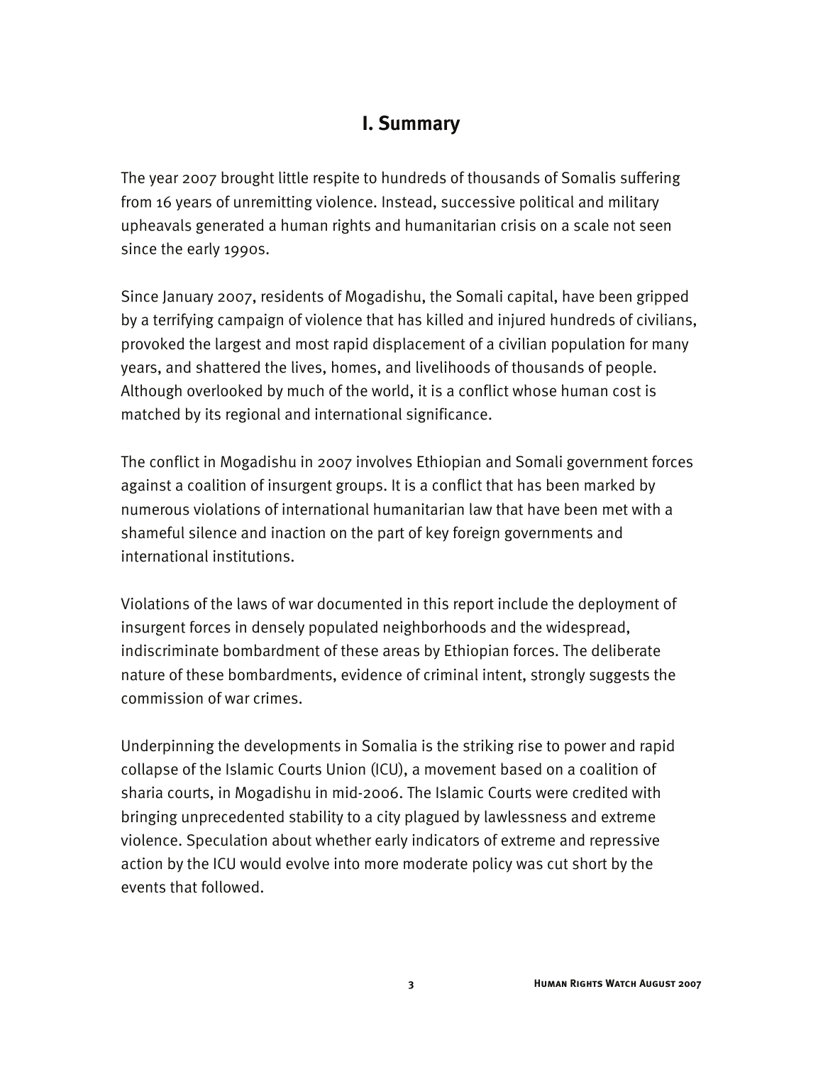# I. Summary

The year 2007 brought little respite to hundreds of thousands of Somalis suffering from 16 years of unremitting violence. Instead, successive political and military upheavals generated a human rights and humanitarian crisis on a scale not seen since the early 1990s.

Since January 2007, residents of Mogadishu, the Somali capital, have been gripped by a terrifying campaign of violence that has killed and injured hundreds of civilians, provoked the largest and most rapid displacement of a civilian population for many years, and shattered the lives, homes, and livelihoods of thousands of people. Although overlooked by much of the world, it is a conflict whose human cost is matched by its regional and international significance.

The conflict in Mogadishu in 2007 involves Ethiopian and Somali government forces against a coalition of insurgent groups. It is a conflict that has been marked by numerous violations of international humanitarian law that have been met with a shameful silence and inaction on the part of key foreign governments and international institutions.

Violations of the laws of war documented in this report include the deployment of insurgent forces in densely populated neighborhoods and the widespread, indiscriminate bombardment of these areas by Ethiopian forces. The deliberate nature of these bombardments, evidence of criminal intent, strongly suggests the commission of war crimes.

Underpinning the developments in Somalia is the striking rise to power and rapid collapse of the Islamic Courts Union (ICU), a movement based on a coalition of sharia courts, in Mogadishu in mid-2006. The Islamic Courts were credited with bringing unprecedented stability to a city plagued by lawlessness and extreme violence. Speculation about whether early indicators of extreme and repressive action by the ICU would evolve into more moderate policy was cut short by the events that followed.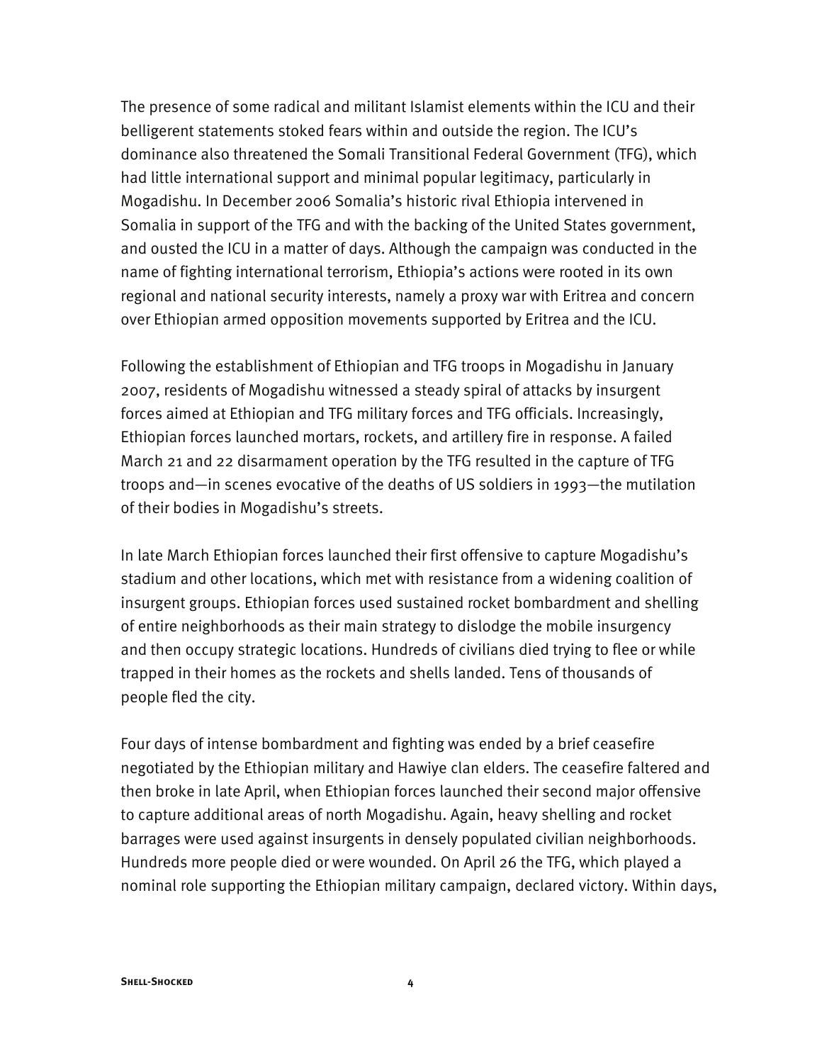The presence of some radical and militant Islamist elements within the ICU and their belligerent statements stoked fears within and outside the region. The ICU's dominance also threatened the Somali Transitional Federal Government (TFG), which had little international support and minimal popular legitimacy, particularly in Mogadishu. In December 2006 Somalia's historic rival Ethiopia intervened in Somalia in support of the TFG and with the backing of the United States government, and ousted the ICU in a matter of days. Although the campaign was conducted in the name of fighting international terrorism, Ethiopia's actions were rooted in its own regional and national security interests, namely a proxy war with Eritrea and concern over Ethiopian armed opposition movements supported by Eritrea and the ICU.

Following the establishment of Ethiopian and TFG troops in Mogadishu in January 2007, residents of Mogadishu witnessed a steady spiral of attacks by insurgent forces aimed at Ethiopian and TFG military forces and TFG officials. Increasingly, Ethiopian forces launched mortars, rockets, and artillery fire in response. A failed March 21 and 22 disarmament operation by the TFG resulted in the capture of TFG troops and—in scenes evocative of the deaths of US soldiers in 1993—the mutilation of their bodies in Mogadishu's streets.

In late March Ethiopian forces launched their first offensive to capture Mogadishu's stadium and other locations, which met with resistance from a widening coalition of insurgent groups. Ethiopian forces used sustained rocket bombardment and shelling of entire neighborhoods as their main strategy to dislodge the mobile insurgency and then occupy strategic locations. Hundreds of civilians died trying to flee or while trapped in their homes as the rockets and shells landed. Tens of thousands of people fled the city.

Four days of intense bombardment and fighting was ended by a brief ceasefire negotiated by the Ethiopian military and Hawiye clan elders. The ceasefire faltered and then broke in late April, when Ethiopian forces launched their second major offensive to capture additional areas of north Mogadishu. Again, heavy shelling and rocket barrages were used against insurgents in densely populated civilian neighborhoods. Hundreds more people died or were wounded. On April 26 the TFG, which played a nominal role supporting the Ethiopian military campaign, declared victory. Within days,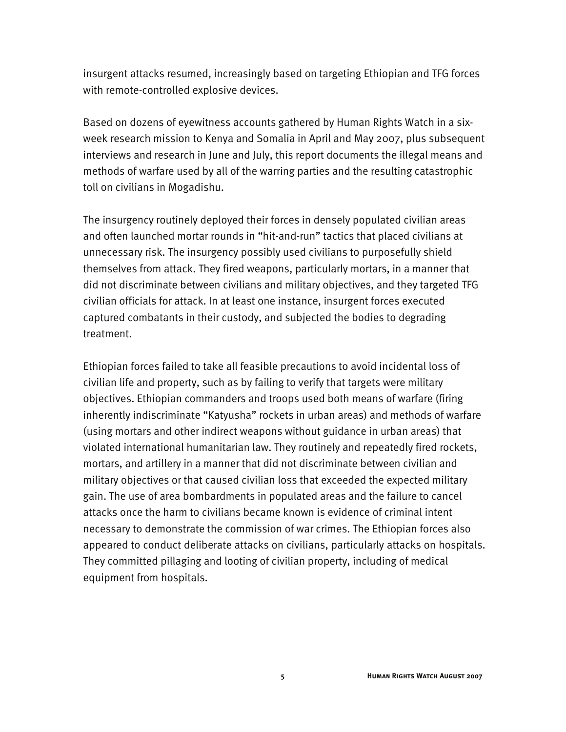insurgent attacks resumed, increasingly based on targeting Ethiopian and TFG forces with remote-controlled explosive devices.

Based on dozens of eyewitness accounts gathered by Human Rights Watch in a six-week research mission to Kenya and Somalia in April and May 2007, plus subsequent interviews and research in June and July, this report documents the illegal means and methods of warfare used by all of the warring parties and the resulting catastrophic toll on civilians in Mogadishu.

The insurgency routinely deployed their forces in densely populated civilian areas and often launched mortar rounds in "hit-and-run" tactics that placed civilians at unnecessary risk. The insurgency possibly used civilians to purposefully shield themselves from attack. They fired weapons, particularly mortars, in a manner that did not discriminate between civilians and military objectives, and they targeted TFG civilian officials for attack. In at least one instance, insurgent forces executed captured combatants in their custody, and subjected the bodies to degrading treatment.

Ethiopian forces failed to take all feasible precautions to avoid incidental loss of civilian life and property, such as by failing to verify that targets were military objectives. Ethiopian commanders and troops used both means of warfare (firing inherently indiscriminate "Katyusha" rockets in urban areas) and methods of warfare (using mortars and other indirect weapons without guidance in urban areas) that violated international humanitarian law. They routinely and repeatedly fired rockets, mortars, and artillery in a manner that did not discriminate between civilian and military objectives or that caused civilian loss that exceeded the expected military gain. The use of area bombardments in populated areas and the failure to cancel attacks once the harm to civilians became known is evidence of criminal intent necessary to demonstrate the commission of war crimes. The Ethiopian forces also appeared to conduct deliberate attacks on civilians, particularly attacks on hospitals. They committed pillaging and looting of civilian property, including of medical equipment from hospitals.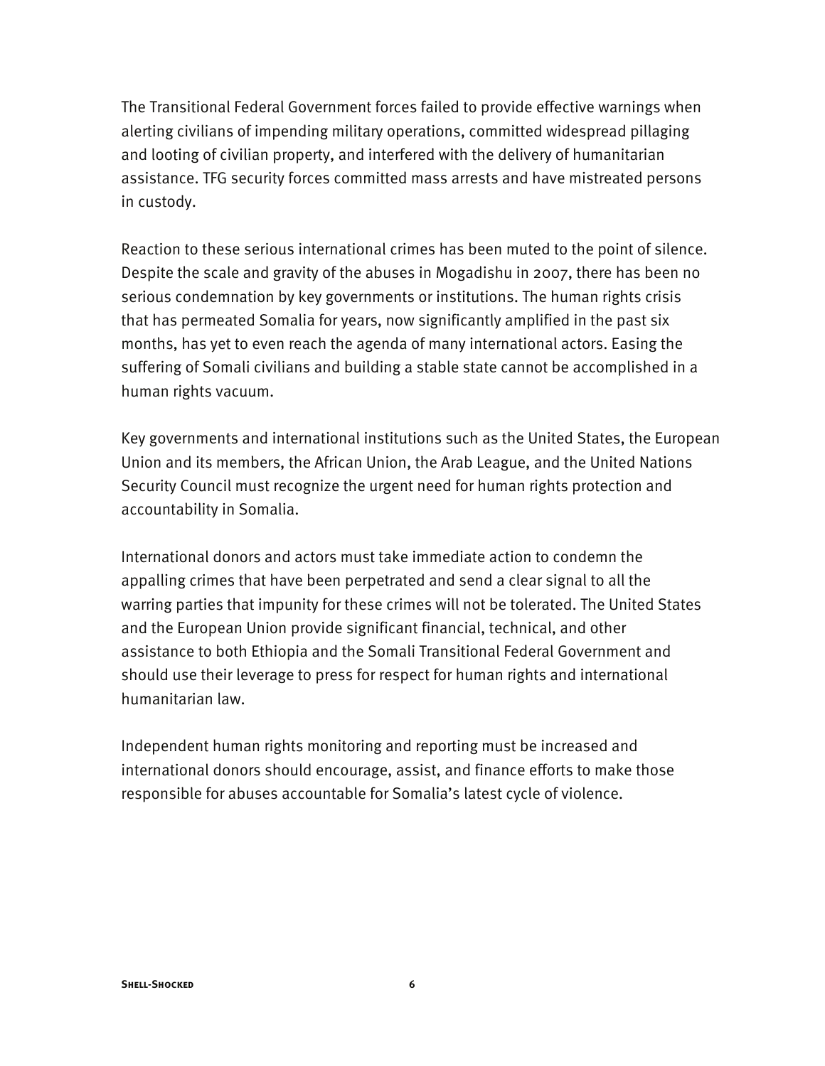The Transitional Federal Government forces failed to provide effective warnings when alerting civilians of impending military operations, committed widespread pillaging and looting of civilian property, and interfered with the delivery of humanitarian assistance. TFG security forces committed mass arrests and have mistreated persons in custody.

Reaction to these serious international crimes has been muted to the point of silence. Despite the scale and gravity of the abuses in Mogadishu in 2007, there has been no serious condemnation by key governments or institutions. The human rights crisis that has permeated Somalia for years, now significantly amplified in the past six months, has yet to even reach the agenda of many international actors. Easing the suffering of Somali civilians and building a stable state cannot be accomplished in a human rights vacuum.

Key governments and international institutions such as the United States, the European Union and its members, the African Union, the Arab League, and the United Nations Security Council must recognize the urgent need for human rights protection and accountability in Somalia.

International donors and actors must take immediate action to condemn the appalling crimes that have been perpetrated and send a clear signal to all the warring parties that impunity for these crimes will not be tolerated. The United States and the European Union provide significant financial, technical, and other assistance to both Ethiopia and the Somali Transitional Federal Government and should use their leverage to press for respect for human rights and international humanitarian law.

Independent human rights monitoring and reporting must be increased and international donors should encourage, assist, and finance efforts to make those responsible for abuses accountable for Somalia's latest cycle of violence.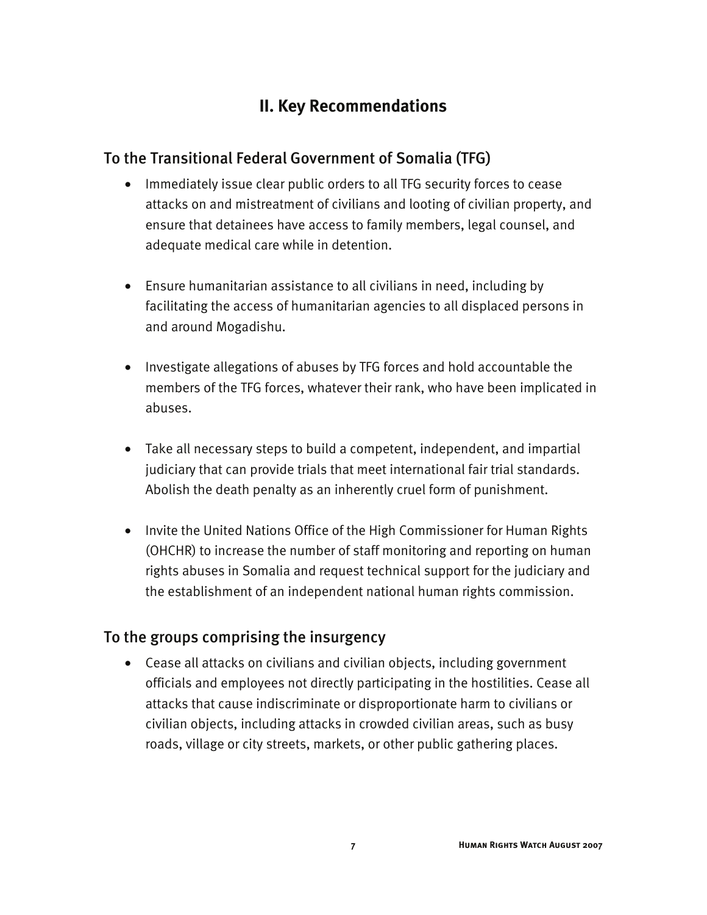## II. Key Recommendations

### To the Transitional Federal Government of Somalia (TFG)

- Immediately issue clear public orders to all TFG security forces to cease attacks on and mistreatment of civilians and looting of civilian property, and ensure that detainees have access to family members, legal counsel, and adequate medical care while in detention.

- Ensure humanitarian assistance to all civilians in need, including by facilitating the access of humanitarian agencies to all displaced persons in and around Mogadishu.

- Investigate allegations of abuses by TFG forces and hold accountable the members of the TFG forces, whatever their rank, who have been implicated in abuses.

- Take all necessary steps to build a competent, independent, and impartial judiciary that can provide trials that meet international fair trial standards. Abolish the death penalty as an inherently cruel form of punishment.

- Invite the United Nations Office of the High Commissioner for Human Rights (OHCHR) to increase the number of staff monitoring and reporting on human rights abuses in Somalia and request technical support for the judiciary and the establishment of an independent national human rights commission.

### To the groups comprising the insurgency

- Cease all attacks on civilians and civilian objects, including government officials and employees not directly participating in the hostilities. Cease all attacks that cause indiscriminate or disproportionate harm to civilians or civilian objects, including attacks in crowded civilian areas, such as busy roads, village or city streets, markets, or other public gathering places.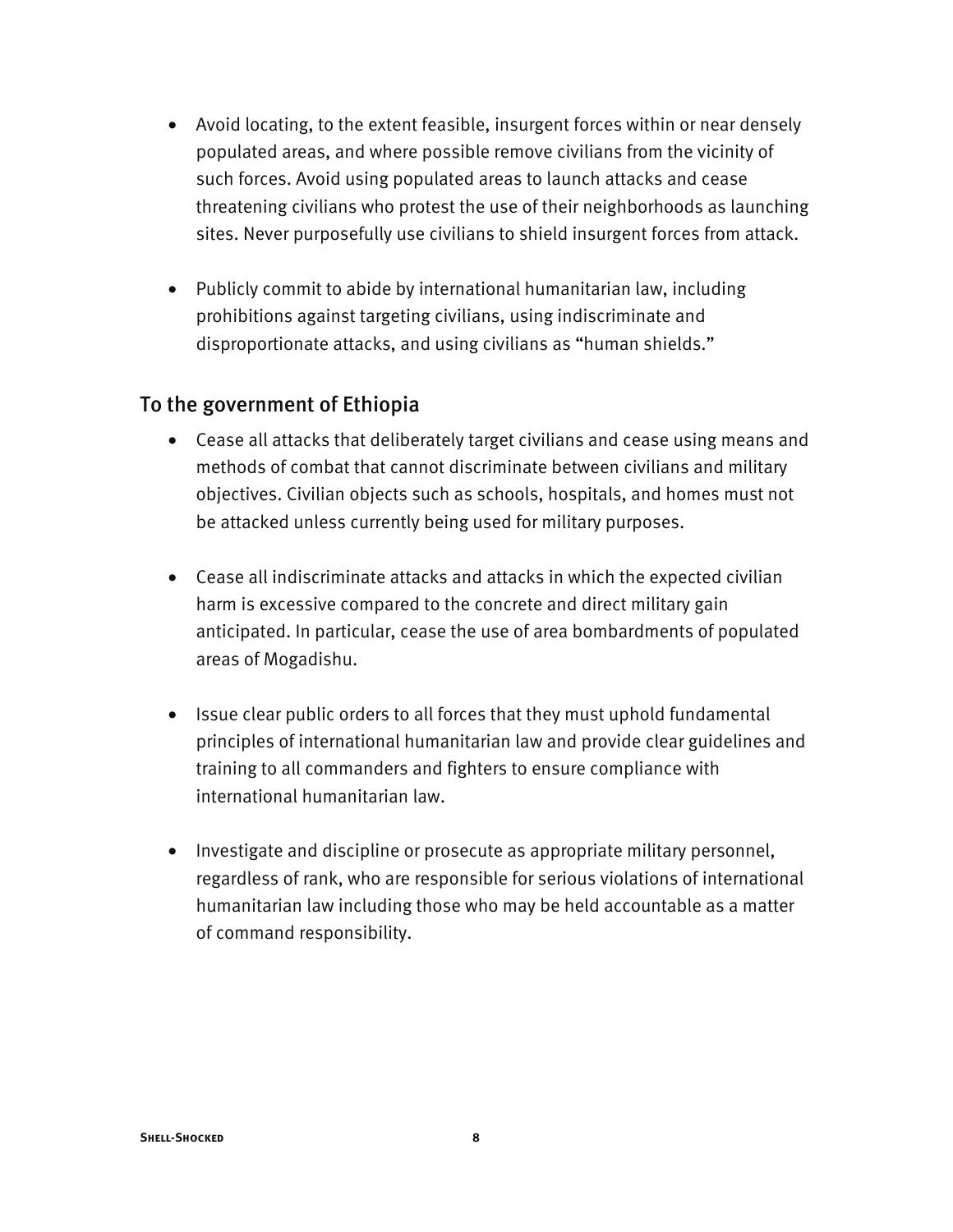- Avoid locating, to the extent feasible, insurgent forces within or near densely populated areas, and where possible remove civilians from the vicinity of such forces. Avoid using populated areas to launch attacks and cease threatening civilians who protest the use of their neighborhoods as launching sites. Never purposefully use civilians to shield insurgent forces from attack.

- Publicly commit to abide by international humanitarian law, including prohibitions against targeting civilians, using indiscriminate and disproportionate attacks, and using civilians as "human shields."

## To the government of Ethiopia

- Cease all attacks that deliberately target civilians and cease using means and methods of combat that cannot discriminate between civilians and military objectives. Civilian objects such as schools, hospitals, and homes must not be attacked unless currently being used for military purposes.

- Cease all indiscriminate attacks and attacks in which the expected civilian harm is excessive compared to the concrete and direct military gain anticipated. In particular, cease the use of area bombardments of populated areas of Mogadishu.

- Issue clear public orders to all forces that they must uphold fundamental principles of international humanitarian law and provide clear guidelines and training to all commanders and fighters to ensure compliance with international humanitarian law.

- Investigate and discipline or prosecute as appropriate military personnel, regardless of rank, who are responsible for serious violations of international humanitarian law including those who may be held accountable as a matter of command responsibility.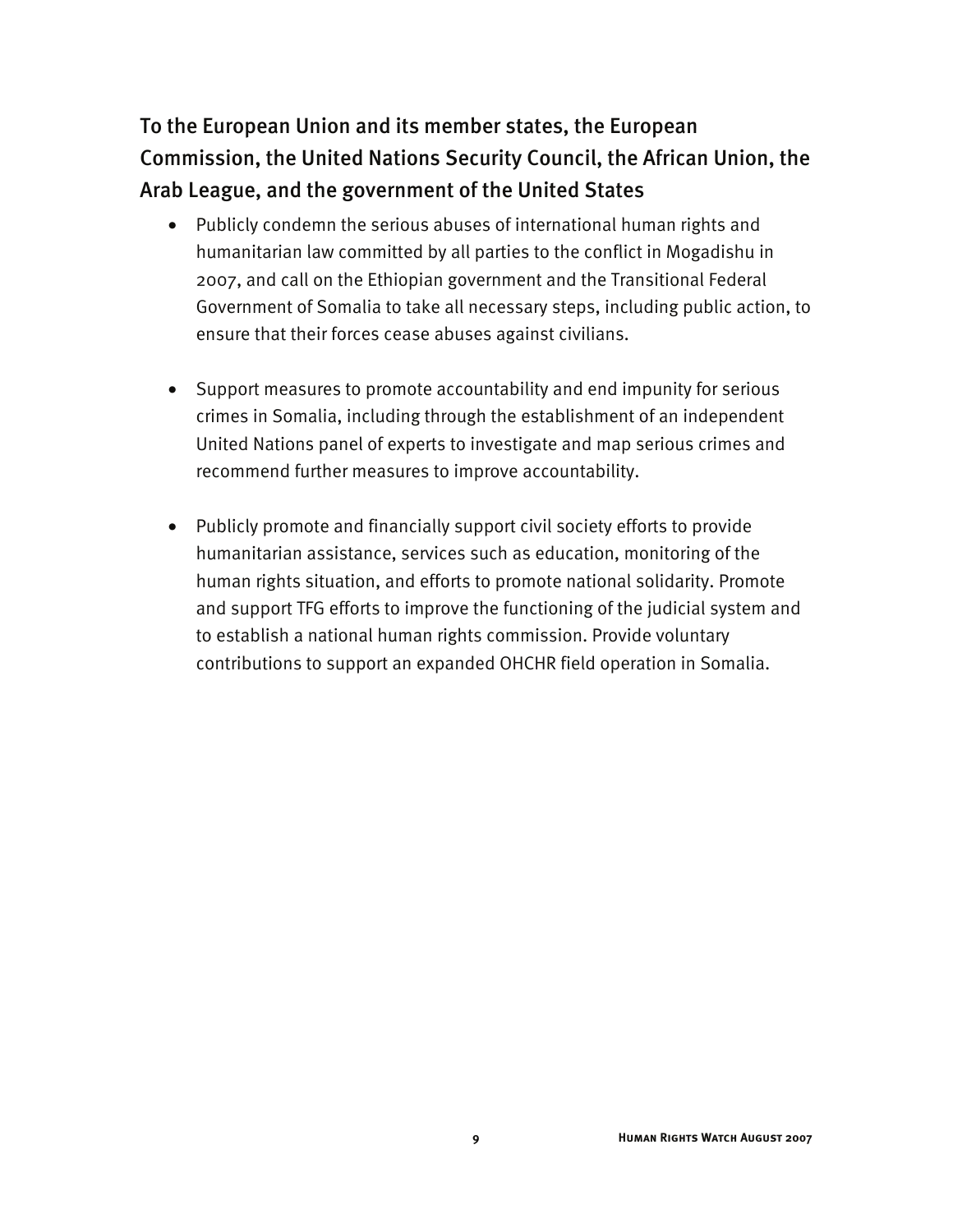### To the European Union and its member states, the European Commission, the United Nations Security Council, the African Union, the Arab League, and the government of the United States

- Publicly condemn the serious abuses of international human rights and humanitarian law committed by all parties to the conflict in Mogadishu in 2007, and call on the Ethiopian government and the Transitional Federal Government of Somalia to take all necessary steps, including public action, to ensure that their forces cease abuses against civilians.

- Support measures to promote accountability and end impunity for serious crimes in Somalia, including through the establishment of an independent United Nations panel of experts to investigate and map serious crimes and recommend further measures to improve accountability.

- Publicly promote and financially support civil society efforts to provide humanitarian assistance, services such as education, monitoring of the human rights situation, and efforts to promote national solidarity. Promote and support TFG efforts to improve the functioning of the judicial system and to establish a national human rights commission. Provide voluntary contributions to support an expanded OHCHR field operation in Somalia.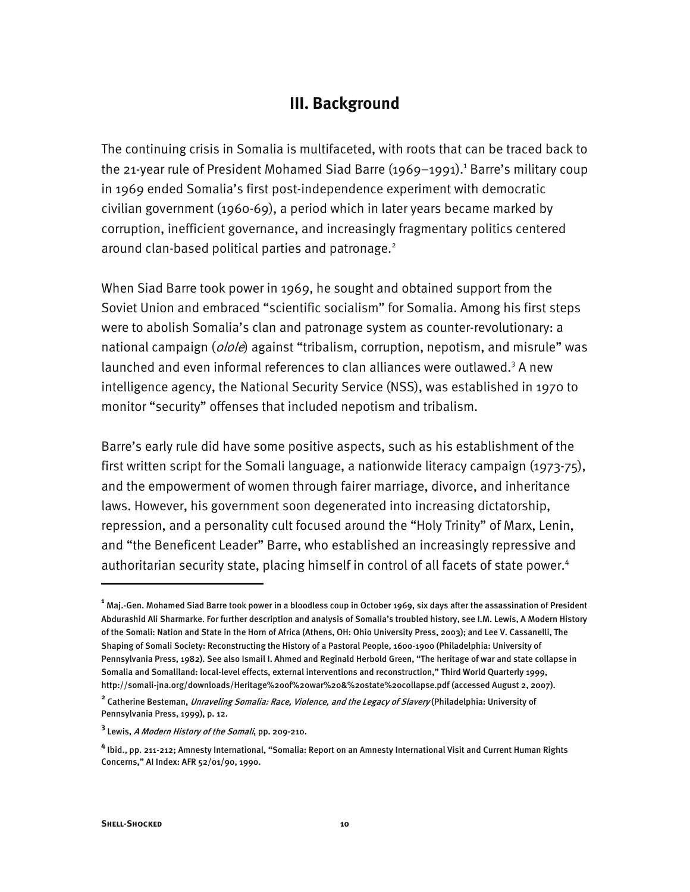## III. Background

The continuing crisis in Somalia is multifaceted, with roots that can be traced back to the 21-year rule of President Mohamed Siad Barre (1969–1991).[1] Barre's military coup in 1969 ended Somalia's first post-independence experiment with democratic civilian government (1960-69), a period which in later years became marked by corruption, inefficient governance, and increasingly fragmentary politics centered around clan-based political parties and patronage.[2]

When Siad Barre took power in 1969, he sought and obtained support from the Soviet Union and embraced "scientific socialism" for Somalia. Among his first steps were to abolish Somalia's clan and patronage system as counter-revolutionary: a national campaign (*olole*) against "tribalism, corruption, nepotism, and misrule" was launched and even informal references to clan alliances were outlawed.[3] A new intelligence agency, the National Security Service (NSS), was established in 1970 to monitor "security" offenses that included nepotism and tribalism.

Barre's early rule did have some positive aspects, such as his establishment of the first written script for the Somali language, a nationwide literacy campaign (1973-75), and the empowerment of women through fairer marriage, divorce, and inheritance laws. However, his government soon degenerated into increasing dictatorship, repression, and a personality cult focused around the "Holy Trinity" of Marx, Lenin, and "the Beneficent Leader" Barre, who established an increasingly repressive and authoritarian security state, placing himself in control of all facets of state power.[4]

---

[1] Maj.-Gen. Mohamed Siad Barre took power in a bloodless coup in October 1969, six days after the assassination of President Abdurashid Ali Sharmarke. For further description and analysis of Somalia's troubled history, see I.M. Lewis, A Modern History of the Somali: Nation and State in the Horn of Africa (Athens, OH: Ohio University Press, 2003); and Lee V. Cassanelli, The Shaping of Somali Society: Reconstructing the History of a Pastoral People, 1600-1900 (Philadelphia: University of Pennsylvania Press, 1982). See also Ismail I. Ahmed and Reginald Herbold Green, "The heritage of war and state collapse in Somalia and Somaliland: local-level effects, external interventions and reconstruction," Third World Quarterly 1999, http://somali-jna.org/downloads/Heritage%20of%20war%20&%20state%20collapse.pdf (accessed August 2, 2007).

[2] Catherine Besteman, *Unraveling Somalia: Race, Violence, and the Legacy of Slavery* (Philadelphia: University of Pennsylvania Press, 1999), p. 12.

[3] Lewis, *A Modern History of the Somali*, pp. 209-210.

[4] Ibid., pp. 211-212; Amnesty International, "Somalia: Report on an Amnesty International Visit and Current Human Rights Concerns," AI Index: AFR 52/01/90, 1990.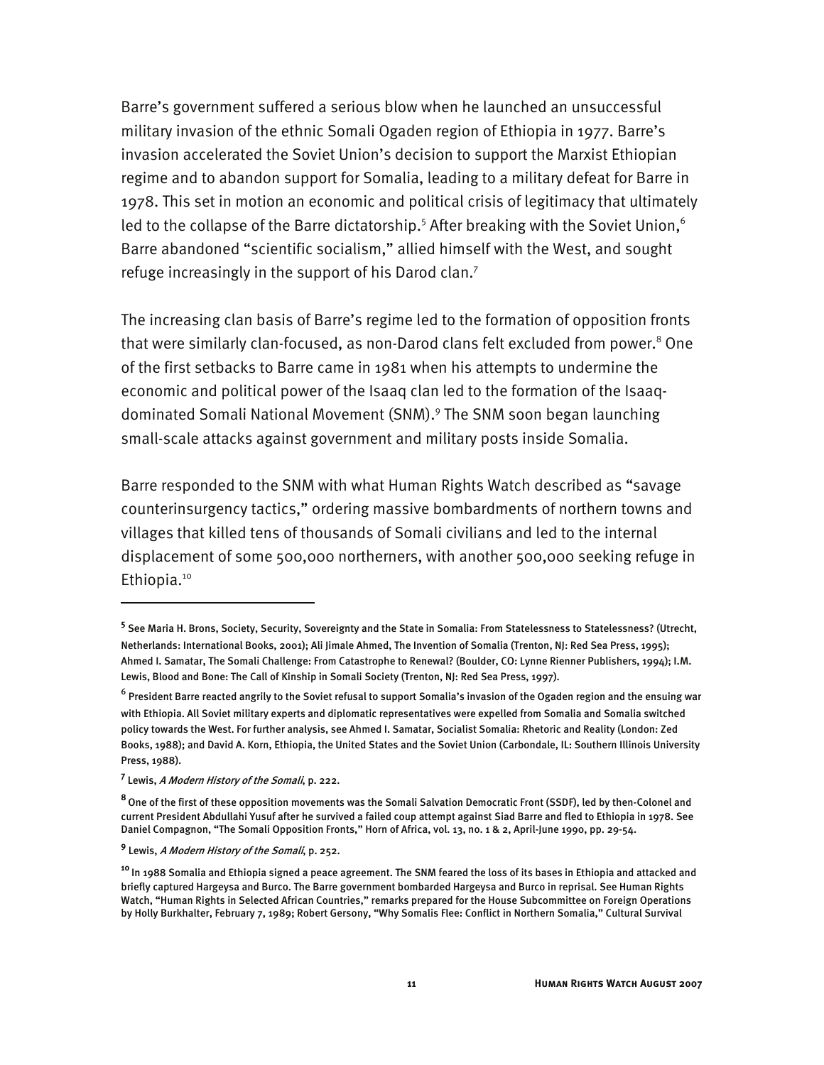Barre's government suffered a serious blow when he launched an unsuccessful military invasion of the ethnic Somali Ogaden region of Ethiopia in 1977. Barre's invasion accelerated the Soviet Union's decision to support the Marxist Ethiopian regime and to abandon support for Somalia, leading to a military defeat for Barre in 1978. This set in motion an economic and political crisis of legitimacy that ultimately led to the collapse of the Barre dictatorship.[5] After breaking with the Soviet Union,[6] Barre abandoned "scientific socialism," allied himself with the West, and sought refuge increasingly in the support of his Darod clan.[7]

The increasing clan basis of Barre's regime led to the formation of opposition fronts that were similarly clan-focused, as non-Darod clans felt excluded from power.[8] One of the first setbacks to Barre came in 1981 when his attempts to undermine the economic and political power of the Isaaq clan led to the formation of the Isaaq-dominated Somali National Movement (SNM).[9] The SNM soon began launching small-scale attacks against government and military posts inside Somalia.

Barre responded to the SNM with what Human Rights Watch described as "savage counterinsurgency tactics," ordering massive bombardments of northern towns and villages that killed tens of thousands of Somali civilians and led to the internal displacement of some 500,000 northerners, with another 500,000 seeking refuge in Ethiopia.[10]

---

[5] See Maria H. Brons, Society, Security, Sovereignty and the State in Somalia: From Statelessness to Statelessness? (Utrecht, Netherlands: International Books, 2001); Ali Jimale Ahmed, The Invention of Somalia (Trenton, NJ: Red Sea Press, 1995); Ahmed I. Samatar, The Somali Challenge: From Catastrophe to Renewal? (Boulder, CO: Lynne Rienner Publishers, 1994); I.M. Lewis, Blood and Bone: The Call of Kinship in Somali Society (Trenton, NJ: Red Sea Press, 1997).

[6] President Barre reacted angrily to the Soviet refusal to support Somalia's invasion of the Ogaden region and the ensuing war with Ethiopia. All Soviet military experts and diplomatic representatives were expelled from Somalia and Somalia switched policy towards the West. For further analysis, see Ahmed I. Samatar, Socialist Somalia: Rhetoric and Reality (London: Zed Books, 1988); and David A. Korn, Ethiopia, the United States and the Soviet Union (Carbondale, IL: Southern Illinois University Press, 1988).

[7] Lewis, *A Modern History of the Somali*, p. 222.

[8] One of the first of these opposition movements was the Somali Salvation Democratic Front (SSDF), led by then-Colonel and current President Abdullahi Yusuf after he survived a failed coup attempt against Siad Barre and fled to Ethiopia in 1978. See Daniel Compagnon, "The Somali Opposition Fronts," Horn of Africa, vol. 13, no. 1 & 2, April-June 1990, pp. 29-54.

[9] Lewis, *A Modern History of the Somali*, p. 252.

[10] In 1988 Somalia and Ethiopia signed a peace agreement. The SNM feared the loss of its bases in Ethiopia and attacked and briefly captured Hargeysa and Burco. The Barre government bombarded Hargeysa and Burco in reprisal. See Human Rights Watch, "Human Rights in Selected African Countries," remarks prepared for the House Subcommittee on Foreign Operations by Holly Burkhalter, February 7, 1989; Robert Gersony, "Why Somalis Flee: Conflict in Northern Somalia," Cultural Survival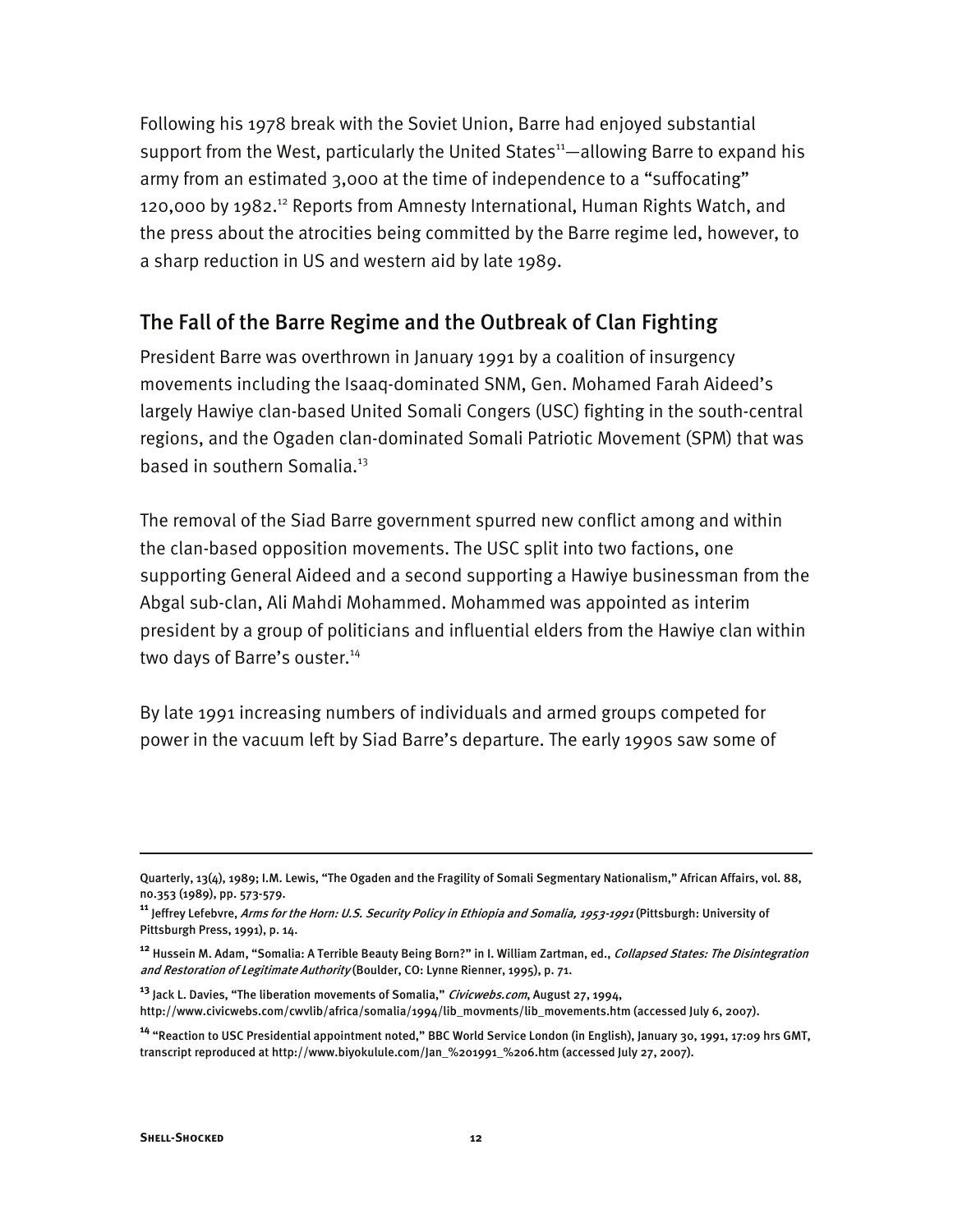Following his 1978 break with the Soviet Union, Barre had enjoyed substantial support from the West, particularly the United States[11]—allowing Barre to expand his army from an estimated 3,000 at the time of independence to a "suffocating" 120,000 by 1982.[12] Reports from Amnesty International, Human Rights Watch, and the press about the atrocities being committed by the Barre regime led, however, to a sharp reduction in US and western aid by late 1989.

## The Fall of the Barre Regime and the Outbreak of Clan Fighting

President Barre was overthrown in January 1991 by a coalition of insurgency movements including the Isaaq-dominated SNM, Gen. Mohamed Farah Aideed's largely Hawiye clan-based United Somali Congers (USC) fighting in the south-central regions, and the Ogaden clan-dominated Somali Patriotic Movement (SPM) that was based in southern Somalia.[13]

The removal of the Siad Barre government spurred new conflict among and within the clan-based opposition movements. The USC split into two factions, one supporting General Aideed and a second supporting a Hawiye businessman from the Abgal sub-clan, Ali Mahdi Mohammed. Mohammed was appointed as interim president by a group of politicians and influential elders from the Hawiye clan within two days of Barre's ouster.[14]

By late 1991 increasing numbers of individuals and armed groups competed for power in the vacuum left by Siad Barre's departure. The early 1990s saw some of

---

Quarterly, 13(4), 1989; I.M. Lewis, "The Ogaden and the Fragility of Somali Segmentary Nationalism," African Affairs, vol. 88, no.353 (1989), pp. 573-579.

[11] Jeffrey Lefebvre, *Arms for the Horn: U.S. Security Policy in Ethiopia and Somalia, 1953-1991* (Pittsburgh: University of Pittsburgh Press, 1991), p. 14.

[12] Hussein M. Adam, "Somalia: A Terrible Beauty Being Born?" in I. William Zartman, ed., *Collapsed States: The Disintegration and Restoration of Legitimate Authority* (Boulder, CO: Lynne Rienner, 1995), p. 71.

[13] Jack L. Davies, "The liberation movements of Somalia," *Civicwebs.com*, August 27, 1994, http://www.civicwebs.com/cwvlib/africa/somalia/1994/lib_movments/lib_movements.htm (accessed July 6, 2007).

[14] "Reaction to USC Presidential appointment noted," BBC World Service London (in English), January 30, 1991, 17:09 hrs GMT, transcript reproduced at http://www.biyokulule.com/Jan_%201991_%206.htm (accessed July 27, 2007).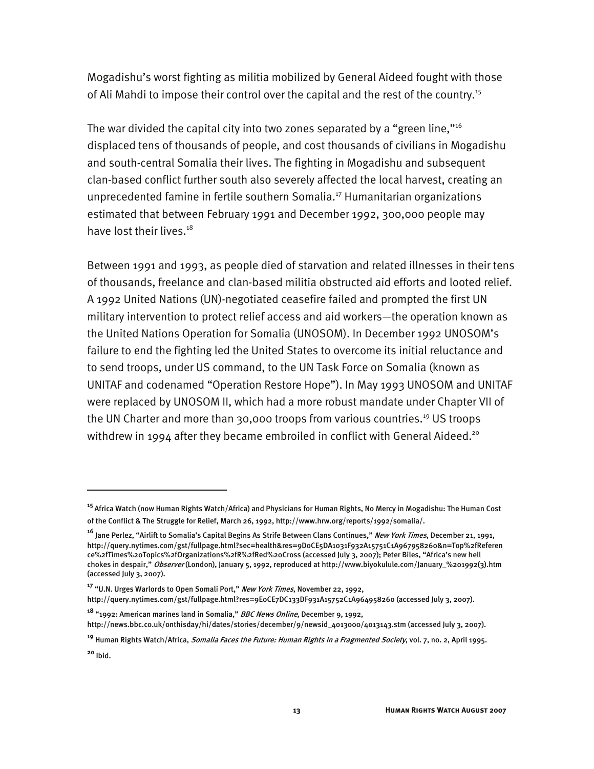Mogadishu's worst fighting as militia mobilized by General Aideed fought with those of Ali Mahdi to impose their control over the capital and the rest of the country.[15]

The war divided the capital city into two zones separated by a "green line,"[16] displaced tens of thousands of people, and cost thousands of civilians in Mogadishu and south-central Somalia their lives. The fighting in Mogadishu and subsequent clan-based conflict further south also severely affected the local harvest, creating an unprecedented famine in fertile southern Somalia.[17] Humanitarian organizations estimated that between February 1991 and December 1992, 300,000 people may have lost their lives.[18]

Between 1991 and 1993, as people died of starvation and related illnesses in their tens of thousands, freelance and clan-based militia obstructed aid efforts and looted relief. A 1992 United Nations (UN)-negotiated ceasefire failed and prompted the first UN military intervention to protect relief access and aid workers—the operation known as the United Nations Operation for Somalia (UNOSOM). In December 1992 UNOSOM's failure to end the fighting led the United States to overcome its initial reluctance and to send troops, under US command, to the UN Task Force on Somalia (known as UNITAF and codenamed "Operation Restore Hope"). In May 1993 UNOSOM and UNITAF were replaced by UNOSOM II, which had a more robust mandate under Chapter VII of the UN Charter and more than 30,000 troops from various countries.[19] US troops withdrew in 1994 after they became embroiled in conflict with General Aideed.[20]

---

[15] Africa Watch (now Human Rights Watch/Africa) and Physicians for Human Rights, No Mercy in Mogadishu: The Human Cost of the Conflict & The Struggle for Relief, March 26, 1992, http://www.hrw.org/reports/1992/somalia/.

[16] Jane Perlez, "Airlift to Somalia's Capital Begins As Strife Between Clans Continues," *New York Times*, December 21, 1991, http://query.nytimes.com/gst/fullpage.html?sec=health&res=9D0CE5DA1031F932A15751C1A967958260&n=Top%2fReference%2fTimes%20Topics%2fOrganizations%2fR%2fRed%20Cross (accessed July 3, 2007); Peter Biles, "Africa's new hell chokes in despair," *Observer* (London), January 5, 1992, reproduced at http://www.biyokulule.com/January_%201992(3).htm (accessed July 3, 2007).

[17] "U.N. Urges Warlords to Open Somali Port," *New York Times*, November 22, 1992, http://query.nytimes.com/gst/fullpage.html?res=9E0CE7DC133DF931A15752C1A964958260 (accessed July 3, 2007).

[18] "1992: American marines land in Somalia," *BBC News Online*, December 9, 1992, http://news.bbc.co.uk/onthisday/hi/dates/stories/december/9/newsid_4013000/4013143.stm (accessed July 3, 2007).

[19] Human Rights Watch/Africa, *Somalia Faces the Future: Human Rights in a Fragmented Society*, vol. 7, no. 2, April 1995.

[20] Ibid.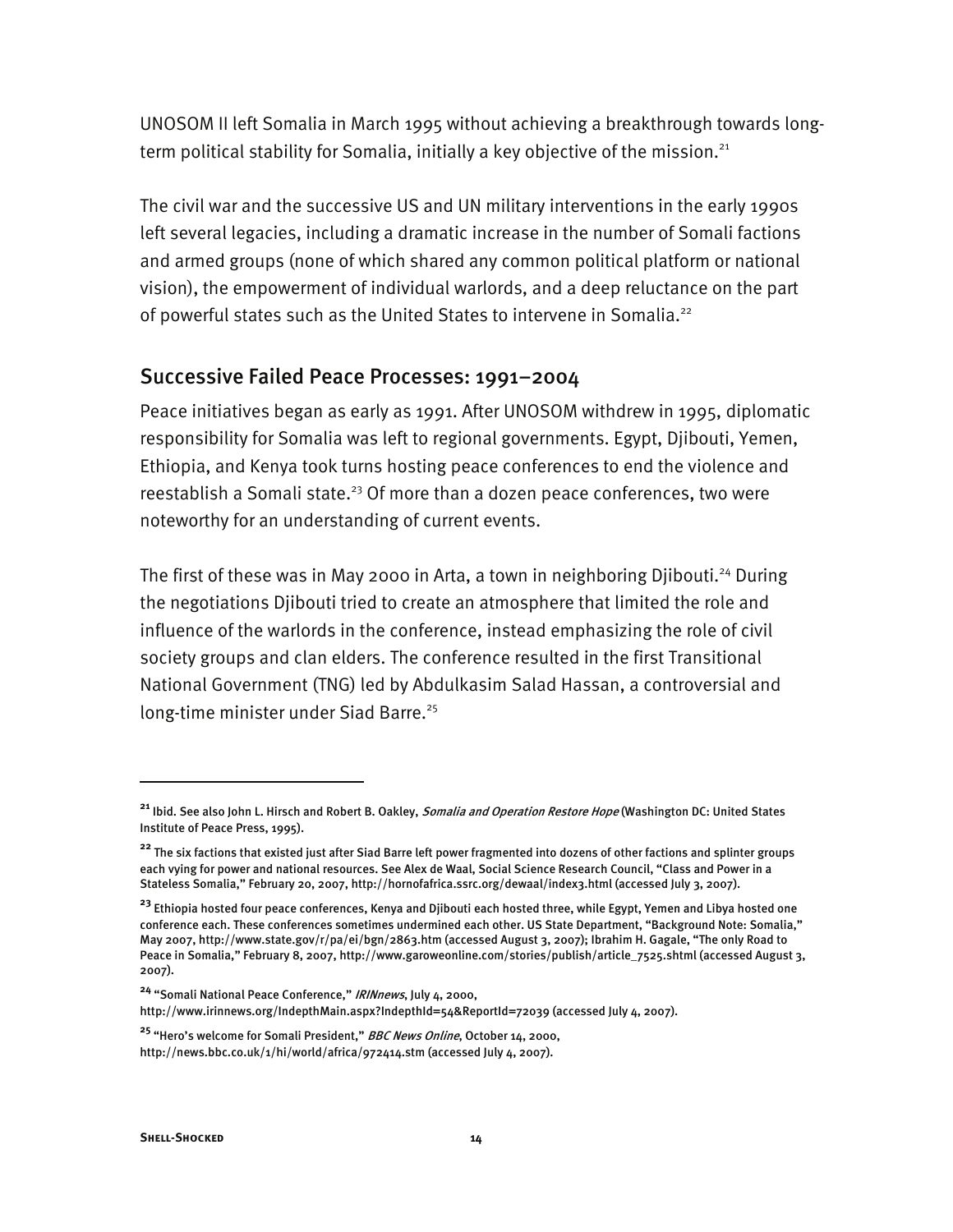UNOSOM II left Somalia in March 1995 without achieving a breakthrough towards long-term political stability for Somalia, initially a key objective of the mission.[21]

The civil war and the successive US and UN military interventions in the early 1990s left several legacies, including a dramatic increase in the number of Somali factions and armed groups (none of which shared any common political platform or national vision), the empowerment of individual warlords, and a deep reluctance on the part of powerful states such as the United States to intervene in Somalia.[22]

## Successive Failed Peace Processes: 1991–2004

Peace initiatives began as early as 1991. After UNOSOM withdrew in 1995, diplomatic responsibility for Somalia was left to regional governments. Egypt, Djibouti, Yemen, Ethiopia, and Kenya took turns hosting peace conferences to end the violence and reestablish a Somali state.[23] Of more than a dozen peace conferences, two were noteworthy for an understanding of current events.

The first of these was in May 2000 in Arta, a town in neighboring Djibouti.[24] During the negotiations Djibouti tried to create an atmosphere that limited the role and influence of the warlords in the conference, instead emphasizing the role of civil society groups and clan elders. The conference resulted in the first Transitional National Government (TNG) led by Abdulkasim Salad Hassan, a controversial and long-time minister under Siad Barre.[25]

---

[21] Ibid. See also John L. Hirsch and Robert B. Oakley, *Somalia and Operation Restore Hope* (Washington DC: United States Institute of Peace Press, 1995).

[22] The six factions that existed just after Siad Barre left power fragmented into dozens of other factions and splinter groups each vying for power and national resources. See Alex de Waal, Social Science Research Council, "Class and Power in a Stateless Somalia," February 20, 2007, http://hornofafrica.ssrc.org/dewaal/index3.html (accessed July 3, 2007).

[23] Ethiopia hosted four peace conferences, Kenya and Djibouti each hosted three, while Egypt, Yemen and Libya hosted one conference each. These conferences sometimes undermined each other. US State Department, "Background Note: Somalia," May 2007, http://www.state.gov/r/pa/ei/bgn/2863.htm (accessed August 3, 2007); Ibrahim H. Gagale, "The only Road to Peace in Somalia," February 8, 2007, http://www.garoweonline.com/stories/publish/article_7525.shtml (accessed August 3, 2007).

[24] "Somali National Peace Conference," *IRINnews*, July 4, 2000, http://www.irinnews.org/IndepthMain.aspx?IndepthId=54&ReportId=72039 (accessed July 4, 2007).

[25] "Hero's welcome for Somali President," *BBC News Online*, October 14, 2000, http://news.bbc.co.uk/1/hi/world/africa/972414.stm (accessed July 4, 2007).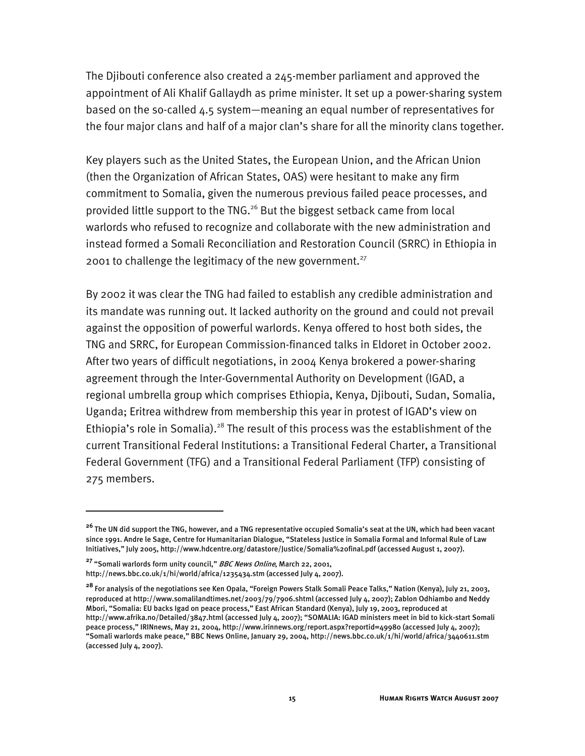The Djibouti conference also created a 245-member parliament and approved the appointment of Ali Khalif Gallaydh as prime minister. It set up a power-sharing system based on the so-called 4.5 system—meaning an equal number of representatives for the four major clans and half of a major clan's share for all the minority clans together.

Key players such as the United States, the European Union, and the African Union (then the Organization of African States, OAS) were hesitant to make any firm commitment to Somalia, given the numerous previous failed peace processes, and provided little support to the TNG.[26] But the biggest setback came from local warlords who refused to recognize and collaborate with the new administration and instead formed a Somali Reconciliation and Restoration Council (SRRC) in Ethiopia in 2001 to challenge the legitimacy of the new government.[27]

By 2002 it was clear the TNG had failed to establish any credible administration and its mandate was running out. It lacked authority on the ground and could not prevail against the opposition of powerful warlords. Kenya offered to host both sides, the TNG and SRRC, for European Commission-financed talks in Eldoret in October 2002. After two years of difficult negotiations, in 2004 Kenya brokered a power-sharing agreement through the Inter-Governmental Authority on Development (IGAD, a regional umbrella group which comprises Ethiopia, Kenya, Djibouti, Sudan, Somalia, Uganda; Eritrea withdrew from membership this year in protest of IGAD's view on Ethiopia's role in Somalia).[28] The result of this process was the establishment of the current Transitional Federal Institutions: a Transitional Federal Charter, a Transitional Federal Government (TFG) and a Transitional Federal Parliament (TFP) consisting of 275 members.

---

[26] The UN did support the TNG, however, and a TNG representative occupied Somalia's seat at the UN, which had been vacant since 1991. Andre le Sage, Centre for Humanitarian Dialogue, "Stateless Justice in Somalia Formal and Informal Rule of Law Initiatives," July 2005, http://www.hdcentre.org/datastore/Justice/Somalia%20final.pdf (accessed August 1, 2007).

[27] "Somali warlords form unity council," *BBC News Online*, March 22, 2001, http://news.bbc.co.uk/1/hi/world/africa/1235434.stm (accessed July 4, 2007).

[28] For analysis of the negotiations see Ken Opala, "Foreign Powers Stalk Somali Peace Talks," Nation (Kenya), July 21, 2003, reproduced at http://www.somalilandtimes.net/2003/79/7906.shtml (accessed July 4, 2007); Zablon Odhiambo and Neddy Mbori, "Somalia: EU backs Igad on peace process," East African Standard (Kenya), July 19, 2003, reproduced at http://www.afrika.no/Detailed/3847.html (accessed July 4, 2007); "SOMALIA: IGAD ministers meet in bid to kick-start Somali peace process," IRINnews, May 21, 2004, http://www.irinnews.org/report.aspx?reportid=49980 (accessed July 4, 2007); "Somali warlords make peace," BBC News Online, January 29, 2004, http://news.bbc.co.uk/1/hi/world/africa/3440611.stm (accessed July 4, 2007).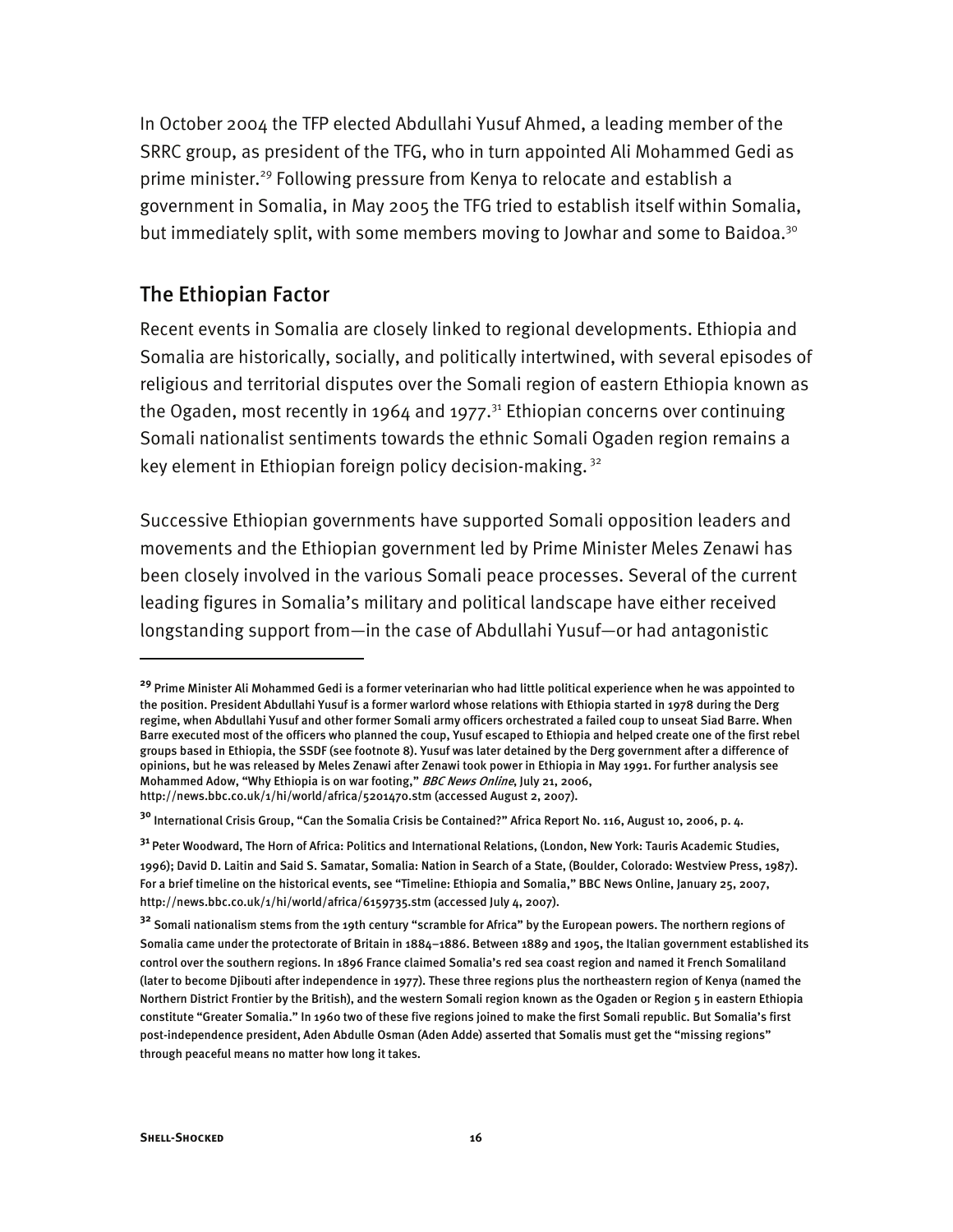In October 2004 the TFP elected Abdullahi Yusuf Ahmed, a leading member of the SRRC group, as president of the TFG, who in turn appointed Ali Mohammed Gedi as prime minister.[29] Following pressure from Kenya to relocate and establish a government in Somalia, in May 2005 the TFG tried to establish itself within Somalia, but immediately split, with some members moving to Jowhar and some to Baidoa.[30]

## The Ethiopian Factor

Recent events in Somalia are closely linked to regional developments. Ethiopia and Somalia are historically, socially, and politically intertwined, with several episodes of religious and territorial disputes over the Somali region of eastern Ethiopia known as the Ogaden, most recently in 1964 and 1977.[31] Ethiopian concerns over continuing Somali nationalist sentiments towards the ethnic Somali Ogaden region remains a key element in Ethiopian foreign policy decision-making.[32]

Successive Ethiopian governments have supported Somali opposition leaders and movements and the Ethiopian government led by Prime Minister Meles Zenawi has been closely involved in the various Somali peace processes. Several of the current leading figures in Somalia's military and political landscape have either received longstanding support from—in the case of Abdullahi Yusuf—or had antagonistic

---

[29] Prime Minister Ali Mohammed Gedi is a former veterinarian who had little political experience when he was appointed to the position. President Abdullahi Yusuf is a former warlord whose relations with Ethiopia started in 1978 during the Derg regime, when Abdullahi Yusuf and other former Somali army officers orchestrated a failed coup to unseat Siad Barre. When Barre executed most of the officers who planned the coup, Yusuf escaped to Ethiopia and helped create one of the first rebel groups based in Ethiopia, the SSDF (see footnote 8). Yusuf was later detained by the Derg government after a difference of opinions, but he was released by Meles Zenawi after Zenawi took power in Ethiopia in May 1991. For further analysis see Mohammed Adow, "Why Ethiopia is on war footing," *BBC News Online*, July 21, 2006, http://news.bbc.co.uk/1/hi/world/africa/5201470.stm (accessed August 2, 2007).

[30] International Crisis Group, "Can the Somalia Crisis be Contained?" Africa Report No. 116, August 10, 2006, p. 4.

[31] Peter Woodward, The Horn of Africa: Politics and International Relations, (London, New York: Tauris Academic Studies, 1996); David D. Laitin and Said S. Samatar, Somalia: Nation in Search of a State, (Boulder, Colorado: Westview Press, 1987). For a brief timeline on the historical events, see "Timeline: Ethiopia and Somalia," BBC News Online, January 25, 2007, http://news.bbc.co.uk/1/hi/world/africa/6159735.stm (accessed July 4, 2007).

[32] Somali nationalism stems from the 19th century "scramble for Africa" by the European powers. The northern regions of Somalia came under the protectorate of Britain in 1884–1886. Between 1889 and 1905, the Italian government established its control over the southern regions. In 1896 France claimed Somalia's red sea coast region and named it French Somaliland (later to become Djibouti after independence in 1977). These three regions plus the northeastern region of Kenya (named the Northern District Frontier by the British), and the western Somali region known as the Ogaden or Region 5 in eastern Ethiopia constitute "Greater Somalia." In 1960 two of these five regions joined to make the first Somali republic. But Somalia's first post-independence president, Aden Abdulle Osman (Aden Adde) asserted that Somalis must get the "missing regions" through peaceful means no matter how long it takes.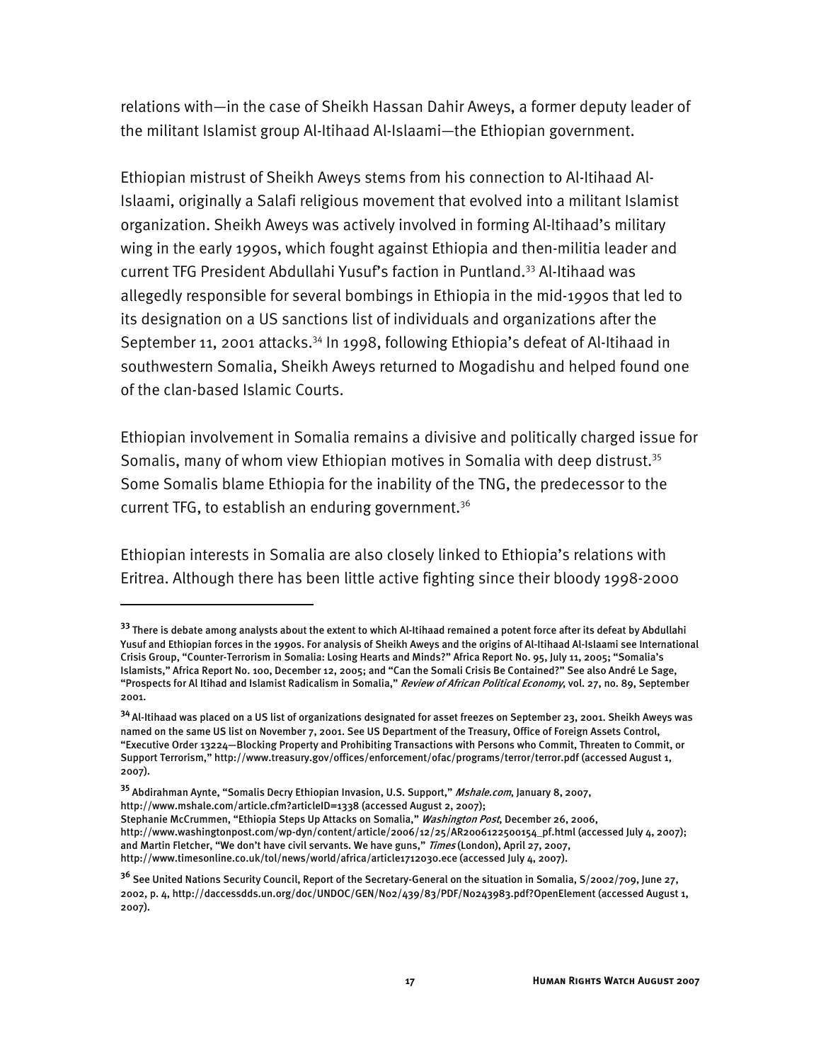relations with—in the case of Sheikh Hassan Dahir Aweys, a former deputy leader of the militant Islamist group Al-Itihaad Al-Islaami—the Ethiopian government.

Ethiopian mistrust of Sheikh Aweys stems from his connection to Al-Itihaad Al-Islaami, originally a Salafi religious movement that evolved into a militant Islamist organization. Sheikh Aweys was actively involved in forming Al-Itihaad's military wing in the early 1990s, which fought against Ethiopia and then-militia leader and current TFG President Abdullahi Yusuf's faction in Puntland.[33] Al-Itihaad was allegedly responsible for several bombings in Ethiopia in the mid-1990s that led to its designation on a US sanctions list of individuals and organizations after the September 11, 2001 attacks.[34] In 1998, following Ethiopia's defeat of Al-Itihaad in southwestern Somalia, Sheikh Aweys returned to Mogadishu and helped found one of the clan-based Islamic Courts.

Ethiopian involvement in Somalia remains a divisive and politically charged issue for Somalis, many of whom view Ethiopian motives in Somalia with deep distrust.[35] Some Somalis blame Ethiopia for the inability of the TNG, the predecessor to the current TFG, to establish an enduring government.[36]

Ethiopian interests in Somalia are also closely linked to Ethiopia's relations with Eritrea. Although there has been little active fighting since their bloody 1998-2000

---

[33] There is debate among analysts about the extent to which Al-Itihaad remained a potent force after its defeat by Abdullahi Yusuf and Ethiopian forces in the 1990s. For analysis of Sheikh Aweys and the origins of Al-Itihaad Al-Islaami see International Crisis Group, "Counter-Terrorism in Somalia: Losing Hearts and Minds?" Africa Report No. 95, July 11, 2005; "Somalia's Islamists," Africa Report No. 100, December 12, 2005; and "Can the Somali Crisis Be Contained?" See also André Le Sage, "Prospects for Al Itihad and Islamist Radicalism in Somalia," *Review of African Political Economy*, vol. 27, no. 89, September 2001.

[34] Al-Itihaad was placed on a US list of organizations designated for asset freezes on September 23, 2001. Sheikh Aweys was named on the same US list on November 7, 2001. See US Department of the Treasury, Office of Foreign Assets Control, "Executive Order 13224—Blocking Property and Prohibiting Transactions with Persons who Commit, Threaten to Commit, or Support Terrorism," http://www.treasury.gov/offices/enforcement/ofac/programs/terror/terror.pdf (accessed August 1, 2007).

[35] Abdirahman Aynte, "Somalis Decry Ethiopian Invasion, U.S. Support," *Mshale.com*, January 8, 2007, http://www.mshale.com/article.cfm?articleID=1338 (accessed August 2, 2007); Stephanie McCrummen, "Ethiopia Steps Up Attacks on Somalia," *Washington Post*, December 26, 2006, http://www.washingtonpost.com/wp-dyn/content/article/2006/12/25/AR2006122500154_pf.html (accessed July 4, 2007); and Martin Fletcher, "We don't have civil servants. We have guns," *Times* (London), April 27, 2007, http://www.timesonline.co.uk/tol/news/world/africa/article1712030.ece (accessed July 4, 2007).

[36] See United Nations Security Council, Report of the Secretary-General on the situation in Somalia, S/2002/709, June 27, 2002, p. 4, http://daccessdds.un.org/doc/UNDOC/GEN/N02/439/83/PDF/N0243983.pdf?OpenElement (accessed August 1, 2007).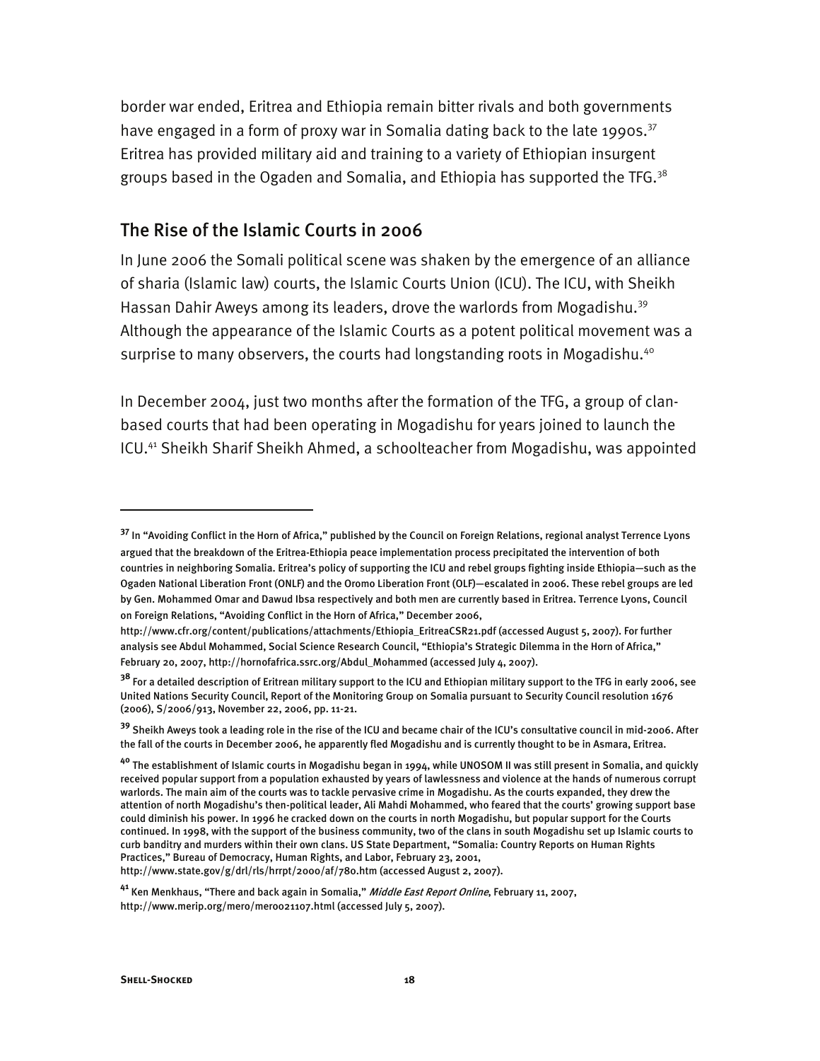border war ended, Eritrea and Ethiopia remain bitter rivals and both governments have engaged in a form of proxy war in Somalia dating back to the late 1990s.[37] Eritrea has provided military aid and training to a variety of Ethiopian insurgent groups based in the Ogaden and Somalia, and Ethiopia has supported the TFG.[38]

## The Rise of the Islamic Courts in 2006

In June 2006 the Somali political scene was shaken by the emergence of an alliance of sharia (Islamic law) courts, the Islamic Courts Union (ICU). The ICU, with Sheikh Hassan Dahir Aweys among its leaders, drove the warlords from Mogadishu.[39] Although the appearance of the Islamic Courts as a potent political movement was a surprise to many observers, the courts had longstanding roots in Mogadishu.[40]

In December 2004, just two months after the formation of the TFG, a group of clan-based courts that had been operating in Mogadishu for years joined to launch the ICU.[41] Sheikh Sharif Sheikh Ahmed, a schoolteacher from Mogadishu, was appointed

---

[37] In "Avoiding Conflict in the Horn of Africa," published by the Council on Foreign Relations, regional analyst Terrence Lyons argued that the breakdown of the Eritrea-Ethiopia peace implementation process precipitated the intervention of both countries in neighboring Somalia. Eritrea's policy of supporting the ICU and rebel groups fighting inside Ethiopia—such as the Ogaden National Liberation Front (ONLF) and the Oromo Liberation Front (OLF)—escalated in 2006. These rebel groups are led by Gen. Mohammed Omar and Dawud Ibsa respectively and both men are currently based in Eritrea. Terrence Lyons, Council on Foreign Relations, "Avoiding Conflict in the Horn of Africa," December 2006, http://www.cfr.org/content/publications/attachments/Ethiopia_EritreaCSR21.pdf (accessed August 5, 2007). For further analysis see Abdul Mohammed, Social Science Research Council, "Ethiopia's Strategic Dilemma in the Horn of Africa," February 20, 2007, http://hornofafrica.ssrc.org/Abdul_Mohammed (accessed July 4, 2007).

[38] For a detailed description of Eritrean military support to the ICU and Ethiopian military support to the TFG in early 2006, see United Nations Security Council, Report of the Monitoring Group on Somalia pursuant to Security Council resolution 1676 (2006), S/2006/913, November 22, 2006, pp. 11-21.

[39] Sheikh Aweys took a leading role in the rise of the ICU and became chair of the ICU's consultative council in mid-2006. After the fall of the courts in December 2006, he apparently fled Mogadishu and is currently thought to be in Asmara, Eritrea.

[40] The establishment of Islamic courts in Mogadishu began in 1994, while UNOSOM II was still present in Somalia, and quickly received popular support from a population exhausted by years of lawlessness and violence at the hands of numerous corrupt warlords. The main aim of the courts was to tackle pervasive crime in Mogadishu. As the courts expanded, they drew the attention of north Mogadishu's then-political leader, Ali Mahdi Mohammed, who feared that the courts' growing support base could diminish his power. In 1996 he cracked down on the courts in north Mogadishu, but popular support for the Courts continued. In 1998, with the support of the business community, two of the clans in south Mogadishu set up Islamic courts to curb banditry and murders within their own clans. US State Department, "Somalia: Country Reports on Human Rights Practices," Bureau of Democracy, Human Rights, and Labor, February 23, 2001, http://www.state.gov/g/drl/rls/hrrpt/2000/af/780.htm (accessed August 2, 2007).

[41] Ken Menkhaus, "There and back again in Somalia," *Middle East Report Online*, February 11, 2007, http://www.merip.org/mero/mero021107.html (accessed July 5, 2007).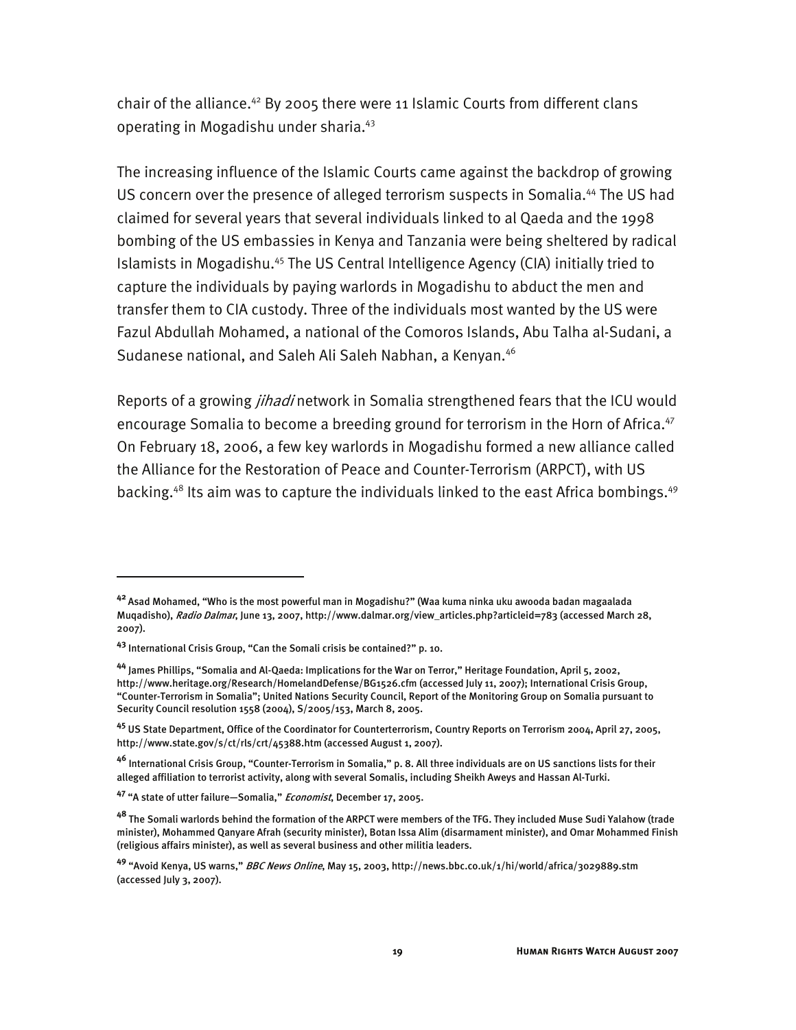chair of the alliance.[42] By 2005 there were 11 Islamic Courts from different clans operating in Mogadishu under sharia.[43]

The increasing influence of the Islamic Courts came against the backdrop of growing US concern over the presence of alleged terrorism suspects in Somalia.[44] The US had claimed for several years that several individuals linked to al Qaeda and the 1998 bombing of the US embassies in Kenya and Tanzania were being sheltered by radical Islamists in Mogadishu.[45] The US Central Intelligence Agency (CIA) initially tried to capture the individuals by paying warlords in Mogadishu to abduct the men and transfer them to CIA custody. Three of the individuals most wanted by the US were Fazul Abdullah Mohamed, a national of the Comoros Islands, Abu Talha al-Sudani, a Sudanese national, and Saleh Ali Saleh Nabhan, a Kenyan.[46]

Reports of a growing *jihadi* network in Somalia strengthened fears that the ICU would encourage Somalia to become a breeding ground for terrorism in the Horn of Africa.[47] On February 18, 2006, a few key warlords in Mogadishu formed a new alliance called the Alliance for the Restoration of Peace and Counter-Terrorism (ARPCT), with US backing.[48] Its aim was to capture the individuals linked to the east Africa bombings.[49]

---

[42] Asad Mohamed, "Who is the most powerful man in Mogadishu?" (Waa kuma ninka uku awooda badan magaalada Muqadisho), *Radio Dalmar*, June 13, 2007, http://www.dalmar.org/view_articles.php?articleid=783 (accessed March 28, 2007).

[43] International Crisis Group, "Can the Somali crisis be contained?" p. 10.

[44] James Phillips, "Somalia and Al-Qaeda: Implications for the War on Terror," Heritage Foundation, April 5, 2002, http://www.heritage.org/Research/HomelandDefense/BG1526.cfm (accessed July 11, 2007); International Crisis Group, "Counter-Terrorism in Somalia"; United Nations Security Council, Report of the Monitoring Group on Somalia pursuant to Security Council resolution 1558 (2004), S/2005/153, March 8, 2005.

[45] US State Department, Office of the Coordinator for Counterterrorism, Country Reports on Terrorism 2004, April 27, 2005, http://www.state.gov/s/ct/rls/crt/45388.htm (accessed August 1, 2007).

[46] International Crisis Group, "Counter-Terrorism in Somalia," p. 8. All three individuals are on US sanctions lists for their alleged affiliation to terrorist activity, along with several Somalis, including Sheikh Aweys and Hassan Al-Turki.

[47] "A state of utter failure—Somalia," *Economist*, December 17, 2005.

[48] The Somali warlords behind the formation of the ARPCT were members of the TFG. They included Muse Sudi Yalahow (trade minister), Mohammed Qanyare Afrah (security minister), Botan Issa Alim (disarmament minister), and Omar Mohammed Finish (religious affairs minister), as well as several business and other militia leaders.

[49] "Avoid Kenya, US warns," *BBC News Online*, May 15, 2003, http://news.bbc.co.uk/1/hi/world/africa/3029889.stm (accessed July 3, 2007).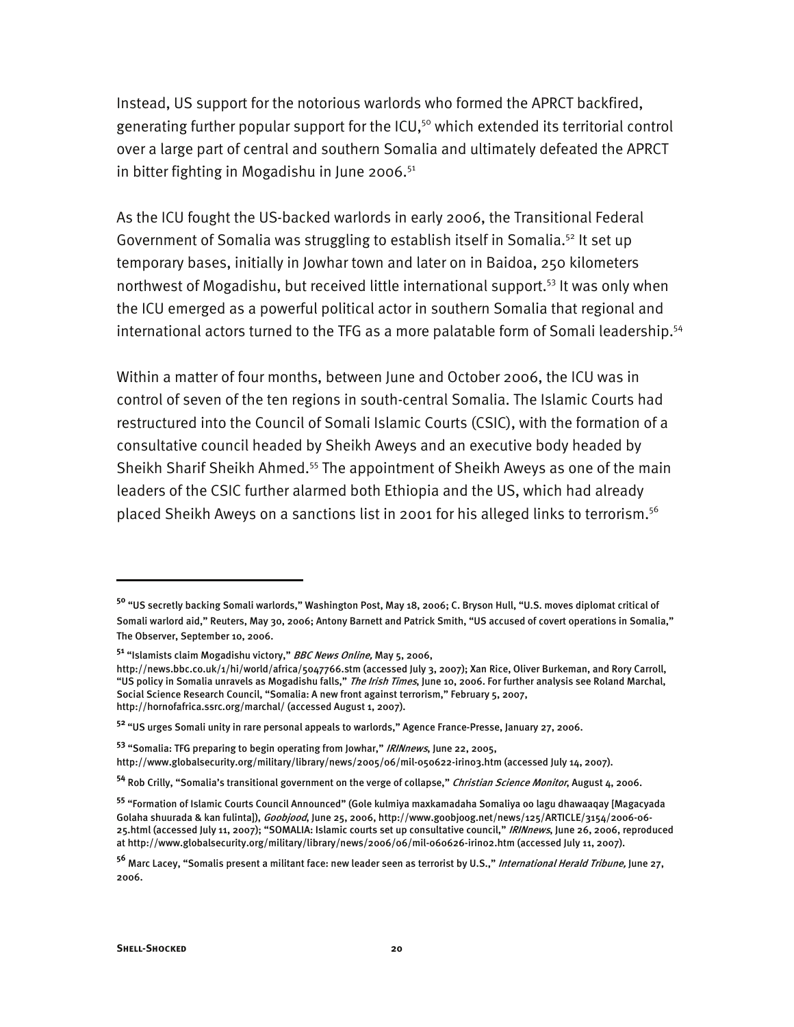Instead, US support for the notorious warlords who formed the APRCT backfired, generating further popular support for the ICU,[50] which extended its territorial control over a large part of central and southern Somalia and ultimately defeated the APRCT in bitter fighting in Mogadishu in June 2006.[51]

As the ICU fought the US-backed warlords in early 2006, the Transitional Federal Government of Somalia was struggling to establish itself in Somalia.[52] It set up temporary bases, initially in Jowhar town and later on in Baidoa, 250 kilometers northwest of Mogadishu, but received little international support.[53] It was only when the ICU emerged as a powerful political actor in southern Somalia that regional and international actors turned to the TFG as a more palatable form of Somali leadership.[54]

Within a matter of four months, between June and October 2006, the ICU was in control of seven of the ten regions in south-central Somalia. The Islamic Courts had restructured into the Council of Somali Islamic Courts (CSIC), with the formation of a consultative council headed by Sheikh Aweys and an executive body headed by Sheikh Sharif Sheikh Ahmed.[55] The appointment of Sheikh Aweys as one of the main leaders of the CSIC further alarmed both Ethiopia and the US, which had already placed Sheikh Aweys on a sanctions list in 2001 for his alleged links to terrorism.[56]

---

[50] "US secretly backing Somali warlords," Washington Post, May 18, 2006; C. Bryson Hull, "U.S. moves diplomat critical of Somali warlord aid," Reuters, May 30, 2006; Antony Barnett and Patrick Smith, "US accused of covert operations in Somalia," The Observer, September 10, 2006.

[51] "Islamists claim Mogadishu victory," *BBC News Online,* May 5, 2006, http://news.bbc.co.uk/1/hi/world/africa/5047766.stm (accessed July 3, 2007); Xan Rice, Oliver Burkeman, and Rory Carroll, "US policy in Somalia unravels as Mogadishu falls," *The Irish Times*, June 10, 2006. For further analysis see Roland Marchal, Social Science Research Council, "Somalia: A new front against terrorism," February 5, 2007, http://hornofafrica.ssrc.org/marchal/ (accessed August 1, 2007).

[52] "US urges Somali unity in rare personal appeals to warlords," Agence France-Presse, January 27, 2006.

[53] "Somalia: TFG preparing to begin operating from Jowhar," *IRINnews*, June 22, 2005, http://www.globalsecurity.org/military/library/news/2005/06/mil-050622-irin03.htm (accessed July 14, 2007).

[54] Rob Crilly, "Somalia's transitional government on the verge of collapse," *Christian Science Monitor*, August 4, 2006.

[55] "Formation of Islamic Courts Council Announced" (Gole kulmiya maxkamadaha Somaliya oo lagu dhawaaqay [Magacyada Golaha shuurada & kan fulinta]), *Goobjood*, June 25, 2006, http://www.goobjoog.net/news/125/ARTICLE/3154/2006-06-25.html (accessed July 11, 2007); "SOMALIA: Islamic courts set up consultative council," *IRINnews*, June 26, 2006, reproduced at http://www.globalsecurity.org/military/library/news/2006/06/mil-060626-irin02.htm (accessed July 11, 2007).

[56] Marc Lacey, "Somalis present a militant face: new leader seen as terrorist by U.S.," *International Herald Tribune,* June 27, 2006.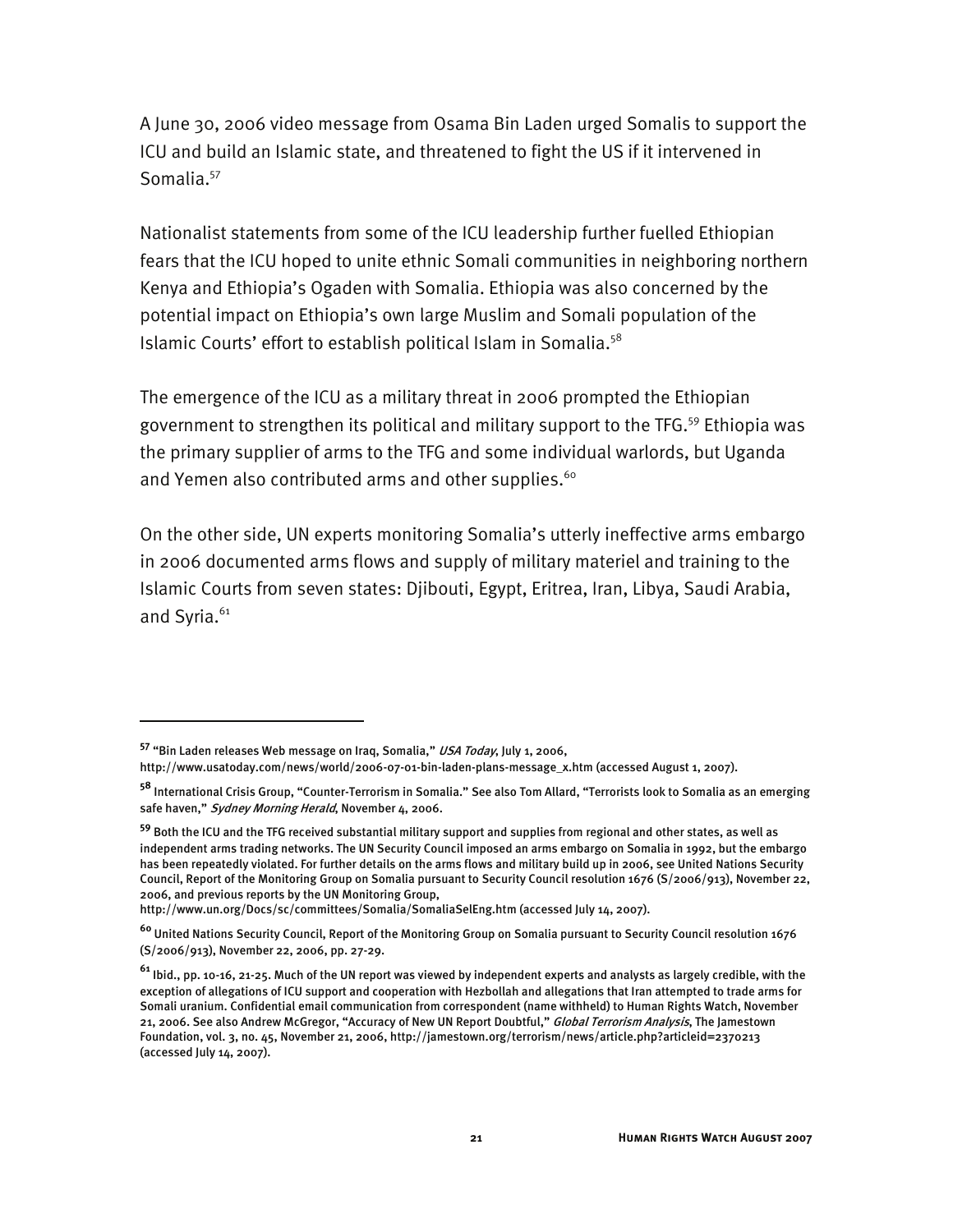A June 30, 2006 video message from Osama Bin Laden urged Somalis to support the ICU and build an Islamic state, and threatened to fight the US if it intervened in Somalia.[57]

Nationalist statements from some of the ICU leadership further fuelled Ethiopian fears that the ICU hoped to unite ethnic Somali communities in neighboring northern Kenya and Ethiopia's Ogaden with Somalia. Ethiopia was also concerned by the potential impact on Ethiopia's own large Muslim and Somali population of the Islamic Courts' effort to establish political Islam in Somalia.[58]

The emergence of the ICU as a military threat in 2006 prompted the Ethiopian government to strengthen its political and military support to the TFG.[59] Ethiopia was the primary supplier of arms to the TFG and some individual warlords, but Uganda and Yemen also contributed arms and other supplies.[60]

On the other side, UN experts monitoring Somalia's utterly ineffective arms embargo in 2006 documented arms flows and supply of military materiel and training to the Islamic Courts from seven states: Djibouti, Egypt, Eritrea, Iran, Libya, Saudi Arabia, and Syria.[61]

---

[57] "Bin Laden releases Web message on Iraq, Somalia," *USA Today*, July 1, 2006, http://www.usatoday.com/news/world/2006-07-01-bin-laden-plans-message_x.htm (accessed August 1, 2007).

[58] International Crisis Group, "Counter-Terrorism in Somalia." See also Tom Allard, "Terrorists look to Somalia as an emerging safe haven," *Sydney Morning Herald*, November 4, 2006.

[59] Both the ICU and the TFG received substantial military support and supplies from regional and other states, as well as independent arms trading networks. The UN Security Council imposed an arms embargo on Somalia in 1992, but the embargo has been repeatedly violated. For further details on the arms flows and military build up in 2006, see United Nations Security Council, Report of the Monitoring Group on Somalia pursuant to Security Council resolution 1676 (S/2006/913), November 22, 2006, and previous reports by the UN Monitoring Group, http://www.un.org/Docs/sc/committees/Somalia/SomaliaSelEng.htm (accessed July 14, 2007).

[60] United Nations Security Council, Report of the Monitoring Group on Somalia pursuant to Security Council resolution 1676 (S/2006/913), November 22, 2006, pp. 27-29.

[61] Ibid., pp. 10-16, 21-25. Much of the UN report was viewed by independent experts and analysts as largely credible, with the exception of allegations of ICU support and cooperation with Hezbollah and allegations that Iran attempted to trade arms for Somali uranium. Confidential email communication from correspondent (name withheld) to Human Rights Watch, November 21, 2006. See also Andrew McGregor, "Accuracy of New UN Report Doubtful," *Global Terrorism Analysis*, The Jamestown Foundation, vol. 3, no. 45, November 21, 2006, http://jamestown.org/terrorism/news/article.php?articleid=2370213 (accessed July 14, 2007).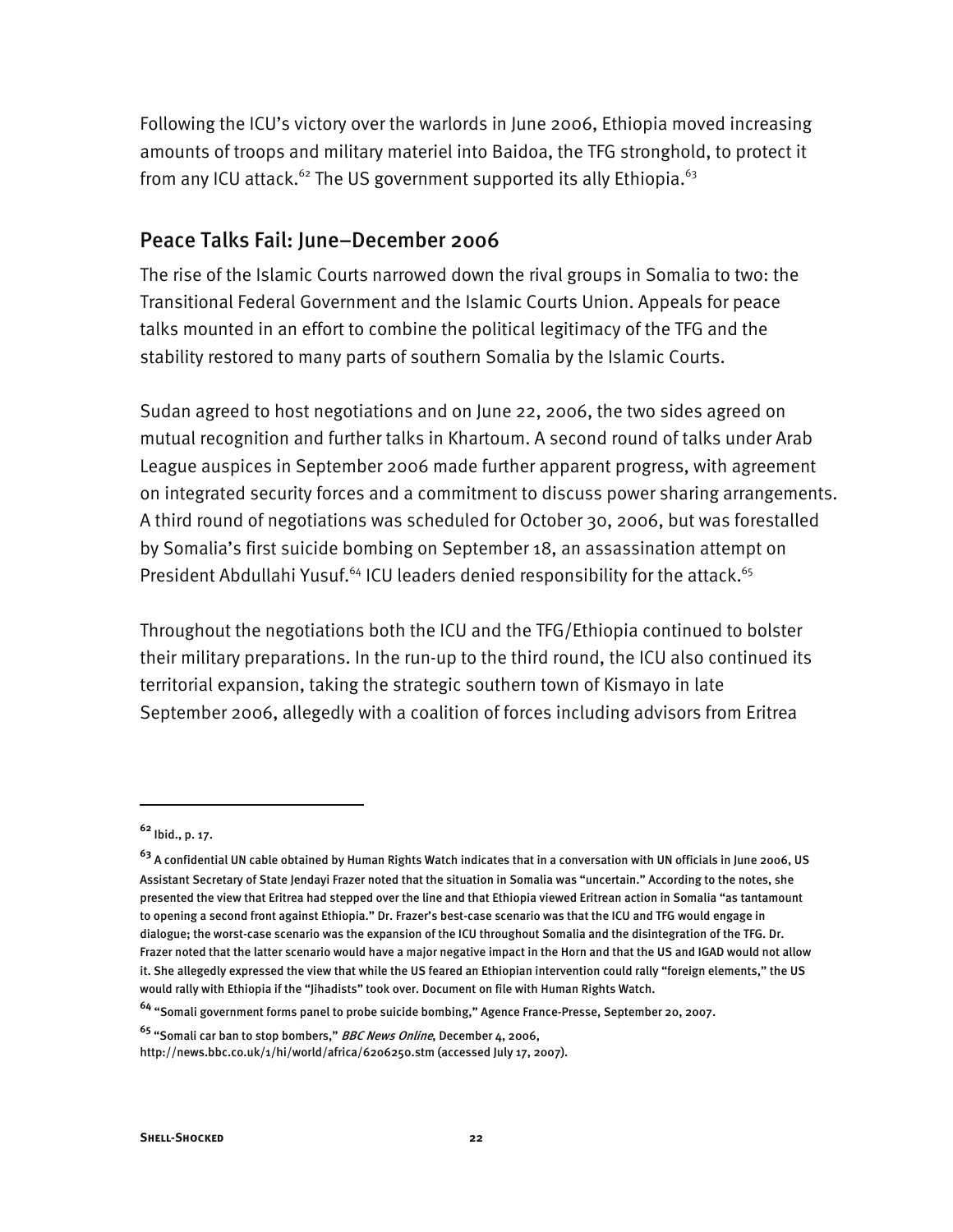Following the ICU's victory over the warlords in June 2006, Ethiopia moved increasing amounts of troops and military materiel into Baidoa, the TFG stronghold, to protect it from any ICU attack.[62] The US government supported its ally Ethiopia.[63]

## Peace Talks Fail: June–December 2006

The rise of the Islamic Courts narrowed down the rival groups in Somalia to two: the Transitional Federal Government and the Islamic Courts Union. Appeals for peace talks mounted in an effort to combine the political legitimacy of the TFG and the stability restored to many parts of southern Somalia by the Islamic Courts.

Sudan agreed to host negotiations and on June 22, 2006, the two sides agreed on mutual recognition and further talks in Khartoum. A second round of talks under Arab League auspices in September 2006 made further apparent progress, with agreement on integrated security forces and a commitment to discuss power sharing arrangements. A third round of negotiations was scheduled for October 30, 2006, but was forestalled by Somalia's first suicide bombing on September 18, an assassination attempt on President Abdullahi Yusuf.[64] ICU leaders denied responsibility for the attack.[65]

Throughout the negotiations both the ICU and the TFG/Ethiopia continued to bolster their military preparations. In the run-up to the third round, the ICU also continued its territorial expansion, taking the strategic southern town of Kismayo in late September 2006, allegedly with a coalition of forces including advisors from Eritrea

---

[62] Ibid., p. 17.

[63] A confidential UN cable obtained by Human Rights Watch indicates that in a conversation with UN officials in June 2006, US Assistant Secretary of State Jendayi Frazer noted that the situation in Somalia was "uncertain." According to the notes, she presented the view that Eritrea had stepped over the line and that Ethiopia viewed Eritrean action in Somalia "as tantamount to opening a second front against Ethiopia." Dr. Frazer's best-case scenario was that the ICU and TFG would engage in dialogue; the worst-case scenario was the expansion of the ICU throughout Somalia and the disintegration of the TFG. Dr. Frazer noted that the latter scenario would have a major negative impact in the Horn and that the US and IGAD would not allow it. She allegedly expressed the view that while the US feared an Ethiopian intervention could rally "foreign elements," the US would rally with Ethiopia if the "Jihadists" took over. Document on file with Human Rights Watch.

[64] "Somali government forms panel to probe suicide bombing," Agence France-Presse, September 20, 2007.

[65] "Somali car ban to stop bombers," *BBC News Online*, December 4, 2006, http://news.bbc.co.uk/1/hi/world/africa/6206250.stm (accessed July 17, 2007).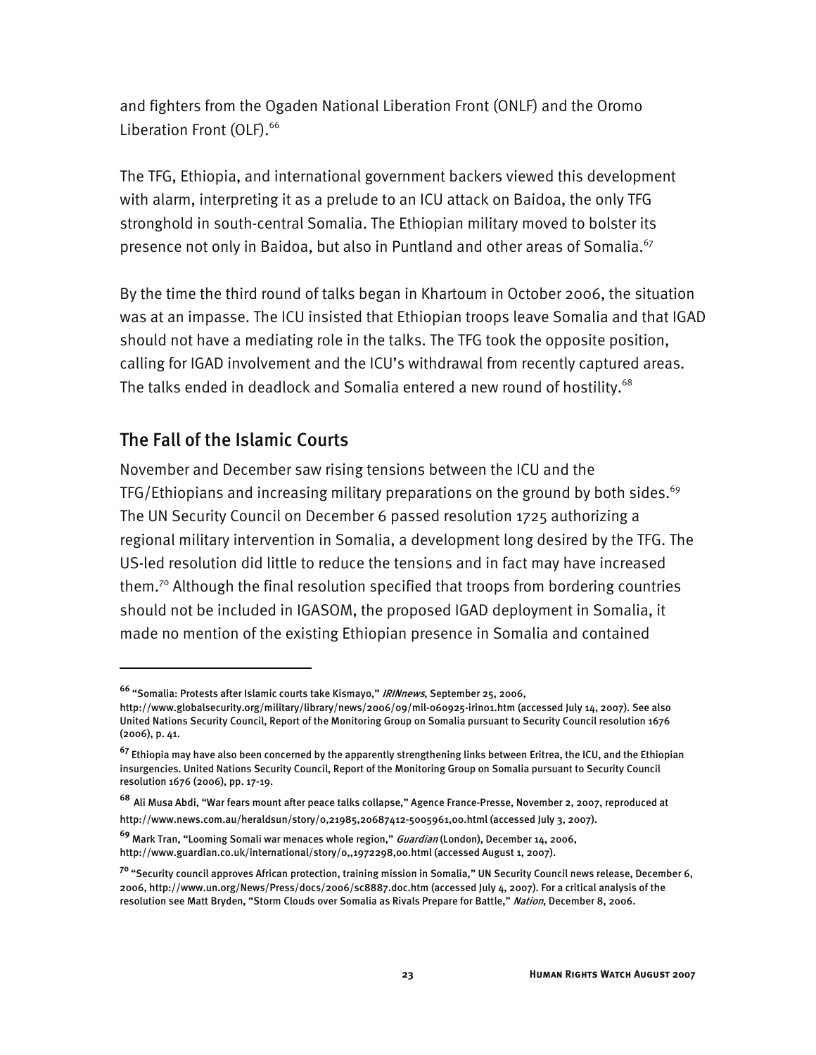and fighters from the Ogaden National Liberation Front (ONLF) and the Oromo Liberation Front (OLF).[66]

The TFG, Ethiopia, and international government backers viewed this development with alarm, interpreting it as a prelude to an ICU attack on Baidoa, the only TFG stronghold in south-central Somalia. The Ethiopian military moved to bolster its presence not only in Baidoa, but also in Puntland and other areas of Somalia.[67]

By the time the third round of talks began in Khartoum in October 2006, the situation was at an impasse. The ICU insisted that Ethiopian troops leave Somalia and that IGAD should not have a mediating role in the talks. The TFG took the opposite position, calling for IGAD involvement and the ICU's withdrawal from recently captured areas. The talks ended in deadlock and Somalia entered a new round of hostility.[68]

## The Fall of the Islamic Courts

November and December saw rising tensions between the ICU and the TFG/Ethiopians and increasing military preparations on the ground by both sides.[69] The UN Security Council on December 6 passed resolution 1725 authorizing a regional military intervention in Somalia, a development long desired by the TFG. The US-led resolution did little to reduce the tensions and in fact may have increased them.[70] Although the final resolution specified that troops from bordering countries should not be included in IGASOM, the proposed IGAD deployment in Somalia, it made no mention of the existing Ethiopian presence in Somalia and contained

---

[66] "Somalia: Protests after Islamic courts take Kismayo," *IRINnews*, September 25, 2006, http://www.globalsecurity.org/military/library/news/2006/09/mil-060925-irin01.htm (accessed July 14, 2007). See also United Nations Security Council, Report of the Monitoring Group on Somalia pursuant to Security Council resolution 1676 (2006), p. 41.

[67] Ethiopia may have also been concerned by the apparently strengthening links between Eritrea, the ICU, and the Ethiopian insurgencies. United Nations Security Council, Report of the Monitoring Group on Somalia pursuant to Security Council resolution 1676 (2006), pp. 17-19.

[68] Ali Musa Abdi, "War fears mount after peace talks collapse," Agence France-Presse, November 2, 2007, reproduced at http://www.news.com.au/heraldsun/story/0,21985,20687412-5005961,00.html (accessed July 3, 2007).

[69] Mark Tran, "Looming Somali war menaces whole region," *Guardian* (London), December 14, 2006, http://www.guardian.co.uk/international/story/0,,1972298,00.html (accessed August 1, 2007).

[70] "Security council approves African protection, training mission in Somalia," UN Security Council news release, December 6, 2006, http://www.un.org/News/Press/docs/2006/sc8887.doc.htm (accessed July 4, 2007). For a critical analysis of the resolution see Matt Bryden, "Storm Clouds over Somalia as Rivals Prepare for Battle," *Nation*, December 8, 2006.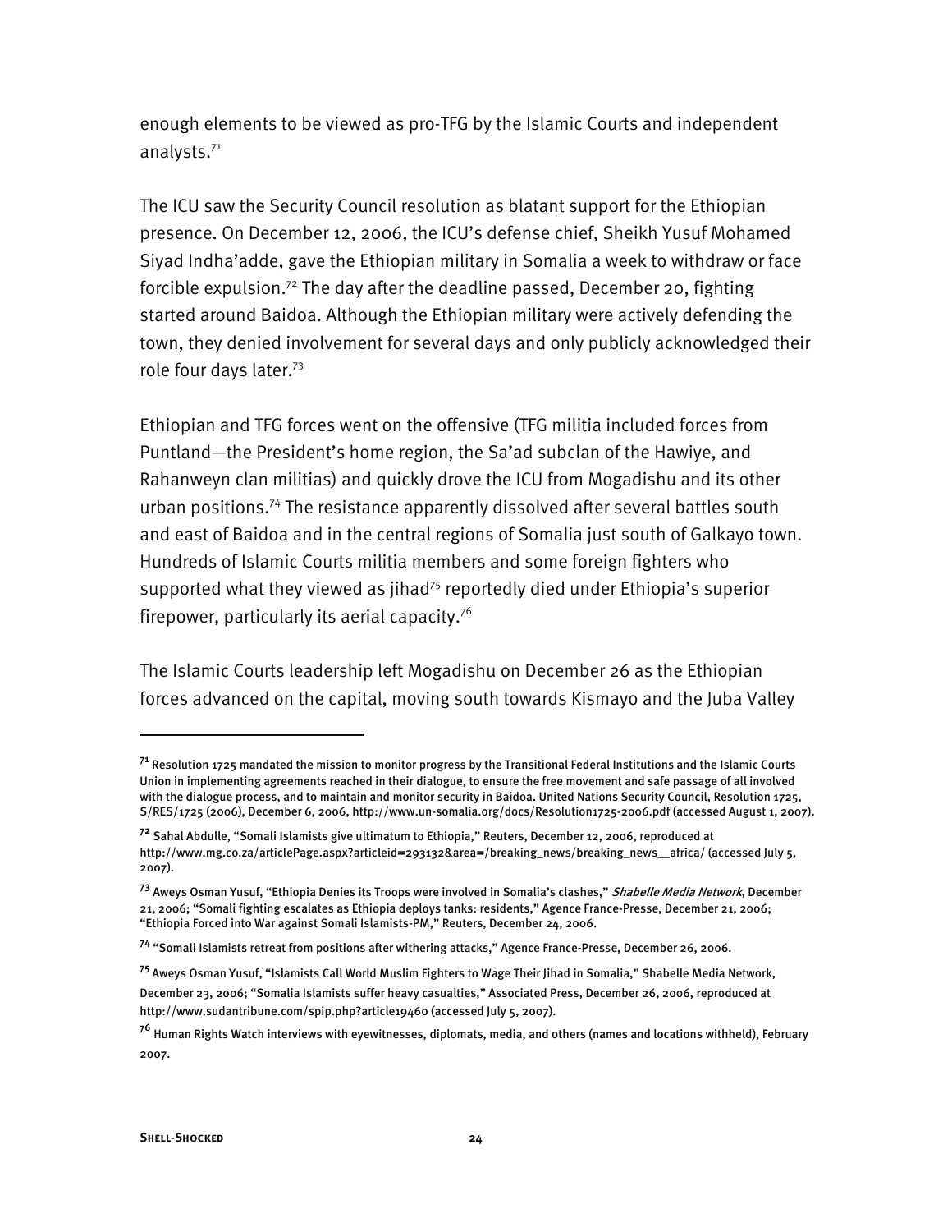enough elements to be viewed as pro-TFG by the Islamic Courts and independent analysts.[71]

The ICU saw the Security Council resolution as blatant support for the Ethiopian presence. On December 12, 2006, the ICU's defense chief, Sheikh Yusuf Mohamed Siyad Indha'adde, gave the Ethiopian military in Somalia a week to withdraw or face forcible expulsion.[72] The day after the deadline passed, December 20, fighting started around Baidoa. Although the Ethiopian military were actively defending the town, they denied involvement for several days and only publicly acknowledged their role four days later.[73]

Ethiopian and TFG forces went on the offensive (TFG militia included forces from Puntland—the President's home region, the Sa'ad subclan of the Hawiye, and Rahanweyn clan militias) and quickly drove the ICU from Mogadishu and its other urban positions.[74] The resistance apparently dissolved after several battles south and east of Baidoa and in the central regions of Somalia just south of Galkayo town. Hundreds of Islamic Courts militia members and some foreign fighters who supported what they viewed as jihad[75] reportedly died under Ethiopia's superior firepower, particularly its aerial capacity.[76]

The Islamic Courts leadership left Mogadishu on December 26 as the Ethiopian forces advanced on the capital, moving south towards Kismayo and the Juba Valley

---

[71] Resolution 1725 mandated the mission to monitor progress by the Transitional Federal Institutions and the Islamic Courts Union in implementing agreements reached in their dialogue, to ensure the free movement and safe passage of all involved with the dialogue process, and to maintain and monitor security in Baidoa. United Nations Security Council, Resolution 1725, S/RES/1725 (2006), December 6, 2006, http://www.un-somalia.org/docs/Resolution1725-2006.pdf (accessed August 1, 2007).

[72] Sahal Abdulle, "Somali Islamists give ultimatum to Ethiopia," Reuters, December 12, 2006, reproduced at http://www.mg.co.za/articlePage.aspx?articleid=293132&area=/breaking_news/breaking_news__africa/ (accessed July 5, 2007).

[73] Aweys Osman Yusuf, "Ethiopia Denies its Troops were involved in Somalia's clashes," *Shabelle Media Network*, December 21, 2006; "Somali fighting escalates as Ethiopia deploys tanks: residents," Agence France-Presse, December 21, 2006; "Ethiopia Forced into War against Somali Islamists-PM," Reuters, December 24, 2006.

[74] "Somali Islamists retreat from positions after withering attacks," Agence France-Presse, December 26, 2006.

[75] Aweys Osman Yusuf, "Islamists Call World Muslim Fighters to Wage Their Jihad in Somalia," Shabelle Media Network, December 23, 2006; "Somalia Islamists suffer heavy casualties," Associated Press, December 26, 2006, reproduced at http://www.sudantribune.com/spip.php?article19460 (accessed July 5, 2007).

[76] Human Rights Watch interviews with eyewitnesses, diplomats, media, and others (names and locations withheld), February 2007.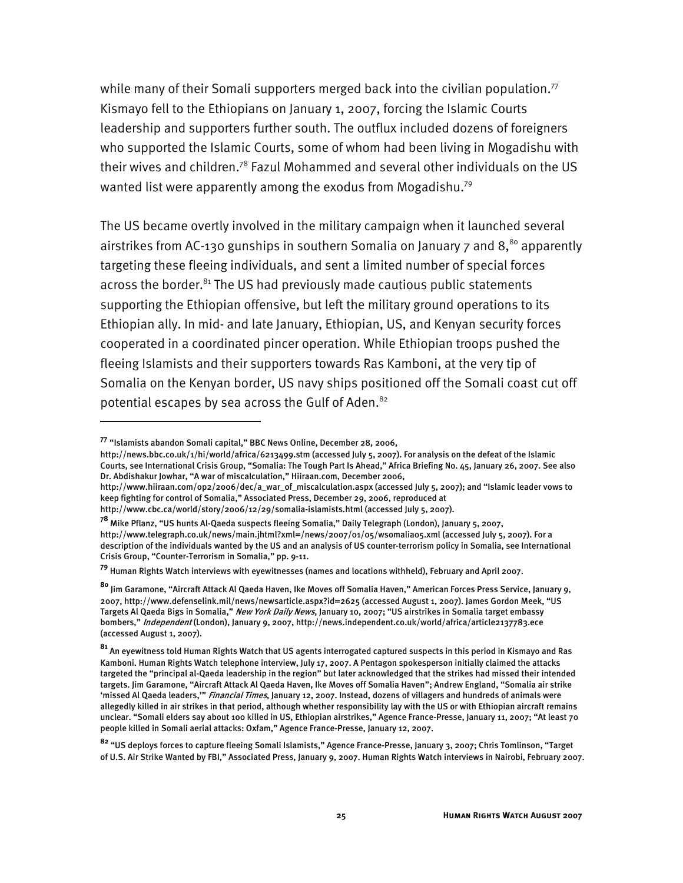while many of their Somali supporters merged back into the civilian population.[77] Kismayo fell to the Ethiopians on January 1, 2007, forcing the Islamic Courts leadership and supporters further south. The outflux included dozens of foreigners who supported the Islamic Courts, some of whom had been living in Mogadishu with their wives and children.[78] Fazul Mohammed and several other individuals on the US wanted list were apparently among the exodus from Mogadishu.[79]

The US became overtly involved in the military campaign when it launched several airstrikes from AC-130 gunships in southern Somalia on January 7 and 8,[80] apparently targeting these fleeing individuals, and sent a limited number of special forces across the border.[81] The US had previously made cautious public statements supporting the Ethiopian offensive, but left the military ground operations to its Ethiopian ally. In mid- and late January, Ethiopian, US, and Kenyan security forces cooperated in a coordinated pincer operation. While Ethiopian troops pushed the fleeing Islamists and their supporters towards Ras Kamboni, at the very tip of Somalia on the Kenyan border, US navy ships positioned off the Somali coast cut off potential escapes by sea across the Gulf of Aden.[82]

---

[77] "Islamists abandon Somali capital," BBC News Online, December 28, 2006, http://news.bbc.co.uk/1/hi/world/africa/6213499.stm (accessed July 5, 2007). For analysis on the defeat of the Islamic Courts, see International Crisis Group, "Somalia: The Tough Part Is Ahead," Africa Briefing No. 45, January 26, 2007. See also Dr. Abdishakur Jowhar, "A war of miscalculation," Hiiraan.com, December 2006, http://www.hiiraan.com/op2/2006/dec/a_war_of_miscalculation.aspx (accessed July 5, 2007); and "Islamic leader vows to keep fighting for control of Somalia," Associated Press, December 29, 2006, reproduced at http://www.cbc.ca/world/story/2006/12/29/somalia-islamists.html (accessed July 5, 2007).

[78] Mike Pflanz, "US hunts Al-Qaeda suspects fleeing Somalia," Daily Telegraph (London), January 5, 2007, http://www.telegraph.co.uk/news/main.jhtml?xml=/news/2007/01/05/wsomalia05.xml (accessed July 5, 2007). For a description of the individuals wanted by the US and an analysis of US counter-terrorism policy in Somalia, see International Crisis Group, "Counter-Terrorism in Somalia," pp. 9-11.

[79] Human Rights Watch interviews with eyewitnesses (names and locations withheld), February and April 2007.

[80] Jim Garamone, "Aircraft Attack Al Qaeda Haven, Ike Moves off Somalia Haven," American Forces Press Service, January 9, 2007, http://www.defenselink.mil/news/newsarticle.aspx?id=2625 (accessed August 1, 2007). James Gordon Meek, "US Targets Al Qaeda Bigs in Somalia," *New York Daily News*, January 10, 2007; "US airstrikes in Somalia target embassy bombers," *Independent* (London), January 9, 2007, http://news.independent.co.uk/world/africa/article2137783.ece (accessed August 1, 2007).

[81] An eyewitness told Human Rights Watch that US agents interrogated captured suspects in this period in Kismayo and Ras Kamboni. Human Rights Watch telephone interview, July 17, 2007. A Pentagon spokesperson initially claimed the attacks targeted the "principal al-Qaeda leadership in the region" but later acknowledged that the strikes had missed their intended targets. Jim Garamone, "Aircraft Attack Al Qaeda Haven, Ike Moves off Somalia Haven"; Andrew England, "Somalia air strike 'missed Al Qaeda leaders,'" *Financial Times*, January 12, 2007. Instead, dozens of villagers and hundreds of animals were allegedly killed in air strikes in that period, although whether responsibility lay with the US or with Ethiopian aircraft remains unclear. "Somali elders say about 100 killed in US, Ethiopian airstrikes," Agence France-Presse, January 11, 2007; "At least 70 people killed in Somali aerial attacks: Oxfam," Agence France-Presse, January 12, 2007.

[82] "US deploys forces to capture fleeing Somali Islamists," Agence France-Presse, January 3, 2007; Chris Tomlinson, "Target of U.S. Air Strike Wanted by FBI," Associated Press, January 9, 2007. Human Rights Watch interviews in Nairobi, February 2007.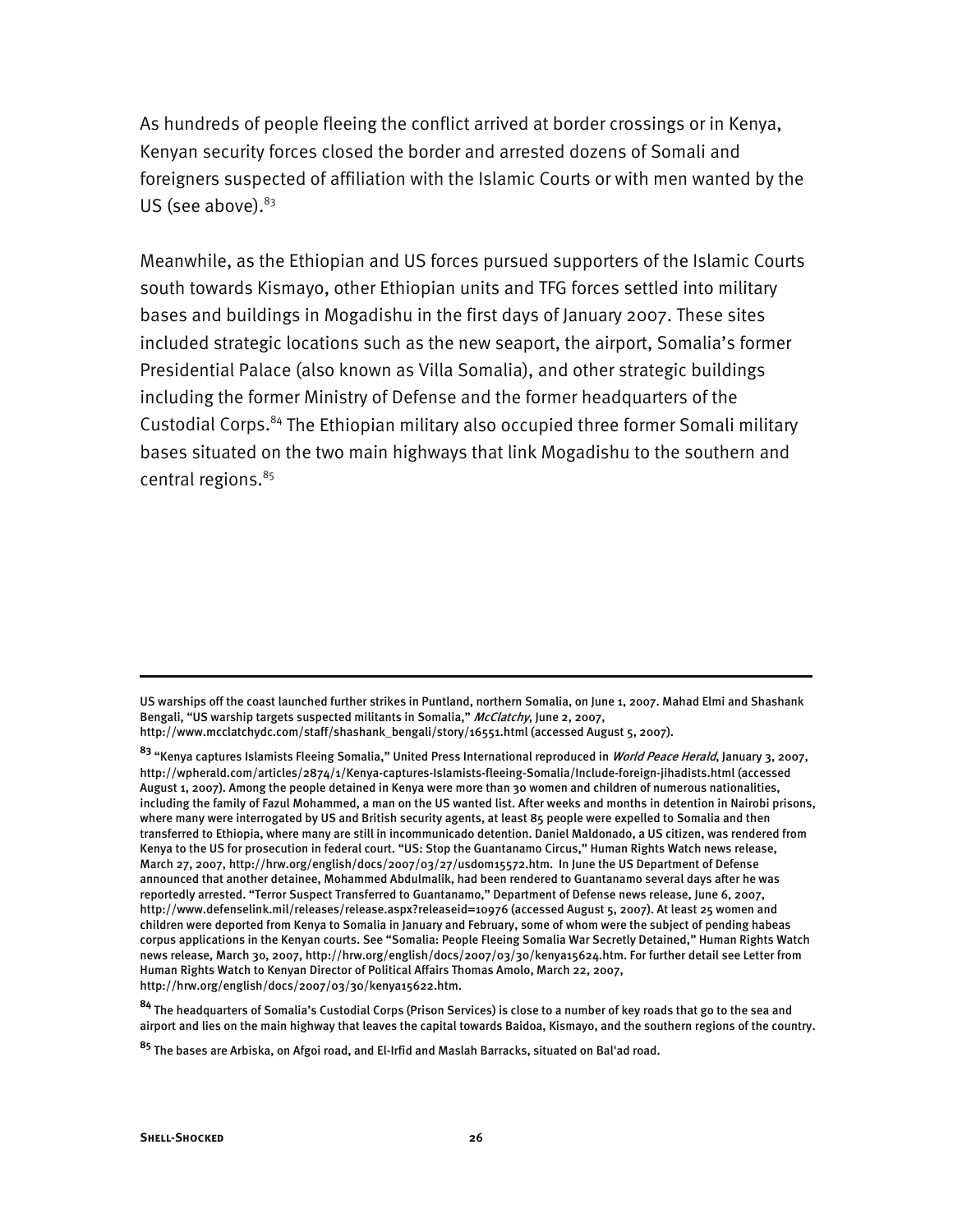As hundreds of people fleeing the conflict arrived at border crossings or in Kenya, Kenyan security forces closed the border and arrested dozens of Somali and foreigners suspected of affiliation with the Islamic Courts or with men wanted by the US (see above).[83]

Meanwhile, as the Ethiopian and US forces pursued supporters of the Islamic Courts south towards Kismayo, other Ethiopian units and TFG forces settled into military bases and buildings in Mogadishu in the first days of January 2007. These sites included strategic locations such as the new seaport, the airport, Somalia's former Presidential Palace (also known as Villa Somalia), and other strategic buildings including the former Ministry of Defense and the former headquarters of the Custodial Corps.[84] The Ethiopian military also occupied three former Somali military bases situated on the two main highways that link Mogadishu to the southern and central regions.[85]

---

US warships off the coast launched further strikes in Puntland, northern Somalia, on June 1, 2007. Mahad Elmi and Shashank Bengali, "US warship targets suspected militants in Somalia," *McClatchy*, June 2, 2007, http://www.mcclatchydc.com/staff/shashank_bengali/story/16551.html (accessed August 5, 2007).

[83] "Kenya captures Islamists Fleeing Somalia," United Press International reproduced in *World Peace Herald*, January 3, 2007, http://wpherald.com/articles/2874/1/Kenya-captures-Islamists-fleeing-Somalia/Include-foreign-jihadists.html (accessed August 1, 2007). Among the people detained in Kenya were more than 30 women and children of numerous nationalities, including the family of Fazul Mohammed, a man on the US wanted list. After weeks and months in detention in Nairobi prisons, where many were interrogated by US and British security agents, at least 85 people were expelled to Somalia and then transferred to Ethiopia, where many are still in incommunicado detention. Daniel Maldonado, a US citizen, was rendered from Kenya to the US for prosecution in federal court. "US: Stop the Guantanamo Circus," Human Rights Watch news release, March 27, 2007, http://hrw.org/english/docs/2007/03/27/usdom15572.htm. In June the US Department of Defense announced that another detainee, Mohammed Abdulmalik, had been rendered to Guantanamo several days after he was reportedly arrested. "Terror Suspect Transferred to Guantanamo," Department of Defense news release, June 6, 2007, http://www.defenselink.mil/releases/release.aspx?releaseid=10976 (accessed August 5, 2007). At least 25 women and children were deported from Kenya to Somalia in January and February, some of whom were the subject of pending habeas corpus applications in the Kenyan courts. See "Somalia: People Fleeing Somalia War Secretly Detained," Human Rights Watch news release, March 30, 2007, http://hrw.org/english/docs/2007/03/30/kenya15624.htm. For further detail see Letter from Human Rights Watch to Kenyan Director of Political Affairs Thomas Amolo, March 22, 2007, http://hrw.org/english/docs/2007/03/30/kenya15622.htm.

[84] The headquarters of Somalia's Custodial Corps (Prison Services) is close to a number of key roads that go to the sea and airport and lies on the main highway that leaves the capital towards Baidoa, Kismayo, and the southern regions of the country.

[85] The bases are Arbiska, on Afgoi road, and El-Irfid and Maslah Barracks, situated on Bal'ad road.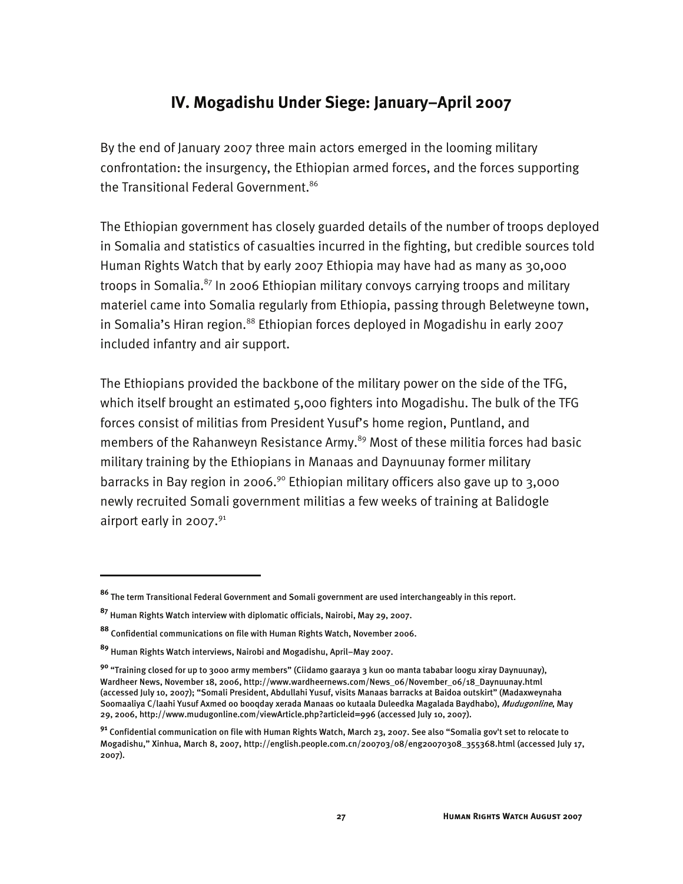## IV. Mogadishu Under Siege: January–April 2007

By the end of January 2007 three main actors emerged in the looming military confrontation: the insurgency, the Ethiopian armed forces, and the forces supporting the Transitional Federal Government.[86]

The Ethiopian government has closely guarded details of the number of troops deployed in Somalia and statistics of casualties incurred in the fighting, but credible sources told Human Rights Watch that by early 2007 Ethiopia may have had as many as 30,000 troops in Somalia.[87] In 2006 Ethiopian military convoys carrying troops and military materiel came into Somalia regularly from Ethiopia, passing through Beletweyne town, in Somalia's Hiran region.[88] Ethiopian forces deployed in Mogadishu in early 2007 included infantry and air support.

The Ethiopians provided the backbone of the military power on the side of the TFG, which itself brought an estimated 5,000 fighters into Mogadishu. The bulk of the TFG forces consist of militias from President Yusuf's home region, Puntland, and members of the Rahanweyn Resistance Army.[89] Most of these militia forces had basic military training by the Ethiopians in Manaas and Daynuunay former military barracks in Bay region in 2006.[90] Ethiopian military officers also gave up to 3,000 newly recruited Somali government militias a few weeks of training at Balidogle airport early in 2007.[91]

---

[86] The term Transitional Federal Government and Somali government are used interchangeably in this report.

[87] Human Rights Watch interview with diplomatic officials, Nairobi, May 29, 2007.

[88] Confidential communications on file with Human Rights Watch, November 2006.

[89] Human Rights Watch interviews, Nairobi and Mogadishu, April–May 2007.

[90] "Training closed for up to 3000 army members" (Ciidamo gaaraya 3 kun oo manta tababar loogu xiray Daynuunay), Wardheer News, November 18, 2006, http://www.wardheernews.com/News_06/November_06/18_Daynuunay.html (accessed July 10, 2007); "Somali President, Abdullahi Yusuf, visits Manaas barracks at Baidoa outskirt" (Madaxweynaha Soomaaliya C/laahi Yusuf Axmed oo booqday xerada Manaas oo kutaala Duleedka Magalada Baydhabo), *Mudugonline*, May 29, 2006, http://www.mudugonline.com/viewArticle.php?articleid=996 (accessed July 10, 2007).

[91] Confidential communication on file with Human Rights Watch, March 23, 2007. See also "Somalia gov't set to relocate to Mogadishu," Xinhua, March 8, 2007, http://english.people.com.cn/200703/08/eng20070308_355368.html (accessed July 17, 2007).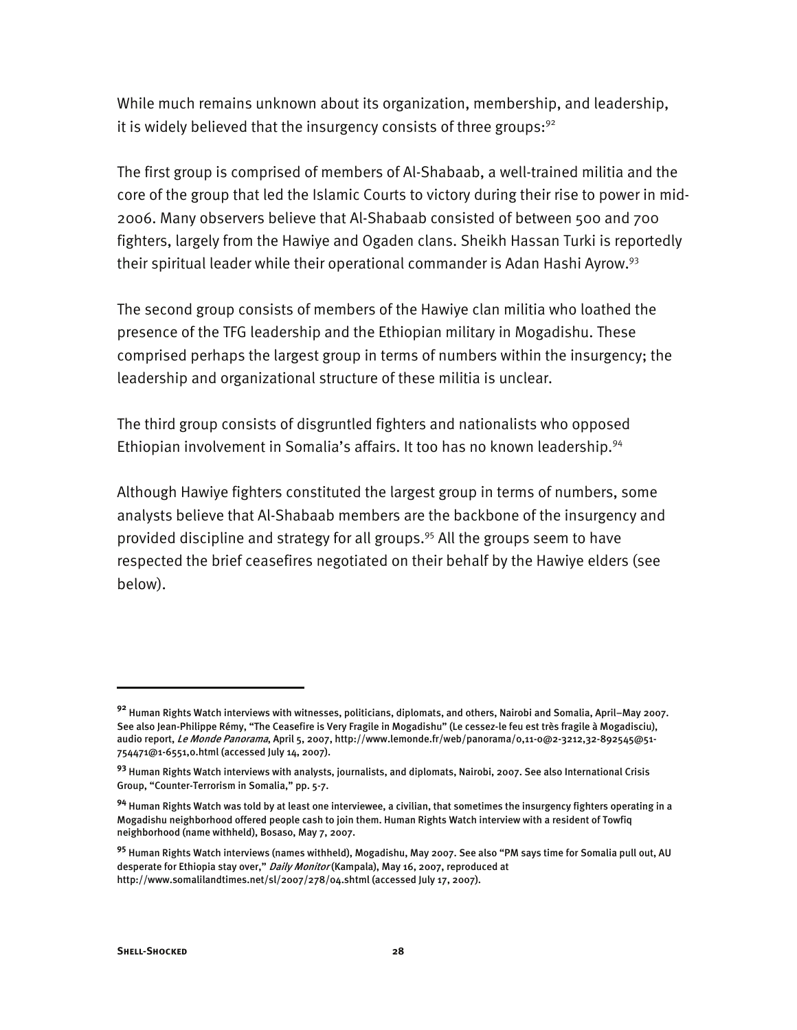While much remains unknown about its organization, membership, and leadership, it is widely believed that the insurgency consists of three groups:[92]

The first group is comprised of members of Al-Shabaab, a well-trained militia and the core of the group that led the Islamic Courts to victory during their rise to power in mid-2006. Many observers believe that Al-Shabaab consisted of between 500 and 700 fighters, largely from the Hawiye and Ogaden clans. Sheikh Hassan Turki is reportedly their spiritual leader while their operational commander is Adan Hashi Ayrow.[93]

The second group consists of members of the Hawiye clan militia who loathed the presence of the TFG leadership and the Ethiopian military in Mogadishu. These comprised perhaps the largest group in terms of numbers within the insurgency; the leadership and organizational structure of these militia is unclear.

The third group consists of disgruntled fighters and nationalists who opposed Ethiopian involvement in Somalia's affairs. It too has no known leadership.[94]

Although Hawiye fighters constituted the largest group in terms of numbers, some analysts believe that Al-Shabaab members are the backbone of the insurgency and provided discipline and strategy for all groups.[95] All the groups seem to have respected the brief ceasefires negotiated on their behalf by the Hawiye elders (see below).

---

[92] Human Rights Watch interviews with witnesses, politicians, diplomats, and others, Nairobi and Somalia, April–May 2007. See also Jean-Philippe Rémy, "The Ceasefire is Very Fragile in Mogadishu" (Le cessez-le feu est très fragile à Mogadisciu), audio report, *Le Monde Panorama*, April 5, 2007, http://www.lemonde.fr/web/panorama/0,11-0@2-3212,32-892545@51-754471@1-6551,0.html (accessed July 14, 2007).

[93] Human Rights Watch interviews with analysts, journalists, and diplomats, Nairobi, 2007. See also International Crisis Group, "Counter-Terrorism in Somalia," pp. 5-7.

[94] Human Rights Watch was told by at least one interviewee, a civilian, that sometimes the insurgency fighters operating in a Mogadishu neighborhood offered people cash to join them. Human Rights Watch interview with a resident of Towfiq neighborhood (name withheld), Bosaso, May 7, 2007.

[95] Human Rights Watch interviews (names withheld), Mogadishu, May 2007. See also "PM says time for Somalia pull out, AU desperate for Ethiopia stay over," *Daily Monitor* (Kampala), May 16, 2007, reproduced at http://www.somalilandtimes.net/sl/2007/278/04.shtml (accessed July 17, 2007).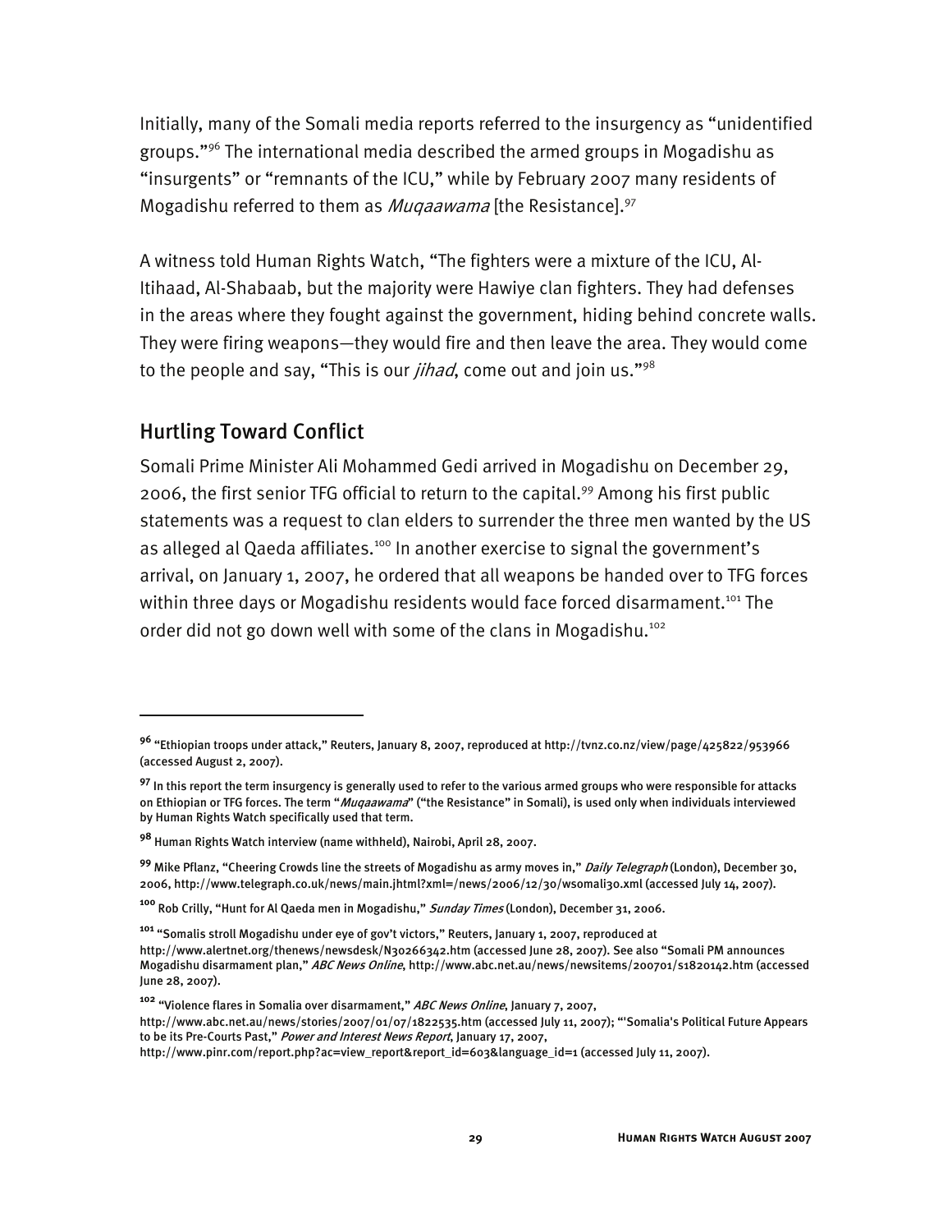Initially, many of the Somali media reports referred to the insurgency as "unidentified groups."[96] The international media described the armed groups in Mogadishu as "insurgents" or "remnants of the ICU," while by February 2007 many residents of Mogadishu referred to them as *Muqaawama* [the Resistance].[97]

A witness told Human Rights Watch, "The fighters were a mixture of the ICU, Al-Itihaad, Al-Shabaab, but the majority were Hawiye clan fighters. They had defenses in the areas where they fought against the government, hiding behind concrete walls. They were firing weapons—they would fire and then leave the area. They would come to the people and say, "This is our *jihad*, come out and join us."[98]

## Hurtling Toward Conflict

Somali Prime Minister Ali Mohammed Gedi arrived in Mogadishu on December 29, 2006, the first senior TFG official to return to the capital.[99] Among his first public statements was a request to clan elders to surrender the three men wanted by the US as alleged al Qaeda affiliates.[100] In another exercise to signal the government's arrival, on January 1, 2007, he ordered that all weapons be handed over to TFG forces within three days or Mogadishu residents would face forced disarmament.[101] The order did not go down well with some of the clans in Mogadishu.[102]

---

[96] "Ethiopian troops under attack," Reuters, January 8, 2007, reproduced at http://tvnz.co.nz/view/page/425822/953966 (accessed August 2, 2007).

[97] In this report the term insurgency is generally used to refer to the various armed groups who were responsible for attacks on Ethiopian or TFG forces. The term "*Muqaawama*" ("the Resistance" in Somali), is used only when individuals interviewed by Human Rights Watch specifically used that term.

[98] Human Rights Watch interview (name withheld), Nairobi, April 28, 2007.

[99] Mike Pflanz, "Cheering Crowds line the streets of Mogadishu as army moves in," *Daily Telegraph* (London), December 30, 2006, http://www.telegraph.co.uk/news/main.jhtml?xml=/news/2006/12/30/wsomali30.xml (accessed July 14, 2007).

[100] Rob Crilly, "Hunt for Al Qaeda men in Mogadishu," *Sunday Times* (London), December 31, 2006.

[101] "Somalis stroll Mogadishu under eye of gov't victors," Reuters, January 1, 2007, reproduced at http://www.alertnet.org/thenews/newsdesk/N30266342.htm (accessed June 28, 2007). See also "Somali PM announces Mogadishu disarmament plan," *ABC News Online*, http://www.abc.net.au/news/newsitems/200701/s1820142.htm (accessed June 28, 2007).

[102] "Violence flares in Somalia over disarmament," *ABC News Online*, January 7, 2007, http://www.abc.net.au/news/stories/2007/01/07/1822535.htm (accessed July 11, 2007); "'Somalia's Political Future Appears to be its Pre-Courts Past," *Power and Interest News Report*, January 17, 2007, http://www.pinr.com/report.php?ac=view_report&report_id=603&language_id=1 (accessed July 11, 2007).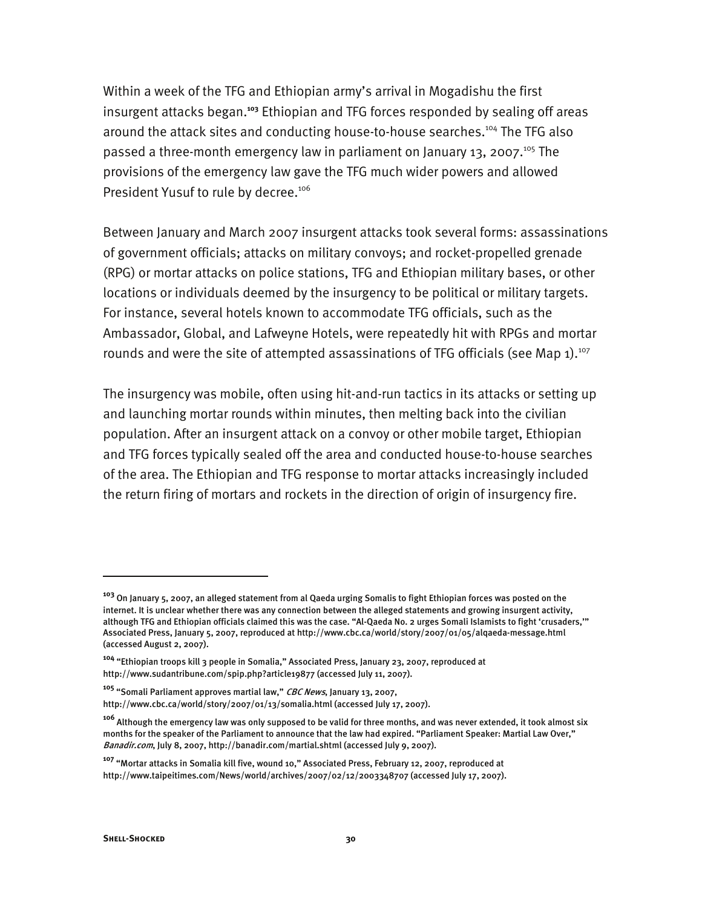Within a week of the TFG and Ethiopian army's arrival in Mogadishu the first insurgent attacks began.[103] Ethiopian and TFG forces responded by sealing off areas around the attack sites and conducting house-to-house searches.[104] The TFG also passed a three-month emergency law in parliament on January 13, 2007.[105] The provisions of the emergency law gave the TFG much wider powers and allowed President Yusuf to rule by decree.[106]

Between January and March 2007 insurgent attacks took several forms: assassinations of government officials; attacks on military convoys; and rocket-propelled grenade (RPG) or mortar attacks on police stations, TFG and Ethiopian military bases, or other locations or individuals deemed by the insurgency to be political or military targets. For instance, several hotels known to accommodate TFG officials, such as the Ambassador, Global, and Lafweyne Hotels, were repeatedly hit with RPGs and mortar rounds and were the site of attempted assassinations of TFG officials (see Map 1).[107]

The insurgency was mobile, often using hit-and-run tactics in its attacks or setting up and launching mortar rounds within minutes, then melting back into the civilian population. After an insurgent attack on a convoy or other mobile target, Ethiopian and TFG forces typically sealed off the area and conducted house-to-house searches of the area. The Ethiopian and TFG response to mortar attacks increasingly included the return firing of mortars and rockets in the direction of origin of insurgency fire.

---

[103] On January 5, 2007, an alleged statement from al Qaeda urging Somalis to fight Ethiopian forces was posted on the internet. It is unclear whether there was any connection between the alleged statements and growing insurgent activity, although TFG and Ethiopian officials claimed this was the case. "Al-Qaeda No. 2 urges Somali Islamists to fight 'crusaders,'" Associated Press, January 5, 2007, reproduced at http://www.cbc.ca/world/story/2007/01/05/alqaeda-message.html (accessed August 2, 2007).

[104] "Ethiopian troops kill 3 people in Somalia," Associated Press, January 23, 2007, reproduced at http://www.sudantribune.com/spip.php?article19877 (accessed July 11, 2007).

[105] "Somali Parliament approves martial law," *CBC News*, January 13, 2007, http://www.cbc.ca/world/story/2007/01/13/somalia.html (accessed July 17, 2007).

[106] Although the emergency law was only supposed to be valid for three months, and was never extended, it took almost six months for the speaker of the Parliament to announce that the law had expired. "Parliament Speaker: Martial Law Over," *Banadir.com*, July 8, 2007, http://banadir.com/martial.shtml (accessed July 9, 2007).

[107] "Mortar attacks in Somalia kill five, wound 10," Associated Press, February 12, 2007, reproduced at http://www.taipeitimes.com/News/world/archives/2007/02/12/2003348707 (accessed July 17, 2007).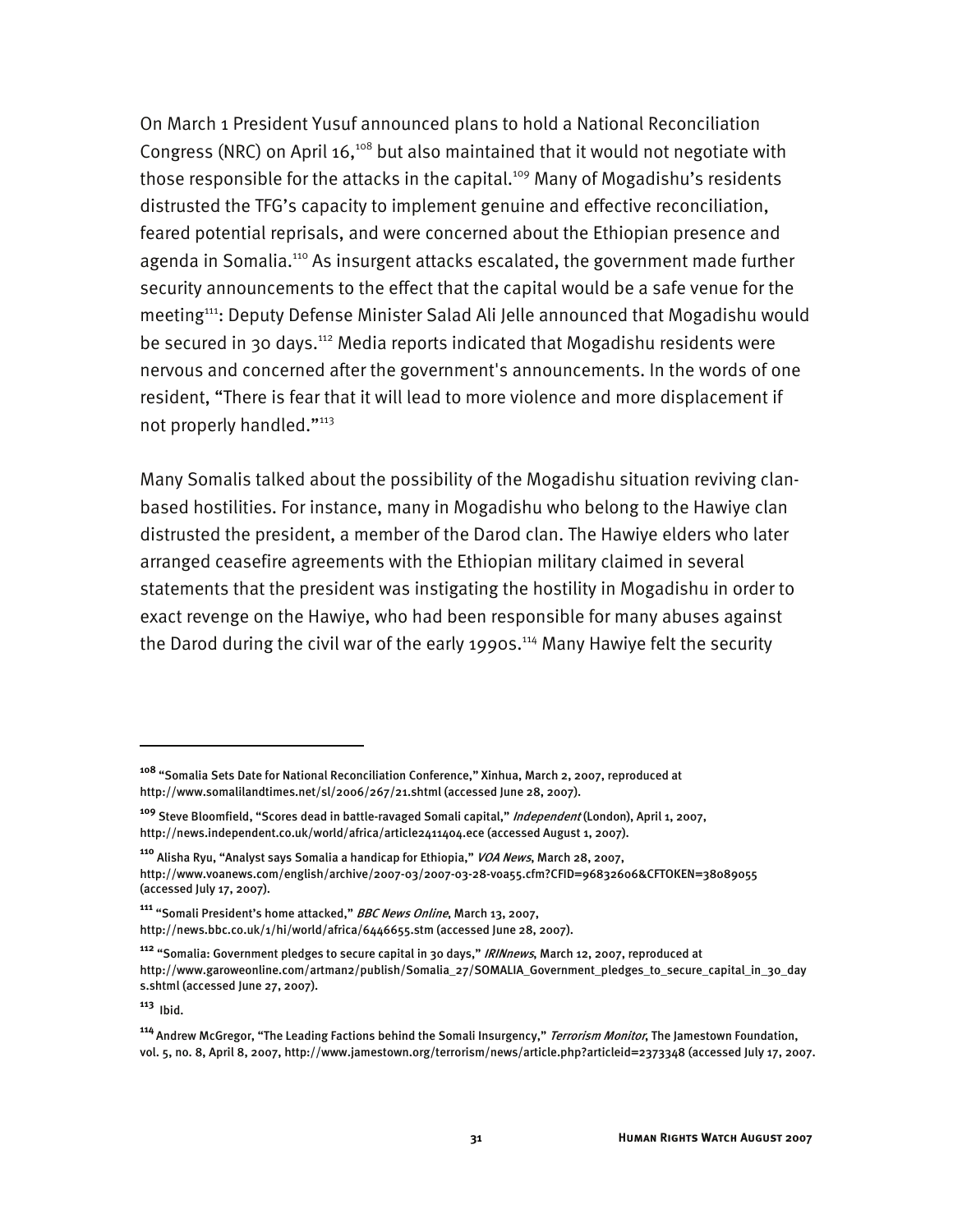On March 1 President Yusuf announced plans to hold a National Reconciliation Congress (NRC) on April 16,[108] but also maintained that it would not negotiate with those responsible for the attacks in the capital.[109] Many of Mogadishu's residents distrusted the TFG's capacity to implement genuine and effective reconciliation, feared potential reprisals, and were concerned about the Ethiopian presence and agenda in Somalia.[110] As insurgent attacks escalated, the government made further security announcements to the effect that the capital would be a safe venue for the meeting[111]: Deputy Defense Minister Salad Ali Jelle announced that Mogadishu would be secured in 30 days.[112] Media reports indicated that Mogadishu residents were nervous and concerned after the government's announcements. In the words of one resident, "There is fear that it will lead to more violence and more displacement if not properly handled."[113]

Many Somalis talked about the possibility of the Mogadishu situation reviving clan-based hostilities. For instance, many in Mogadishu who belong to the Hawiye clan distrusted the president, a member of the Darod clan. The Hawiye elders who later arranged ceasefire agreements with the Ethiopian military claimed in several statements that the president was instigating the hostility in Mogadishu in order to exact revenge on the Hawiye, who had been responsible for many abuses against the Darod during the civil war of the early 1990s.[114] Many Hawiye felt the security

---

[108] "Somalia Sets Date for National Reconciliation Conference," Xinhua, March 2, 2007, reproduced at http://www.somalilandtimes.net/sl/2006/267/21.shtml (accessed June 28, 2007).

[109] Steve Bloomfield, "Scores dead in battle-ravaged Somali capital," *Independent* (London), April 1, 2007, http://news.independent.co.uk/world/africa/article2411404.ece (accessed August 1, 2007).

[110] Alisha Ryu, "Analyst says Somalia a handicap for Ethiopia," *VOA News*, March 28, 2007, http://www.voanews.com/english/archive/2007-03/2007-03-28-voa55.cfm?CFID=96832606&CFTOKEN=38089055 (accessed July 17, 2007).

[111] "Somali President's home attacked," *BBC News Online*, March 13, 2007, http://news.bbc.co.uk/1/hi/world/africa/6446655.stm (accessed June 28, 2007).

[112] "Somalia: Government pledges to secure capital in 30 days," *IRINnews*, March 12, 2007, reproduced at http://www.garoweonline.com/artman2/publish/Somalia_27/SOMALIA_Government_pledges_to_secure_capital_in_30_days.shtml (accessed June 27, 2007).

[113] Ibid.

[114] Andrew McGregor, "The Leading Factions behind the Somali Insurgency," *Terrorism Monitor*, The Jamestown Foundation, vol. 5, no. 8, April 8, 2007, http://www.jamestown.org/terrorism/news/article.php?articleid=2373348 (accessed July 17, 2007.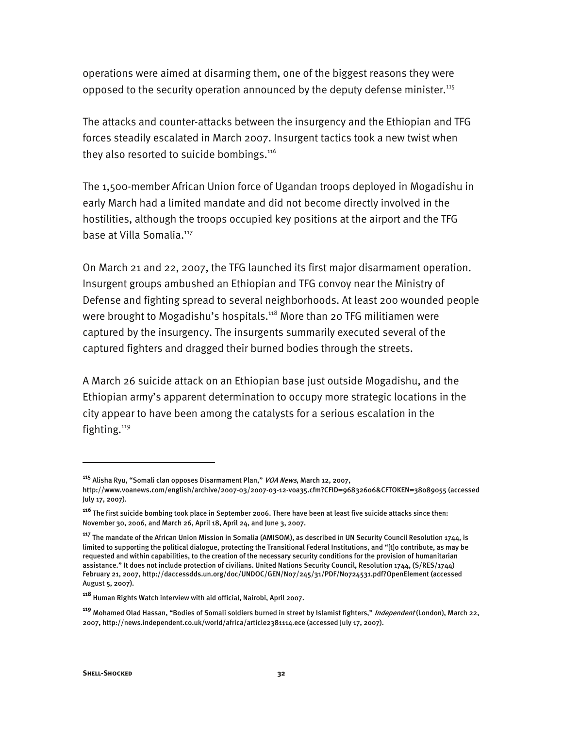operations were aimed at disarming them, one of the biggest reasons they were opposed to the security operation announced by the deputy defense minister.[115]

The attacks and counter-attacks between the insurgency and the Ethiopian and TFG forces steadily escalated in March 2007. Insurgent tactics took a new twist when they also resorted to suicide bombings.[116]

The 1,500-member African Union force of Ugandan troops deployed in Mogadishu in early March had a limited mandate and did not become directly involved in the hostilities, although the troops occupied key positions at the airport and the TFG base at Villa Somalia.[117]

On March 21 and 22, 2007, the TFG launched its first major disarmament operation. Insurgent groups ambushed an Ethiopian and TFG convoy near the Ministry of Defense and fighting spread to several neighborhoods. At least 200 wounded people were brought to Mogadishu's hospitals.[118] More than 20 TFG militiamen were captured by the insurgency. The insurgents summarily executed several of the captured fighters and dragged their burned bodies through the streets.

A March 26 suicide attack on an Ethiopian base just outside Mogadishu, and the Ethiopian army's apparent determination to occupy more strategic locations in the city appear to have been among the catalysts for a serious escalation in the fighting.[119]

---

[115] Alisha Ryu, "Somali clan opposes Disarmament Plan," *VOA News*, March 12, 2007, http://www.voanews.com/english/archive/2007-03/2007-03-12-voa35.cfm?CFID=96832606&CFTOKEN=38089055 (accessed July 17, 2007).

[116] The first suicide bombing took place in September 2006. There have been at least five suicide attacks since then: November 30, 2006, and March 26, April 18, April 24, and June 3, 2007.

[117] The mandate of the African Union Mission in Somalia (AMISOM), as described in UN Security Council Resolution 1744, is limited to supporting the political dialogue, protecting the Transitional Federal Institutions, and "[t]o contribute, as may be requested and within capabilities, to the creation of the necessary security conditions for the provision of humanitarian assistance." It does not include protection of civilians. United Nations Security Council, Resolution 1744, (S/RES/1744) February 21, 2007, http://daccessdds.un.org/doc/UNDOC/GEN/N07/245/31/PDF/N0724531.pdf?OpenElement (accessed August 5, 2007).

[118] Human Rights Watch interview with aid official, Nairobi, April 2007.

[119] Mohamed Olad Hassan, "Bodies of Somali soldiers burned in street by Islamist fighters," *Independent* (London), March 22, 2007, http://news.independent.co.uk/world/africa/article2381114.ece (accessed July 17, 2007).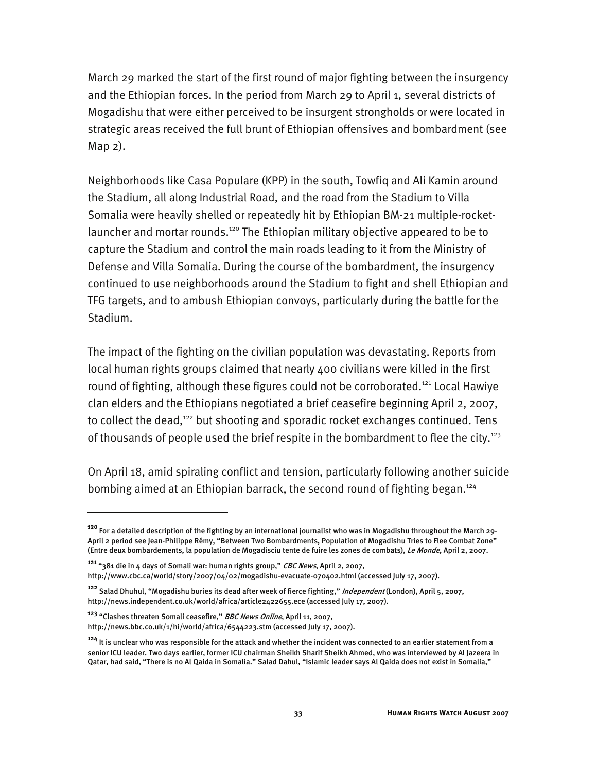March 29 marked the start of the first round of major fighting between the insurgency and the Ethiopian forces. In the period from March 29 to April 1, several districts of Mogadishu that were either perceived to be insurgent strongholds or were located in strategic areas received the full brunt of Ethiopian offensives and bombardment (see Map 2).

Neighborhoods like Casa Populare (KPP) in the south, Towfiq and Ali Kamin around the Stadium, all along Industrial Road, and the road from the Stadium to Villa Somalia were heavily shelled or repeatedly hit by Ethiopian BM-21 multiple-rocket-launcher and mortar rounds.[120] The Ethiopian military objective appeared to be to capture the Stadium and control the main roads leading to it from the Ministry of Defense and Villa Somalia. During the course of the bombardment, the insurgency continued to use neighborhoods around the Stadium to fight and shell Ethiopian and TFG targets, and to ambush Ethiopian convoys, particularly during the battle for the Stadium.

The impact of the fighting on the civilian population was devastating. Reports from local human rights groups claimed that nearly 400 civilians were killed in the first round of fighting, although these figures could not be corroborated.[121] Local Hawiye clan elders and the Ethiopians negotiated a brief ceasefire beginning April 2, 2007, to collect the dead,[122] but shooting and sporadic rocket exchanges continued. Tens of thousands of people used the brief respite in the bombardment to flee the city.[123]

On April 18, amid spiraling conflict and tension, particularly following another suicide bombing aimed at an Ethiopian barrack, the second round of fighting began.[124]

---

[120] For a detailed description of the fighting by an international journalist who was in Mogadishu throughout the March 29-April 2 period see Jean-Philippe Rémy, "Between Two Bombardments, Population of Mogadishu Tries to Flee Combat Zone" (Entre deux bombardements, la population de Mogadisciu tente de fuire les zones de combats), *Le Monde*, April 2, 2007.

[121] "381 die in 4 days of Somali war: human rights group," *CBC News*, April 2, 2007, http://www.cbc.ca/world/story/2007/04/02/mogadishu-evacuate-070402.html (accessed July 17, 2007).

[122] Salad Dhuhul, "Mogadishu buries its dead after week of fierce fighting," *Independent* (London), April 5, 2007, http://news.independent.co.uk/world/africa/article2422655.ece (accessed July 17, 2007).

[123] "Clashes threaten Somali ceasefire," *BBC News Online*, April 11, 2007, http://news.bbc.co.uk/1/hi/world/africa/6544223.stm (accessed July 17, 2007).

[124] It is unclear who was responsible for the attack and whether the incident was connected to an earlier statement from a senior ICU leader. Two days earlier, former ICU chairman Sheikh Sharif Sheikh Ahmed, who was interviewed by Al Jazeera in Qatar, had said, "There is no Al Qaida in Somalia." Salad Dahul, "Islamic leader says Al Qaida does not exist in Somalia,"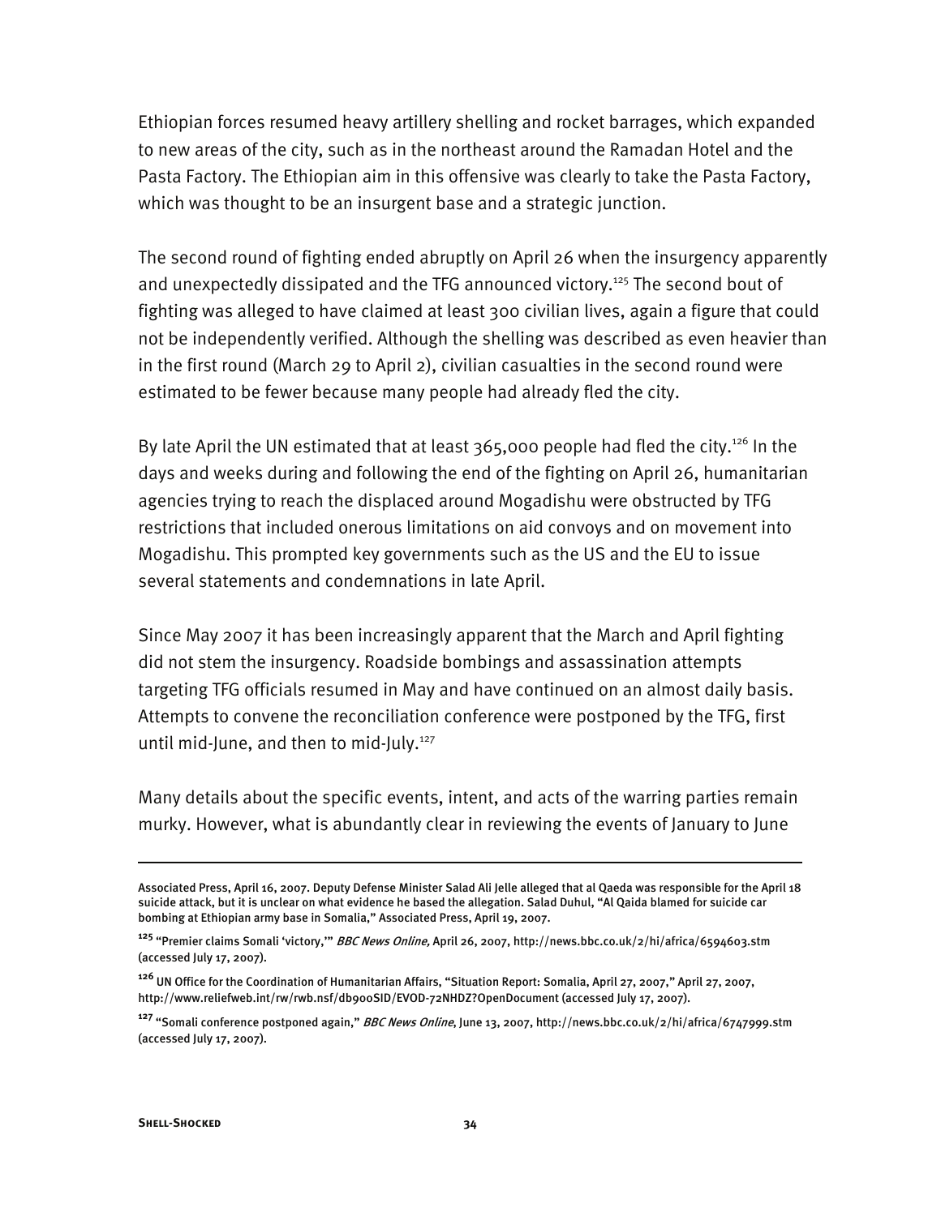Ethiopian forces resumed heavy artillery shelling and rocket barrages, which expanded to new areas of the city, such as in the northeast around the Ramadan Hotel and the Pasta Factory. The Ethiopian aim in this offensive was clearly to take the Pasta Factory, which was thought to be an insurgent base and a strategic junction.

The second round of fighting ended abruptly on April 26 when the insurgency apparently and unexpectedly dissipated and the TFG announced victory.[125] The second bout of fighting was alleged to have claimed at least 300 civilian lives, again a figure that could not be independently verified. Although the shelling was described as even heavier than in the first round (March 29 to April 2), civilian casualties in the second round were estimated to be fewer because many people had already fled the city.

By late April the UN estimated that at least 365,000 people had fled the city.[126] In the days and weeks during and following the end of the fighting on April 26, humanitarian agencies trying to reach the displaced around Mogadishu were obstructed by TFG restrictions that included onerous limitations on aid convoys and on movement into Mogadishu. This prompted key governments such as the US and the EU to issue several statements and condemnations in late April.

Since May 2007 it has been increasingly apparent that the March and April fighting did not stem the insurgency. Roadside bombings and assassination attempts targeting TFG officials resumed in May and have continued on an almost daily basis. Attempts to convene the reconciliation conference were postponed by the TFG, first until mid-June, and then to mid-July.[127]

Many details about the specific events, intent, and acts of the warring parties remain murky. However, what is abundantly clear in reviewing the events of January to June

---

Associated Press, April 16, 2007. Deputy Defense Minister Salad Ali Jelle alleged that al Qaeda was responsible for the April 18 suicide attack, but it is unclear on what evidence he based the allegation. Salad Duhul, "Al Qaida blamed for suicide car bombing at Ethiopian army base in Somalia," Associated Press, April 19, 2007.

[125] "Premier claims Somali 'victory,'" *BBC News Online,* April 26, 2007, http://news.bbc.co.uk/2/hi/africa/6594603.stm (accessed July 17, 2007).

[126] UN Office for the Coordination of Humanitarian Affairs, "Situation Report: Somalia, April 27, 2007," April 27, 2007, http://www.reliefweb.int/rw/rwb.nsf/db900SID/EVOD-72NHDZ?OpenDocument (accessed July 17, 2007).

[127] "Somali conference postponed again," *BBC News Online*, June 13, 2007, http://news.bbc.co.uk/2/hi/africa/6747999.stm (accessed July 17, 2007).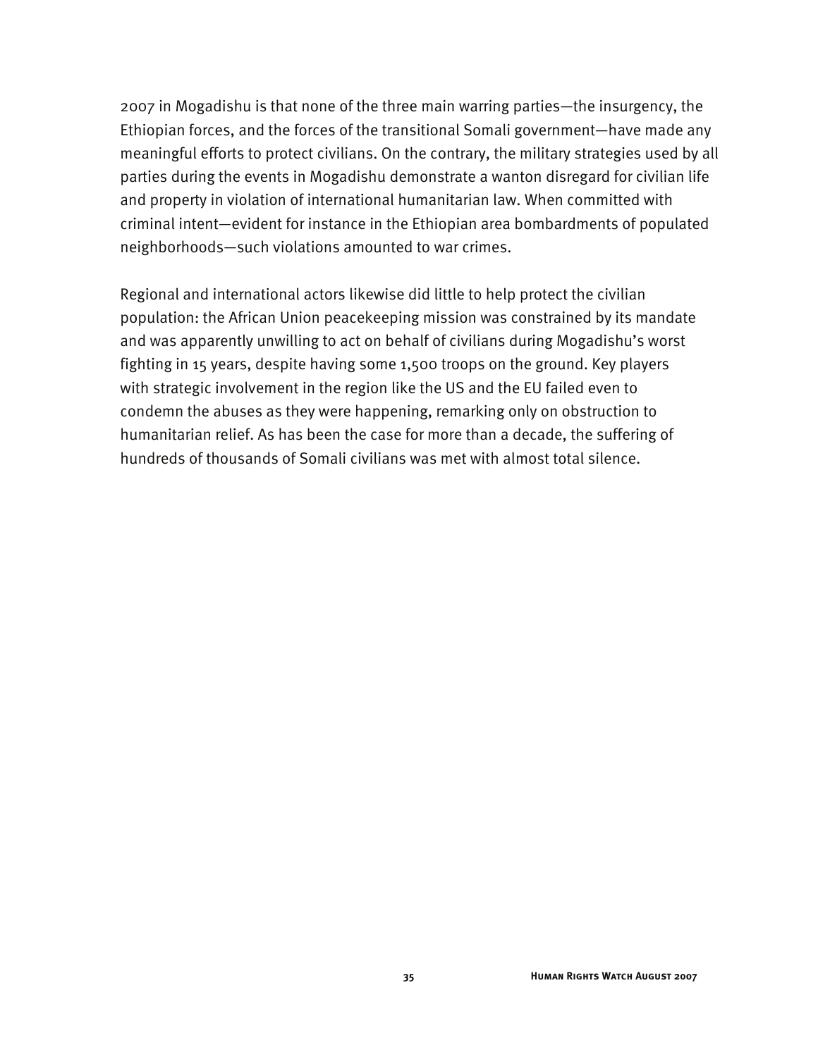2007 in Mogadishu is that none of the three main warring parties—the insurgency, the Ethiopian forces, and the forces of the transitional Somali government—have made any meaningful efforts to protect civilians. On the contrary, the military strategies used by all parties during the events in Mogadishu demonstrate a wanton disregard for civilian life and property in violation of international humanitarian law. When committed with criminal intent—evident for instance in the Ethiopian area bombardments of populated neighborhoods—such violations amounted to war crimes.

Regional and international actors likewise did little to help protect the civilian population: the African Union peacekeeping mission was constrained by its mandate and was apparently unwilling to act on behalf of civilians during Mogadishu's worst fighting in 15 years, despite having some 1,500 troops on the ground. Key players with strategic involvement in the region like the US and the EU failed even to condemn the abuses as they were happening, remarking only on obstruction to humanitarian relief. As has been the case for more than a decade, the suffering of hundreds of thousands of Somali civilians was met with almost total silence.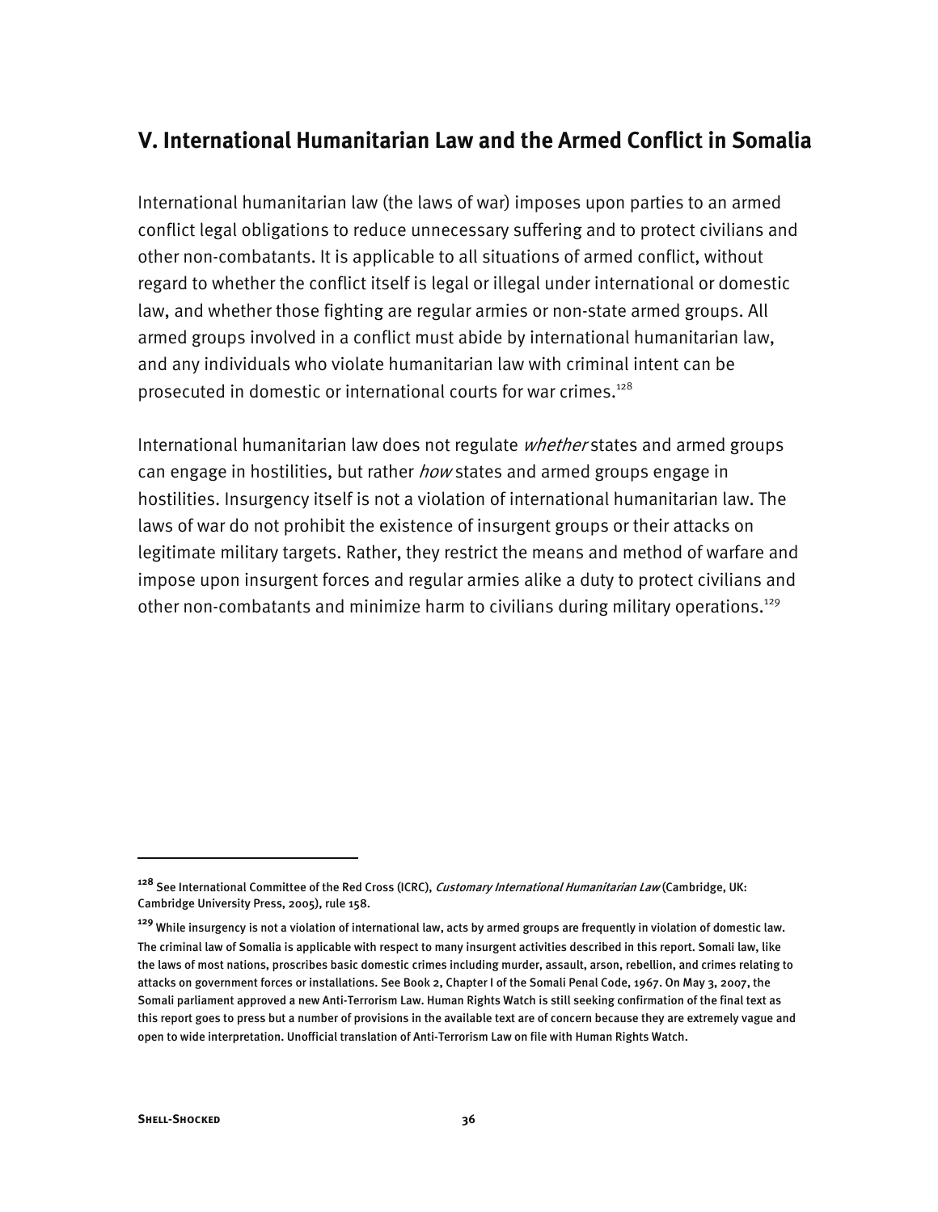## V. International Humanitarian Law and the Armed Conflict in Somalia

International humanitarian law (the laws of war) imposes upon parties to an armed conflict legal obligations to reduce unnecessary suffering and to protect civilians and other non-combatants. It is applicable to all situations of armed conflict, without regard to whether the conflict itself is legal or illegal under international or domestic law, and whether those fighting are regular armies or non-state armed groups. All armed groups involved in a conflict must abide by international humanitarian law, and any individuals who violate humanitarian law with criminal intent can be prosecuted in domestic or international courts for war crimes.[128]

International humanitarian law does not regulate *whether* states and armed groups can engage in hostilities, but rather *how* states and armed groups engage in hostilities. Insurgency itself is not a violation of international humanitarian law. The laws of war do not prohibit the existence of insurgent groups or their attacks on legitimate military targets. Rather, they restrict the means and method of warfare and impose upon insurgent forces and regular armies alike a duty to protect civilians and other non-combatants and minimize harm to civilians during military operations.[129]

---

[128] See International Committee of the Red Cross (ICRC), *Customary International Humanitarian Law* (Cambridge, UK: Cambridge University Press, 2005), rule 158.

[129] While insurgency is not a violation of international law, acts by armed groups are frequently in violation of domestic law. The criminal law of Somalia is applicable with respect to many insurgent activities described in this report. Somali law, like the laws of most nations, proscribes basic domestic crimes including murder, assault, arson, rebellion, and crimes relating to attacks on government forces or installations. See Book 2, Chapter I of the Somali Penal Code, 1967. On May 3, 2007, the Somali parliament approved a new Anti-Terrorism Law. Human Rights Watch is still seeking confirmation of the final text as this report goes to press but a number of provisions in the available text are of concern because they are extremely vague and open to wide interpretation. Unofficial translation of Anti-Terrorism Law on file with Human Rights Watch.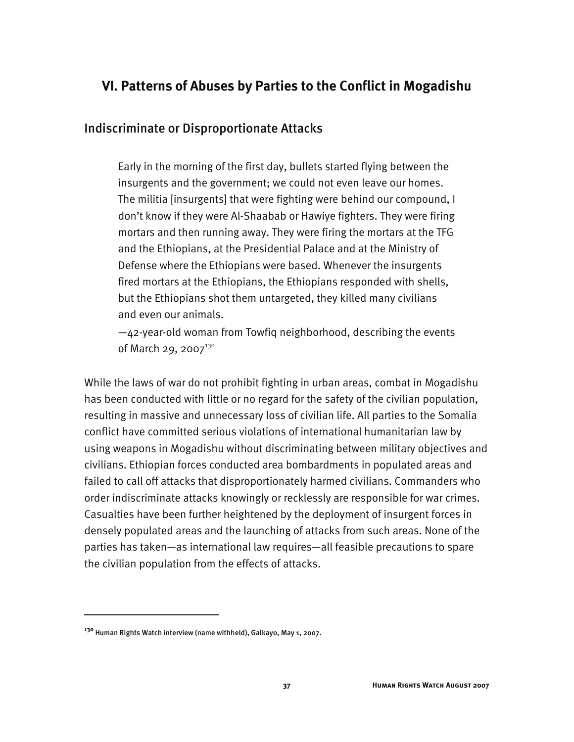## VI. Patterns of Abuses by Parties to the Conflict in Mogadishu

### Indiscriminate or Disproportionate Attacks

> Early in the morning of the first day, bullets started flying between the insurgents and the government; we could not even leave our homes. The militia [insurgents] that were fighting were behind our compound, I don't know if they were Al-Shaabab or Hawiye fighters. They were firing mortars and then running away. They were firing the mortars at the TFG and the Ethiopians, at the Presidential Palace and at the Ministry of Defense where the Ethiopians were based. Whenever the insurgents fired mortars at the Ethiopians, the Ethiopians responded with shells, but the Ethiopians shot them untargeted, they killed many civilians and even our animals.
>
> —42-year-old woman from Towfiq neighborhood, describing the events of March 29, 2007[130]

While the laws of war do not prohibit fighting in urban areas, combat in Mogadishu has been conducted with little or no regard for the safety of the civilian population, resulting in massive and unnecessary loss of civilian life. All parties to the Somalia conflict have committed serious violations of international humanitarian law by using weapons in Mogadishu without discriminating between military objectives and civilians. Ethiopian forces conducted area bombardments in populated areas and failed to call off attacks that disproportionately harmed civilians. Commanders who order indiscriminate attacks knowingly or recklessly are responsible for war crimes. Casualties have been further heightened by the deployment of insurgent forces in densely populated areas and the launching of attacks from such areas. None of the parties has taken—as international law requires—all feasible precautions to spare the civilian population from the effects of attacks.

---

[130] Human Rights Watch interview (name withheld), Galkayo, May 1, 2007.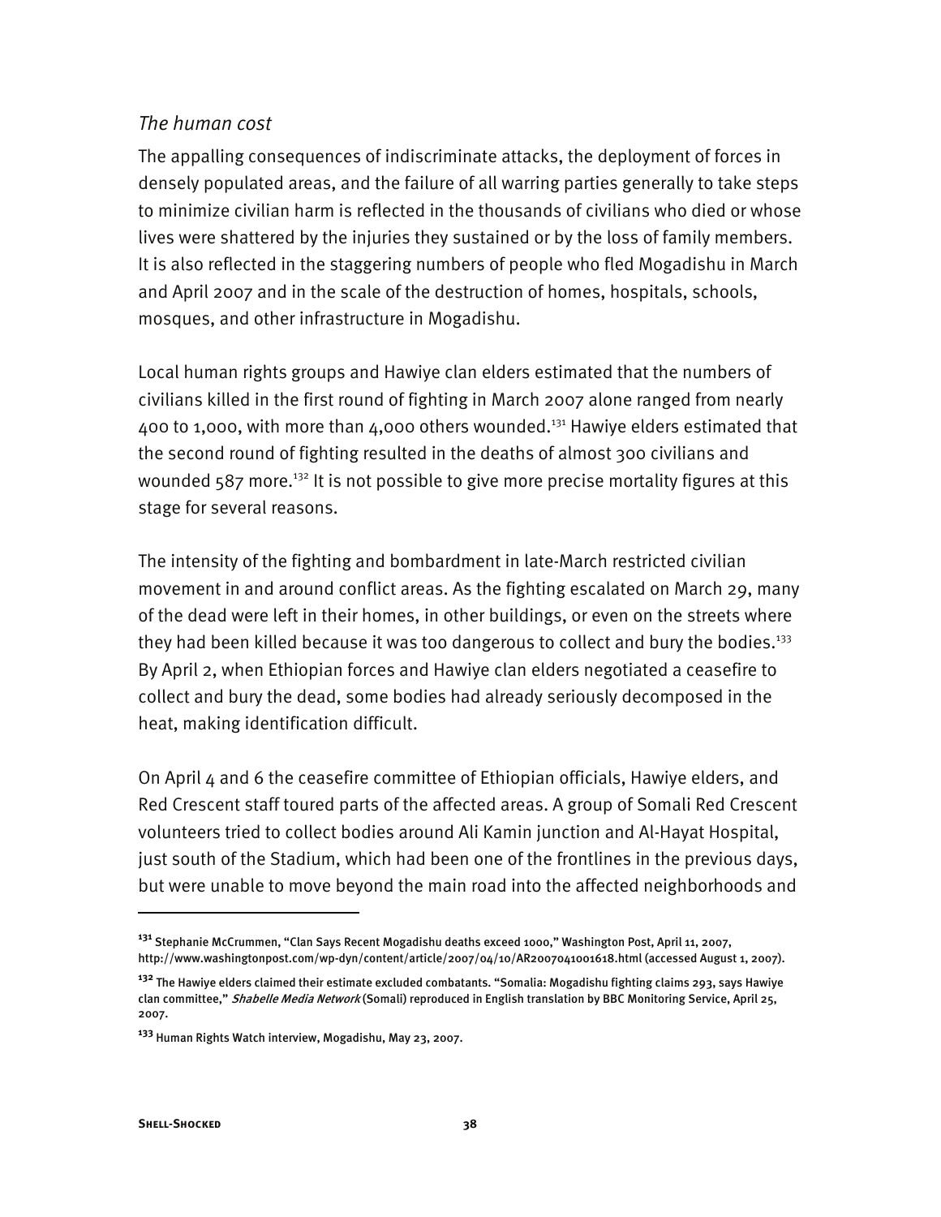*The human cost*

The appalling consequences of indiscriminate attacks, the deployment of forces in densely populated areas, and the failure of all warring parties generally to take steps to minimize civilian harm is reflected in the thousands of civilians who died or whose lives were shattered by the injuries they sustained or by the loss of family members. It is also reflected in the staggering numbers of people who fled Mogadishu in March and April 2007 and in the scale of the destruction of homes, hospitals, schools, mosques, and other infrastructure in Mogadishu.

Local human rights groups and Hawiye clan elders estimated that the numbers of civilians killed in the first round of fighting in March 2007 alone ranged from nearly 400 to 1,000, with more than 4,000 others wounded.[131] Hawiye elders estimated that the second round of fighting resulted in the deaths of almost 300 civilians and wounded 587 more.[132] It is not possible to give more precise mortality figures at this stage for several reasons.

The intensity of the fighting and bombardment in late-March restricted civilian movement in and around conflict areas. As the fighting escalated on March 29, many of the dead were left in their homes, in other buildings, or even on the streets where they had been killed because it was too dangerous to collect and bury the bodies.[133] By April 2, when Ethiopian forces and Hawiye clan elders negotiated a ceasefire to collect and bury the dead, some bodies had already seriously decomposed in the heat, making identification difficult.

On April 4 and 6 the ceasefire committee of Ethiopian officials, Hawiye elders, and Red Crescent staff toured parts of the affected areas. A group of Somali Red Crescent volunteers tried to collect bodies around Ali Kamin junction and Al-Hayat Hospital, just south of the Stadium, which had been one of the frontlines in the previous days, but were unable to move beyond the main road into the affected neighborhoods and

---

[131] Stephanie McCrummen, "Clan Says Recent Mogadishu deaths exceed 1000," Washington Post, April 11, 2007, http://www.washingtonpost.com/wp-dyn/content/article/2007/04/10/AR2007041001618.html (accessed August 1, 2007).

[132] The Hawiye elders claimed their estimate excluded combatants. "Somalia: Mogadishu fighting claims 293, says Hawiye clan committee," *Shabelle Media Network* (Somali) reproduced in English translation by BBC Monitoring Service, April 25, 2007.

[133] Human Rights Watch interview, Mogadishu, May 23, 2007.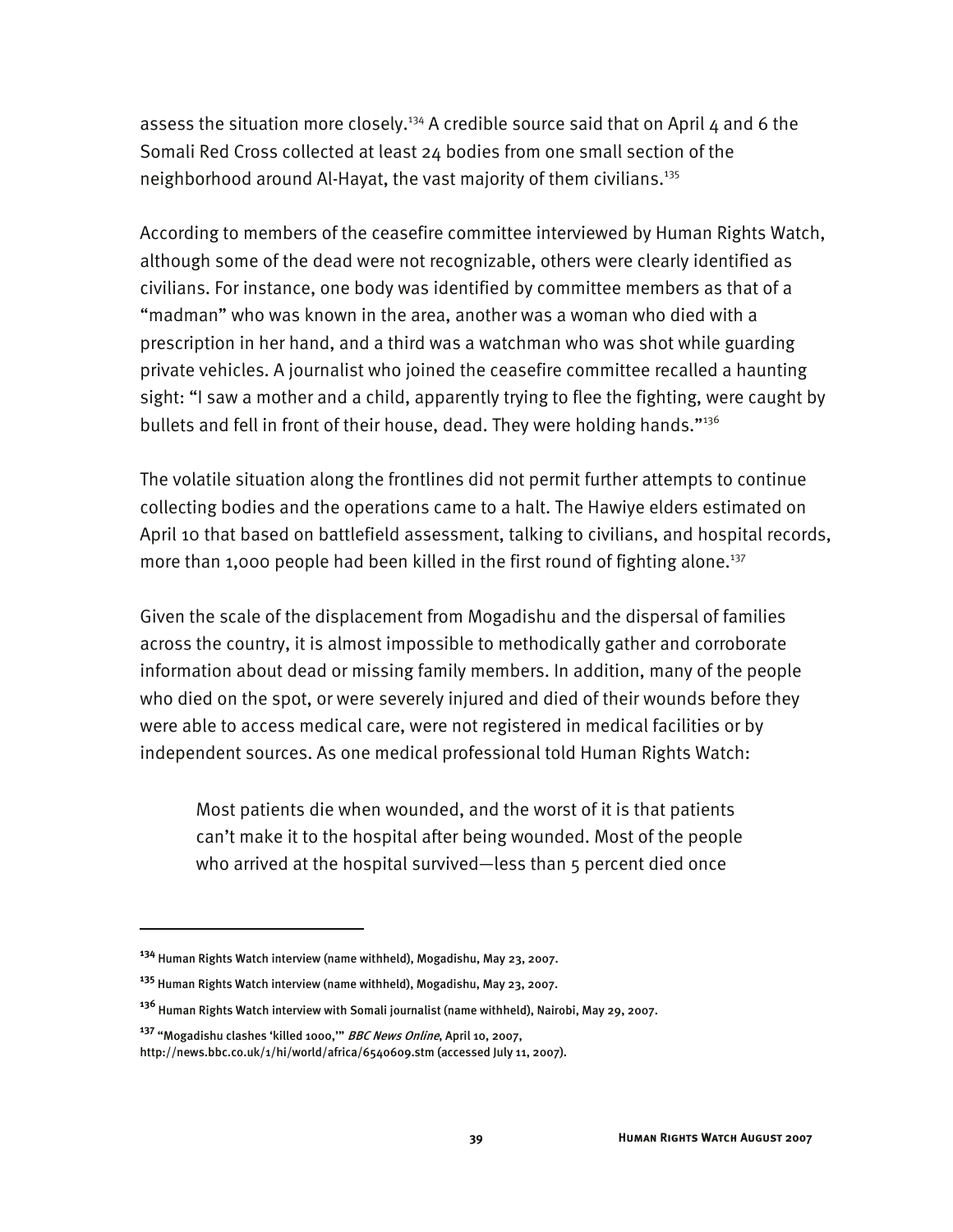assess the situation more closely.[134] A credible source said that on April 4 and 6 the Somali Red Cross collected at least 24 bodies from one small section of the neighborhood around Al-Hayat, the vast majority of them civilians.[135]

According to members of the ceasefire committee interviewed by Human Rights Watch, although some of the dead were not recognizable, others were clearly identified as civilians. For instance, one body was identified by committee members as that of a "madman" who was known in the area, another was a woman who died with a prescription in her hand, and a third was a watchman who was shot while guarding private vehicles. A journalist who joined the ceasefire committee recalled a haunting sight: "I saw a mother and a child, apparently trying to flee the fighting, were caught by bullets and fell in front of their house, dead. They were holding hands."[136]

The volatile situation along the frontlines did not permit further attempts to continue collecting bodies and the operations came to a halt. The Hawiye elders estimated on April 10 that based on battlefield assessment, talking to civilians, and hospital records, more than 1,000 people had been killed in the first round of fighting alone.[137]

Given the scale of the displacement from Mogadishu and the dispersal of families across the country, it is almost impossible to methodically gather and corroborate information about dead or missing family members. In addition, many of the people who died on the spot, or were severely injured and died of their wounds before they were able to access medical care, were not registered in medical facilities or by independent sources. As one medical professional told Human Rights Watch:

> Most patients die when wounded, and the worst of it is that patients can't make it to the hospital after being wounded. Most of the people who arrived at the hospital survived—less than 5 percent died once

---

[134] Human Rights Watch interview (name withheld), Mogadishu, May 23, 2007.

[135] Human Rights Watch interview (name withheld), Mogadishu, May 23, 2007.

[136] Human Rights Watch interview with Somali journalist (name withheld), Nairobi, May 29, 2007.

[137] "Mogadishu clashes 'killed 1000,'" *BBC News Online*, April 10, 2007, http://news.bbc.co.uk/1/hi/world/africa/6540609.stm (accessed July 11, 2007).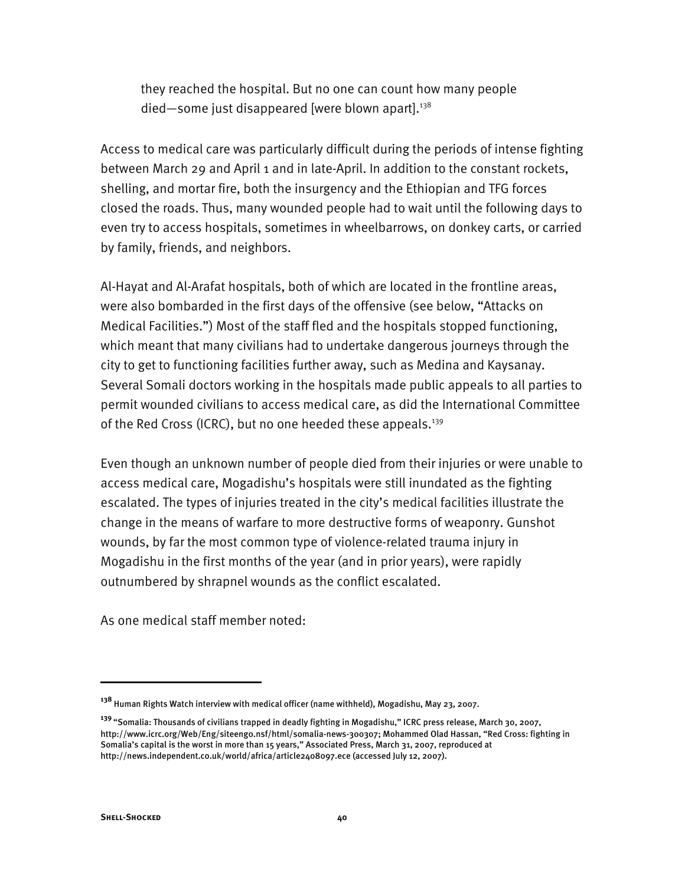> they reached the hospital. But no one can count how many people died—some just disappeared [were blown apart].[138]

Access to medical care was particularly difficult during the periods of intense fighting between March 29 and April 1 and in late-April. In addition to the constant rockets, shelling, and mortar fire, both the insurgency and the Ethiopian and TFG forces closed the roads. Thus, many wounded people had to wait until the following days to even try to access hospitals, sometimes in wheelbarrows, on donkey carts, or carried by family, friends, and neighbors.

Al-Hayat and Al-Arafat hospitals, both of which are located in the frontline areas, were also bombarded in the first days of the offensive (see below, "Attacks on Medical Facilities.") Most of the staff fled and the hospitals stopped functioning, which meant that many civilians had to undertake dangerous journeys through the city to get to functioning facilities further away, such as Medina and Kaysanay. Several Somali doctors working in the hospitals made public appeals to all parties to permit wounded civilians to access medical care, as did the International Committee of the Red Cross (ICRC), but no one heeded these appeals.[139]

Even though an unknown number of people died from their injuries or were unable to access medical care, Mogadishu's hospitals were still inundated as the fighting escalated. The types of injuries treated in the city's medical facilities illustrate the change in the means of warfare to more destructive forms of weaponry. Gunshot wounds, by far the most common type of violence-related trauma injury in Mogadishu in the first months of the year (and in prior years), were rapidly outnumbered by shrapnel wounds as the conflict escalated.

As one medical staff member noted:

---

[138] Human Rights Watch interview with medical officer (name withheld), Mogadishu, May 23, 2007.

[139] "Somalia: Thousands of civilians trapped in deadly fighting in Mogadishu," ICRC press release, March 30, 2007, http://www.icrc.org/Web/Eng/siteengo.nsf/html/somalia-news-300307; Mohammed Olad Hassan, "Red Cross: fighting in Somalia's capital is the worst in more than 15 years," Associated Press, March 31, 2007, reproduced at http://news.independent.co.uk/world/africa/article2408097.ece (accessed July 12, 2007).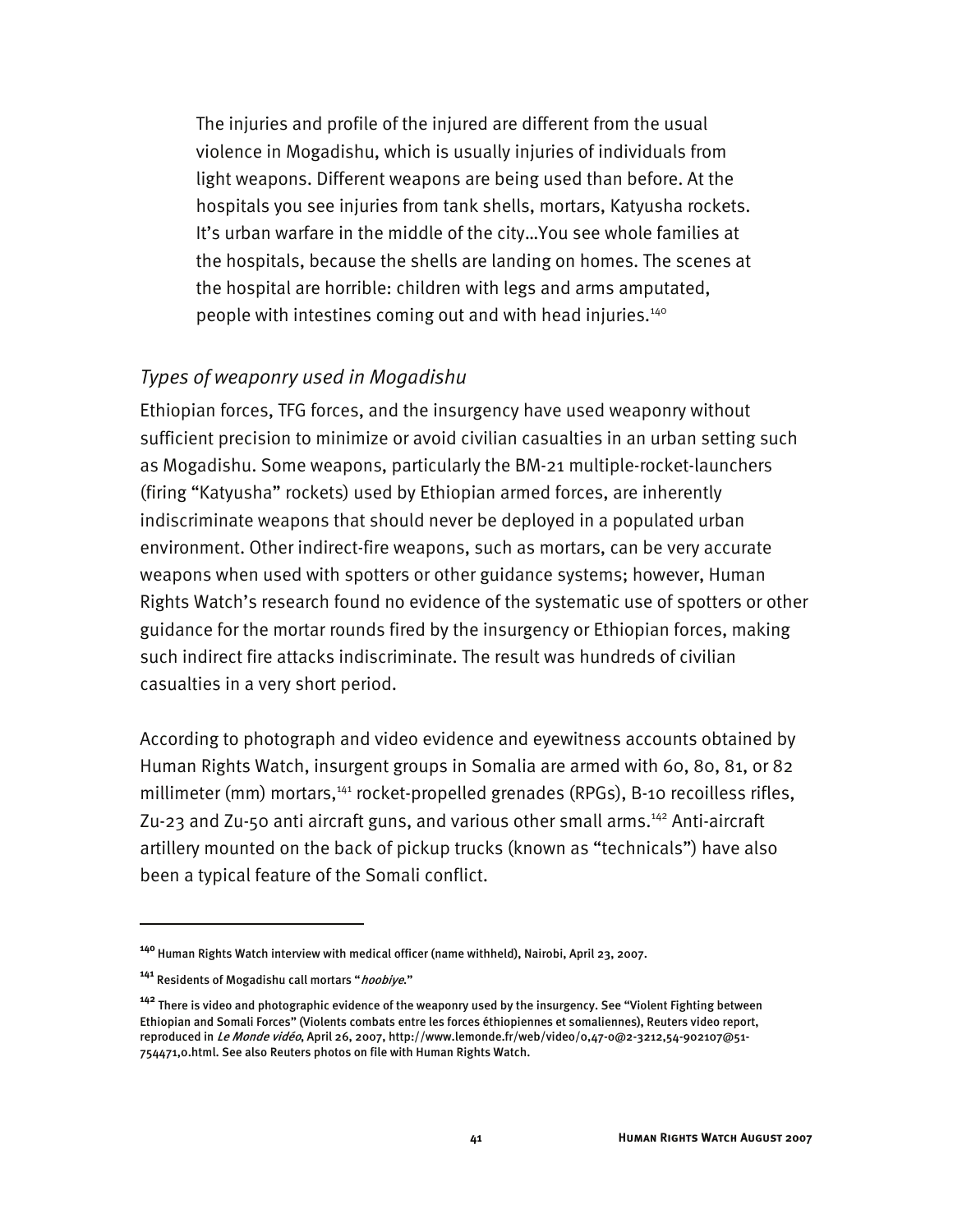> The injuries and profile of the injured are different from the usual violence in Mogadishu, which is usually injuries of individuals from light weapons. Different weapons are being used than before. At the hospitals you see injuries from tank shells, mortars, Katyusha rockets. It's urban warfare in the middle of the city…You see whole families at the hospitals, because the shells are landing on homes. The scenes at the hospital are horrible: children with legs and arms amputated, people with intestines coming out and with head injuries.[140]

### *Types of weaponry used in Mogadishu*

Ethiopian forces, TFG forces, and the insurgency have used weaponry without sufficient precision to minimize or avoid civilian casualties in an urban setting such as Mogadishu. Some weapons, particularly the BM-21 multiple-rocket-launchers (firing "Katyusha" rockets) used by Ethiopian armed forces, are inherently indiscriminate weapons that should never be deployed in a populated urban environment. Other indirect-fire weapons, such as mortars, can be very accurate weapons when used with spotters or other guidance systems; however, Human Rights Watch's research found no evidence of the systematic use of spotters or other guidance for the mortar rounds fired by the insurgency or Ethiopian forces, making such indirect fire attacks indiscriminate. The result was hundreds of civilian casualties in a very short period.

According to photograph and video evidence and eyewitness accounts obtained by Human Rights Watch, insurgent groups in Somalia are armed with 60, 80, 81, or 82 millimeter (mm) mortars,[141] rocket-propelled grenades (RPGs), B-10 recoilless rifles, Zu-23 and Zu-50 anti aircraft guns, and various other small arms.[142] Anti-aircraft artillery mounted on the back of pickup trucks (known as "technicals") have also been a typical feature of the Somali conflict.

---

[140] Human Rights Watch interview with medical officer (name withheld), Nairobi, April 23, 2007.

[141] Residents of Mogadishu call mortars "*hoobiye*."

[142] There is video and photographic evidence of the weaponry used by the insurgency. See "Violent Fighting between Ethiopian and Somali Forces" (Violents combats entre les forces éthiopiennes et somaliennes), Reuters video report, reproduced in *Le Monde vidéo*, April 26, 2007, http://www.lemonde.fr/web/video/0,47-0@2-3212,54-902107@51-754471,0.html. See also Reuters photos on file with Human Rights Watch.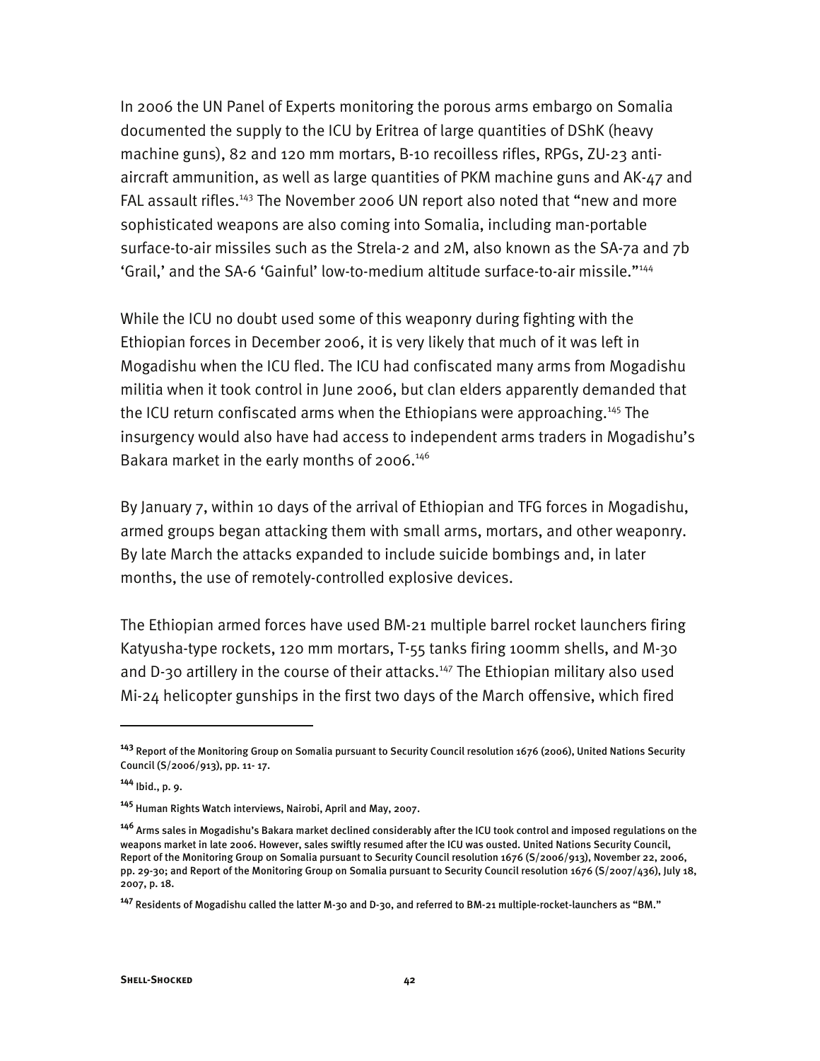In 2006 the UN Panel of Experts monitoring the porous arms embargo on Somalia documented the supply to the ICU by Eritrea of large quantities of DShK (heavy machine guns), 82 and 120 mm mortars, B-10 recoilless rifles, RPGs, ZU-23 anti-aircraft ammunition, as well as large quantities of PKM machine guns and AK-47 and FAL assault rifles.[143] The November 2006 UN report also noted that "new and more sophisticated weapons are also coming into Somalia, including man-portable surface-to-air missiles such as the Strela-2 and 2M, also known as the SA-7a and 7b 'Grail,' and the SA-6 'Gainful' low-to-medium altitude surface-to-air missile."[144]

While the ICU no doubt used some of this weaponry during fighting with the Ethiopian forces in December 2006, it is very likely that much of it was left in Mogadishu when the ICU fled. The ICU had confiscated many arms from Mogadishu militia when it took control in June 2006, but clan elders apparently demanded that the ICU return confiscated arms when the Ethiopians were approaching.[145] The insurgency would also have had access to independent arms traders in Mogadishu's Bakara market in the early months of 2006.[146]

By January 7, within 10 days of the arrival of Ethiopian and TFG forces in Mogadishu, armed groups began attacking them with small arms, mortars, and other weaponry. By late March the attacks expanded to include suicide bombings and, in later months, the use of remotely-controlled explosive devices.

The Ethiopian armed forces have used BM-21 multiple barrel rocket launchers firing Katyusha-type rockets, 120 mm mortars, T-55 tanks firing 100mm shells, and M-30 and D-30 artillery in the course of their attacks.[147] The Ethiopian military also used Mi-24 helicopter gunships in the first two days of the March offensive, which fired

---

[143] Report of the Monitoring Group on Somalia pursuant to Security Council resolution 1676 (2006), United Nations Security Council (S/2006/913), pp. 11- 17.

[144] Ibid., p. 9.

[145] Human Rights Watch interviews, Nairobi, April and May, 2007.

[146] Arms sales in Mogadishu's Bakara market declined considerably after the ICU took control and imposed regulations on the weapons market in late 2006. However, sales swiftly resumed after the ICU was ousted. United Nations Security Council, Report of the Monitoring Group on Somalia pursuant to Security Council resolution 1676 (S/2006/913), November 22, 2006, pp. 29-30; and Report of the Monitoring Group on Somalia pursuant to Security Council resolution 1676 (S/2007/436), July 18, 2007, p. 18.

[147] Residents of Mogadishu called the latter M-30 and D-30, and referred to BM-21 multiple-rocket-launchers as "BM."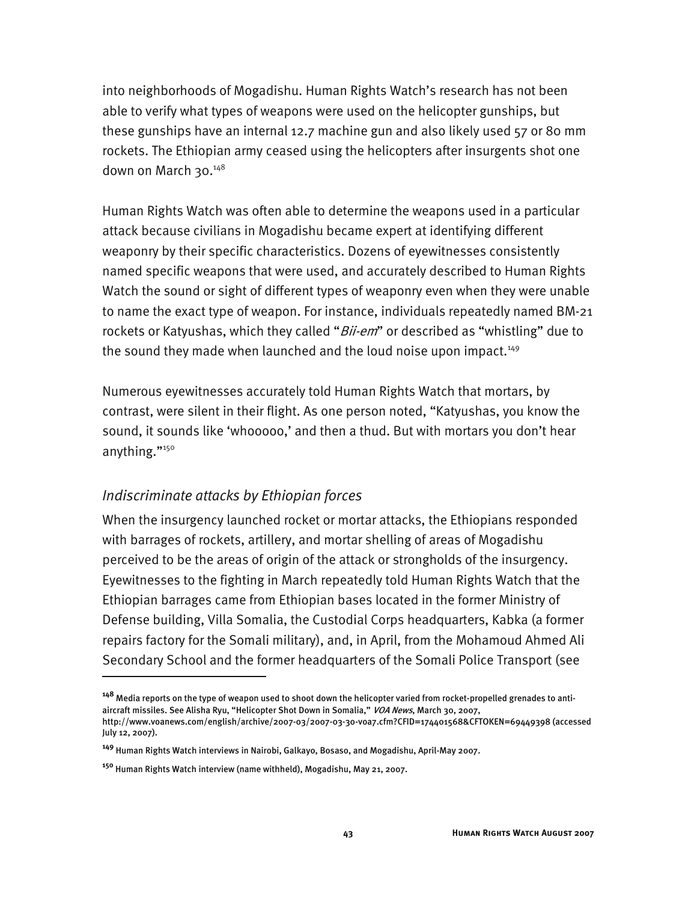into neighborhoods of Mogadishu. Human Rights Watch's research has not been able to verify what types of weapons were used on the helicopter gunships, but these gunships have an internal 12.7 machine gun and also likely used 57 or 80 mm rockets. The Ethiopian army ceased using the helicopters after insurgents shot one down on March 30.[148]

Human Rights Watch was often able to determine the weapons used in a particular attack because civilians in Mogadishu became expert at identifying different weaponry by their specific characteristics. Dozens of eyewitnesses consistently named specific weapons that were used, and accurately described to Human Rights Watch the sound or sight of different types of weaponry even when they were unable to name the exact type of weapon. For instance, individuals repeatedly named BM-21 rockets or Katyushas, which they called "*Bii-em*" or described as "whistling" due to the sound they made when launched and the loud noise upon impact.[149]

Numerous eyewitnesses accurately told Human Rights Watch that mortars, by contrast, were silent in their flight. As one person noted, "Katyushas, you know the sound, it sounds like 'whooooo,' and then a thud. But with mortars you don't hear anything."[150]

### *Indiscriminate attacks by Ethiopian forces*

When the insurgency launched rocket or mortar attacks, the Ethiopians responded with barrages of rockets, artillery, and mortar shelling of areas of Mogadishu perceived to be the areas of origin of the attack or strongholds of the insurgency. Eyewitnesses to the fighting in March repeatedly told Human Rights Watch that the Ethiopian barrages came from Ethiopian bases located in the former Ministry of Defense building, Villa Somalia, the Custodial Corps headquarters, Kabka (a former repairs factory for the Somali military), and, in April, from the Mohamoud Ahmed Ali Secondary School and the former headquarters of the Somali Police Transport (see

---

[148] Media reports on the type of weapon used to shoot down the helicopter varied from rocket-propelled grenades to anti-aircraft missiles. See Alisha Ryu, "Helicopter Shot Down in Somalia," *VOA News*, March 30, 2007, http://www.voanews.com/english/archive/2007-03/2007-03-30-voa7.cfm?CFID=174401568&CFTOKEN=69449398 (accessed July 12, 2007).

[149] Human Rights Watch interviews in Nairobi, Galkayo, Bosaso, and Mogadishu, April-May 2007.

[150] Human Rights Watch interview (name withheld), Mogadishu, May 21, 2007.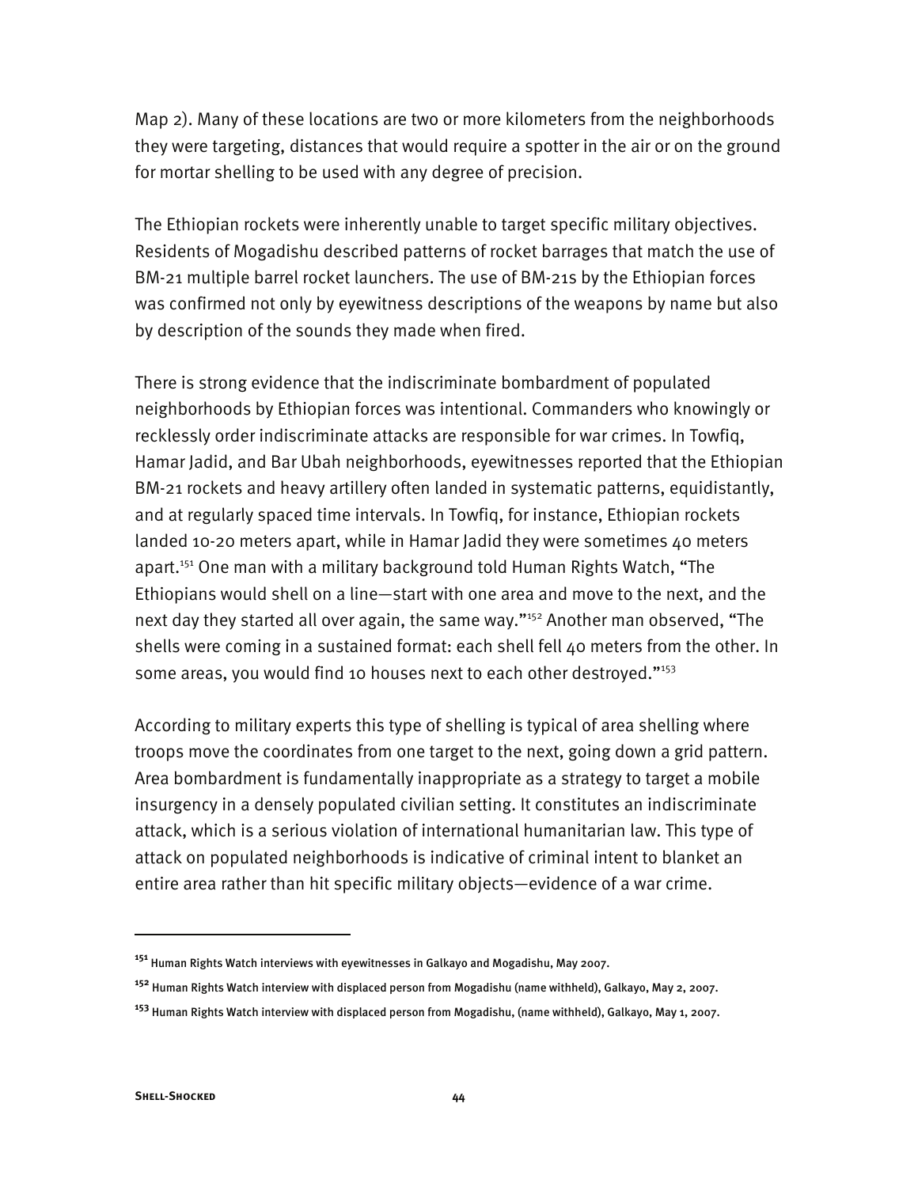Map 2). Many of these locations are two or more kilometers from the neighborhoods they were targeting, distances that would require a spotter in the air or on the ground for mortar shelling to be used with any degree of precision.

The Ethiopian rockets were inherently unable to target specific military objectives. Residents of Mogadishu described patterns of rocket barrages that match the use of BM-21 multiple barrel rocket launchers. The use of BM-21s by the Ethiopian forces was confirmed not only by eyewitness descriptions of the weapons by name but also by description of the sounds they made when fired.

There is strong evidence that the indiscriminate bombardment of populated neighborhoods by Ethiopian forces was intentional. Commanders who knowingly or recklessly order indiscriminate attacks are responsible for war crimes. In Towfiq, Hamar Jadid, and Bar Ubah neighborhoods, eyewitnesses reported that the Ethiopian BM-21 rockets and heavy artillery often landed in systematic patterns, equidistantly, and at regularly spaced time intervals. In Towfiq, for instance, Ethiopian rockets landed 10-20 meters apart, while in Hamar Jadid they were sometimes 40 meters apart.[151] One man with a military background told Human Rights Watch, "The Ethiopians would shell on a line—start with one area and move to the next, and the next day they started all over again, the same way."[152] Another man observed, "The shells were coming in a sustained format: each shell fell 40 meters from the other. In some areas, you would find 10 houses next to each other destroyed."[153]

According to military experts this type of shelling is typical of area shelling where troops move the coordinates from one target to the next, going down a grid pattern. Area bombardment is fundamentally inappropriate as a strategy to target a mobile insurgency in a densely populated civilian setting. It constitutes an indiscriminate attack, which is a serious violation of international humanitarian law. This type of attack on populated neighborhoods is indicative of criminal intent to blanket an entire area rather than hit specific military objects—evidence of a war crime.

---

[151] Human Rights Watch interviews with eyewitnesses in Galkayo and Mogadishu, May 2007.

[152] Human Rights Watch interview with displaced person from Mogadishu (name withheld), Galkayo, May 2, 2007.

[153] Human Rights Watch interview with displaced person from Mogadishu, (name withheld), Galkayo, May 1, 2007.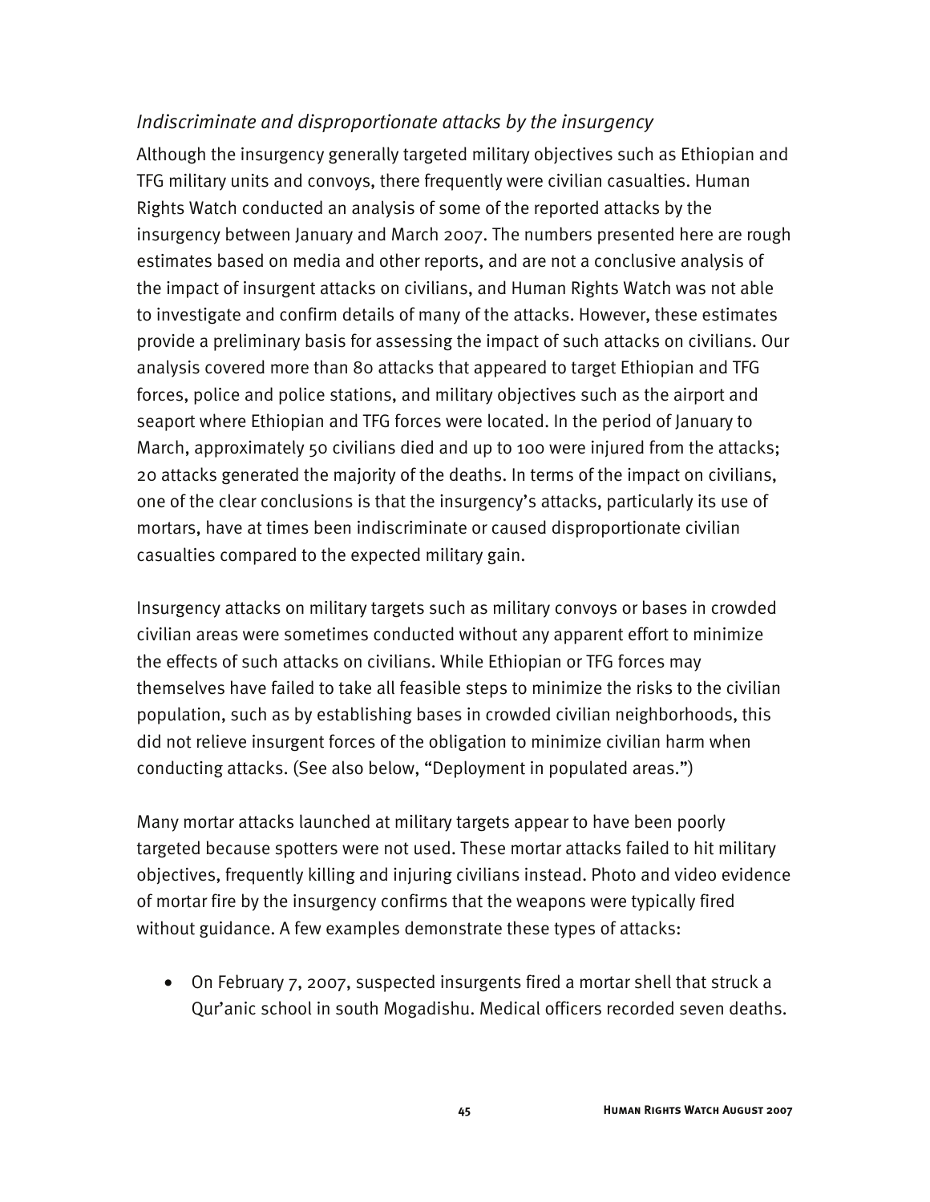### *Indiscriminate and disproportionate attacks by the insurgency*

Although the insurgency generally targeted military objectives such as Ethiopian and TFG military units and convoys, there frequently were civilian casualties. Human Rights Watch conducted an analysis of some of the reported attacks by the insurgency between January and March 2007. The numbers presented here are rough estimates based on media and other reports, and are not a conclusive analysis of the impact of insurgent attacks on civilians, and Human Rights Watch was not able to investigate and confirm details of many of the attacks. However, these estimates provide a preliminary basis for assessing the impact of such attacks on civilians. Our analysis covered more than 80 attacks that appeared to target Ethiopian and TFG forces, police and police stations, and military objectives such as the airport and seaport where Ethiopian and TFG forces were located. In the period of January to March, approximately 50 civilians died and up to 100 were injured from the attacks; 20 attacks generated the majority of the deaths. In terms of the impact on civilians, one of the clear conclusions is that the insurgency's attacks, particularly its use of mortars, have at times been indiscriminate or caused disproportionate civilian casualties compared to the expected military gain.

Insurgency attacks on military targets such as military convoys or bases in crowded civilian areas were sometimes conducted without any apparent effort to minimize the effects of such attacks on civilians. While Ethiopian or TFG forces may themselves have failed to take all feasible steps to minimize the risks to the civilian population, such as by establishing bases in crowded civilian neighborhoods, this did not relieve insurgent forces of the obligation to minimize civilian harm when conducting attacks. (See also below, "Deployment in populated areas.")

Many mortar attacks launched at military targets appear to have been poorly targeted because spotters were not used. These mortar attacks failed to hit military objectives, frequently killing and injuring civilians instead. Photo and video evidence of mortar fire by the insurgency confirms that the weapons were typically fired without guidance. A few examples demonstrate these types of attacks:

- On February 7, 2007, suspected insurgents fired a mortar shell that struck a Qur'anic school in south Mogadishu. Medical officers recorded seven deaths.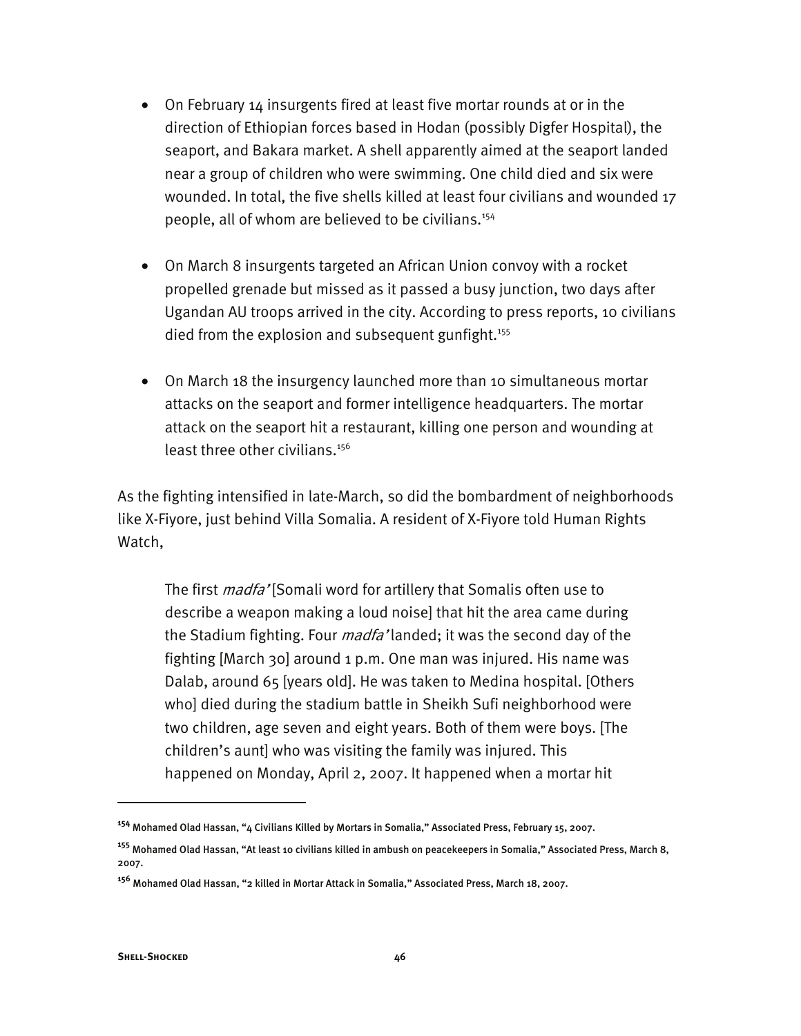- On February 14 insurgents fired at least five mortar rounds at or in the direction of Ethiopian forces based in Hodan (possibly Digfer Hospital), the seaport, and Bakara market. A shell apparently aimed at the seaport landed near a group of children who were swimming. One child died and six were wounded. In total, the five shells killed at least four civilians and wounded 17 people, all of whom are believed to be civilians.[154]

- On March 8 insurgents targeted an African Union convoy with a rocket propelled grenade but missed as it passed a busy junction, two days after Ugandan AU troops arrived in the city. According to press reports, 10 civilians died from the explosion and subsequent gunfight.[155]

- On March 18 the insurgency launched more than 10 simultaneous mortar attacks on the seaport and former intelligence headquarters. The mortar attack on the seaport hit a restaurant, killing one person and wounding at least three other civilians.[156]

As the fighting intensified in late-March, so did the bombardment of neighborhoods like X-Fiyore, just behind Villa Somalia. A resident of X-Fiyore told Human Rights Watch,

> The first *madfa'* [Somali word for artillery that Somalis often use to describe a weapon making a loud noise] that hit the area came during the Stadium fighting. Four *madfa'* landed; it was the second day of the fighting [March 30] around 1 p.m. One man was injured. His name was Dalab, around 65 [years old]. He was taken to Medina hospital. [Others who] died during the stadium battle in Sheikh Sufi neighborhood were two children, age seven and eight years. Both of them were boys. [The children's aunt] who was visiting the family was injured. This happened on Monday, April 2, 2007. It happened when a mortar hit

---

[154] Mohamed Olad Hassan, "4 Civilians Killed by Mortars in Somalia," Associated Press, February 15, 2007.

[155] Mohamed Olad Hassan, "At least 10 civilians killed in ambush on peacekeepers in Somalia," Associated Press, March 8, 2007.

[156] Mohamed Olad Hassan, "2 killed in Mortar Attack in Somalia," Associated Press, March 18, 2007.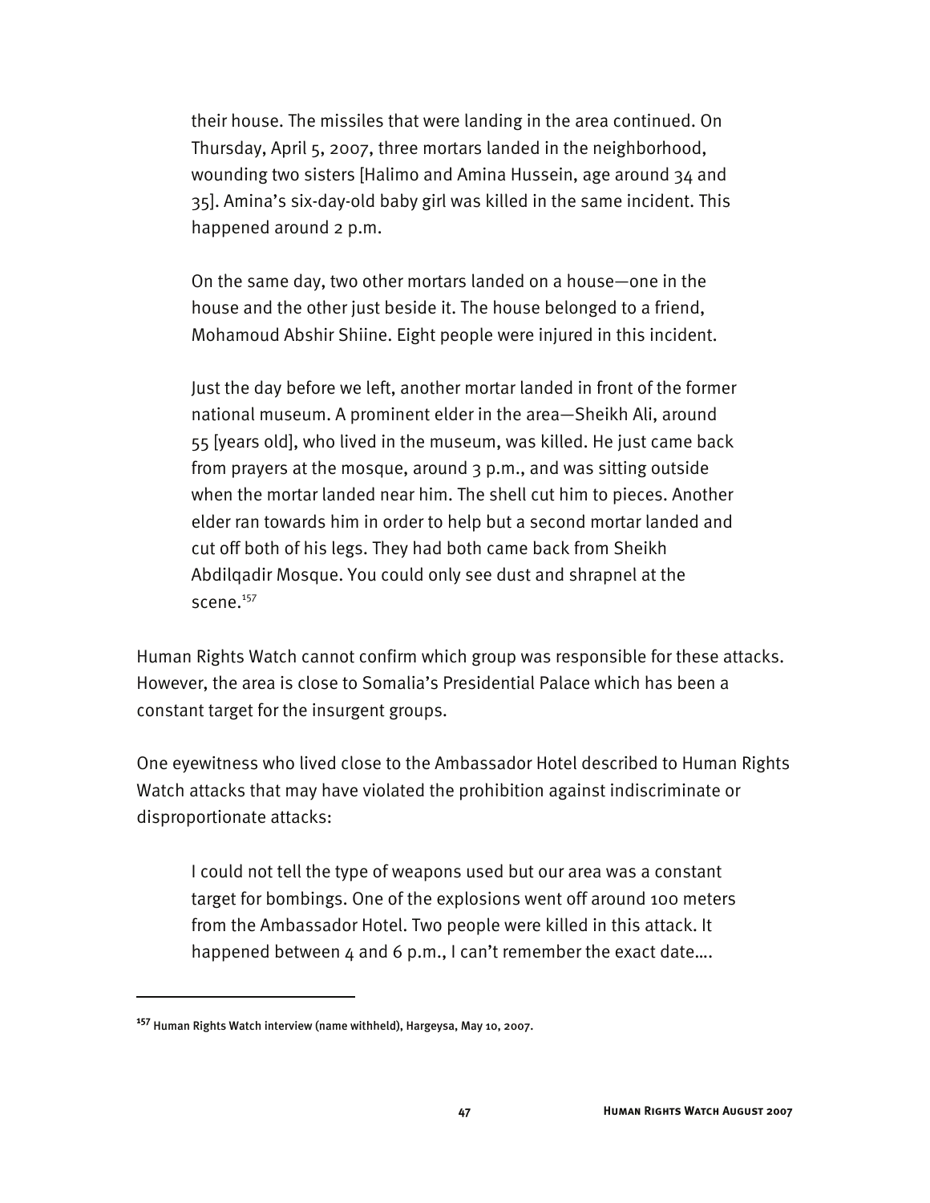> their house. The missiles that were landing in the area continued. On Thursday, April 5, 2007, three mortars landed in the neighborhood, wounding two sisters [Halimo and Amina Hussein, age around 34 and 35]. Amina's six-day-old baby girl was killed in the same incident. This happened around 2 p.m.
>
> On the same day, two other mortars landed on a house—one in the house and the other just beside it. The house belonged to a friend, Mohamoud Abshir Shiine. Eight people were injured in this incident.
>
> Just the day before we left, another mortar landed in front of the former national museum. A prominent elder in the area—Sheikh Ali, around 55 [years old], who lived in the museum, was killed. He just came back from prayers at the mosque, around 3 p.m., and was sitting outside when the mortar landed near him. The shell cut him to pieces. Another elder ran towards him in order to help but a second mortar landed and cut off both of his legs. They had both came back from Sheikh Abdilqadir Mosque. You could only see dust and shrapnel at the scene.[157]

Human Rights Watch cannot confirm which group was responsible for these attacks. However, the area is close to Somalia's Presidential Palace which has been a constant target for the insurgent groups.

One eyewitness who lived close to the Ambassador Hotel described to Human Rights Watch attacks that may have violated the prohibition against indiscriminate or disproportionate attacks:

> I could not tell the type of weapons used but our area was a constant target for bombings. One of the explosions went off around 100 meters from the Ambassador Hotel. Two people were killed in this attack. It happened between 4 and 6 p.m., I can't remember the exact date….

---

[157] Human Rights Watch interview (name withheld), Hargeysa, May 10, 2007.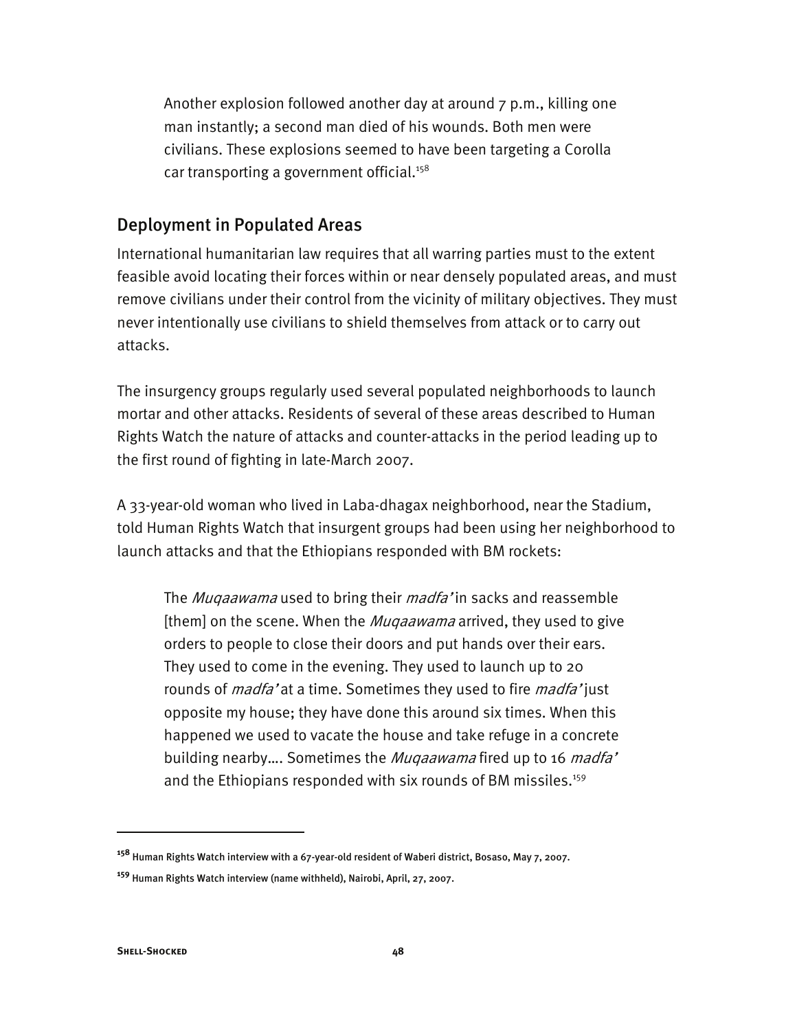> Another explosion followed another day at around 7 p.m., killing one man instantly; a second man died of his wounds. Both men were civilians. These explosions seemed to have been targeting a Corolla car transporting a government official.[158]

## Deployment in Populated Areas

International humanitarian law requires that all warring parties must to the extent feasible avoid locating their forces within or near densely populated areas, and must remove civilians under their control from the vicinity of military objectives. They must never intentionally use civilians to shield themselves from attack or to carry out attacks.

The insurgency groups regularly used several populated neighborhoods to launch mortar and other attacks. Residents of several of these areas described to Human Rights Watch the nature of attacks and counter-attacks in the period leading up to the first round of fighting in late-March 2007.

A 33-year-old woman who lived in Laba-dhagax neighborhood, near the Stadium, told Human Rights Watch that insurgent groups had been using her neighborhood to launch attacks and that the Ethiopians responded with BM rockets:

> The *Muqaawama* used to bring their *madfa'* in sacks and reassemble [them] on the scene. When the *Muqaawama* arrived, they used to give orders to people to close their doors and put hands over their ears. They used to come in the evening. They used to launch up to 20 rounds of *madfa'* at a time. Sometimes they used to fire *madfa'* just opposite my house; they have done this around six times. When this happened we used to vacate the house and take refuge in a concrete building nearby…. Sometimes the *Muqaawama* fired up to 16 *madfa'* and the Ethiopians responded with six rounds of BM missiles.[159]

---

[158] Human Rights Watch interview with a 67-year-old resident of Waberi district, Bosaso, May 7, 2007.

[159] Human Rights Watch interview (name withheld), Nairobi, April, 27, 2007.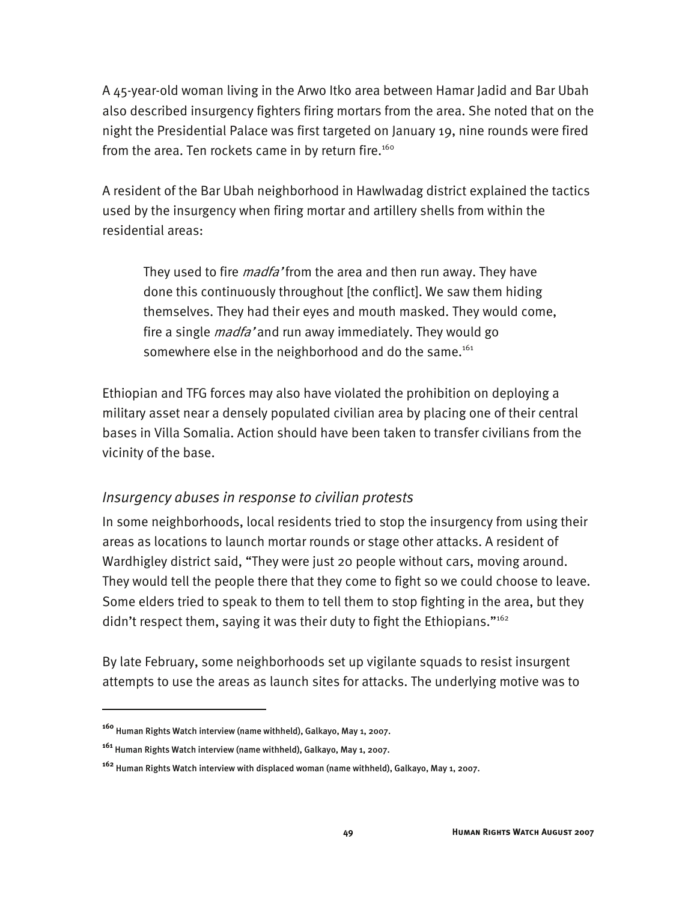A 45-year-old woman living in the Arwo Itko area between Hamar Jadid and Bar Ubah also described insurgency fighters firing mortars from the area. She noted that on the night the Presidential Palace was first targeted on January 19, nine rounds were fired from the area. Ten rockets came in by return fire.[160]

A resident of the Bar Ubah neighborhood in Hawlwadag district explained the tactics used by the insurgency when firing mortar and artillery shells from within the residential areas:

> They used to fire *madfa'* from the area and then run away. They have done this continuously throughout [the conflict]. We saw them hiding themselves. They had their eyes and mouth masked. They would come, fire a single *madfa'* and run away immediately. They would go somewhere else in the neighborhood and do the same.[161]

Ethiopian and TFG forces may also have violated the prohibition on deploying a military asset near a densely populated civilian area by placing one of their central bases in Villa Somalia. Action should have been taken to transfer civilians from the vicinity of the base.

### *Insurgency abuses in response to civilian protests*

In some neighborhoods, local residents tried to stop the insurgency from using their areas as locations to launch mortar rounds or stage other attacks. A resident of Wardhigley district said, "They were just 20 people without cars, moving around. They would tell the people there that they come to fight so we could choose to leave. Some elders tried to speak to them to tell them to stop fighting in the area, but they didn't respect them, saying it was their duty to fight the Ethiopians."[162]

By late February, some neighborhoods set up vigilante squads to resist insurgent attempts to use the areas as launch sites for attacks. The underlying motive was to

---

[160] Human Rights Watch interview (name withheld), Galkayo, May 1, 2007.

[161] Human Rights Watch interview (name withheld), Galkayo, May 1, 2007.

[162] Human Rights Watch interview with displaced woman (name withheld), Galkayo, May 1, 2007.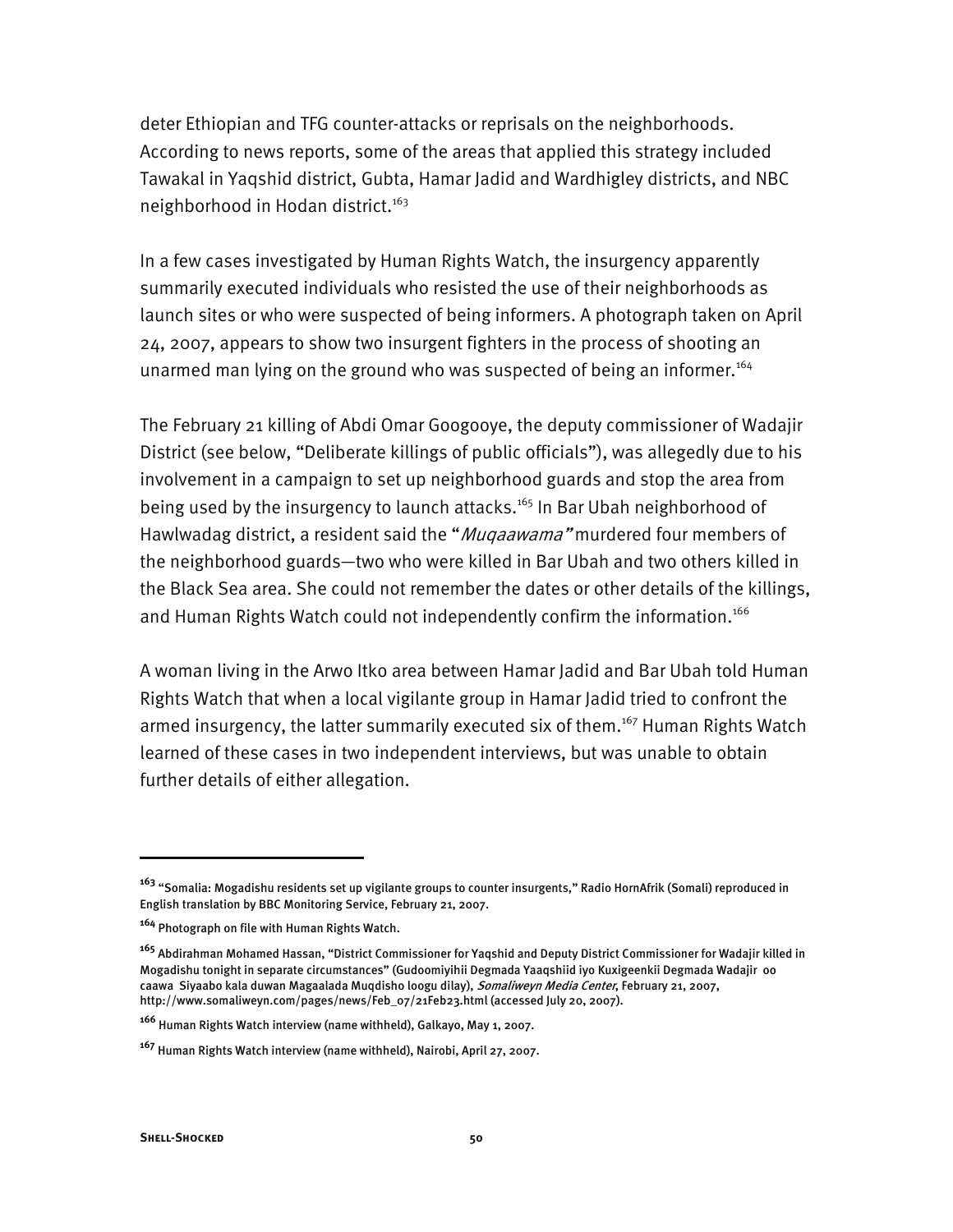deter Ethiopian and TFG counter-attacks or reprisals on the neighborhoods. According to news reports, some of the areas that applied this strategy included Tawakal in Yaqshid district, Gubta, Hamar Jadid and Wardhigley districts, and NBC neighborhood in Hodan district.[163]

In a few cases investigated by Human Rights Watch, the insurgency apparently summarily executed individuals who resisted the use of their neighborhoods as launch sites or who were suspected of being informers. A photograph taken on April 24, 2007, appears to show two insurgent fighters in the process of shooting an unarmed man lying on the ground who was suspected of being an informer.[164]

The February 21 killing of Abdi Omar Googooye, the deputy commissioner of Wadajir District (see below, "Deliberate killings of public officials"), was allegedly due to his involvement in a campaign to set up neighborhood guards and stop the area from being used by the insurgency to launch attacks.[165] In Bar Ubah neighborhood of Hawlwadag district, a resident said the "*Muqaawama*" murdered four members of the neighborhood guards—two who were killed in Bar Ubah and two others killed in the Black Sea area. She could not remember the dates or other details of the killings, and Human Rights Watch could not independently confirm the information.[166]

A woman living in the Arwo Itko area between Hamar Jadid and Bar Ubah told Human Rights Watch that when a local vigilante group in Hamar Jadid tried to confront the armed insurgency, the latter summarily executed six of them.[167] Human Rights Watch learned of these cases in two independent interviews, but was unable to obtain further details of either allegation.

---

[163] "Somalia: Mogadishu residents set up vigilante groups to counter insurgents," Radio HornAfrik (Somali) reproduced in English translation by BBC Monitoring Service, February 21, 2007.

[164] Photograph on file with Human Rights Watch.

[165] Abdirahman Mohamed Hassan, "District Commissioner for Yaqshid and Deputy District Commissioner for Wadajir killed in Mogadishu tonight in separate circumstances" (Gudoomiyihii Degmada Yaaqshiid iyo Kuxigeenkii Degmada Wadajir oo caawa Siyaabo kala duwan Magaalada Muqdisho loogu dilay), *Somaliweyn Media Center*, February 21, 2007, http://www.somaliweyn.com/pages/news/Feb_07/21Feb23.html (accessed July 20, 2007).

[166] Human Rights Watch interview (name withheld), Galkayo, May 1, 2007.

[167] Human Rights Watch interview (name withheld), Nairobi, April 27, 2007.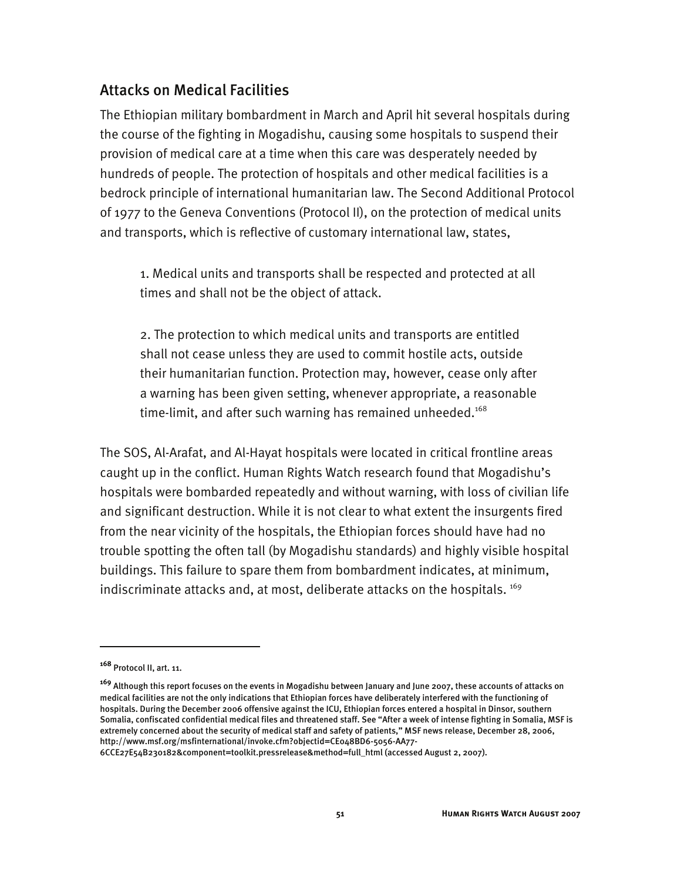## Attacks on Medical Facilities

The Ethiopian military bombardment in March and April hit several hospitals during the course of the fighting in Mogadishu, causing some hospitals to suspend their provision of medical care at a time when this care was desperately needed by hundreds of people. The protection of hospitals and other medical facilities is a bedrock principle of international humanitarian law. The Second Additional Protocol of 1977 to the Geneva Conventions (Protocol II), on the protection of medical units and transports, which is reflective of customary international law, states,

> 1. Medical units and transports shall be respected and protected at all times and shall not be the object of attack.
>
> 2. The protection to which medical units and transports are entitled shall not cease unless they are used to commit hostile acts, outside their humanitarian function. Protection may, however, cease only after a warning has been given setting, whenever appropriate, a reasonable time-limit, and after such warning has remained unheeded.[168]

The SOS, Al-Arafat, and Al-Hayat hospitals were located in critical frontline areas caught up in the conflict. Human Rights Watch research found that Mogadishu's hospitals were bombarded repeatedly and without warning, with loss of civilian life and significant destruction. While it is not clear to what extent the insurgents fired from the near vicinity of the hospitals, the Ethiopian forces should have had no trouble spotting the often tall (by Mogadishu standards) and highly visible hospital buildings. This failure to spare them from bombardment indicates, at minimum, indiscriminate attacks and, at most, deliberate attacks on the hospitals. [169]

---

[168] Protocol II, art. 11.

[169] Although this report focuses on the events in Mogadishu between January and June 2007, these accounts of attacks on medical facilities are not the only indications that Ethiopian forces have deliberately interfered with the functioning of hospitals. During the December 2006 offensive against the ICU, Ethiopian forces entered a hospital in Dinsor, southern Somalia, confiscated confidential medical files and threatened staff. See "After a week of intense fighting in Somalia, MSF is extremely concerned about the security of medical staff and safety of patients," MSF news release, December 28, 2006, http://www.msf.org/msfinternational/invoke.cfm?objectid=CE048BD6-5056-AA77-6CCE27E54B230182&component=toolkit.pressrelease&method=full_html (accessed August 2, 2007).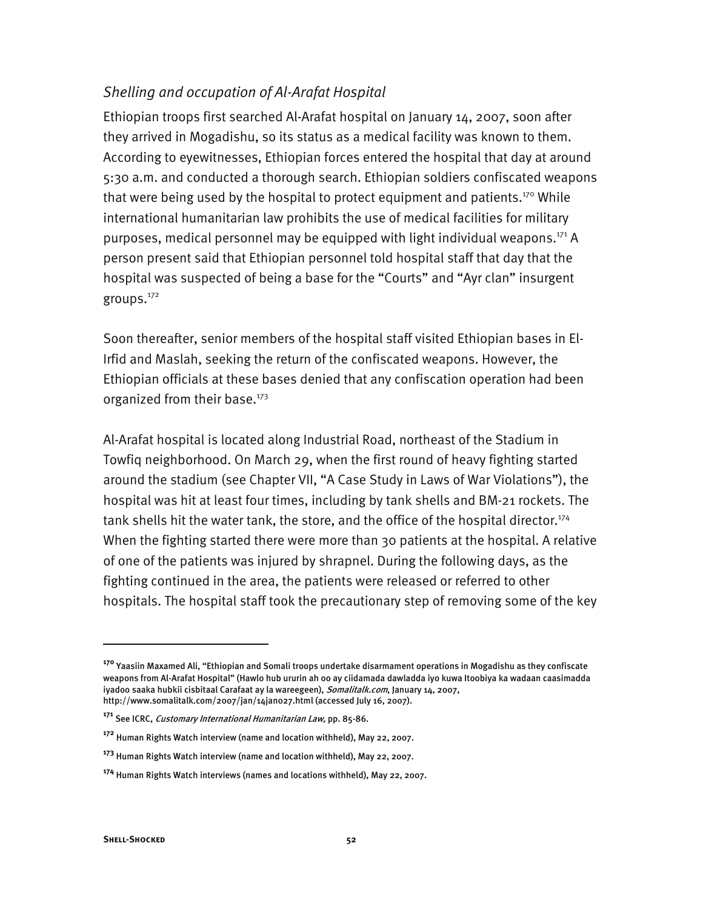### *Shelling and occupation of Al-Arafat Hospital*

Ethiopian troops first searched Al-Arafat hospital on January 14, 2007, soon after they arrived in Mogadishu, so its status as a medical facility was known to them. According to eyewitnesses, Ethiopian forces entered the hospital that day at around 5:30 a.m. and conducted a thorough search. Ethiopian soldiers confiscated weapons that were being used by the hospital to protect equipment and patients.[170] While international humanitarian law prohibits the use of medical facilities for military purposes, medical personnel may be equipped with light individual weapons.[171] A person present said that Ethiopian personnel told hospital staff that day that the hospital was suspected of being a base for the "Courts" and "Ayr clan" insurgent groups.[172]

Soon thereafter, senior members of the hospital staff visited Ethiopian bases in El-Irfid and Maslah, seeking the return of the confiscated weapons. However, the Ethiopian officials at these bases denied that any confiscation operation had been organized from their base.[173]

Al-Arafat hospital is located along Industrial Road, northeast of the Stadium in Towfiq neighborhood. On March 29, when the first round of heavy fighting started around the stadium (see Chapter VII, "A Case Study in Laws of War Violations"), the hospital was hit at least four times, including by tank shells and BM-21 rockets. The tank shells hit the water tank, the store, and the office of the hospital director.[174] When the fighting started there were more than 30 patients at the hospital. A relative of one of the patients was injured by shrapnel. During the following days, as the fighting continued in the area, the patients were released or referred to other hospitals. The hospital staff took the precautionary step of removing some of the key

---

[170] Yaasiin Maxamed Ali, "Ethiopian and Somali troops undertake disarmament operations in Mogadishu as they confiscate weapons from Al-Arafat Hospital" (Hawlo hub ururin ah oo ay ciidamada dawladda iyo kuwa Itoobiya ka wadaan caasimadda iyadoo saaka hubkii cisbitaal Carafaat ay la wareegeen), *Somalitalk.com*, January 14, 2007, http://www.somalitalk.com/2007/jan/14jan027.html (accessed July 16, 2007).

[171] See ICRC, *Customary International Humanitarian Law,* pp. 85-86.

[172] Human Rights Watch interview (name and location withheld), May 22, 2007.

[173] Human Rights Watch interview (name and location withheld), May 22, 2007.

[174] Human Rights Watch interviews (names and locations withheld), May 22, 2007.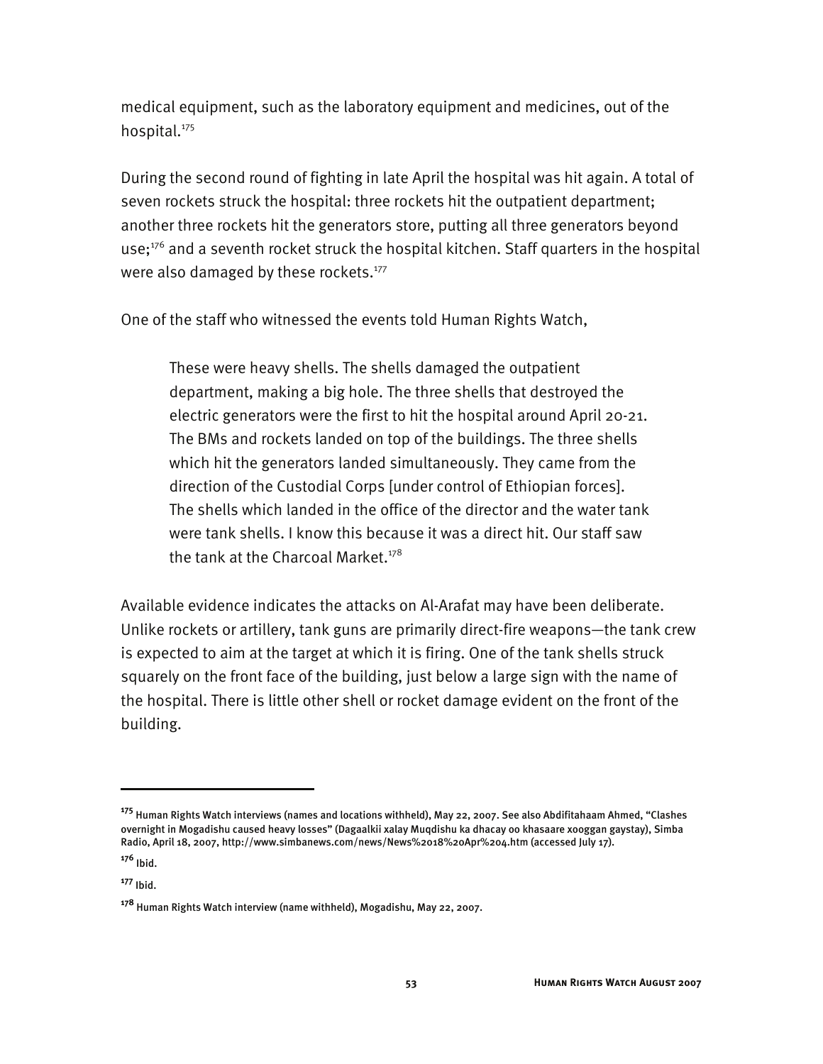medical equipment, such as the laboratory equipment and medicines, out of the hospital.[175]

During the second round of fighting in late April the hospital was hit again. A total of seven rockets struck the hospital: three rockets hit the outpatient department; another three rockets hit the generators store, putting all three generators beyond use;[176] and a seventh rocket struck the hospital kitchen. Staff quarters in the hospital were also damaged by these rockets.[177]

One of the staff who witnessed the events told Human Rights Watch,

> These were heavy shells. The shells damaged the outpatient department, making a big hole. The three shells that destroyed the electric generators were the first to hit the hospital around April 20-21. The BMs and rockets landed on top of the buildings. The three shells which hit the generators landed simultaneously. They came from the direction of the Custodial Corps [under control of Ethiopian forces]. The shells which landed in the office of the director and the water tank were tank shells. I know this because it was a direct hit. Our staff saw the tank at the Charcoal Market.[178]

Available evidence indicates the attacks on Al-Arafat may have been deliberate. Unlike rockets or artillery, tank guns are primarily direct-fire weapons—the tank crew is expected to aim at the target at which it is firing. One of the tank shells struck squarely on the front face of the building, just below a large sign with the name of the hospital. There is little other shell or rocket damage evident on the front of the building.

---

[175] Human Rights Watch interviews (names and locations withheld), May 22, 2007. See also Abdifitahaam Ahmed, "Clashes overnight in Mogadishu caused heavy losses" (Dagaalkii xalay Muqdishu ka dhacay oo khasaare xooggan gaystay), Simba Radio, April 18, 2007, http://www.simbanews.com/news/News%2018%20Apr%204.htm (accessed July 17).

[176] Ibid.

[177] Ibid.

[178] Human Rights Watch interview (name withheld), Mogadishu, May 22, 2007.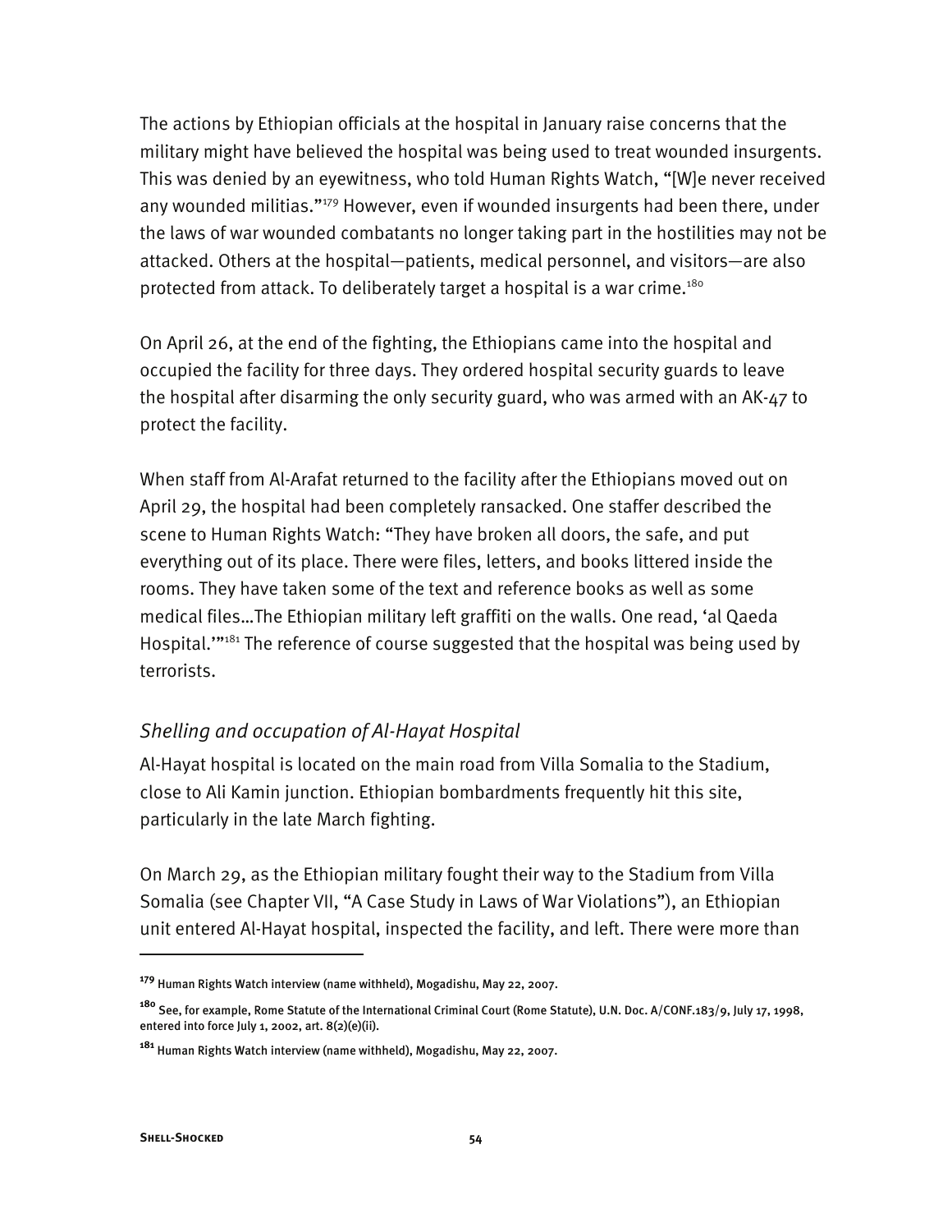The actions by Ethiopian officials at the hospital in January raise concerns that the military might have believed the hospital was being used to treat wounded insurgents. This was denied by an eyewitness, who told Human Rights Watch, "[W]e never received any wounded militias."[179] However, even if wounded insurgents had been there, under the laws of war wounded combatants no longer taking part in the hostilities may not be attacked. Others at the hospital—patients, medical personnel, and visitors—are also protected from attack. To deliberately target a hospital is a war crime.[180]

On April 26, at the end of the fighting, the Ethiopians came into the hospital and occupied the facility for three days. They ordered hospital security guards to leave the hospital after disarming the only security guard, who was armed with an AK-47 to protect the facility.

When staff from Al-Arafat returned to the facility after the Ethiopians moved out on April 29, the hospital had been completely ransacked. One staffer described the scene to Human Rights Watch: "They have broken all doors, the safe, and put everything out of its place. There were files, letters, and books littered inside the rooms. They have taken some of the text and reference books as well as some medical files…The Ethiopian military left graffiti on the walls. One read, 'al Qaeda Hospital.'"[181] The reference of course suggested that the hospital was being used by terrorists.

### *Shelling and occupation of Al-Hayat Hospital*

Al-Hayat hospital is located on the main road from Villa Somalia to the Stadium, close to Ali Kamin junction. Ethiopian bombardments frequently hit this site, particularly in the late March fighting.

On March 29, as the Ethiopian military fought their way to the Stadium from Villa Somalia (see Chapter VII, "A Case Study in Laws of War Violations"), an Ethiopian unit entered Al-Hayat hospital, inspected the facility, and left. There were more than

---

[179] Human Rights Watch interview (name withheld), Mogadishu, May 22, 2007.

[180] See, for example, Rome Statute of the International Criminal Court (Rome Statute), U.N. Doc. A/CONF.183/9, July 17, 1998, entered into force July 1, 2002, art. 8(2)(e)(ii).

[181] Human Rights Watch interview (name withheld), Mogadishu, May 22, 2007.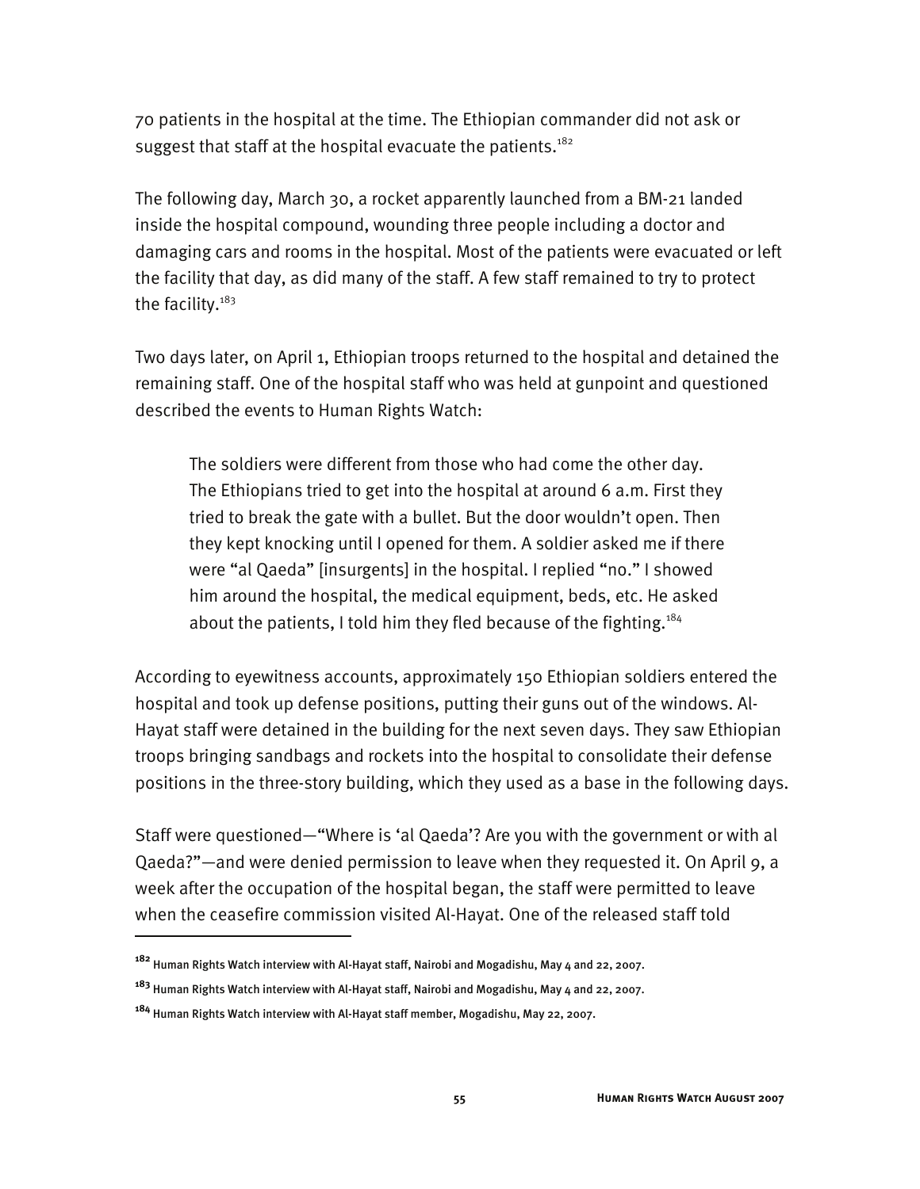70 patients in the hospital at the time. The Ethiopian commander did not ask or suggest that staff at the hospital evacuate the patients.[182]

The following day, March 30, a rocket apparently launched from a BM-21 landed inside the hospital compound, wounding three people including a doctor and damaging cars and rooms in the hospital. Most of the patients were evacuated or left the facility that day, as did many of the staff. A few staff remained to try to protect the facility.[183]

Two days later, on April 1, Ethiopian troops returned to the hospital and detained the remaining staff. One of the hospital staff who was held at gunpoint and questioned described the events to Human Rights Watch:

> The soldiers were different from those who had come the other day. The Ethiopians tried to get into the hospital at around 6 a.m. First they tried to break the gate with a bullet. But the door wouldn't open. Then they kept knocking until I opened for them. A soldier asked me if there were "al Qaeda" [insurgents] in the hospital. I replied "no." I showed him around the hospital, the medical equipment, beds, etc. He asked about the patients, I told him they fled because of the fighting.[184]

According to eyewitness accounts, approximately 150 Ethiopian soldiers entered the hospital and took up defense positions, putting their guns out of the windows. Al-Hayat staff were detained in the building for the next seven days. They saw Ethiopian troops bringing sandbags and rockets into the hospital to consolidate their defense positions in the three-story building, which they used as a base in the following days.

Staff were questioned—"Where is 'al Qaeda'? Are you with the government or with al Qaeda?"—and were denied permission to leave when they requested it. On April 9, a week after the occupation of the hospital began, the staff were permitted to leave when the ceasefire commission visited Al-Hayat. One of the released staff told

---

[182] Human Rights Watch interview with Al-Hayat staff, Nairobi and Mogadishu, May 4 and 22, 2007.

[183] Human Rights Watch interview with Al-Hayat staff, Nairobi and Mogadishu, May 4 and 22, 2007.

[184] Human Rights Watch interview with Al-Hayat staff member, Mogadishu, May 22, 2007.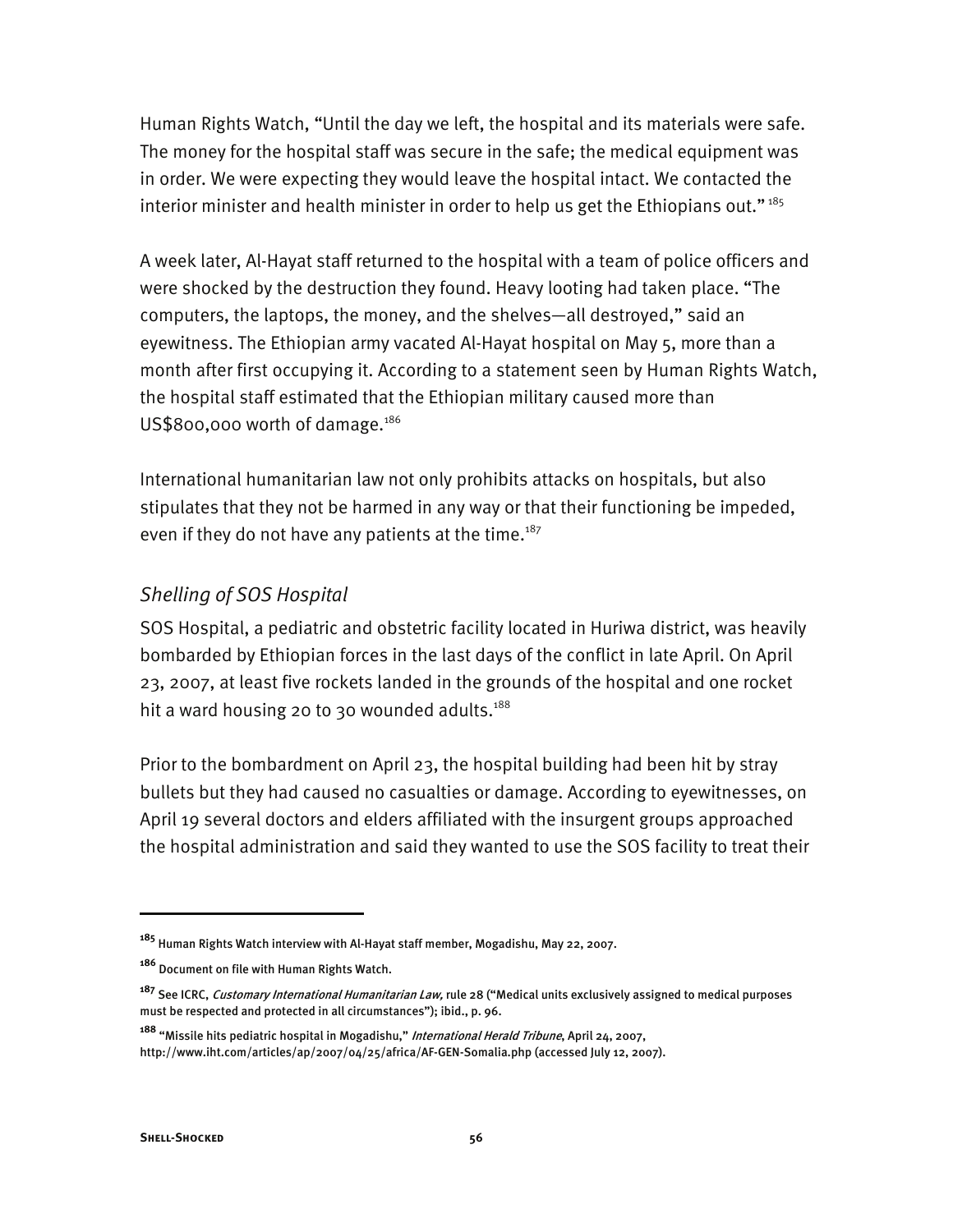Human Rights Watch, "Until the day we left, the hospital and its materials were safe. The money for the hospital staff was secure in the safe; the medical equipment was in order. We were expecting they would leave the hospital intact. We contacted the interior minister and health minister in order to help us get the Ethiopians out." [185]

A week later, Al-Hayat staff returned to the hospital with a team of police officers and were shocked by the destruction they found. Heavy looting had taken place. "The computers, the laptops, the money, and the shelves—all destroyed," said an eyewitness. The Ethiopian army vacated Al-Hayat hospital on May 5, more than a month after first occupying it. According to a statement seen by Human Rights Watch, the hospital staff estimated that the Ethiopian military caused more than US$800,000 worth of damage.[186]

International humanitarian law not only prohibits attacks on hospitals, but also stipulates that they not be harmed in any way or that their functioning be impeded, even if they do not have any patients at the time.[187]

### *Shelling of SOS Hospital*

SOS Hospital, a pediatric and obstetric facility located in Huriwa district, was heavily bombarded by Ethiopian forces in the last days of the conflict in late April. On April 23, 2007, at least five rockets landed in the grounds of the hospital and one rocket hit a ward housing 20 to 30 wounded adults.[188]

Prior to the bombardment on April 23, the hospital building had been hit by stray bullets but they had caused no casualties or damage. According to eyewitnesses, on April 19 several doctors and elders affiliated with the insurgent groups approached the hospital administration and said they wanted to use the SOS facility to treat their

---

[185] Human Rights Watch interview with Al-Hayat staff member, Mogadishu, May 22, 2007.

[186] Document on file with Human Rights Watch.

[187] See ICRC, *Customary International Humanitarian Law,* rule 28 ("Medical units exclusively assigned to medical purposes must be respected and protected in all circumstances"); ibid., p. 96.

[188] "Missile hits pediatric hospital in Mogadishu," *International Herald Tribune*, April 24, 2007, http://www.iht.com/articles/ap/2007/04/25/africa/AF-GEN-Somalia.php (accessed July 12, 2007).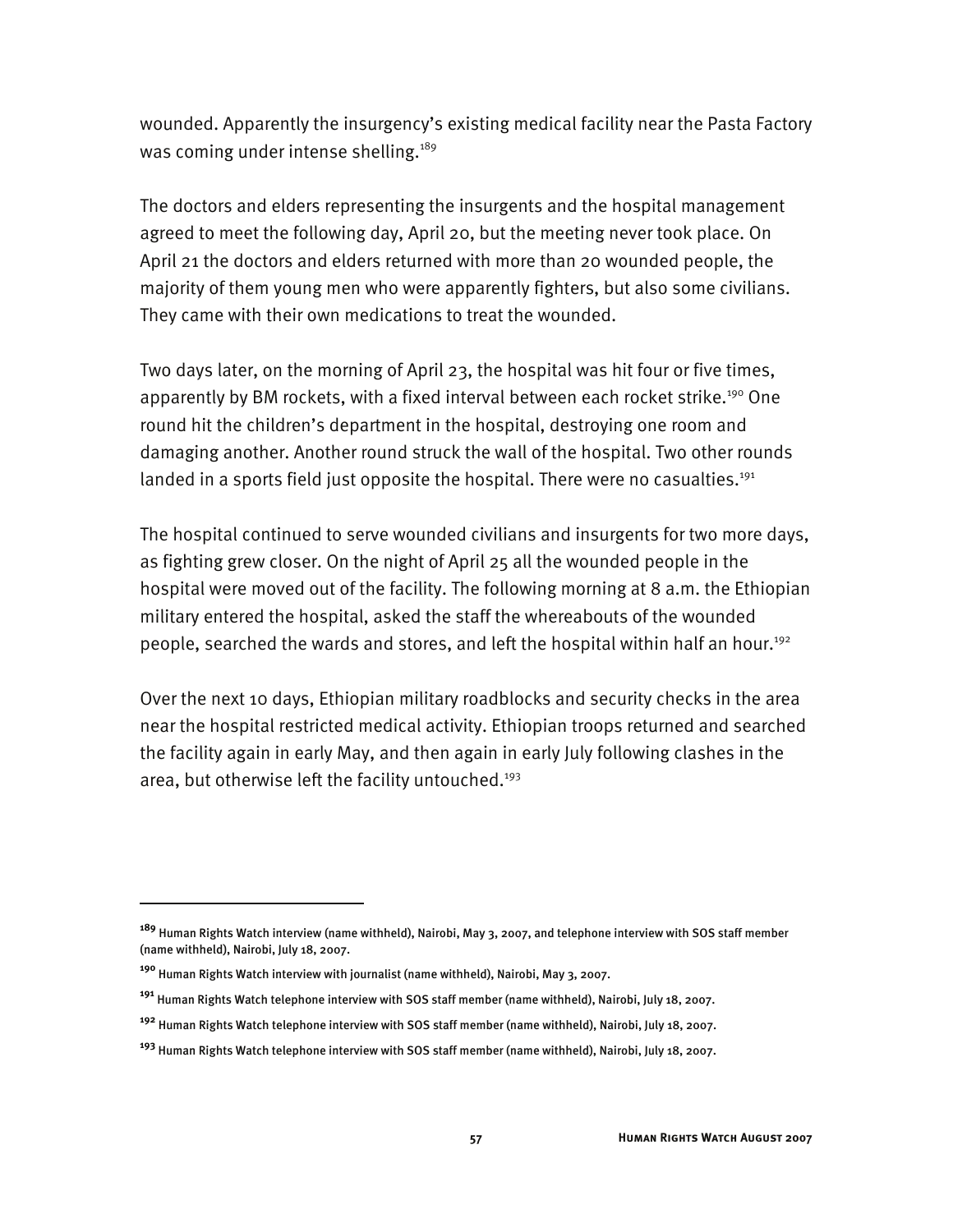wounded. Apparently the insurgency's existing medical facility near the Pasta Factory was coming under intense shelling.[189]

The doctors and elders representing the insurgents and the hospital management agreed to meet the following day, April 20, but the meeting never took place. On April 21 the doctors and elders returned with more than 20 wounded people, the majority of them young men who were apparently fighters, but also some civilians. They came with their own medications to treat the wounded.

Two days later, on the morning of April 23, the hospital was hit four or five times, apparently by BM rockets, with a fixed interval between each rocket strike.[190] One round hit the children's department in the hospital, destroying one room and damaging another. Another round struck the wall of the hospital. Two other rounds landed in a sports field just opposite the hospital. There were no casualties.[191]

The hospital continued to serve wounded civilians and insurgents for two more days, as fighting grew closer. On the night of April 25 all the wounded people in the hospital were moved out of the facility. The following morning at 8 a.m. the Ethiopian military entered the hospital, asked the staff the whereabouts of the wounded people, searched the wards and stores, and left the hospital within half an hour.[192]

Over the next 10 days, Ethiopian military roadblocks and security checks in the area near the hospital restricted medical activity. Ethiopian troops returned and searched the facility again in early May, and then again in early July following clashes in the area, but otherwise left the facility untouched.[193]

---

[189] Human Rights Watch interview (name withheld), Nairobi, May 3, 2007, and telephone interview with SOS staff member (name withheld), Nairobi, July 18, 2007.

[190] Human Rights Watch interview with journalist (name withheld), Nairobi, May 3, 2007.

[191] Human Rights Watch telephone interview with SOS staff member (name withheld), Nairobi, July 18, 2007.

[192] Human Rights Watch telephone interview with SOS staff member (name withheld), Nairobi, July 18, 2007.

[193] Human Rights Watch telephone interview with SOS staff member (name withheld), Nairobi, July 18, 2007.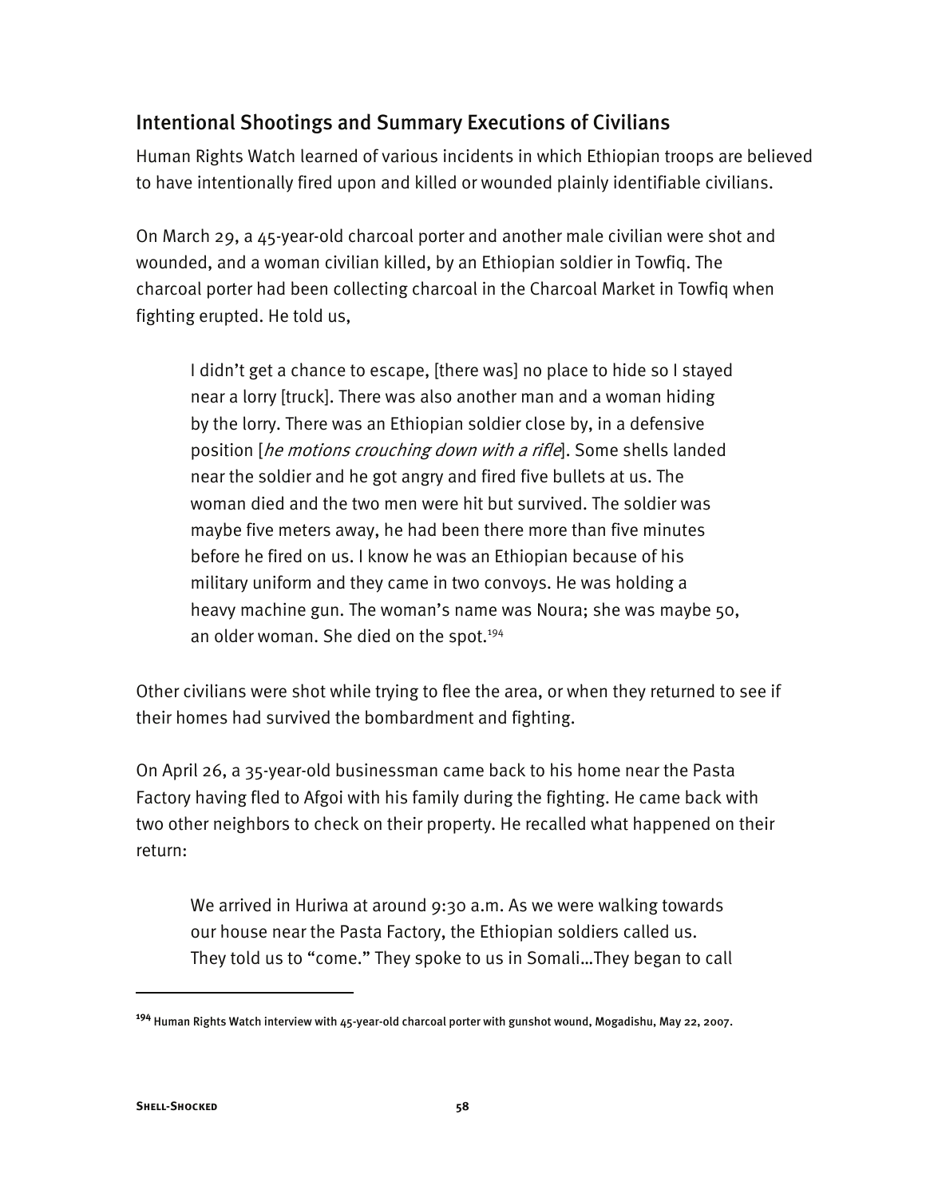## Intentional Shootings and Summary Executions of Civilians

Human Rights Watch learned of various incidents in which Ethiopian troops are believed to have intentionally fired upon and killed or wounded plainly identifiable civilians.

On March 29, a 45-year-old charcoal porter and another male civilian were shot and wounded, and a woman civilian killed, by an Ethiopian soldier in Towfiq. The charcoal porter had been collecting charcoal in the Charcoal Market in Towfiq when fighting erupted. He told us,

> I didn't get a chance to escape, [there was] no place to hide so I stayed near a lorry [truck]. There was also another man and a woman hiding by the lorry. There was an Ethiopian soldier close by, in a defensive position [*he motions crouching down with a rifle*]. Some shells landed near the soldier and he got angry and fired five bullets at us. The woman died and the two men were hit but survived. The soldier was maybe five meters away, he had been there more than five minutes before he fired on us. I know he was an Ethiopian because of his military uniform and they came in two convoys. He was holding a heavy machine gun. The woman's name was Noura; she was maybe 50, an older woman. She died on the spot.[194]

Other civilians were shot while trying to flee the area, or when they returned to see if their homes had survived the bombardment and fighting.

On April 26, a 35-year-old businessman came back to his home near the Pasta Factory having fled to Afgoi with his family during the fighting. He came back with two other neighbors to check on their property. He recalled what happened on their return:

> We arrived in Huriwa at around 9:30 a.m. As we were walking towards our house near the Pasta Factory, the Ethiopian soldiers called us. They told us to "come." They spoke to us in Somali…They began to call

---

[194] Human Rights Watch interview with 45-year-old charcoal porter with gunshot wound, Mogadishu, May 22, 2007.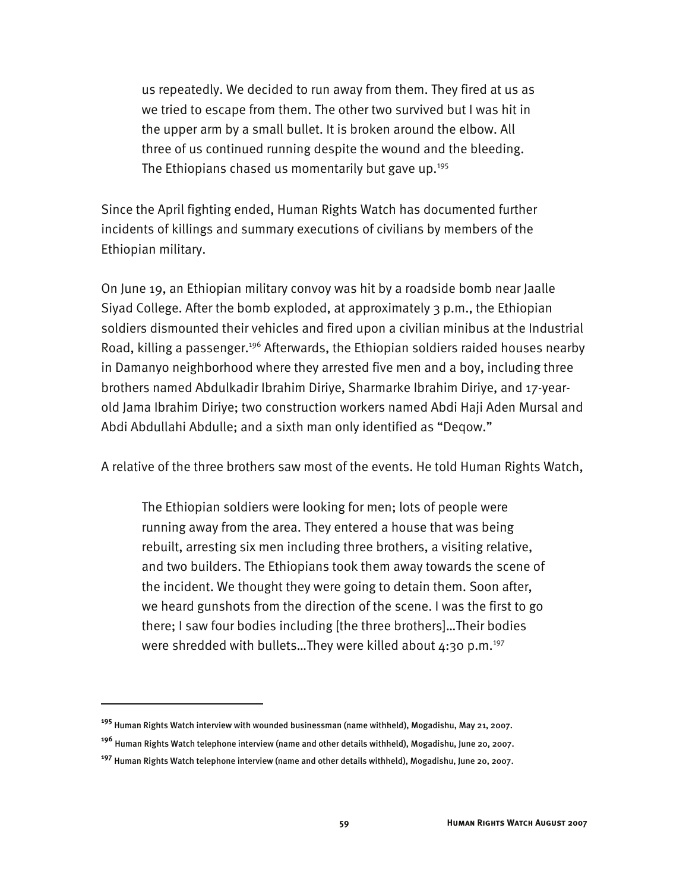> us repeatedly. We decided to run away from them. They fired at us as we tried to escape from them. The other two survived but I was hit in the upper arm by a small bullet. It is broken around the elbow. All three of us continued running despite the wound and the bleeding. The Ethiopians chased us momentarily but gave up.[195]

Since the April fighting ended, Human Rights Watch has documented further incidents of killings and summary executions of civilians by members of the Ethiopian military.

On June 19, an Ethiopian military convoy was hit by a roadside bomb near Jaalle Siyad College. After the bomb exploded, at approximately 3 p.m., the Ethiopian soldiers dismounted their vehicles and fired upon a civilian minibus at the Industrial Road, killing a passenger.[196] Afterwards, the Ethiopian soldiers raided houses nearby in Damanyo neighborhood where they arrested five men and a boy, including three brothers named Abdulkadir Ibrahim Diriye, Sharmarke Ibrahim Diriye, and 17-year-old Jama Ibrahim Diriye; two construction workers named Abdi Haji Aden Mursal and Abdi Abdullahi Abdulle; and a sixth man only identified as "Deqow."

A relative of the three brothers saw most of the events. He told Human Rights Watch,

> The Ethiopian soldiers were looking for men; lots of people were running away from the area. They entered a house that was being rebuilt, arresting six men including three brothers, a visiting relative, and two builders. The Ethiopians took them away towards the scene of the incident. We thought they were going to detain them. Soon after, we heard gunshots from the direction of the scene. I was the first to go there; I saw four bodies including [the three brothers]…Their bodies were shredded with bullets…They were killed about 4:30 p.m.[197]

---

[195] Human Rights Watch interview with wounded businessman (name withheld), Mogadishu, May 21, 2007.

[196] Human Rights Watch telephone interview (name and other details withheld), Mogadishu, June 20, 2007.

[197] Human Rights Watch telephone interview (name and other details withheld), Mogadishu, June 20, 2007.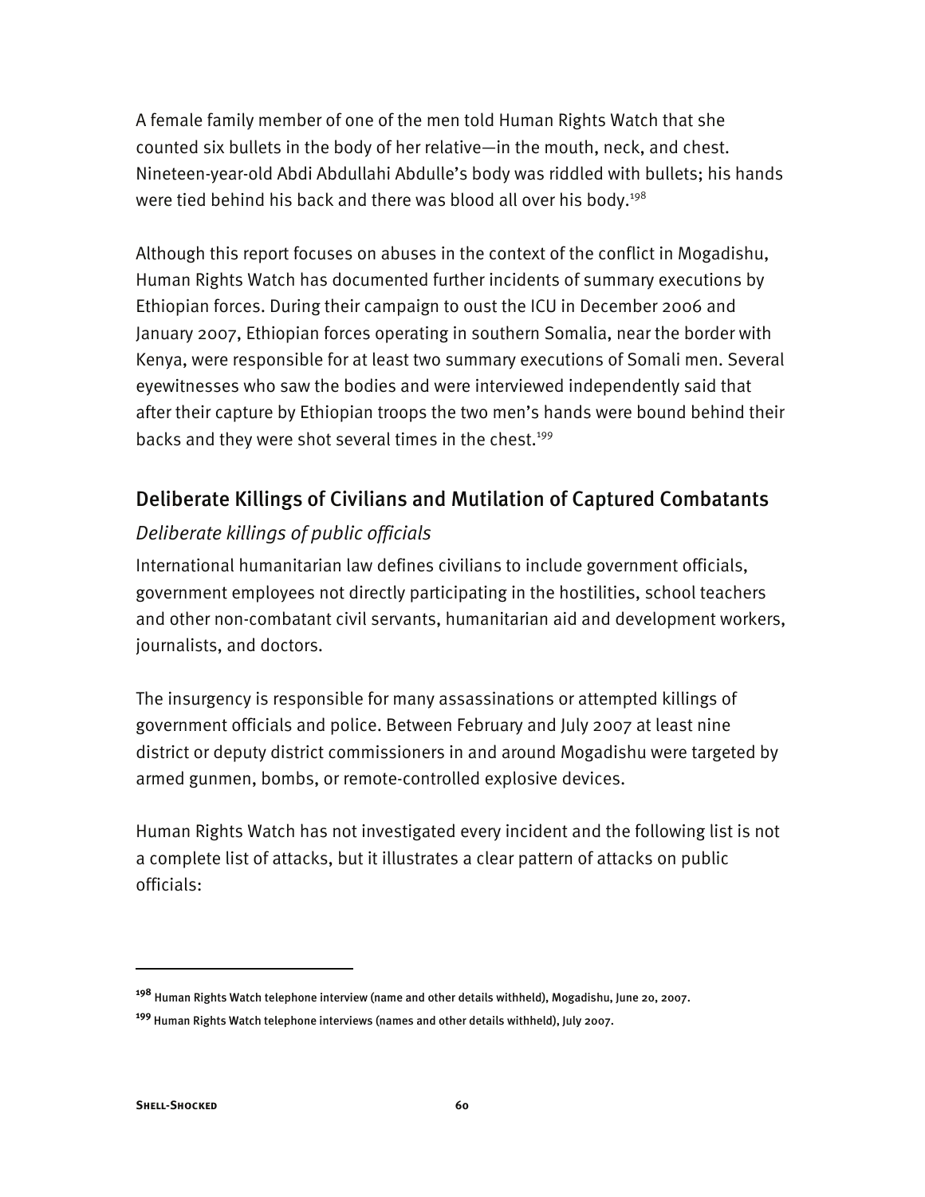A female family member of one of the men told Human Rights Watch that she counted six bullets in the body of her relative—in the mouth, neck, and chest. Nineteen-year-old Abdi Abdullahi Abdulle's body was riddled with bullets; his hands were tied behind his back and there was blood all over his body.[198]

Although this report focuses on abuses in the context of the conflict in Mogadishu, Human Rights Watch has documented further incidents of summary executions by Ethiopian forces. During their campaign to oust the ICU in December 2006 and January 2007, Ethiopian forces operating in southern Somalia, near the border with Kenya, were responsible for at least two summary executions of Somali men. Several eyewitnesses who saw the bodies and were interviewed independently said that after their capture by Ethiopian troops the two men's hands were bound behind their backs and they were shot several times in the chest.[199]

## Deliberate Killings of Civilians and Mutilation of Captured Combatants

### *Deliberate killings of public officials*

International humanitarian law defines civilians to include government officials, government employees not directly participating in the hostilities, school teachers and other non-combatant civil servants, humanitarian aid and development workers, journalists, and doctors.

The insurgency is responsible for many assassinations or attempted killings of government officials and police. Between February and July 2007 at least nine district or deputy district commissioners in and around Mogadishu were targeted by armed gunmen, bombs, or remote-controlled explosive devices.

Human Rights Watch has not investigated every incident and the following list is not a complete list of attacks, but it illustrates a clear pattern of attacks on public officials:

---

[198] Human Rights Watch telephone interview (name and other details withheld), Mogadishu, June 20, 2007.

[199] Human Rights Watch telephone interviews (names and other details withheld), July 2007.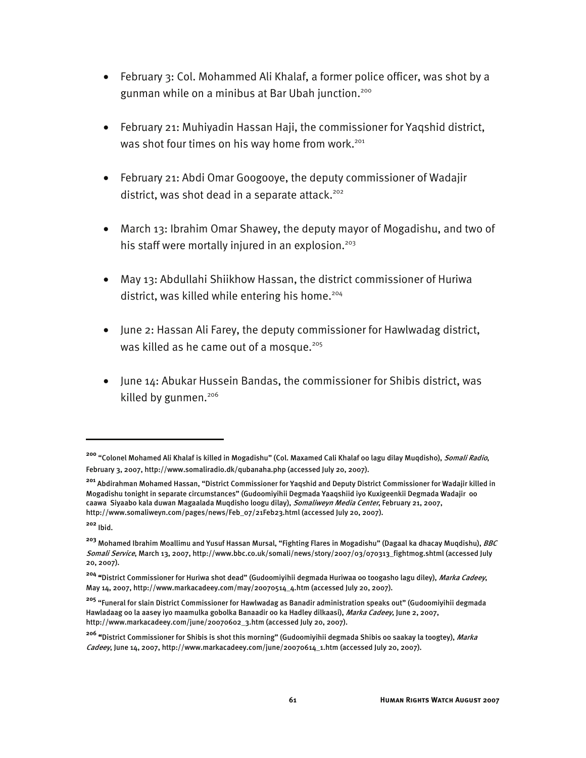- February 3: Col. Mohammed Ali Khalaf, a former police officer, was shot by a gunman while on a minibus at Bar Ubah junction.[200]

- February 21: Muhiyadin Hassan Haji, the commissioner for Yaqshid district, was shot four times on his way home from work.[201]

- February 21: Abdi Omar Googooye, the deputy commissioner of Wadajir district, was shot dead in a separate attack.[202]

- March 13: Ibrahim Omar Shawey, the deputy mayor of Mogadishu, and two of his staff were mortally injured in an explosion.[203]

- May 13: Abdullahi Shiikhow Hassan, the district commissioner of Huriwa district, was killed while entering his home.[204]

- June 2: Hassan Ali Farey, the deputy commissioner for Hawlwadag district, was killed as he came out of a mosque.[205]

- June 14: Abukar Hussein Bandas, the commissioner for Shibis district, was killed by gunmen.[206]

---

[200] "Colonel Mohamed Ali Khalaf is killed in Mogadishu" (Col. Maxamed Cali Khalaf oo lagu dilay Muqdisho), *Somali Radio*, February 3, 2007, http://www.somaliradio.dk/qubanaha.php (accessed July 20, 2007).

[201] Abdirahman Mohamed Hassan, "District Commissioner for Yaqshid and Deputy District Commissioner for Wadajir killed in Mogadishu tonight in separate circumstances" (Gudoomiyihii Degmada Yaaqshiid iyo Kuxigeenkii Degmada Wadajir oo caawa Siyaabo kala duwan Magaalada Muqdisho loogu dilay), *Somaliweyn Media Center*, February 21, 2007, http://www.somaliweyn.com/pages/news/Feb_07/21Feb23.html (accessed July 20, 2007).

[202] Ibid.

[203] Mohamed Ibrahim Moallimu and Yusuf Hassan Mursal, "Fighting Flares in Mogadishu" (Dagaal ka dhacay Muqdishu), *BBC Somali Service*, March 13, 2007, http://www.bbc.co.uk/somali/news/story/2007/03/070313_fightmog.shtml (accessed July 20, 2007).

[204] "District Commissioner for Huriwa shot dead" (Gudoomiyihii degmada Huriwaa oo toogasho lagu diley), *Marka Cadeey*, May 14, 2007, http://www.markacadeey.com/may/20070514_4.htm (accessed July 20, 2007).

[205] "Funeral for slain District Commissioner for Hawlwadag as Banadir administration speaks out" (Gudoomiyihii degmada Hawladaag oo la aasey iyo maamulka gobolka Banaadir oo ka Hadley dilkaasi), *Marka Cadeey*, June 2, 2007, http://www.markacadeey.com/june/20070602_3.htm (accessed July 20, 2007).

[206] "District Commissioner for Shibis is shot this morning" (Gudoomiyihii degmada Shibis oo saakay la toogtey), *Marka Cadeey*, June 14, 2007, http://www.markacadeey.com/june/20070614_1.htm (accessed July 20, 2007).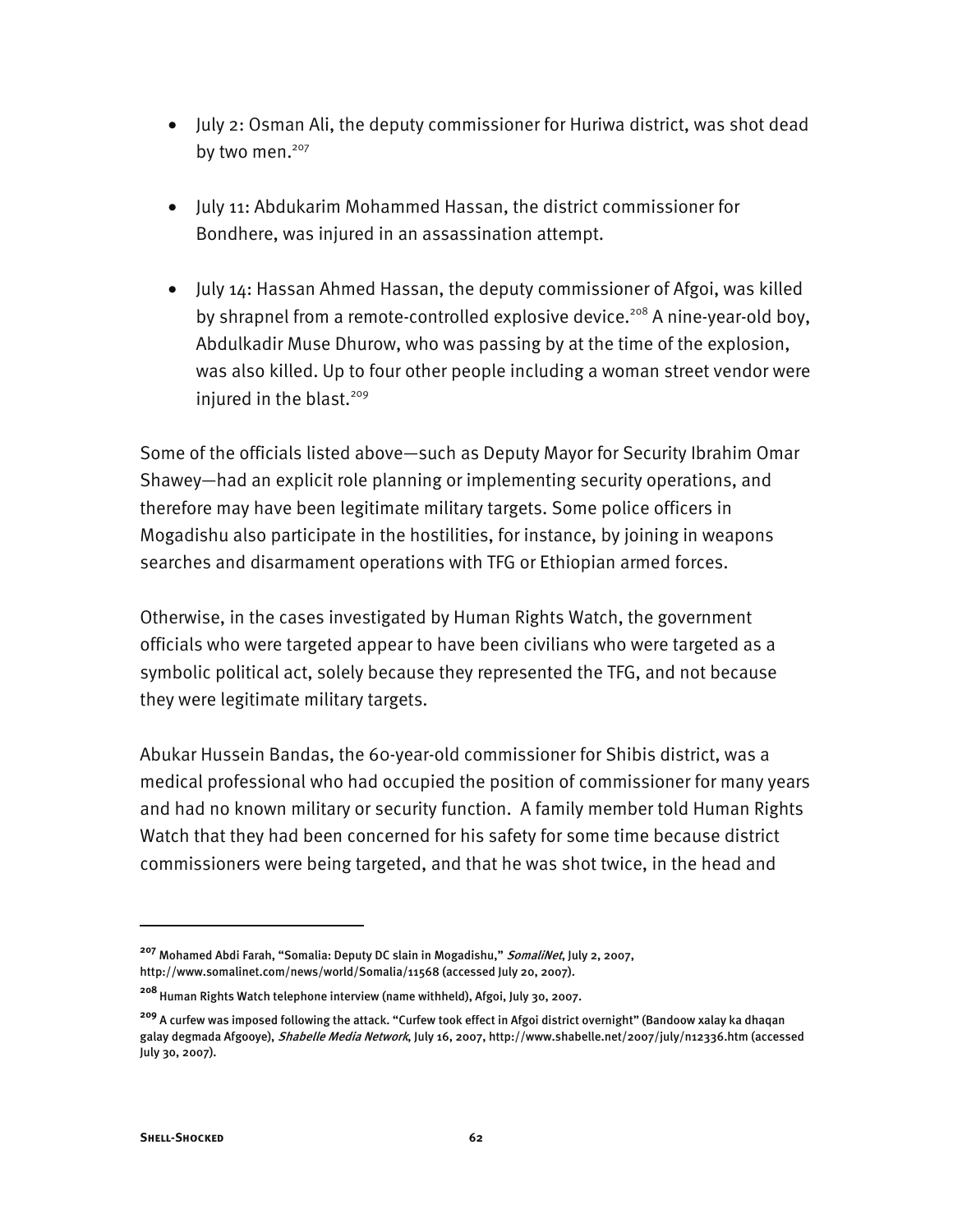- July 2: Osman Ali, the deputy commissioner for Huriwa district, was shot dead by two men.[207]

- July 11: Abdukarim Mohammed Hassan, the district commissioner for Bondhere, was injured in an assassination attempt.

- July 14: Hassan Ahmed Hassan, the deputy commissioner of Afgoi, was killed by shrapnel from a remote-controlled explosive device.[208] A nine-year-old boy, Abdulkadir Muse Dhurow, who was passing by at the time of the explosion, was also killed. Up to four other people including a woman street vendor were injured in the blast.[209]

Some of the officials listed above—such as Deputy Mayor for Security Ibrahim Omar Shawey—had an explicit role planning or implementing security operations, and therefore may have been legitimate military targets. Some police officers in Mogadishu also participate in the hostilities, for instance, by joining in weapons searches and disarmament operations with TFG or Ethiopian armed forces.

Otherwise, in the cases investigated by Human Rights Watch, the government officials who were targeted appear to have been civilians who were targeted as a symbolic political act, solely because they represented the TFG, and not because they were legitimate military targets.

Abukar Hussein Bandas, the 60-year-old commissioner for Shibis district, was a medical professional who had occupied the position of commissioner for many years and had no known military or security function. A family member told Human Rights Watch that they had been concerned for his safety for some time because district commissioners were being targeted, and that he was shot twice, in the head and

---

[207] Mohamed Abdi Farah, "Somalia: Deputy DC slain in Mogadishu," *SomaliNet*, July 2, 2007, http://www.somalinet.com/news/world/Somalia/11568 (accessed July 20, 2007).

[208] Human Rights Watch telephone interview (name withheld), Afgoi, July 30, 2007.

[209] A curfew was imposed following the attack. "Curfew took effect in Afgoi district overnight" (Bandoow xalay ka dhaqan galay degmada Afgooye), *Shabelle Media Network*, July 16, 2007, http://www.shabelle.net/2007/july/n12336.htm (accessed July 30, 2007).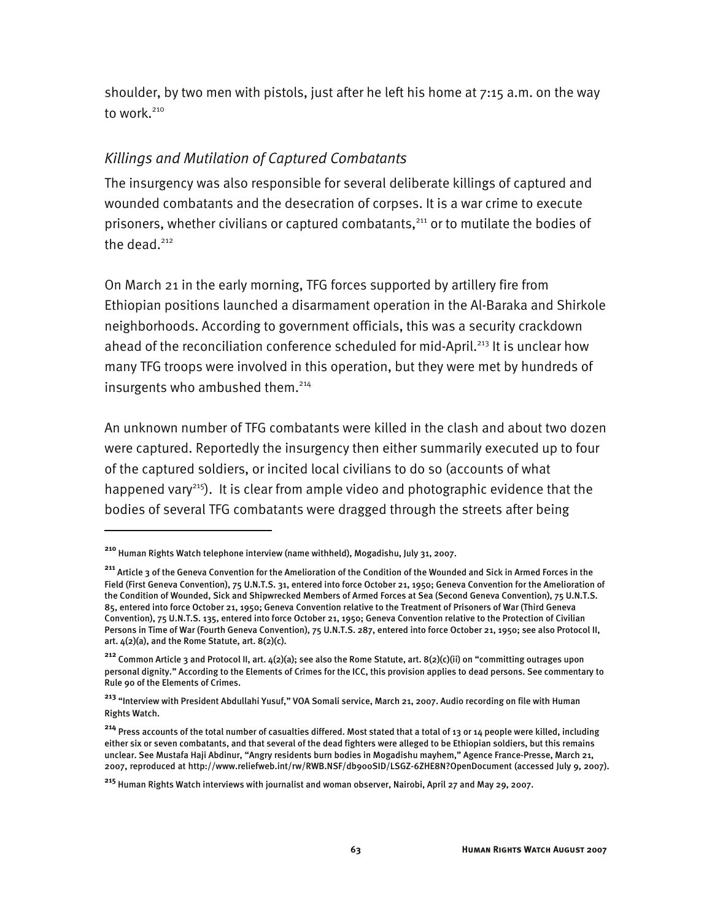shoulder, by two men with pistols, just after he left his home at 7:15 a.m. on the way to work.[210]

### *Killings and Mutilation of Captured Combatants*

The insurgency was also responsible for several deliberate killings of captured and wounded combatants and the desecration of corpses. It is a war crime to execute prisoners, whether civilians or captured combatants,[211] or to mutilate the bodies of the dead.[212]

On March 21 in the early morning, TFG forces supported by artillery fire from Ethiopian positions launched a disarmament operation in the Al-Baraka and Shirkole neighborhoods. According to government officials, this was a security crackdown ahead of the reconciliation conference scheduled for mid-April.[213] It is unclear how many TFG troops were involved in this operation, but they were met by hundreds of insurgents who ambushed them.[214]

An unknown number of TFG combatants were killed in the clash and about two dozen were captured. Reportedly the insurgency then either summarily executed up to four of the captured soldiers, or incited local civilians to do so (accounts of what happened vary[215]). It is clear from ample video and photographic evidence that the bodies of several TFG combatants were dragged through the streets after being

---

**210** Human Rights Watch telephone interview (name withheld), Mogadishu, July 31, 2007.

**211** Article 3 of the Geneva Convention for the Amelioration of the Condition of the Wounded and Sick in Armed Forces in the Field (First Geneva Convention), 75 U.N.T.S. 31, entered into force October 21, 1950; Geneva Convention for the Amelioration of the Condition of Wounded, Sick and Shipwrecked Members of Armed Forces at Sea (Second Geneva Convention), 75 U.N.T.S. 85, entered into force October 21, 1950; Geneva Convention relative to the Treatment of Prisoners of War (Third Geneva Convention), 75 U.N.T.S. 135, entered into force October 21, 1950; Geneva Convention relative to the Protection of Civilian Persons in Time of War (Fourth Geneva Convention), 75 U.N.T.S. 287, entered into force October 21, 1950; see also Protocol II, art. 4(2)(a), and the Rome Statute, art. 8(2)(c).

**212** Common Article 3 and Protocol II, art. 4(2)(a); see also the Rome Statute, art. 8(2)(c)(ii) on "committing outrages upon personal dignity." According to the Elements of Crimes for the ICC, this provision applies to dead persons. See commentary to Rule 90 of the Elements of Crimes.

**213** "Interview with President Abdullahi Yusuf," VOA Somali service, March 21, 2007. Audio recording on file with Human Rights Watch.

**214** Press accounts of the total number of casualties differed. Most stated that a total of 13 or 14 people were killed, including either six or seven combatants, and that several of the dead fighters were alleged to be Ethiopian soldiers, but this remains unclear. See Mustafa Haji Abdinur, "Angry residents burn bodies in Mogadishu mayhem," Agence France-Presse, March 21, 2007, reproduced at http://www.reliefweb.int/rw/RWB.NSF/db900SID/LSGZ-6ZHE8N?OpenDocument (accessed July 9, 2007).

**215** Human Rights Watch interviews with journalist and woman observer, Nairobi, April 27 and May 29, 2007.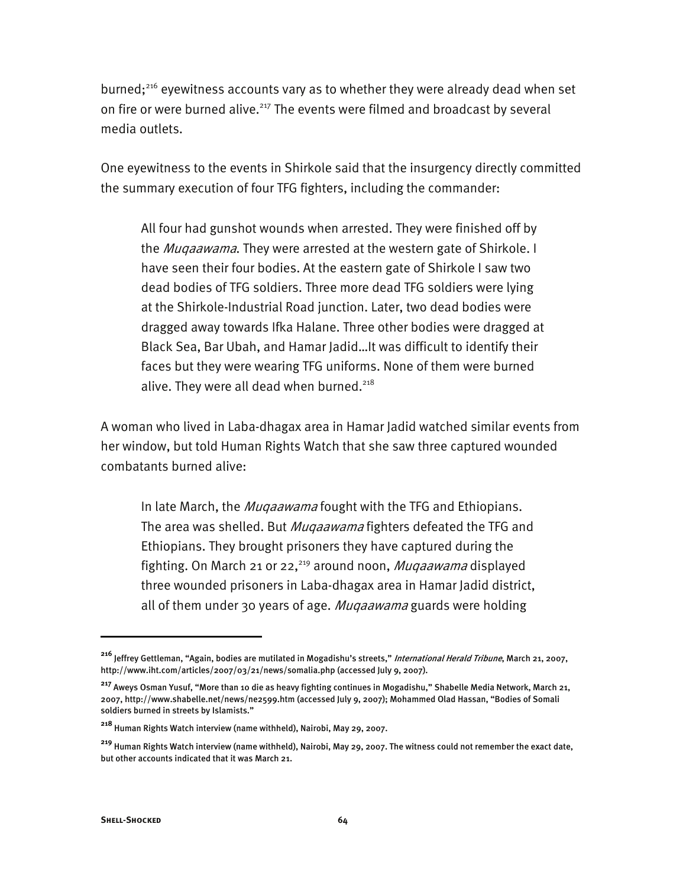burned;[216] eyewitness accounts vary as to whether they were already dead when set on fire or were burned alive.[217] The events were filmed and broadcast by several media outlets.

One eyewitness to the events in Shirkole said that the insurgency directly committed the summary execution of four TFG fighters, including the commander:

> All four had gunshot wounds when arrested. They were finished off by the *Muqaawama*. They were arrested at the western gate of Shirkole. I have seen their four bodies. At the eastern gate of Shirkole I saw two dead bodies of TFG soldiers. Three more dead TFG soldiers were lying at the Shirkole-Industrial Road junction. Later, two dead bodies were dragged away towards Ifka Halane. Three other bodies were dragged at Black Sea, Bar Ubah, and Hamar Jadid…It was difficult to identify their faces but they were wearing TFG uniforms. None of them were burned alive. They were all dead when burned.[218]

A woman who lived in Laba-dhagax area in Hamar Jadid watched similar events from her window, but told Human Rights Watch that she saw three captured wounded combatants burned alive:

> In late March, the *Muqaawama* fought with the TFG and Ethiopians. The area was shelled. But *Muqaawama* fighters defeated the TFG and Ethiopians. They brought prisoners they have captured during the fighting. On March 21 or 22,[219] around noon, *Muqaawama* displayed three wounded prisoners in Laba-dhagax area in Hamar Jadid district, all of them under 30 years of age. *Muqaawama* guards were holding

---

[216] Jeffrey Gettleman, "Again, bodies are mutilated in Mogadishu's streets," *International Herald Tribune*, March 21, 2007, http://www.iht.com/articles/2007/03/21/news/somalia.php (accessed July 9, 2007).

[217] Aweys Osman Yusuf, "More than 10 die as heavy fighting continues in Mogadishu," Shabelle Media Network, March 21, 2007, http://www.shabelle.net/news/ne2599.htm (accessed July 9, 2007); Mohammed Olad Hassan, "Bodies of Somali soldiers burned in streets by Islamists."

[218] Human Rights Watch interview (name withheld), Nairobi, May 29, 2007.

[219] Human Rights Watch interview (name withheld), Nairobi, May 29, 2007. The witness could not remember the exact date, but other accounts indicated that it was March 21.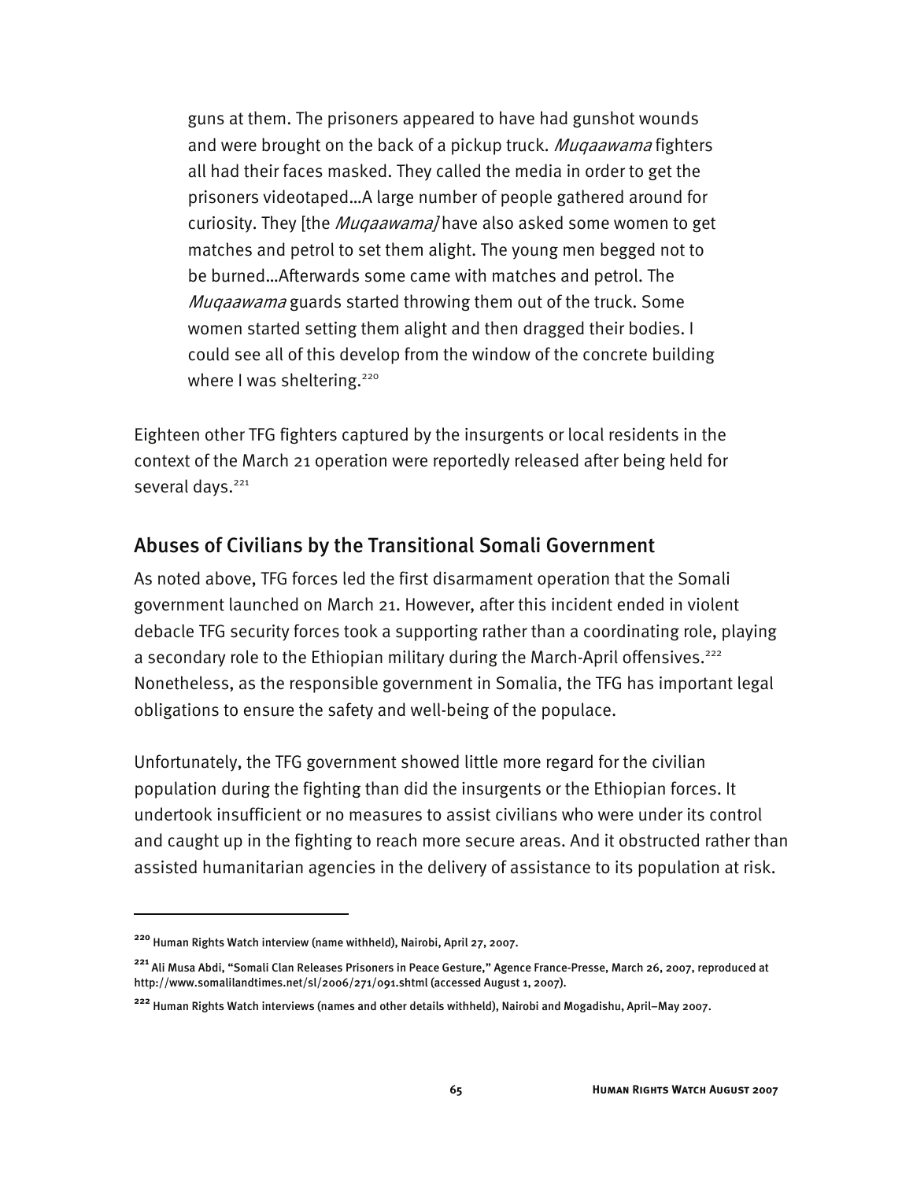guns at them. The prisoners appeared to have had gunshot wounds and were brought on the back of a pickup truck. *Muqaawama* fighters all had their faces masked. They called the media in order to get the prisoners videotaped…A large number of people gathered around for curiosity. They [the *Muqaawama]* have also asked some women to get matches and petrol to set them alight. The young men begged not to be burned…Afterwards some came with matches and petrol. The *Muqaawama* guards started throwing them out of the truck. Some women started setting them alight and then dragged their bodies. I could see all of this develop from the window of the concrete building where I was sheltering.[220]

Eighteen other TFG fighters captured by the insurgents or local residents in the context of the March 21 operation were reportedly released after being held for several days.[221]

## Abuses of Civilians by the Transitional Somali Government

As noted above, TFG forces led the first disarmament operation that the Somali government launched on March 21. However, after this incident ended in violent debacle TFG security forces took a supporting rather than a coordinating role, playing a secondary role to the Ethiopian military during the March-April offensives.[222] Nonetheless, as the responsible government in Somalia, the TFG has important legal obligations to ensure the safety and well-being of the populace.

Unfortunately, the TFG government showed little more regard for the civilian population during the fighting than did the insurgents or the Ethiopian forces. It undertook insufficient or no measures to assist civilians who were under its control and caught up in the fighting to reach more secure areas. And it obstructed rather than assisted humanitarian agencies in the delivery of assistance to its population at risk.

---

[220] Human Rights Watch interview (name withheld), Nairobi, April 27, 2007.

[221] Ali Musa Abdi, "Somali Clan Releases Prisoners in Peace Gesture," Agence France-Presse, March 26, 2007, reproduced at http://www.somalilandtimes.net/sl/2006/271/091.shtml (accessed August 1, 2007).

[222] Human Rights Watch interviews (names and other details withheld), Nairobi and Mogadishu, April–May 2007.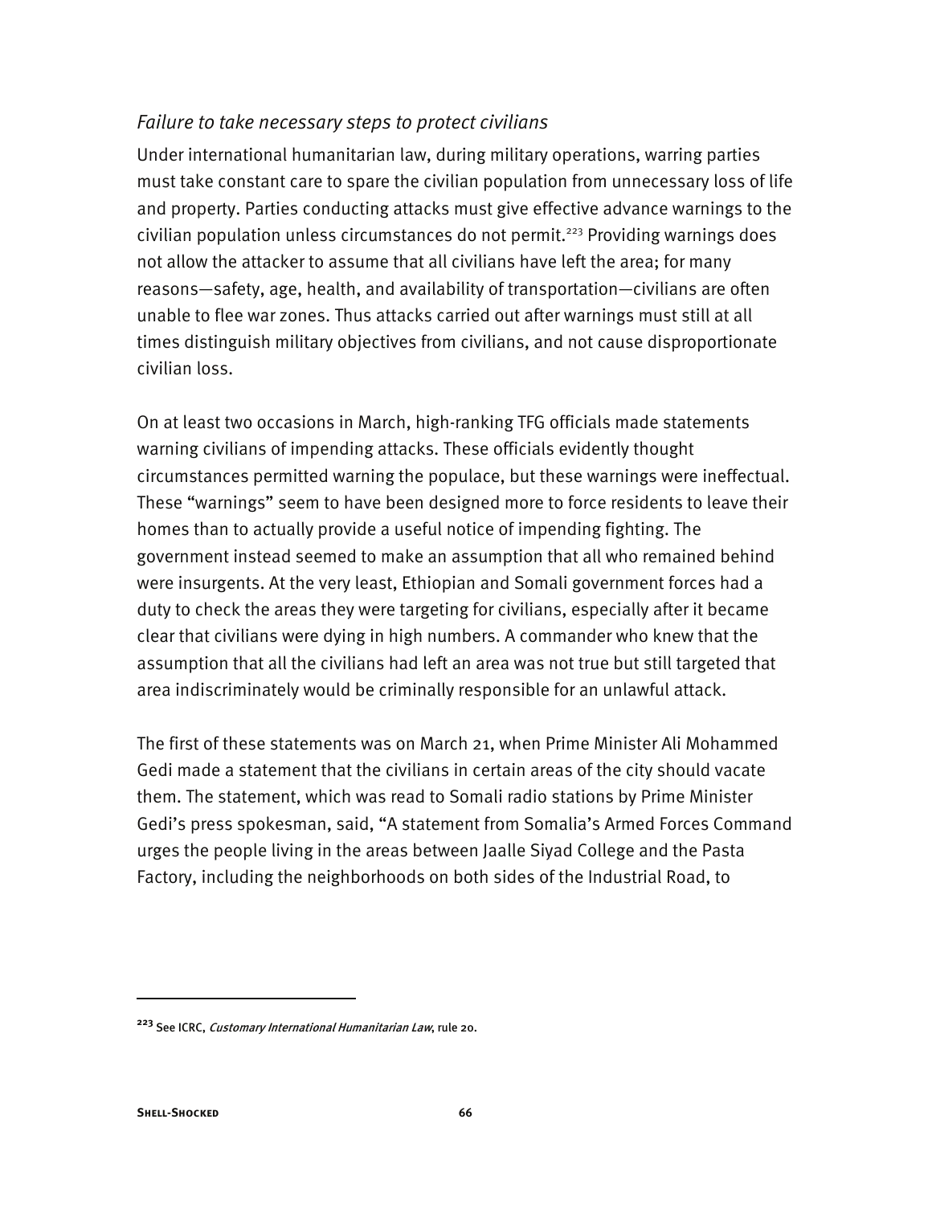### *Failure to take necessary steps to protect civilians*

Under international humanitarian law, during military operations, warring parties must take constant care to spare the civilian population from unnecessary loss of life and property. Parties conducting attacks must give effective advance warnings to the civilian population unless circumstances do not permit.[223] Providing warnings does not allow the attacker to assume that all civilians have left the area; for many reasons—safety, age, health, and availability of transportation—civilians are often unable to flee war zones. Thus attacks carried out after warnings must still at all times distinguish military objectives from civilians, and not cause disproportionate civilian loss.

On at least two occasions in March, high-ranking TFG officials made statements warning civilians of impending attacks. These officials evidently thought circumstances permitted warning the populace, but these warnings were ineffectual. These "warnings" seem to have been designed more to force residents to leave their homes than to actually provide a useful notice of impending fighting. The government instead seemed to make an assumption that all who remained behind were insurgents. At the very least, Ethiopian and Somali government forces had a duty to check the areas they were targeting for civilians, especially after it became clear that civilians were dying in high numbers. A commander who knew that the assumption that all the civilians had left an area was not true but still targeted that area indiscriminately would be criminally responsible for an unlawful attack.

The first of these statements was on March 21, when Prime Minister Ali Mohammed Gedi made a statement that the civilians in certain areas of the city should vacate them. The statement, which was read to Somali radio stations by Prime Minister Gedi's press spokesman, said, "A statement from Somalia's Armed Forces Command urges the people living in the areas between Jaalle Siyad College and the Pasta Factory, including the neighborhoods on both sides of the Industrial Road, to

---

[223] See ICRC, *Customary International Humanitarian Law*, rule 20.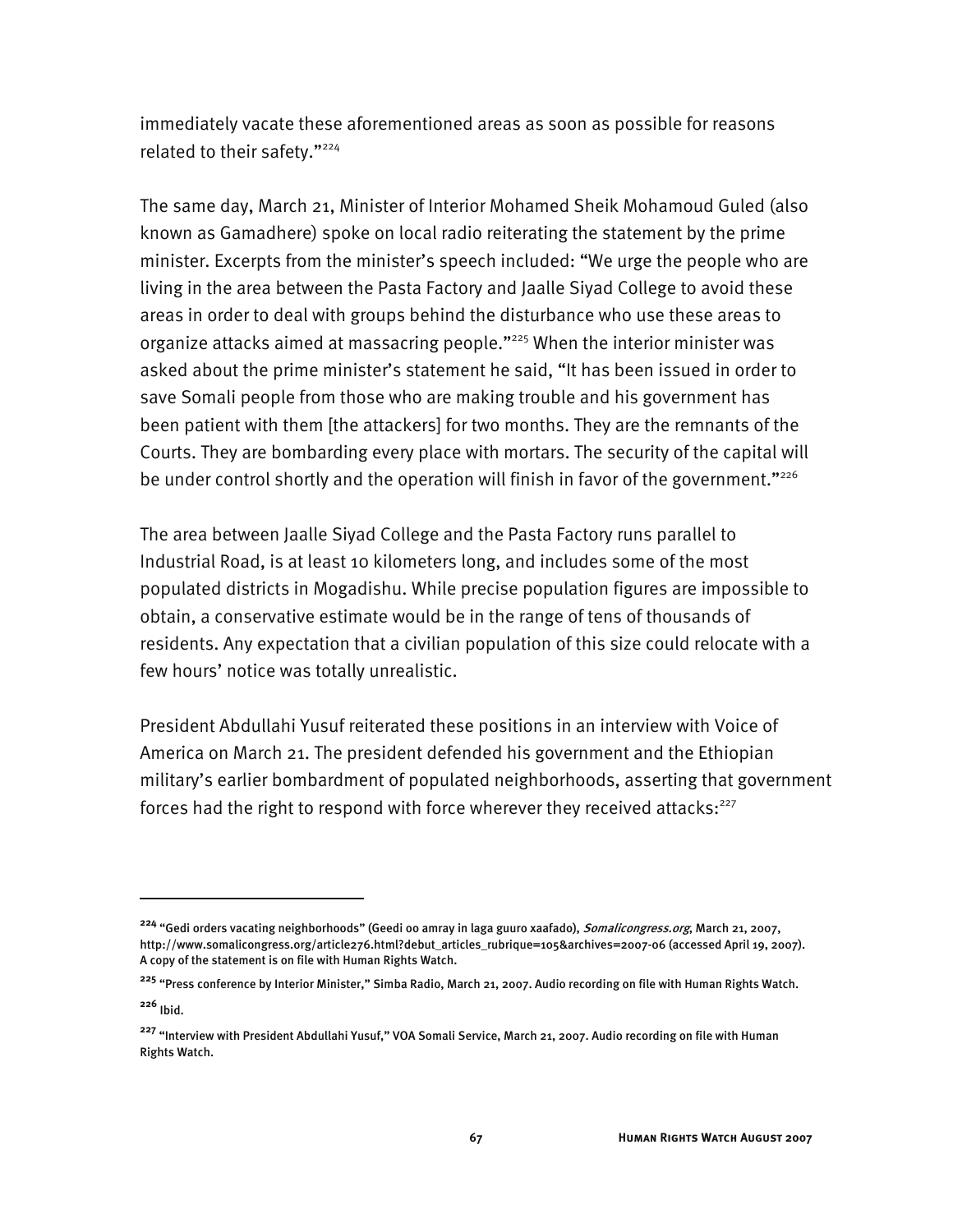immediately vacate these aforementioned areas as soon as possible for reasons related to their safety."[224]

The same day, March 21, Minister of Interior Mohamed Sheik Mohamoud Guled (also known as Gamadhere) spoke on local radio reiterating the statement by the prime minister. Excerpts from the minister's speech included: "We urge the people who are living in the area between the Pasta Factory and Jaalle Siyad College to avoid these areas in order to deal with groups behind the disturbance who use these areas to organize attacks aimed at massacring people."[225] When the interior minister was asked about the prime minister's statement he said, "It has been issued in order to save Somali people from those who are making trouble and his government has been patient with them [the attackers] for two months. They are the remnants of the Courts. They are bombarding every place with mortars. The security of the capital will be under control shortly and the operation will finish in favor of the government."[226]

The area between Jaalle Siyad College and the Pasta Factory runs parallel to Industrial Road, is at least 10 kilometers long, and includes some of the most populated districts in Mogadishu. While precise population figures are impossible to obtain, a conservative estimate would be in the range of tens of thousands of residents. Any expectation that a civilian population of this size could relocate with a few hours' notice was totally unrealistic.

President Abdullahi Yusuf reiterated these positions in an interview with Voice of America on March 21. The president defended his government and the Ethiopian military's earlier bombardment of populated neighborhoods, asserting that government forces had the right to respond with force wherever they received attacks:[227]

---

[224] "Gedi orders vacating neighborhoods" (Geedi oo amray in laga guuro xaafado), *Somalicongress.org*, March 21, 2007, http://www.somalicongress.org/article276.html?debut_articles_rubrique=105&archives=2007-06 (accessed April 19, 2007). A copy of the statement is on file with Human Rights Watch.

[225] "Press conference by Interior Minister," Simba Radio, March 21, 2007. Audio recording on file with Human Rights Watch.

[226] Ibid.

[227] "Interview with President Abdullahi Yusuf," VOA Somali Service, March 21, 2007. Audio recording on file with Human Rights Watch.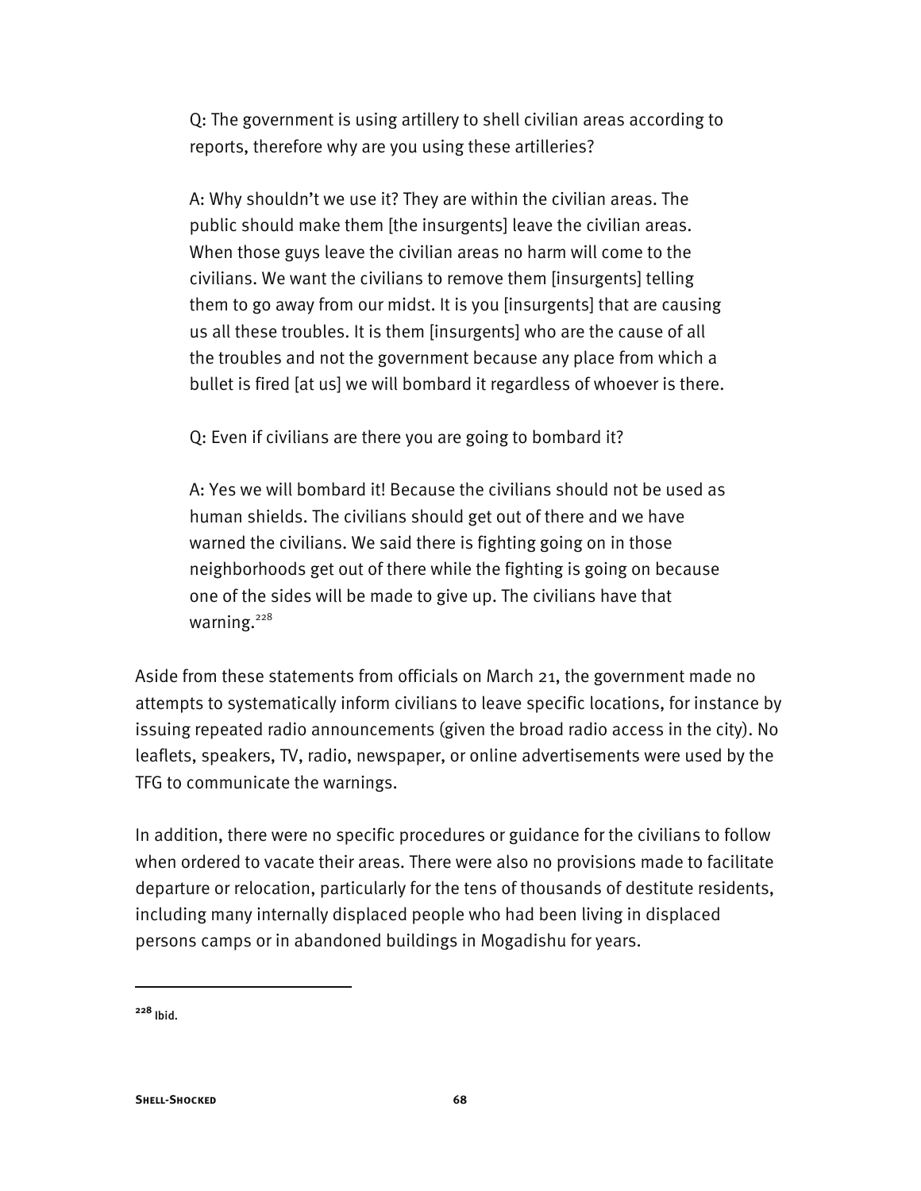Q: The government is using artillery to shell civilian areas according to reports, therefore why are you using these artilleries?

A: Why shouldn't we use it? They are within the civilian areas. The public should make them [the insurgents] leave the civilian areas. When those guys leave the civilian areas no harm will come to the civilians. We want the civilians to remove them [insurgents] telling them to go away from our midst. It is you [insurgents] that are causing us all these troubles. It is them [insurgents] who are the cause of all the troubles and not the government because any place from which a bullet is fired [at us] we will bombard it regardless of whoever is there.

Q: Even if civilians are there you are going to bombard it?

A: Yes we will bombard it! Because the civilians should not be used as human shields. The civilians should get out of there and we have warned the civilians. We said there is fighting going on in those neighborhoods get out of there while the fighting is going on because one of the sides will be made to give up. The civilians have that warning.[228]

Aside from these statements from officials on March 21, the government made no attempts to systematically inform civilians to leave specific locations, for instance by issuing repeated radio announcements (given the broad radio access in the city). No leaflets, speakers, TV, radio, newspaper, or online advertisements were used by the TFG to communicate the warnings.

In addition, there were no specific procedures or guidance for the civilians to follow when ordered to vacate their areas. There were also no provisions made to facilitate departure or relocation, particularly for the tens of thousands of destitute residents, including many internally displaced people who had been living in displaced persons camps or in abandoned buildings in Mogadishu for years.

---

[228] Ibid.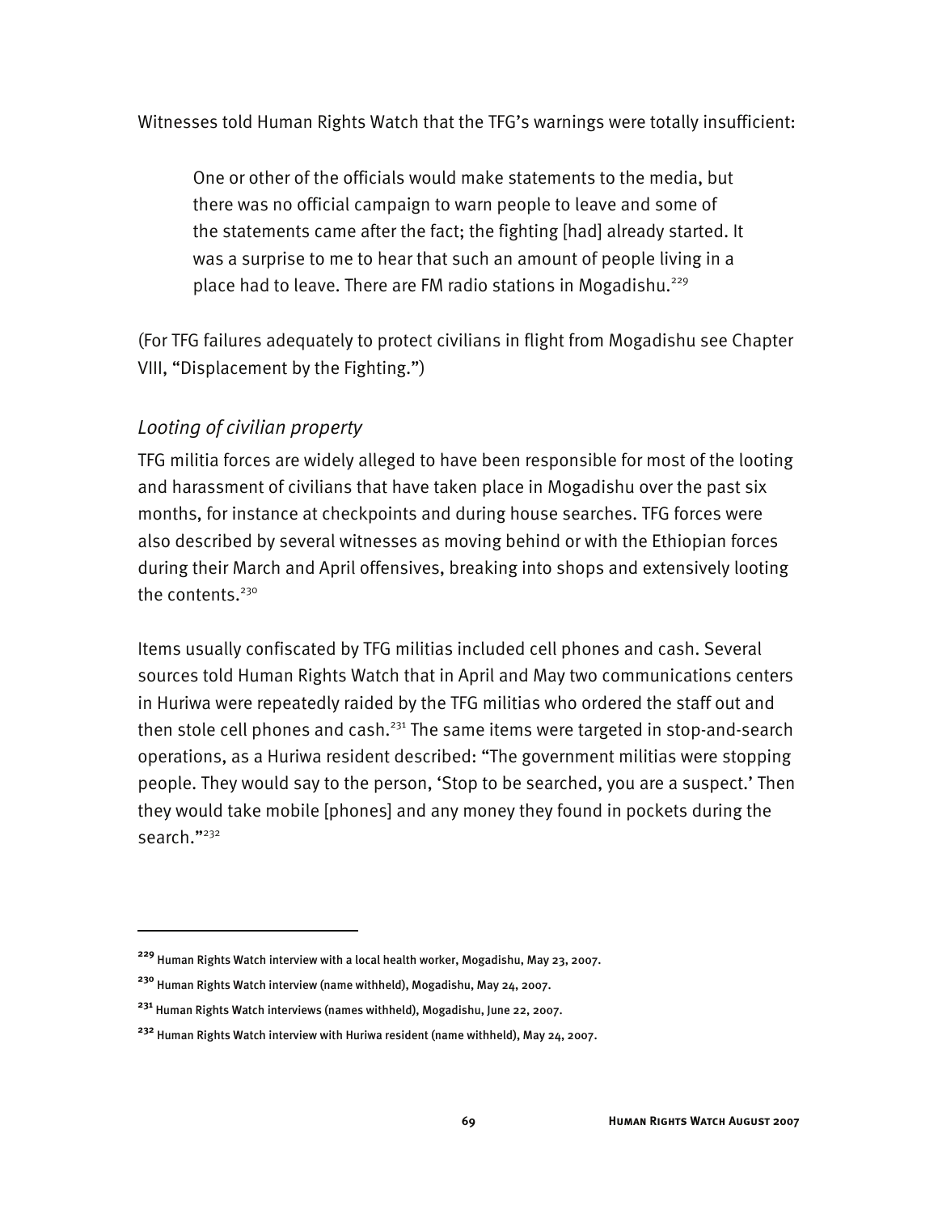Witnesses told Human Rights Watch that the TFG's warnings were totally insufficient:

> One or other of the officials would make statements to the media, but there was no official campaign to warn people to leave and some of the statements came after the fact; the fighting [had] already started. It was a surprise to me to hear that such an amount of people living in a place had to leave. There are FM radio stations in Mogadishu.[229]

(For TFG failures adequately to protect civilians in flight from Mogadishu see Chapter VIII, "Displacement by the Fighting.")

### *Looting of civilian property*

TFG militia forces are widely alleged to have been responsible for most of the looting and harassment of civilians that have taken place in Mogadishu over the past six months, for instance at checkpoints and during house searches. TFG forces were also described by several witnesses as moving behind or with the Ethiopian forces during their March and April offensives, breaking into shops and extensively looting the contents.[230]

Items usually confiscated by TFG militias included cell phones and cash. Several sources told Human Rights Watch that in April and May two communications centers in Huriwa were repeatedly raided by the TFG militias who ordered the staff out and then stole cell phones and cash.[231] The same items were targeted in stop-and-search operations, as a Huriwa resident described: "The government militias were stopping people. They would say to the person, 'Stop to be searched, you are a suspect.' Then they would take mobile [phones] and any money they found in pockets during the search."[232]

---

[229] Human Rights Watch interview with a local health worker, Mogadishu, May 23, 2007.

[230] Human Rights Watch interview (name withheld), Mogadishu, May 24, 2007.

[231] Human Rights Watch interviews (names withheld), Mogadishu, June 22, 2007.

[232] Human Rights Watch interview with Huriwa resident (name withheld), May 24, 2007.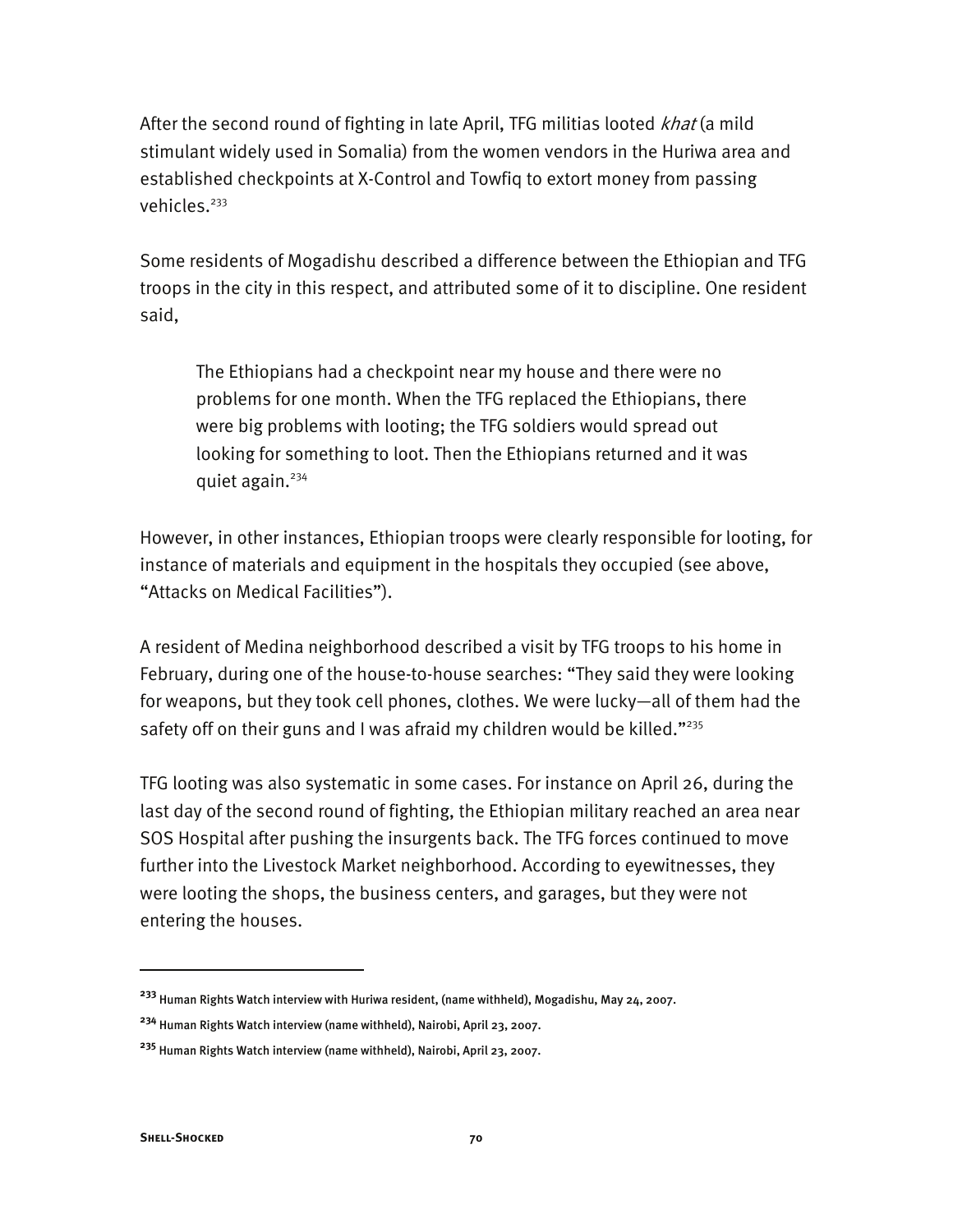After the second round of fighting in late April, TFG militias looted *khat* (a mild stimulant widely used in Somalia) from the women vendors in the Huriwa area and established checkpoints at X-Control and Towfiq to extort money from passing vehicles.[233]

Some residents of Mogadishu described a difference between the Ethiopian and TFG troops in the city in this respect, and attributed some of it to discipline. One resident said,

> The Ethiopians had a checkpoint near my house and there were no problems for one month. When the TFG replaced the Ethiopians, there were big problems with looting; the TFG soldiers would spread out looking for something to loot. Then the Ethiopians returned and it was quiet again.[234]

However, in other instances, Ethiopian troops were clearly responsible for looting, for instance of materials and equipment in the hospitals they occupied (see above, "Attacks on Medical Facilities").

A resident of Medina neighborhood described a visit by TFG troops to his home in February, during one of the house-to-house searches: "They said they were looking for weapons, but they took cell phones, clothes. We were lucky—all of them had the safety off on their guns and I was afraid my children would be killed."[235]

TFG looting was also systematic in some cases. For instance on April 26, during the last day of the second round of fighting, the Ethiopian military reached an area near SOS Hospital after pushing the insurgents back. The TFG forces continued to move further into the Livestock Market neighborhood. According to eyewitnesses, they were looting the shops, the business centers, and garages, but they were not entering the houses.

---

[233] Human Rights Watch interview with Huriwa resident, (name withheld), Mogadishu, May 24, 2007.

[234] Human Rights Watch interview (name withheld), Nairobi, April 23, 2007.

[235] Human Rights Watch interview (name withheld), Nairobi, April 23, 2007.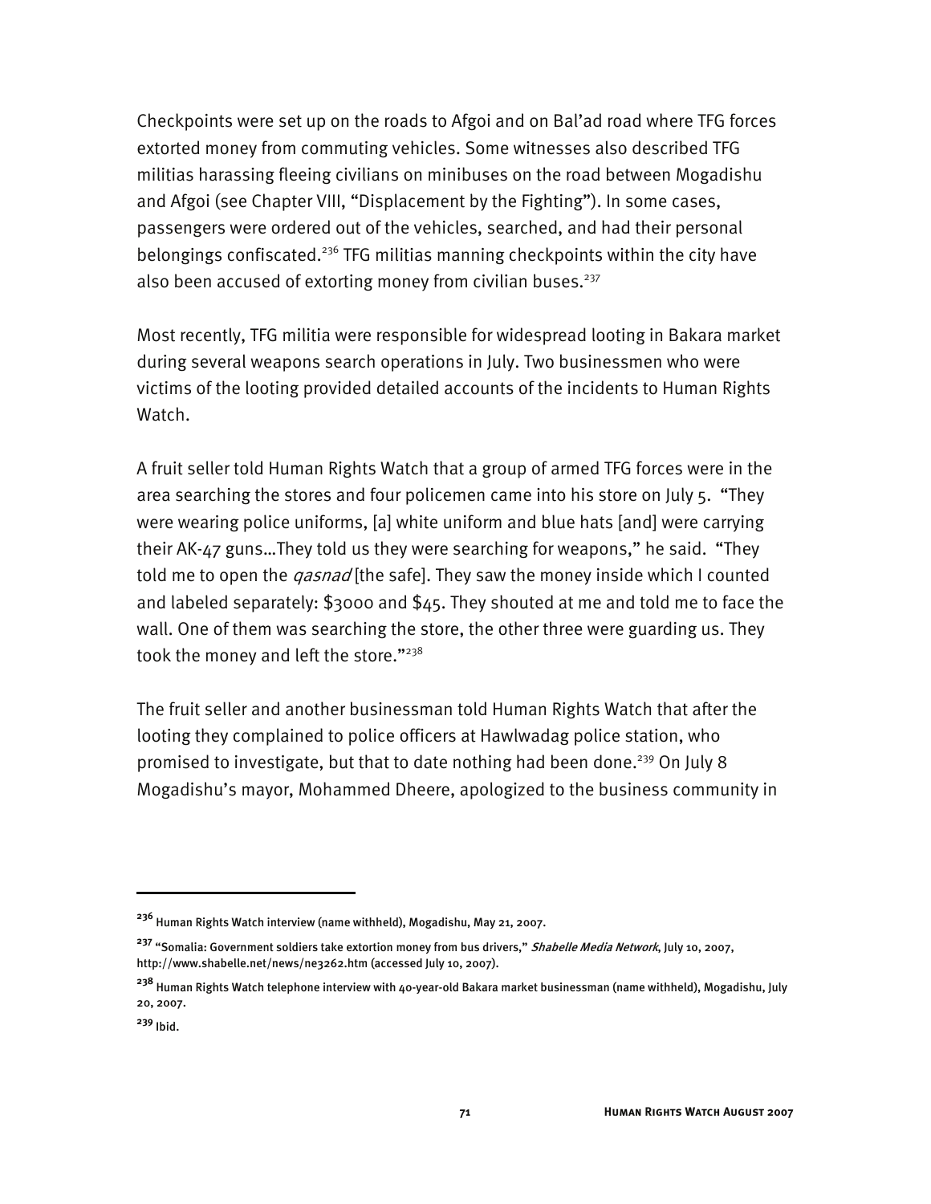Checkpoints were set up on the roads to Afgoi and on Bal'ad road where TFG forces extorted money from commuting vehicles. Some witnesses also described TFG militias harassing fleeing civilians on minibuses on the road between Mogadishu and Afgoi (see Chapter VIII, "Displacement by the Fighting"). In some cases, passengers were ordered out of the vehicles, searched, and had their personal belongings confiscated.[236] TFG militias manning checkpoints within the city have also been accused of extorting money from civilian buses.[237]

Most recently, TFG militia were responsible for widespread looting in Bakara market during several weapons search operations in July. Two businessmen who were victims of the looting provided detailed accounts of the incidents to Human Rights Watch.

A fruit seller told Human Rights Watch that a group of armed TFG forces were in the area searching the stores and four policemen came into his store on July 5. "They were wearing police uniforms, [a] white uniform and blue hats [and] were carrying their AK-47 guns…They told us they were searching for weapons," he said. "They told me to open the *qasnad* [the safe]. They saw the money inside which I counted and labeled separately: $3000 and $45. They shouted at me and told me to face the wall. One of them was searching the store, the other three were guarding us. They took the money and left the store."[238]

The fruit seller and another businessman told Human Rights Watch that after the looting they complained to police officers at Hawlwadag police station, who promised to investigate, but that to date nothing had been done.[239] On July 8 Mogadishu's mayor, Mohammed Dheere, apologized to the business community in

---

[236] Human Rights Watch interview (name withheld), Mogadishu, May 21, 2007.

[237] "Somalia: Government soldiers take extortion money from bus drivers," *Shabelle Media Network*, July 10, 2007, http://www.shabelle.net/news/ne3262.htm (accessed July 10, 2007).

[238] Human Rights Watch telephone interview with 40-year-old Bakara market businessman (name withheld), Mogadishu, July 20, 2007.

[239] Ibid.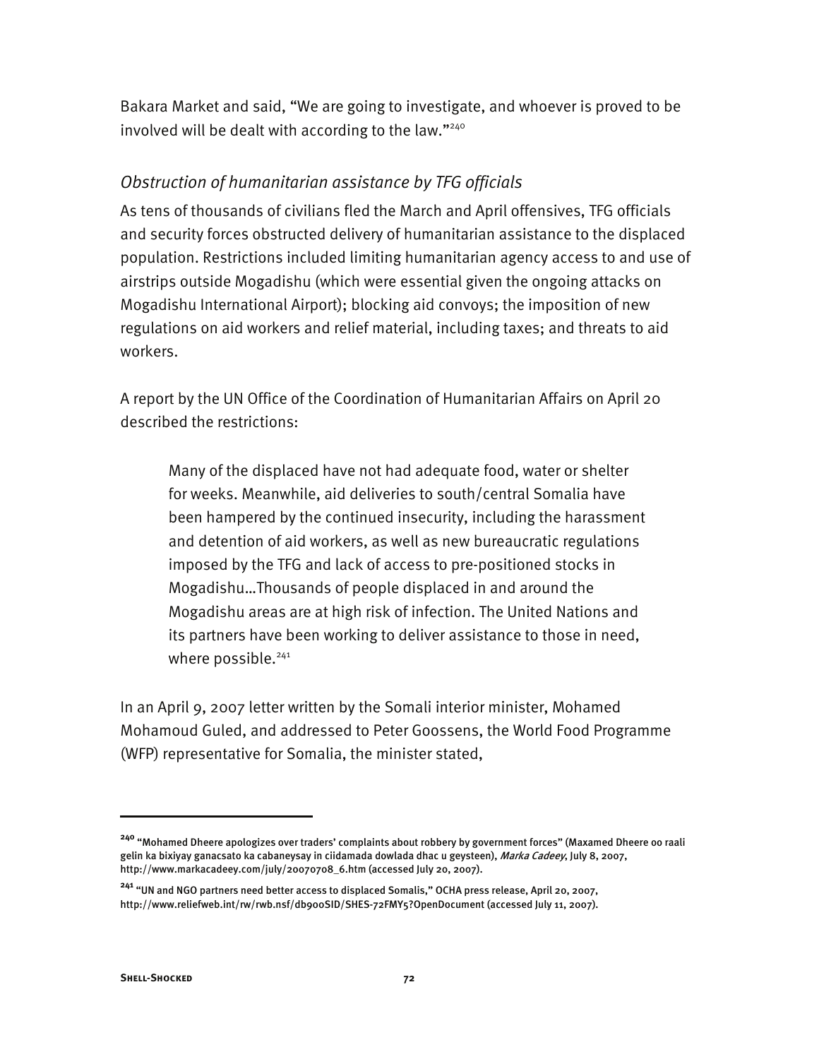Bakara Market and said, "We are going to investigate, and whoever is proved to be involved will be dealt with according to the law."[240]

### *Obstruction of humanitarian assistance by TFG officials*

As tens of thousands of civilians fled the March and April offensives, TFG officials and security forces obstructed delivery of humanitarian assistance to the displaced population. Restrictions included limiting humanitarian agency access to and use of airstrips outside Mogadishu (which were essential given the ongoing attacks on Mogadishu International Airport); blocking aid convoys; the imposition of new regulations on aid workers and relief material, including taxes; and threats to aid workers.

A report by the UN Office of the Coordination of Humanitarian Affairs on April 20 described the restrictions:

> Many of the displaced have not had adequate food, water or shelter for weeks. Meanwhile, aid deliveries to south/central Somalia have been hampered by the continued insecurity, including the harassment and detention of aid workers, as well as new bureaucratic regulations imposed by the TFG and lack of access to pre-positioned stocks in Mogadishu…Thousands of people displaced in and around the Mogadishu areas are at high risk of infection. The United Nations and its partners have been working to deliver assistance to those in need, where possible.[241]

In an April 9, 2007 letter written by the Somali interior minister, Mohamed Mohamoud Guled, and addressed to Peter Goossens, the World Food Programme (WFP) representative for Somalia, the minister stated,

---

[240] "Mohamed Dheere apologizes over traders' complaints about robbery by government forces" (Maxamed Dheere oo raali gelin ka bixiyay ganacsato ka cabaneysay in ciidamada dowlada dhac u geysteen), *Marka Cadeey*, July 8, 2007, http://www.markacadeey.com/july/20070708_6.htm (accessed July 20, 2007).

[241] "UN and NGO partners need better access to displaced Somalis," OCHA press release, April 20, 2007, http://www.reliefweb.int/rw/rwb.nsf/db900SID/SHES-72FMY5?OpenDocument (accessed July 11, 2007).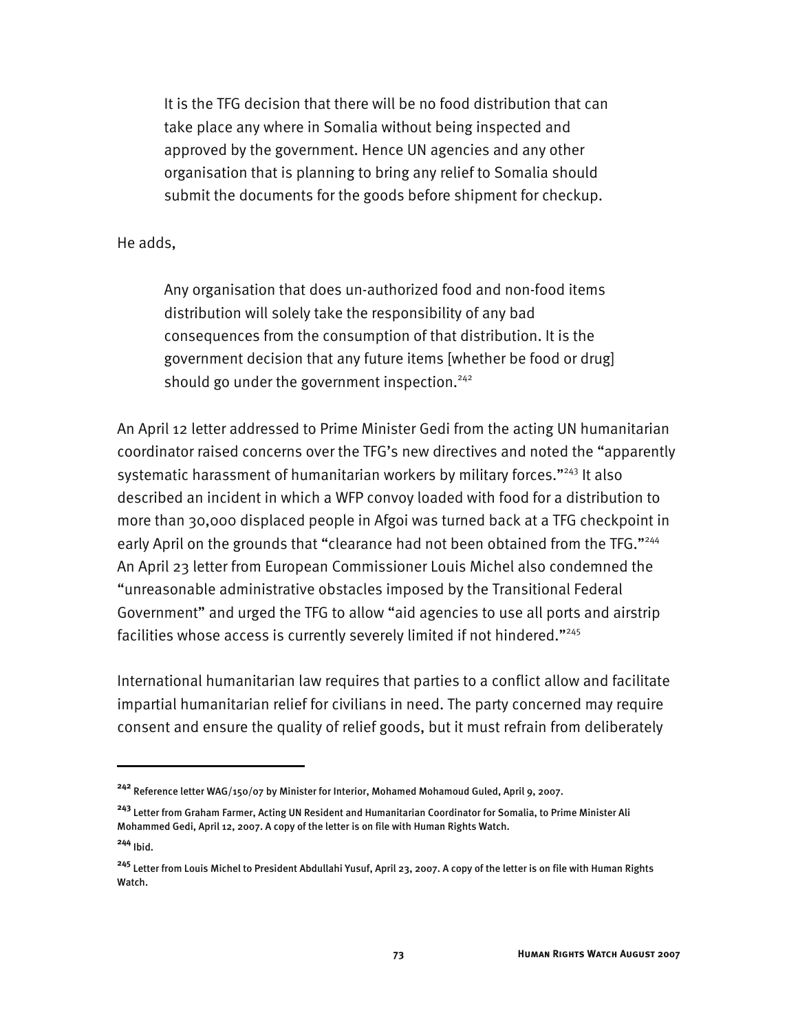> It is the TFG decision that there will be no food distribution that can take place any where in Somalia without being inspected and approved by the government. Hence UN agencies and any other organisation that is planning to bring any relief to Somalia should submit the documents for the goods before shipment for checkup.

He adds,

> Any organisation that does un-authorized food and non-food items distribution will solely take the responsibility of any bad consequences from the consumption of that distribution. It is the government decision that any future items [whether be food or drug] should go under the government inspection.[242]

An April 12 letter addressed to Prime Minister Gedi from the acting UN humanitarian coordinator raised concerns over the TFG's new directives and noted the "apparently systematic harassment of humanitarian workers by military forces."[243] It also described an incident in which a WFP convoy loaded with food for a distribution to more than 30,000 displaced people in Afgoi was turned back at a TFG checkpoint in early April on the grounds that "clearance had not been obtained from the TFG."[244] An April 23 letter from European Commissioner Louis Michel also condemned the "unreasonable administrative obstacles imposed by the Transitional Federal Government" and urged the TFG to allow "aid agencies to use all ports and airstrip facilities whose access is currently severely limited if not hindered."[245]

International humanitarian law requires that parties to a conflict allow and facilitate impartial humanitarian relief for civilians in need. The party concerned may require consent and ensure the quality of relief goods, but it must refrain from deliberately

---

[242] Reference letter WAG/150/07 by Minister for Interior, Mohamed Mohamoud Guled, April 9, 2007.

[243] Letter from Graham Farmer, Acting UN Resident and Humanitarian Coordinator for Somalia, to Prime Minister Ali Mohammed Gedi, April 12, 2007. A copy of the letter is on file with Human Rights Watch.

[244] Ibid.

[245] Letter from Louis Michel to President Abdullahi Yusuf, April 23, 2007. A copy of the letter is on file with Human Rights Watch.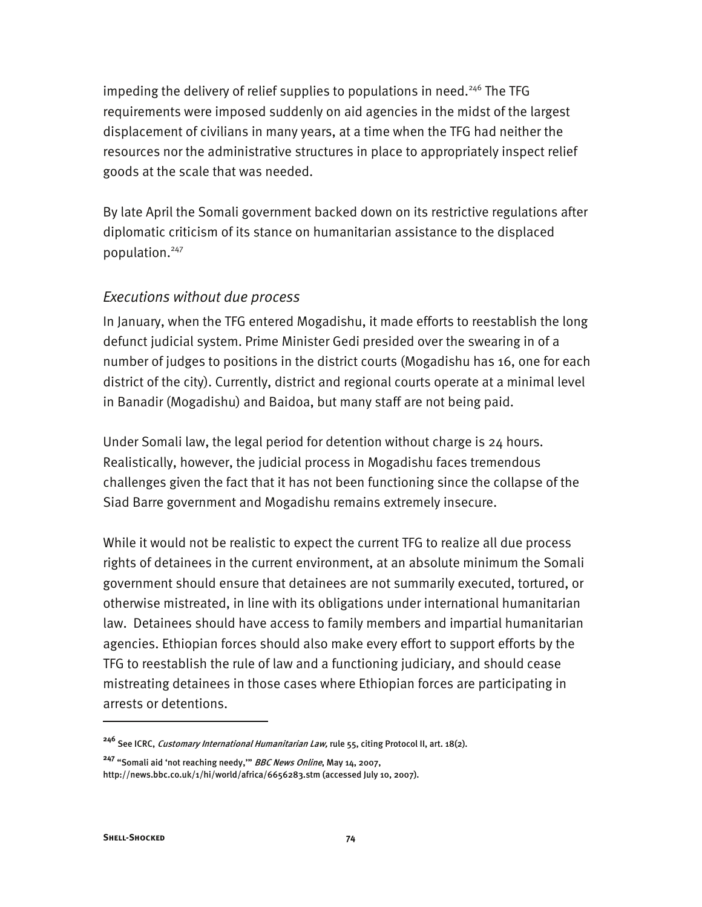impeding the delivery of relief supplies to populations in need.[246] The TFG requirements were imposed suddenly on aid agencies in the midst of the largest displacement of civilians in many years, at a time when the TFG had neither the resources nor the administrative structures in place to appropriately inspect relief goods at the scale that was needed.

By late April the Somali government backed down on its restrictive regulations after diplomatic criticism of its stance on humanitarian assistance to the displaced population.[247]

### *Executions without due process*

In January, when the TFG entered Mogadishu, it made efforts to reestablish the long defunct judicial system. Prime Minister Gedi presided over the swearing in of a number of judges to positions in the district courts (Mogadishu has 16, one for each district of the city). Currently, district and regional courts operate at a minimal level in Banadir (Mogadishu) and Baidoa, but many staff are not being paid.

Under Somali law, the legal period for detention without charge is 24 hours. Realistically, however, the judicial process in Mogadishu faces tremendous challenges given the fact that it has not been functioning since the collapse of the Siad Barre government and Mogadishu remains extremely insecure.

While it would not be realistic to expect the current TFG to realize all due process rights of detainees in the current environment, at an absolute minimum the Somali government should ensure that detainees are not summarily executed, tortured, or otherwise mistreated, in line with its obligations under international humanitarian law. Detainees should have access to family members and impartial humanitarian agencies. Ethiopian forces should also make every effort to support efforts by the TFG to reestablish the rule of law and a functioning judiciary, and should cease mistreating detainees in those cases where Ethiopian forces are participating in arrests or detentions.

---

[246] See ICRC, *Customary International Humanitarian Law,* rule 55, citing Protocol II, art. 18(2).

[247] "Somali aid 'not reaching needy,'" *BBC News Online*, May 14, 2007, http://news.bbc.co.uk/1/hi/world/africa/6656283.stm (accessed July 10, 2007).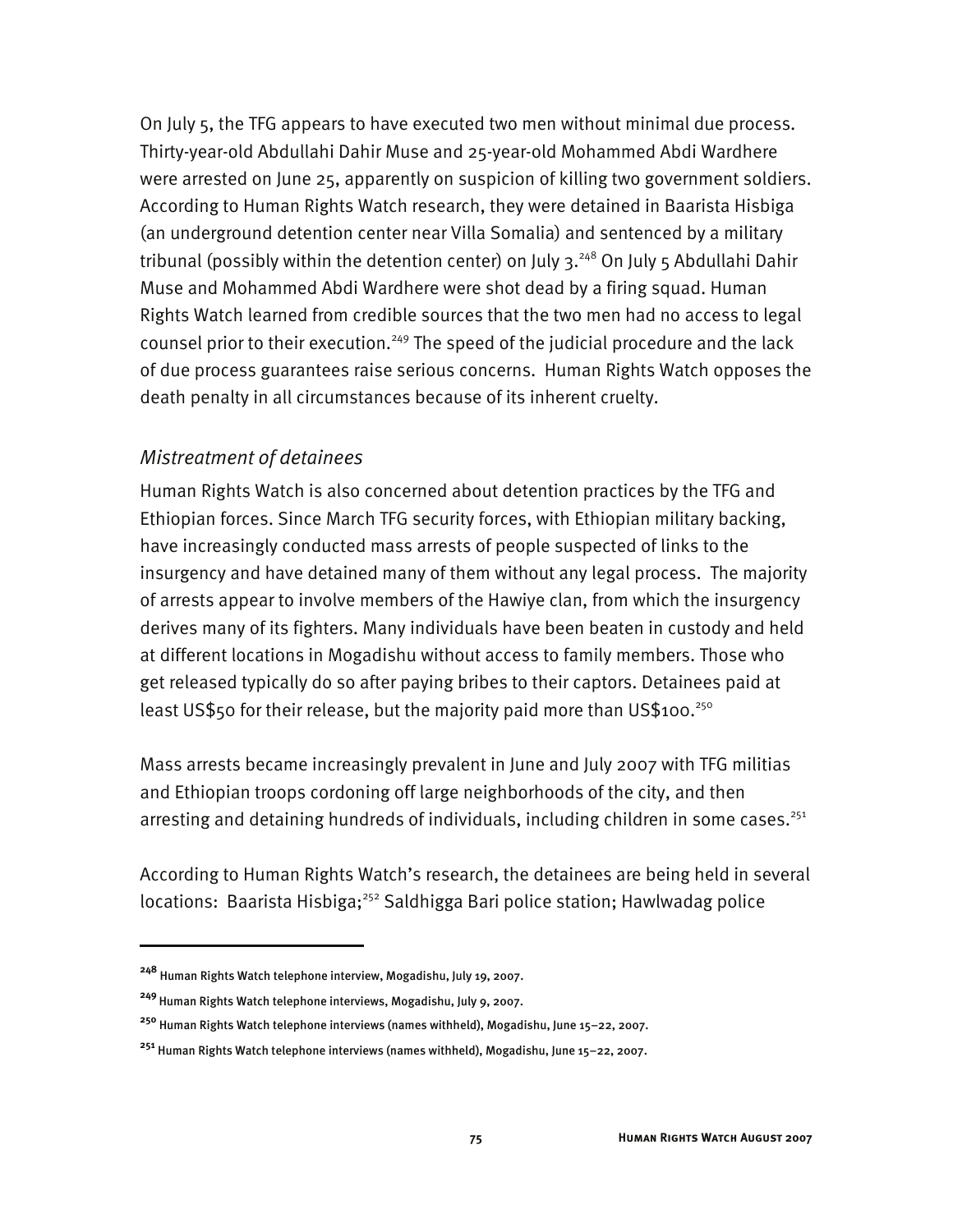On July 5, the TFG appears to have executed two men without minimal due process. Thirty-year-old Abdullahi Dahir Muse and 25-year-old Mohammed Abdi Wardhere were arrested on June 25, apparently on suspicion of killing two government soldiers. According to Human Rights Watch research, they were detained in Baarista Hisbiga (an underground detention center near Villa Somalia) and sentenced by a military tribunal (possibly within the detention center) on July 3.[248] On July 5 Abdullahi Dahir Muse and Mohammed Abdi Wardhere were shot dead by a firing squad. Human Rights Watch learned from credible sources that the two men had no access to legal counsel prior to their execution.[249] The speed of the judicial procedure and the lack of due process guarantees raise serious concerns. Human Rights Watch opposes the death penalty in all circumstances because of its inherent cruelty.

### *Mistreatment of detainees*

Human Rights Watch is also concerned about detention practices by the TFG and Ethiopian forces. Since March TFG security forces, with Ethiopian military backing, have increasingly conducted mass arrests of people suspected of links to the insurgency and have detained many of them without any legal process. The majority of arrests appear to involve members of the Hawiye clan, from which the insurgency derives many of its fighters. Many individuals have been beaten in custody and held at different locations in Mogadishu without access to family members. Those who get released typically do so after paying bribes to their captors. Detainees paid at least US$50 for their release, but the majority paid more than US$100.[250]

Mass arrests became increasingly prevalent in June and July 2007 with TFG militias and Ethiopian troops cordoning off large neighborhoods of the city, and then arresting and detaining hundreds of individuals, including children in some cases.[251]

According to Human Rights Watch's research, the detainees are being held in several locations: Baarista Hisbiga;[252] Saldhigga Bari police station; Hawlwadag police

---

[248] Human Rights Watch telephone interview, Mogadishu, July 19, 2007.

[249] Human Rights Watch telephone interviews, Mogadishu, July 9, 2007.

[250] Human Rights Watch telephone interviews (names withheld), Mogadishu, June 15–22, 2007.

[251] Human Rights Watch telephone interviews (names withheld), Mogadishu, June 15–22, 2007.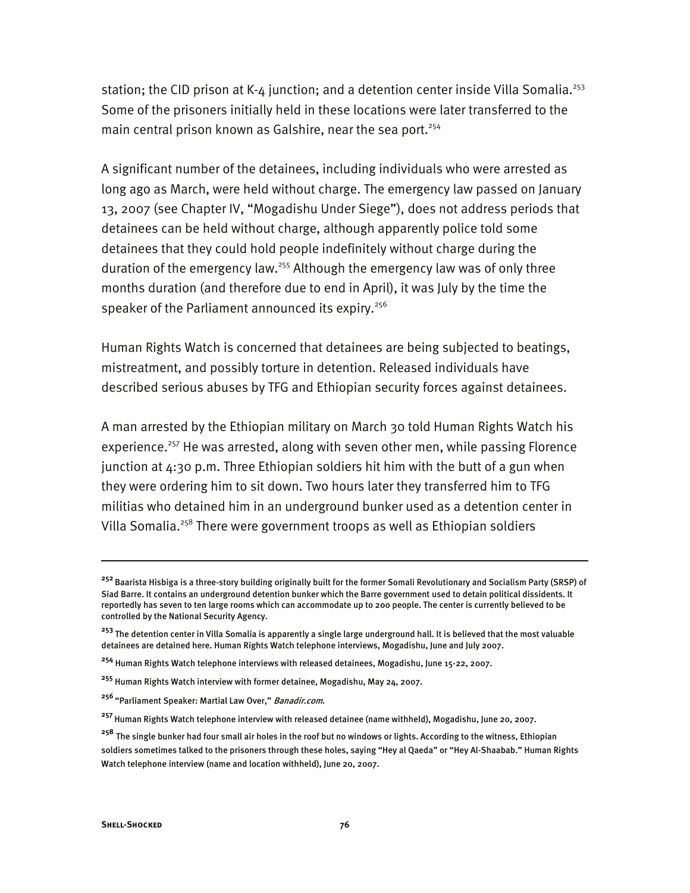station; the CID prison at K-4 junction; and a detention center inside Villa Somalia.[253] Some of the prisoners initially held in these locations were later transferred to the main central prison known as Galshire, near the sea port.[254]

A significant number of the detainees, including individuals who were arrested as long ago as March, were held without charge. The emergency law passed on January 13, 2007 (see Chapter IV, "Mogadishu Under Siege"), does not address periods that detainees can be held without charge, although apparently police told some detainees that they could hold people indefinitely without charge during the duration of the emergency law.[255] Although the emergency law was of only three months duration (and therefore due to end in April), it was July by the time the speaker of the Parliament announced its expiry.[256]

Human Rights Watch is concerned that detainees are being subjected to beatings, mistreatment, and possibly torture in detention. Released individuals have described serious abuses by TFG and Ethiopian security forces against detainees.

A man arrested by the Ethiopian military on March 30 told Human Rights Watch his experience.[257] He was arrested, along with seven other men, while passing Florence junction at 4:30 p.m. Three Ethiopian soldiers hit him with the butt of a gun when they were ordering him to sit down. Two hours later they transferred him to TFG militias who detained him in an underground bunker used as a detention center in Villa Somalia.[258] There were government troops as well as Ethiopian soldiers

---

[252] Baarista Hisbiga is a three-story building originally built for the former Somali Revolutionary and Socialism Party (SRSP) of Siad Barre. It contains an underground detention bunker which the Barre government used to detain political dissidents. It reportedly has seven to ten large rooms which can accommodate up to 200 people. The center is currently believed to be controlled by the National Security Agency.

[253] The detention center in Villa Somalia is apparently a single large underground hall. It is believed that the most valuable detainees are detained here. Human Rights Watch telephone interviews, Mogadishu, June and July 2007.

[254] Human Rights Watch telephone interviews with released detainees, Mogadishu, June 15-22, 2007.

[255] Human Rights Watch interview with former detainee, Mogadishu, May 24, 2007.

[256] "Parliament Speaker: Martial Law Over," *Banadir.com*.

[257] Human Rights Watch telephone interview with released detainee (name withheld), Mogadishu, June 20, 2007.

[258] The single bunker had four small air holes in the roof but no windows or lights. According to the witness, Ethiopian soldiers sometimes talked to the prisoners through these holes, saying "Hey al Qaeda" or "Hey Al-Shaabab." Human Rights Watch telephone interview (name and location withheld), June 20, 2007.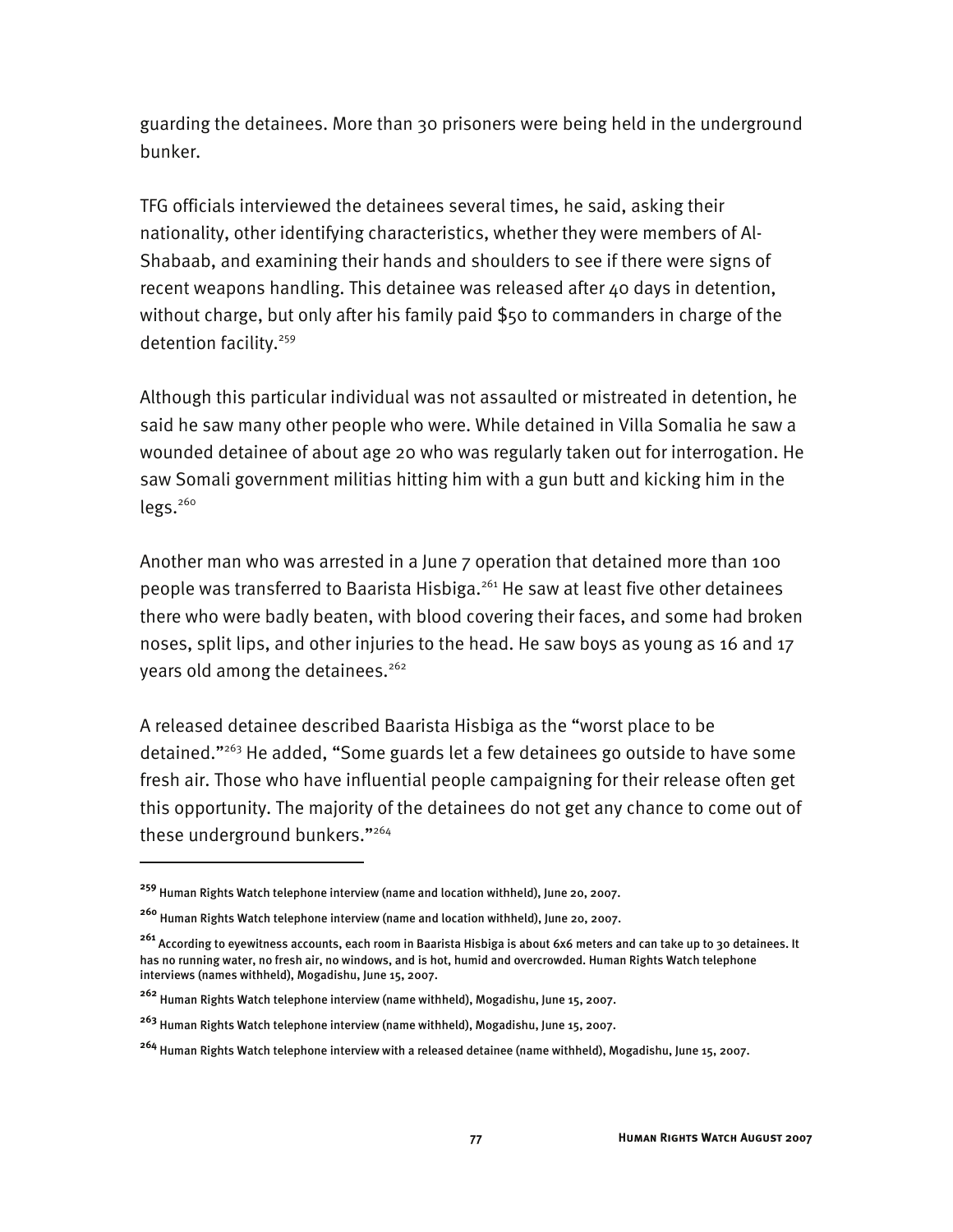guarding the detainees. More than 30 prisoners were being held in the underground bunker.

TFG officials interviewed the detainees several times, he said, asking their nationality, other identifying characteristics, whether they were members of Al-Shabaab, and examining their hands and shoulders to see if there were signs of recent weapons handling. This detainee was released after 40 days in detention, without charge, but only after his family paid $50 to commanders in charge of the detention facility.[259]

Although this particular individual was not assaulted or mistreated in detention, he said he saw many other people who were. While detained in Villa Somalia he saw a wounded detainee of about age 20 who was regularly taken out for interrogation. He saw Somali government militias hitting him with a gun butt and kicking him in the legs.[260]

Another man who was arrested in a June 7 operation that detained more than 100 people was transferred to Baarista Hisbiga.[261] He saw at least five other detainees there who were badly beaten, with blood covering their faces, and some had broken noses, split lips, and other injuries to the head. He saw boys as young as 16 and 17 years old among the detainees.[262]

A released detainee described Baarista Hisbiga as the "worst place to be detained."[263] He added, "Some guards let a few detainees go outside to have some fresh air. Those who have influential people campaigning for their release often get this opportunity. The majority of the detainees do not get any chance to come out of these underground bunkers."[264]

---

[259] Human Rights Watch telephone interview (name and location withheld), June 20, 2007.

[260] Human Rights Watch telephone interview (name and location withheld), June 20, 2007.

[261] According to eyewitness accounts, each room in Baarista Hisbiga is about 6x6 meters and can take up to 30 detainees. It has no running water, no fresh air, no windows, and is hot, humid and overcrowded. Human Rights Watch telephone interviews (names withheld), Mogadishu, June 15, 2007.

[262] Human Rights Watch telephone interview (name withheld), Mogadishu, June 15, 2007.

[263] Human Rights Watch telephone interview (name withheld), Mogadishu, June 15, 2007.

[264] Human Rights Watch telephone interview with a released detainee (name withheld), Mogadishu, June 15, 2007.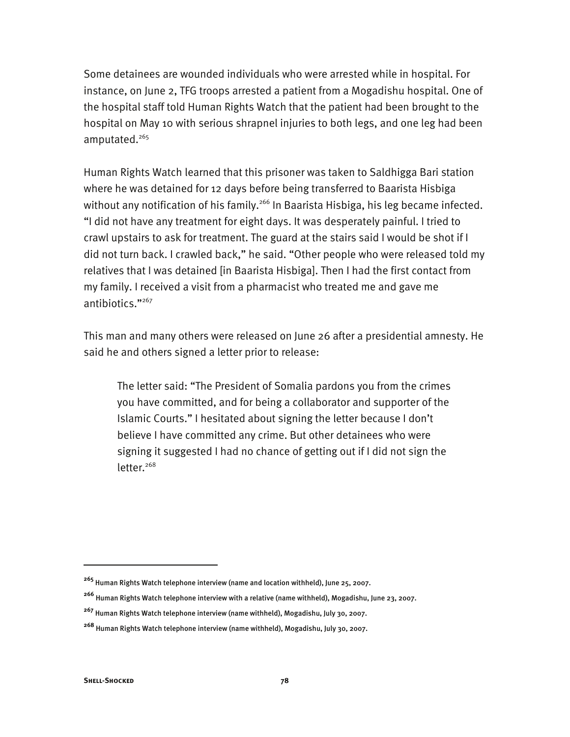Some detainees are wounded individuals who were arrested while in hospital. For instance, on June 2, TFG troops arrested a patient from a Mogadishu hospital. One of the hospital staff told Human Rights Watch that the patient had been brought to the hospital on May 10 with serious shrapnel injuries to both legs, and one leg had been amputated.[265]

Human Rights Watch learned that this prisoner was taken to Saldhigga Bari station where he was detained for 12 days before being transferred to Baarista Hisbiga without any notification of his family.[266] In Baarista Hisbiga, his leg became infected. "I did not have any treatment for eight days. It was desperately painful. I tried to crawl upstairs to ask for treatment. The guard at the stairs said I would be shot if I did not turn back. I crawled back," he said. "Other people who were released told my relatives that I was detained [in Baarista Hisbiga]. Then I had the first contact from my family. I received a visit from a pharmacist who treated me and gave me antibiotics."[267]

This man and many others were released on June 26 after a presidential amnesty. He said he and others signed a letter prior to release:

> The letter said: "The President of Somalia pardons you from the crimes you have committed, and for being a collaborator and supporter of the Islamic Courts." I hesitated about signing the letter because I don't believe I have committed any crime. But other detainees who were signing it suggested I had no chance of getting out if I did not sign the letter.[268]

---

[265] Human Rights Watch telephone interview (name and location withheld), June 25, 2007.

[266] Human Rights Watch telephone interview with a relative (name withheld), Mogadishu, June 23, 2007.

[267] Human Rights Watch telephone interview (name withheld), Mogadishu, July 30, 2007.

[268] Human Rights Watch telephone interview (name withheld), Mogadishu, July 30, 2007.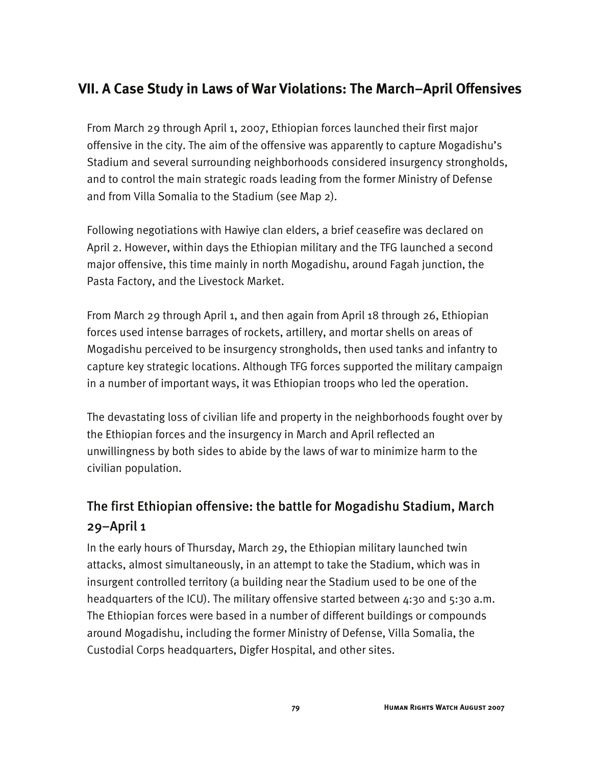## VII. A Case Study in Laws of War Violations: The March–April Offensives

From March 29 through April 1, 2007, Ethiopian forces launched their first major offensive in the city. The aim of the offensive was apparently to capture Mogadishu's Stadium and several surrounding neighborhoods considered insurgency strongholds, and to control the main strategic roads leading from the former Ministry of Defense and from Villa Somalia to the Stadium (see Map 2).

Following negotiations with Hawiye clan elders, a brief ceasefire was declared on April 2. However, within days the Ethiopian military and the TFG launched a second major offensive, this time mainly in north Mogadishu, around Fagah junction, the Pasta Factory, and the Livestock Market.

From March 29 through April 1, and then again from April 18 through 26, Ethiopian forces used intense barrages of rockets, artillery, and mortar shells on areas of Mogadishu perceived to be insurgency strongholds, then used tanks and infantry to capture key strategic locations. Although TFG forces supported the military campaign in a number of important ways, it was Ethiopian troops who led the operation.

The devastating loss of civilian life and property in the neighborhoods fought over by the Ethiopian forces and the insurgency in March and April reflected an unwillingness by both sides to abide by the laws of war to minimize harm to the civilian population.

### The first Ethiopian offensive: the battle for Mogadishu Stadium, March 29–April 1

In the early hours of Thursday, March 29, the Ethiopian military launched twin attacks, almost simultaneously, in an attempt to take the Stadium, which was in insurgent controlled territory (a building near the Stadium used to be one of the headquarters of the ICU). The military offensive started between 4:30 and 5:30 a.m. The Ethiopian forces were based in a number of different buildings or compounds around Mogadishu, including the former Ministry of Defense, Villa Somalia, the Custodial Corps headquarters, Digfer Hospital, and other sites.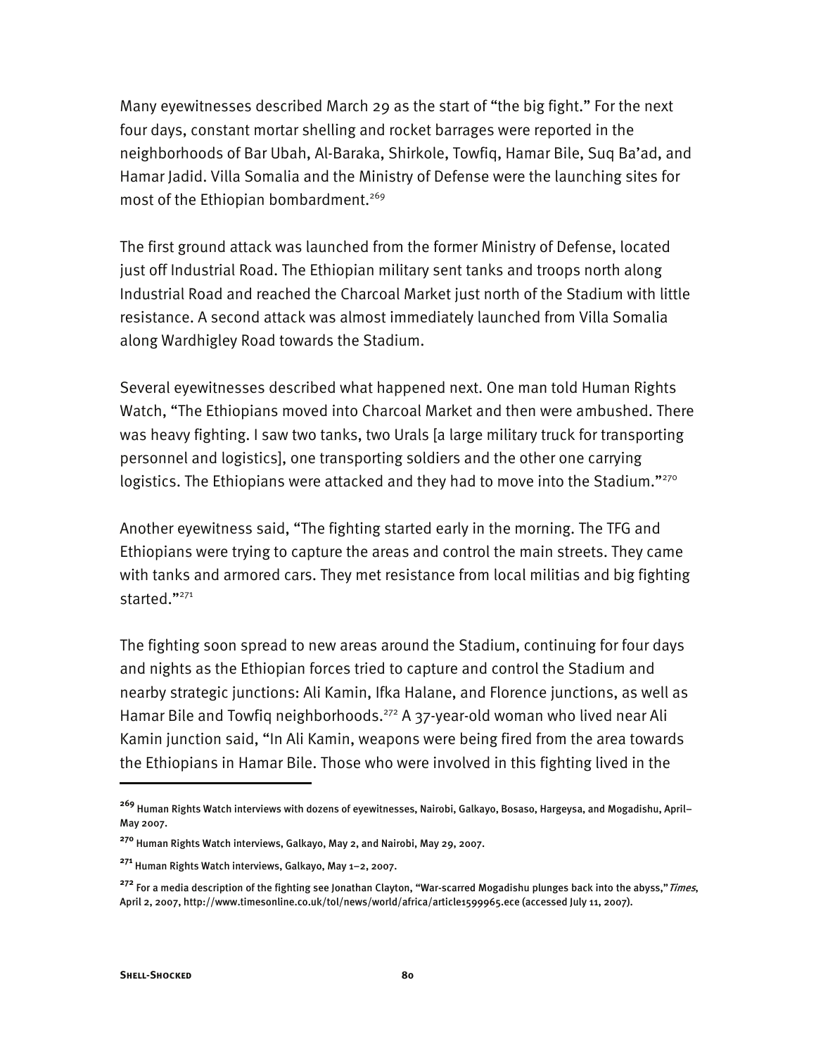Many eyewitnesses described March 29 as the start of "the big fight." For the next four days, constant mortar shelling and rocket barrages were reported in the neighborhoods of Bar Ubah, Al-Baraka, Shirkole, Towfiq, Hamar Bile, Suq Ba'ad, and Hamar Jadid. Villa Somalia and the Ministry of Defense were the launching sites for most of the Ethiopian bombardment.[269]

The first ground attack was launched from the former Ministry of Defense, located just off Industrial Road. The Ethiopian military sent tanks and troops north along Industrial Road and reached the Charcoal Market just north of the Stadium with little resistance. A second attack was almost immediately launched from Villa Somalia along Wardhigley Road towards the Stadium.

Several eyewitnesses described what happened next. One man told Human Rights Watch, "The Ethiopians moved into Charcoal Market and then were ambushed. There was heavy fighting. I saw two tanks, two Urals [a large military truck for transporting personnel and logistics], one transporting soldiers and the other one carrying logistics. The Ethiopians were attacked and they had to move into the Stadium."[270]

Another eyewitness said, "The fighting started early in the morning. The TFG and Ethiopians were trying to capture the areas and control the main streets. They came with tanks and armored cars. They met resistance from local militias and big fighting started."[271]

The fighting soon spread to new areas around the Stadium, continuing for four days and nights as the Ethiopian forces tried to capture and control the Stadium and nearby strategic junctions: Ali Kamin, Ifka Halane, and Florence junctions, as well as Hamar Bile and Towfiq neighborhoods.[272] A 37-year-old woman who lived near Ali Kamin junction said, "In Ali Kamin, weapons were being fired from the area towards the Ethiopians in Hamar Bile. Those who were involved in this fighting lived in the

---

[269] Human Rights Watch interviews with dozens of eyewitnesses, Nairobi, Galkayo, Bosaso, Hargeysa, and Mogadishu, April–May 2007.

[270] Human Rights Watch interviews, Galkayo, May 2, and Nairobi, May 29, 2007.

[271] Human Rights Watch interviews, Galkayo, May 1–2, 2007.

[272] For a media description of the fighting see Jonathan Clayton, "War-scarred Mogadishu plunges back into the abyss," *Times*, April 2, 2007, http://www.timesonline.co.uk/tol/news/world/africa/article1599965.ece (accessed July 11, 2007).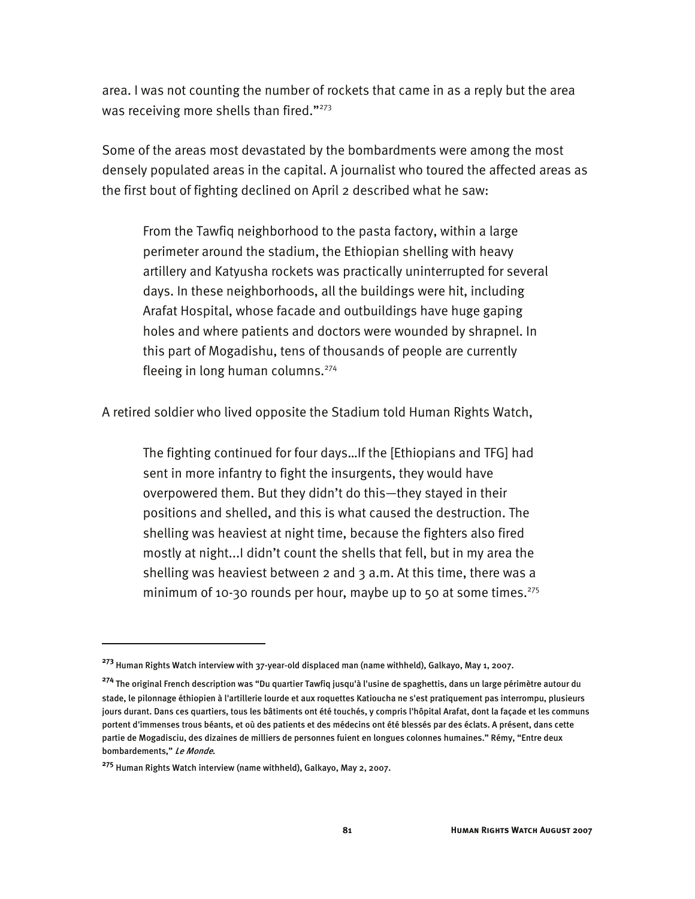area. I was not counting the number of rockets that came in as a reply but the area was receiving more shells than fired."[273]

Some of the areas most devastated by the bombardments were among the most densely populated areas in the capital. A journalist who toured the affected areas as the first bout of fighting declined on April 2 described what he saw:

> From the Tawfiq neighborhood to the pasta factory, within a large perimeter around the stadium, the Ethiopian shelling with heavy artillery and Katyusha rockets was practically uninterrupted for several days. In these neighborhoods, all the buildings were hit, including Arafat Hospital, whose facade and outbuildings have huge gaping holes and where patients and doctors were wounded by shrapnel. In this part of Mogadishu, tens of thousands of people are currently fleeing in long human columns.[274]

A retired soldier who lived opposite the Stadium told Human Rights Watch,

> The fighting continued for four days…If the [Ethiopians and TFG] had sent in more infantry to fight the insurgents, they would have overpowered them. But they didn't do this—they stayed in their positions and shelled, and this is what caused the destruction. The shelling was heaviest at night time, because the fighters also fired mostly at night...I didn't count the shells that fell, but in my area the shelling was heaviest between 2 and 3 a.m. At this time, there was a minimum of 10-30 rounds per hour, maybe up to 50 at some times.[275]

---

[273] Human Rights Watch interview with 37-year-old displaced man (name withheld), Galkayo, May 1, 2007.

[274] The original French description was "Du quartier Tawfiq jusqu'à l'usine de spaghettis, dans un large périmètre autour du stade, le pilonnage éthiopien à l'artillerie lourde et aux roquettes Katioucha ne s'est pratiquement pas interrompu, plusieurs jours durant. Dans ces quartiers, tous les bâtiments ont été touchés, y compris l'hôpital Arafat, dont la façade et les communs portent d'immenses trous béants, et où des patients et des médecins ont été blessés par des éclats. A présent, dans cette partie de Mogadisciu, des dizaines de milliers de personnes fuient en longues colonnes humaines." Rémy, "Entre deux bombardements," *Le Monde*.

[275] Human Rights Watch interview (name withheld), Galkayo, May 2, 2007.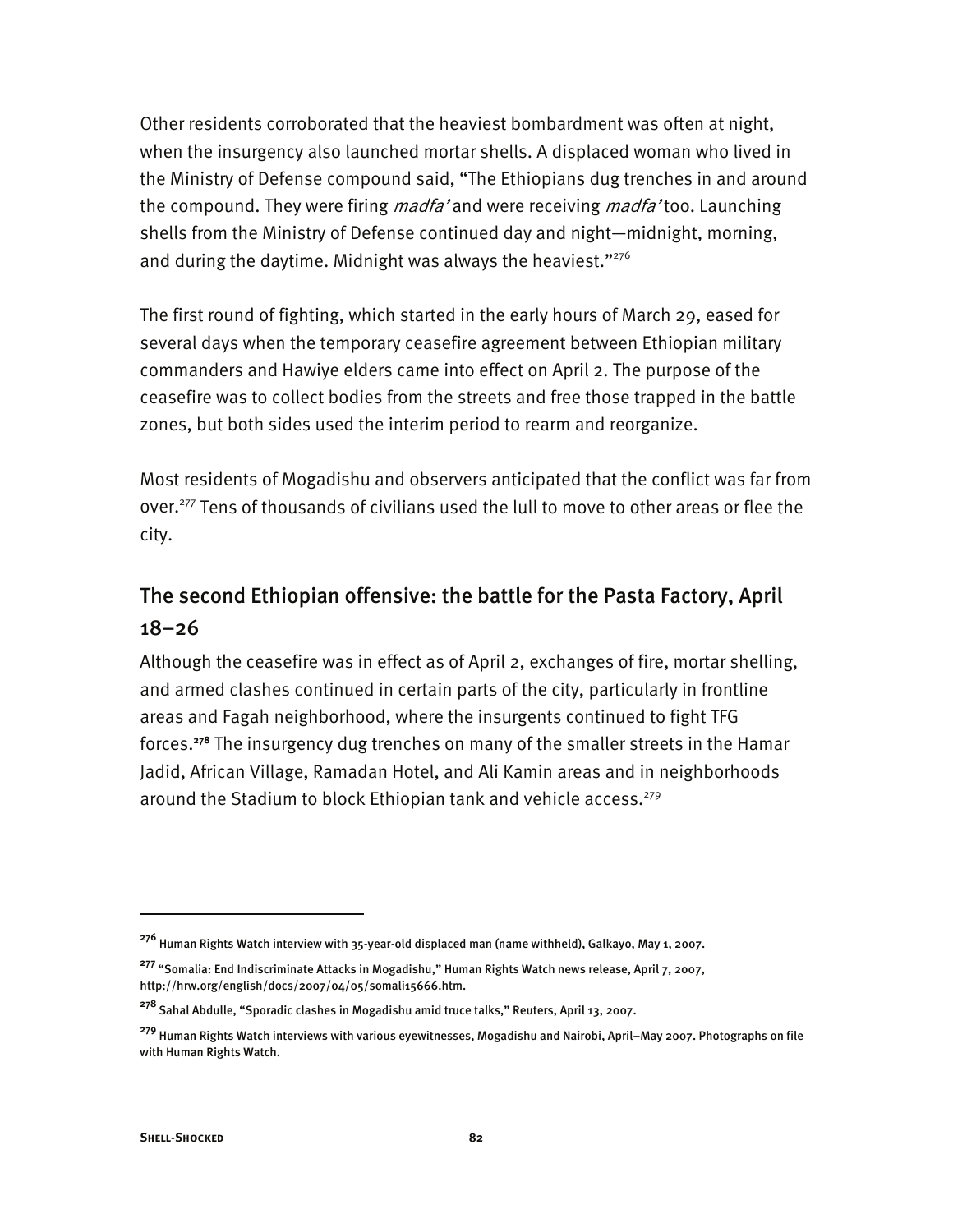Other residents corroborated that the heaviest bombardment was often at night, when the insurgency also launched mortar shells. A displaced woman who lived in the Ministry of Defense compound said, "The Ethiopians dug trenches in and around the compound. They were firing *madfa'* and were receiving *madfa'* too. Launching shells from the Ministry of Defense continued day and night—midnight, morning, and during the daytime. Midnight was always the heaviest."[276]

The first round of fighting, which started in the early hours of March 29, eased for several days when the temporary ceasefire agreement between Ethiopian military commanders and Hawiye elders came into effect on April 2. The purpose of the ceasefire was to collect bodies from the streets and free those trapped in the battle zones, but both sides used the interim period to rearm and reorganize.

Most residents of Mogadishu and observers anticipated that the conflict was far from over.[277] Tens of thousands of civilians used the lull to move to other areas or flee the city.

## The second Ethiopian offensive: the battle for the Pasta Factory, April 18–26

Although the ceasefire was in effect as of April 2, exchanges of fire, mortar shelling, and armed clashes continued in certain parts of the city, particularly in frontline areas and Fagah neighborhood, where the insurgents continued to fight TFG forces.[278] The insurgency dug trenches on many of the smaller streets in the Hamar Jadid, African Village, Ramadan Hotel, and Ali Kamin areas and in neighborhoods around the Stadium to block Ethiopian tank and vehicle access.[279]

---

[276] Human Rights Watch interview with 35-year-old displaced man (name withheld), Galkayo, May 1, 2007.

[277] "Somalia: End Indiscriminate Attacks in Mogadishu," Human Rights Watch news release, April 7, 2007, http://hrw.org/english/docs/2007/04/05/somali15666.htm.

[278] Sahal Abdulle, "Sporadic clashes in Mogadishu amid truce talks," Reuters, April 13, 2007.

[279] Human Rights Watch interviews with various eyewitnesses, Mogadishu and Nairobi, April–May 2007. Photographs on file with Human Rights Watch.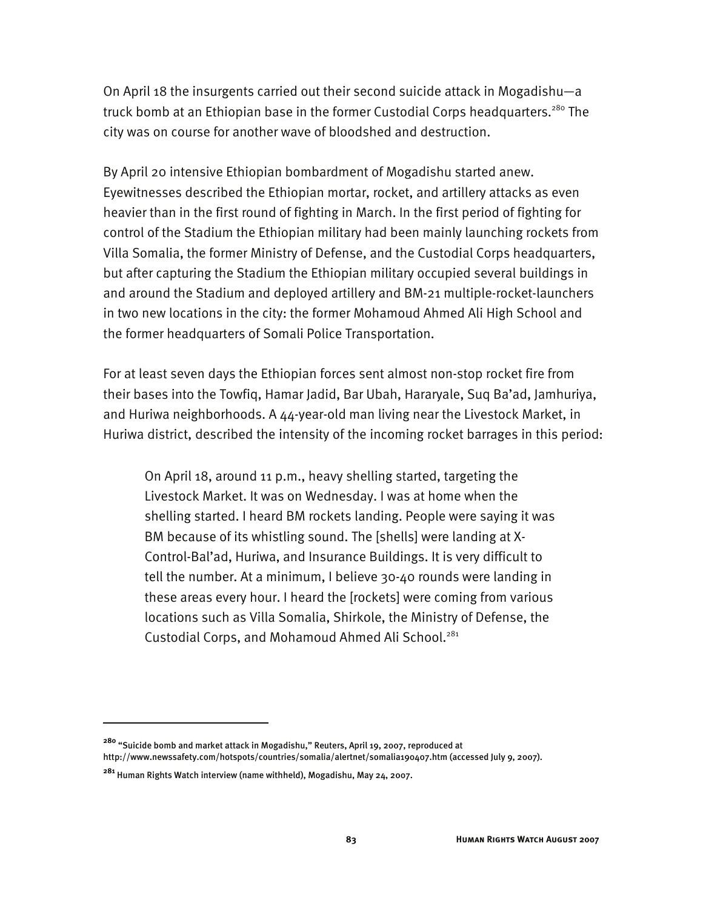On April 18 the insurgents carried out their second suicide attack in Mogadishu—a truck bomb at an Ethiopian base in the former Custodial Corps headquarters.[280] The city was on course for another wave of bloodshed and destruction.

By April 20 intensive Ethiopian bombardment of Mogadishu started anew. Eyewitnesses described the Ethiopian mortar, rocket, and artillery attacks as even heavier than in the first round of fighting in March. In the first period of fighting for control of the Stadium the Ethiopian military had been mainly launching rockets from Villa Somalia, the former Ministry of Defense, and the Custodial Corps headquarters, but after capturing the Stadium the Ethiopian military occupied several buildings in and around the Stadium and deployed artillery and BM-21 multiple-rocket-launchers in two new locations in the city: the former Mohamoud Ahmed Ali High School and the former headquarters of Somali Police Transportation.

For at least seven days the Ethiopian forces sent almost non-stop rocket fire from their bases into the Towfiq, Hamar Jadid, Bar Ubah, Hararyale, Suq Ba'ad, Jamhuriya, and Huriwa neighborhoods. A 44-year-old man living near the Livestock Market, in Huriwa district, described the intensity of the incoming rocket barrages in this period:

> On April 18, around 11 p.m., heavy shelling started, targeting the Livestock Market. It was on Wednesday. I was at home when the shelling started. I heard BM rockets landing. People were saying it was BM because of its whistling sound. The [shells] were landing at X-Control-Bal'ad, Huriwa, and Insurance Buildings. It is very difficult to tell the number. At a minimum, I believe 30-40 rounds were landing in these areas every hour. I heard the [rockets] were coming from various locations such as Villa Somalia, Shirkole, the Ministry of Defense, the Custodial Corps, and Mohamoud Ahmed Ali School.[281]

---

[280] "Suicide bomb and market attack in Mogadishu," Reuters, April 19, 2007, reproduced at http://www.newssafety.com/hotspots/countries/somalia/alertnet/somalia190407.htm (accessed July 9, 2007).

[281] Human Rights Watch interview (name withheld), Mogadishu, May 24, 2007.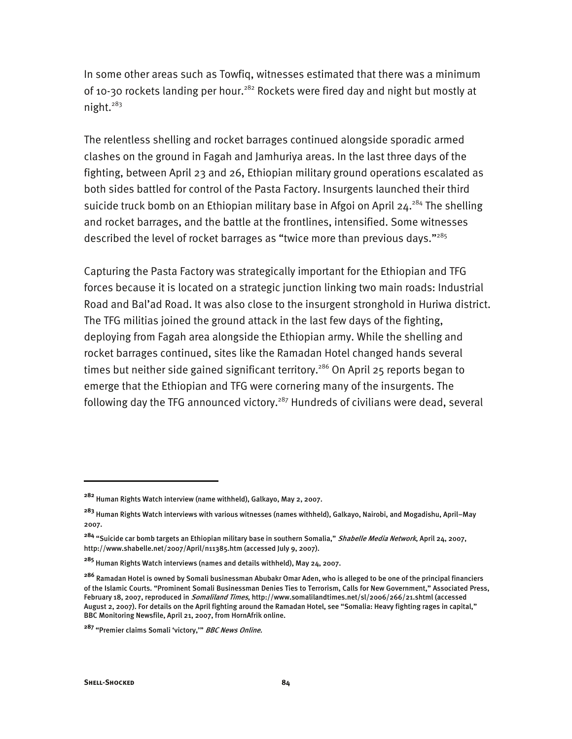In some other areas such as Towfiq, witnesses estimated that there was a minimum of 10-30 rockets landing per hour.[282] Rockets were fired day and night but mostly at night.[283]

The relentless shelling and rocket barrages continued alongside sporadic armed clashes on the ground in Fagah and Jamhuriya areas. In the last three days of the fighting, between April 23 and 26, Ethiopian military ground operations escalated as both sides battled for control of the Pasta Factory. Insurgents launched their third suicide truck bomb on an Ethiopian military base in Afgoi on April 24.[284] The shelling and rocket barrages, and the battle at the frontlines, intensified. Some witnesses described the level of rocket barrages as "twice more than previous days."[285]

Capturing the Pasta Factory was strategically important for the Ethiopian and TFG forces because it is located on a strategic junction linking two main roads: Industrial Road and Bal'ad Road. It was also close to the insurgent stronghold in Huriwa district. The TFG militias joined the ground attack in the last few days of the fighting, deploying from Fagah area alongside the Ethiopian army. While the shelling and rocket barrages continued, sites like the Ramadan Hotel changed hands several times but neither side gained significant territory.[286] On April 25 reports began to emerge that the Ethiopian and TFG were cornering many of the insurgents. The following day the TFG announced victory.[287] Hundreds of civilians were dead, several

---

[282] Human Rights Watch interview (name withheld), Galkayo, May 2, 2007.

[283] Human Rights Watch interviews with various witnesses (names withheld), Galkayo, Nairobi, and Mogadishu, April–May 2007.

[284] "Suicide car bomb targets an Ethiopian military base in southern Somalia," *Shabelle Media Network*, April 24, 2007, http://www.shabelle.net/2007/April/n11385.htm (accessed July 9, 2007).

[285] Human Rights Watch interviews (names and details withheld), May 24, 2007.

[286] Ramadan Hotel is owned by Somali businessman Abubakr Omar Aden, who is alleged to be one of the principal financiers of the Islamic Courts. "Prominent Somali Businessman Denies Ties to Terrorism, Calls for New Government," Associated Press, February 18, 2007, reproduced in *Somaliland Times*, http://www.somalilandtimes.net/sl/2006/266/21.shtml (accessed August 2, 2007). For details on the April fighting around the Ramadan Hotel, see "Somalia: Heavy fighting rages in capital," BBC Monitoring Newsfile, April 21, 2007, from HornAfrik online.

[287] "Premier claims Somali 'victory,'" *BBC News Online*.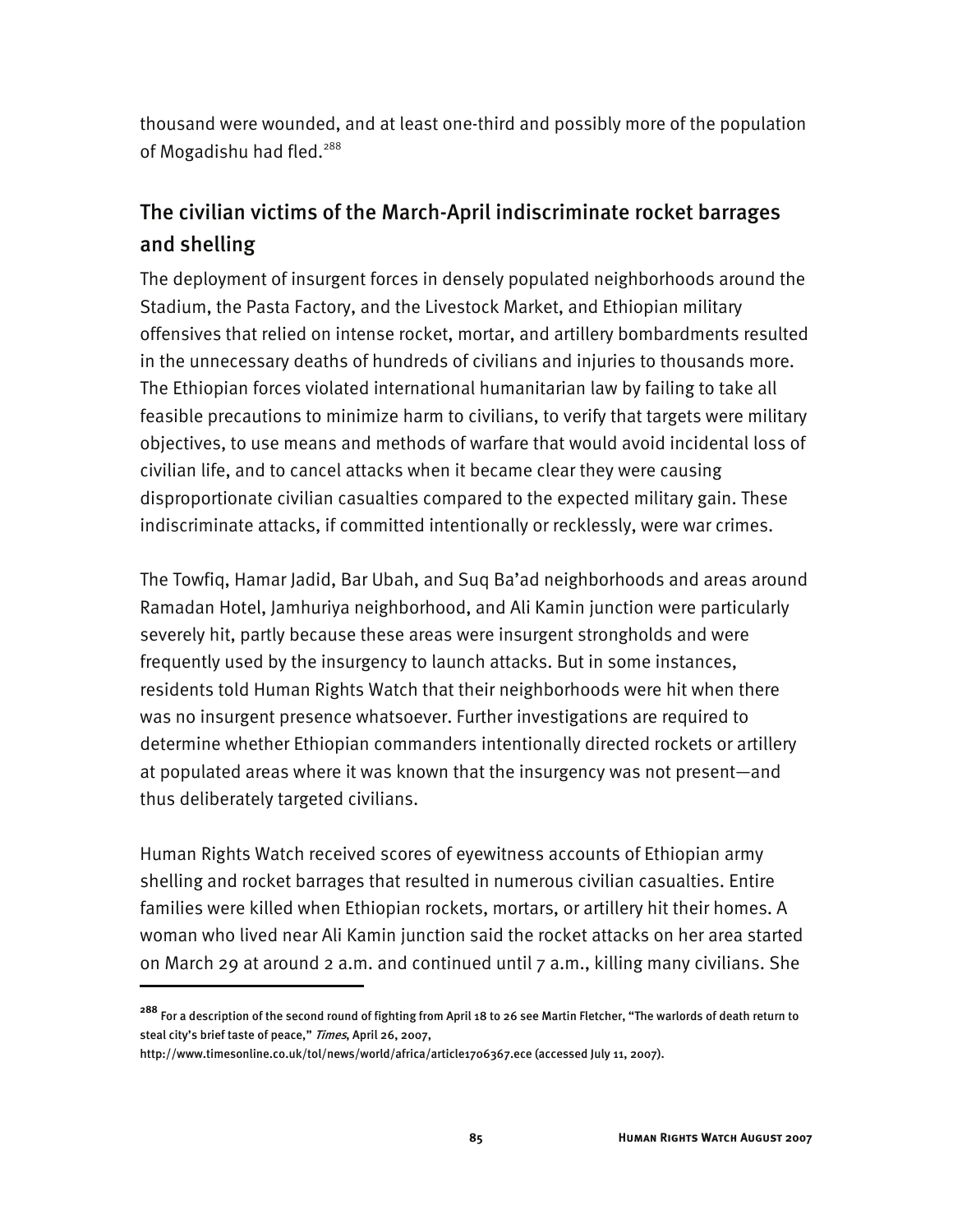thousand were wounded, and at least one-third and possibly more of the population of Mogadishu had fled.[288]

## The civilian victims of the March-April indiscriminate rocket barrages and shelling

The deployment of insurgent forces in densely populated neighborhoods around the Stadium, the Pasta Factory, and the Livestock Market, and Ethiopian military offensives that relied on intense rocket, mortar, and artillery bombardments resulted in the unnecessary deaths of hundreds of civilians and injuries to thousands more. The Ethiopian forces violated international humanitarian law by failing to take all feasible precautions to minimize harm to civilians, to verify that targets were military objectives, to use means and methods of warfare that would avoid incidental loss of civilian life, and to cancel attacks when it became clear they were causing disproportionate civilian casualties compared to the expected military gain. These indiscriminate attacks, if committed intentionally or recklessly, were war crimes.

The Towfiq, Hamar Jadid, Bar Ubah, and Suq Ba'ad neighborhoods and areas around Ramadan Hotel, Jamhuriya neighborhood, and Ali Kamin junction were particularly severely hit, partly because these areas were insurgent strongholds and were frequently used by the insurgency to launch attacks. But in some instances, residents told Human Rights Watch that their neighborhoods were hit when there was no insurgent presence whatsoever. Further investigations are required to determine whether Ethiopian commanders intentionally directed rockets or artillery at populated areas where it was known that the insurgency was not present—and thus deliberately targeted civilians.

Human Rights Watch received scores of eyewitness accounts of Ethiopian army shelling and rocket barrages that resulted in numerous civilian casualties. Entire families were killed when Ethiopian rockets, mortars, or artillery hit their homes. A woman who lived near Ali Kamin junction said the rocket attacks on her area started on March 29 at around 2 a.m. and continued until 7 a.m., killing many civilians. She

---

[288] For a description of the second round of fighting from April 18 to 26 see Martin Fletcher, "The warlords of death return to steal city's brief taste of peace," *Times*, April 26, 2007, http://www.timesonline.co.uk/tol/news/world/africa/article1706367.ece (accessed July 11, 2007).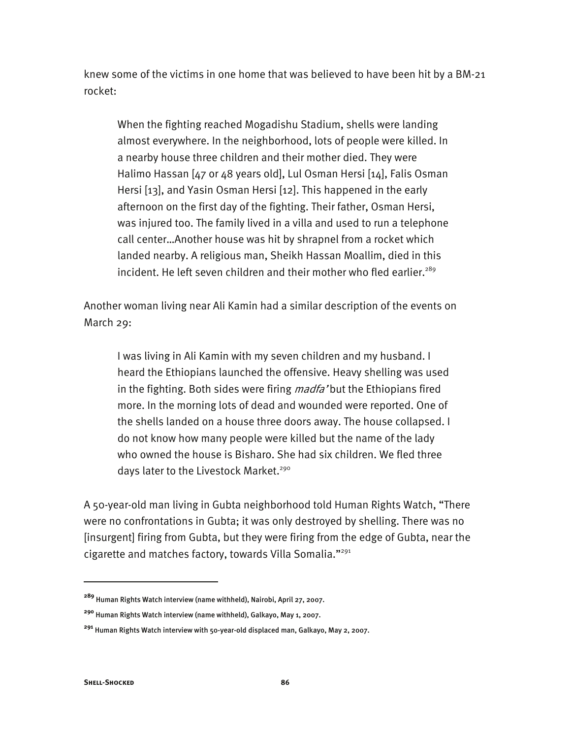knew some of the victims in one home that was believed to have been hit by a BM-21 rocket:

> When the fighting reached Mogadishu Stadium, shells were landing almost everywhere. In the neighborhood, lots of people were killed. In a nearby house three children and their mother died. They were Halimo Hassan [47 or 48 years old], Lul Osman Hersi [14], Falis Osman Hersi [13], and Yasin Osman Hersi [12]. This happened in the early afternoon on the first day of the fighting. Their father, Osman Hersi, was injured too. The family lived in a villa and used to run a telephone call center…Another house was hit by shrapnel from a rocket which landed nearby. A religious man, Sheikh Hassan Moallim, died in this incident. He left seven children and their mother who fled earlier.[289]

Another woman living near Ali Kamin had a similar description of the events on March 29:

> I was living in Ali Kamin with my seven children and my husband. I heard the Ethiopians launched the offensive. Heavy shelling was used in the fighting. Both sides were firing *madfa'* but the Ethiopians fired more. In the morning lots of dead and wounded were reported. One of the shells landed on a house three doors away. The house collapsed. I do not know how many people were killed but the name of the lady who owned the house is Bisharo. She had six children. We fled three days later to the Livestock Market.[290]

A 50-year-old man living in Gubta neighborhood told Human Rights Watch, "There were no confrontations in Gubta; it was only destroyed by shelling. There was no [insurgent] firing from Gubta, but they were firing from the edge of Gubta, near the cigarette and matches factory, towards Villa Somalia."[291]

---

[289] Human Rights Watch interview (name withheld), Nairobi, April 27, 2007.

[290] Human Rights Watch interview (name withheld), Galkayo, May 1, 2007.

[291] Human Rights Watch interview with 50-year-old displaced man, Galkayo, May 2, 2007.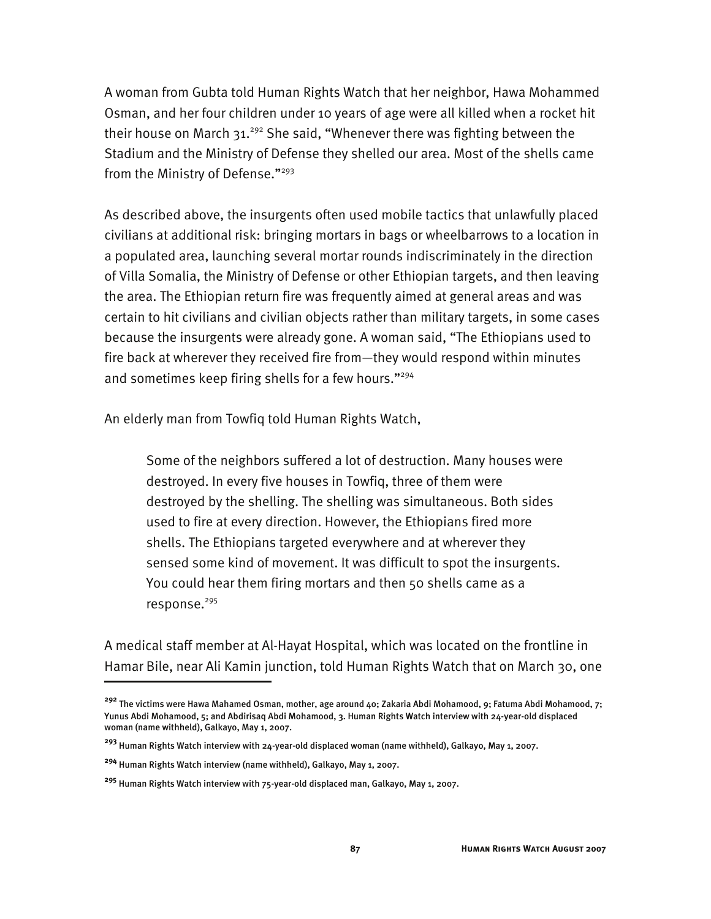A woman from Gubta told Human Rights Watch that her neighbor, Hawa Mohammed Osman, and her four children under 10 years of age were all killed when a rocket hit their house on March 31.[292] She said, "Whenever there was fighting between the Stadium and the Ministry of Defense they shelled our area. Most of the shells came from the Ministry of Defense."[293]

As described above, the insurgents often used mobile tactics that unlawfully placed civilians at additional risk: bringing mortars in bags or wheelbarrows to a location in a populated area, launching several mortar rounds indiscriminately in the direction of Villa Somalia, the Ministry of Defense or other Ethiopian targets, and then leaving the area. The Ethiopian return fire was frequently aimed at general areas and was certain to hit civilians and civilian objects rather than military targets, in some cases because the insurgents were already gone. A woman said, "The Ethiopians used to fire back at wherever they received fire from—they would respond within minutes and sometimes keep firing shells for a few hours."[294]

An elderly man from Towfiq told Human Rights Watch,

> Some of the neighbors suffered a lot of destruction. Many houses were destroyed. In every five houses in Towfiq, three of them were destroyed by the shelling. The shelling was simultaneous. Both sides used to fire at every direction. However, the Ethiopians fired more shells. The Ethiopians targeted everywhere and at wherever they sensed some kind of movement. It was difficult to spot the insurgents. You could hear them firing mortars and then 50 shells came as a response.[295]

A medical staff member at Al-Hayat Hospital, which was located on the frontline in Hamar Bile, near Ali Kamin junction, told Human Rights Watch that on March 30, one

---

[292] The victims were Hawa Mahamed Osman, mother, age around 40; Zakaria Abdi Mohamood, 9; Fatuma Abdi Mohamood, 7; Yunus Abdi Mohamood, 5; and Abdirisaq Abdi Mohamood, 3. Human Rights Watch interview with 24-year-old displaced woman (name withheld), Galkayo, May 1, 2007.

[293] Human Rights Watch interview with 24-year-old displaced woman (name withheld), Galkayo, May 1, 2007.

[294] Human Rights Watch interview (name withheld), Galkayo, May 1, 2007.

[295] Human Rights Watch interview with 75-year-old displaced man, Galkayo, May 1, 2007.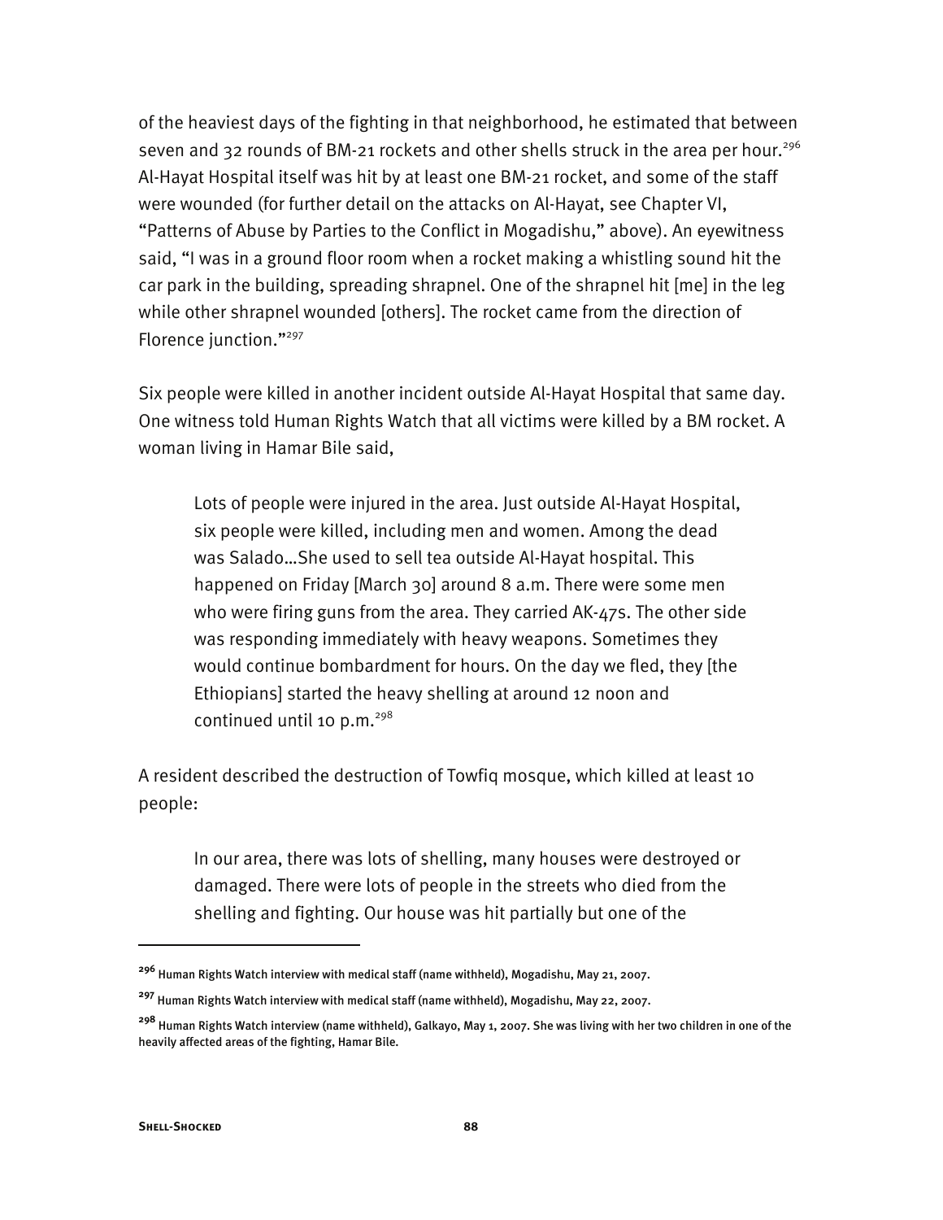of the heaviest days of the fighting in that neighborhood, he estimated that between seven and 32 rounds of BM-21 rockets and other shells struck in the area per hour.[296] Al-Hayat Hospital itself was hit by at least one BM-21 rocket, and some of the staff were wounded (for further detail on the attacks on Al-Hayat, see Chapter VI, "Patterns of Abuse by Parties to the Conflict in Mogadishu," above). An eyewitness said, "I was in a ground floor room when a rocket making a whistling sound hit the car park in the building, spreading shrapnel. One of the shrapnel hit [me] in the leg while other shrapnel wounded [others]. The rocket came from the direction of Florence junction."[297]

Six people were killed in another incident outside Al-Hayat Hospital that same day. One witness told Human Rights Watch that all victims were killed by a BM rocket. A woman living in Hamar Bile said,

> Lots of people were injured in the area. Just outside Al-Hayat Hospital, six people were killed, including men and women. Among the dead was Salado…She used to sell tea outside Al-Hayat hospital. This happened on Friday [March 30] around 8 a.m. There were some men who were firing guns from the area. They carried AK-47s. The other side was responding immediately with heavy weapons. Sometimes they would continue bombardment for hours. On the day we fled, they [the Ethiopians] started the heavy shelling at around 12 noon and continued until 10 p.m.[298]

A resident described the destruction of Towfiq mosque, which killed at least 10 people:

> In our area, there was lots of shelling, many houses were destroyed or damaged. There were lots of people in the streets who died from the shelling and fighting. Our house was hit partially but one of the

---

[296] Human Rights Watch interview with medical staff (name withheld), Mogadishu, May 21, 2007.

[297] Human Rights Watch interview with medical staff (name withheld), Mogadishu, May 22, 2007.

[298] Human Rights Watch interview (name withheld), Galkayo, May 1, 2007. She was living with her two children in one of the heavily affected areas of the fighting, Hamar Bile.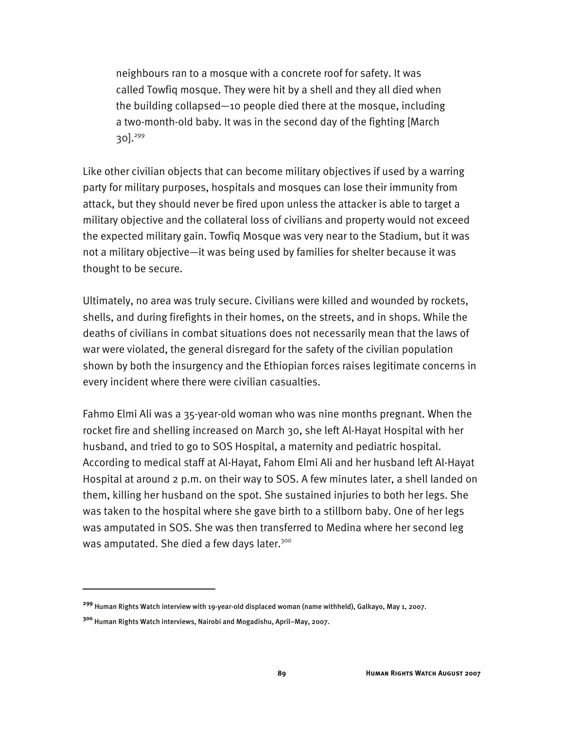> neighbours ran to a mosque with a concrete roof for safety. It was called Towfiq mosque. They were hit by a shell and they all died when the building collapsed—10 people died there at the mosque, including a two-month-old baby. It was in the second day of the fighting [March 30].[299]

Like other civilian objects that can become military objectives if used by a warring party for military purposes, hospitals and mosques can lose their immunity from attack, but they should never be fired upon unless the attacker is able to target a military objective and the collateral loss of civilians and property would not exceed the expected military gain. Towfiq Mosque was very near to the Stadium, but it was not a military objective—it was being used by families for shelter because it was thought to be secure.

Ultimately, no area was truly secure. Civilians were killed and wounded by rockets, shells, and during firefights in their homes, on the streets, and in shops. While the deaths of civilians in combat situations does not necessarily mean that the laws of war were violated, the general disregard for the safety of the civilian population shown by both the insurgency and the Ethiopian forces raises legitimate concerns in every incident where there were civilian casualties.

Fahmo Elmi Ali was a 35-year-old woman who was nine months pregnant. When the rocket fire and shelling increased on March 30, she left Al-Hayat Hospital with her husband, and tried to go to SOS Hospital, a maternity and pediatric hospital. According to medical staff at Al-Hayat, Fahom Elmi Ali and her husband left Al-Hayat Hospital at around 2 p.m. on their way to SOS. A few minutes later, a shell landed on them, killing her husband on the spot. She sustained injuries to both her legs. She was taken to the hospital where she gave birth to a stillborn baby. One of her legs was amputated in SOS. She was then transferred to Medina where her second leg was amputated. She died a few days later.[300]

---

[299] Human Rights Watch interview with 19-year-old displaced woman (name withheld), Galkayo, May 1, 2007.

[300] Human Rights Watch interviews, Nairobi and Mogadishu, April–May, 2007.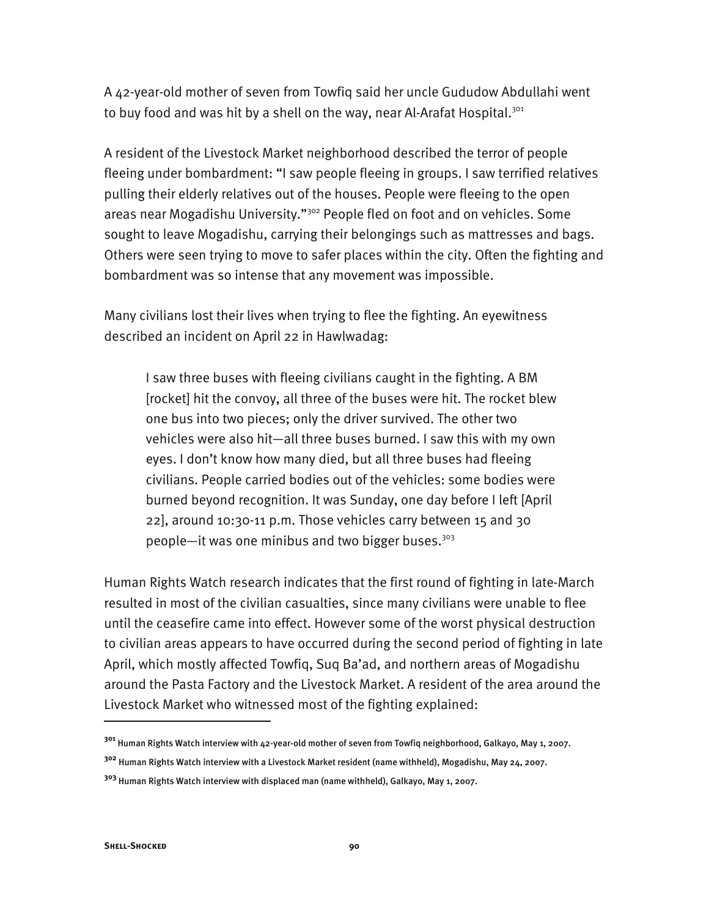A 42-year-old mother of seven from Towfiq said her uncle Gududow Abdullahi went to buy food and was hit by a shell on the way, near Al-Arafat Hospital.[301]

A resident of the Livestock Market neighborhood described the terror of people fleeing under bombardment: "I saw people fleeing in groups. I saw terrified relatives pulling their elderly relatives out of the houses. People were fleeing to the open areas near Mogadishu University."[302] People fled on foot and on vehicles. Some sought to leave Mogadishu, carrying their belongings such as mattresses and bags. Others were seen trying to move to safer places within the city. Often the fighting and bombardment was so intense that any movement was impossible.

Many civilians lost their lives when trying to flee the fighting. An eyewitness described an incident on April 22 in Hawlwadag:

> I saw three buses with fleeing civilians caught in the fighting. A BM [rocket] hit the convoy, all three of the buses were hit. The rocket blew one bus into two pieces; only the driver survived. The other two vehicles were also hit—all three buses burned. I saw this with my own eyes. I don't know how many died, but all three buses had fleeing civilians. People carried bodies out of the vehicles: some bodies were burned beyond recognition. It was Sunday, one day before I left [April 22], around 10:30-11 p.m. Those vehicles carry between 15 and 30 people—it was one minibus and two bigger buses.[303]

Human Rights Watch research indicates that the first round of fighting in late-March resulted in most of the civilian casualties, since many civilians were unable to flee until the ceasefire came into effect. However some of the worst physical destruction to civilian areas appears to have occurred during the second period of fighting in late April, which mostly affected Towfiq, Suq Ba'ad, and northern areas of Mogadishu around the Pasta Factory and the Livestock Market. A resident of the area around the Livestock Market who witnessed most of the fighting explained:

---

[301] Human Rights Watch interview with 42-year-old mother of seven from Towfiq neighborhood, Galkayo, May 1, 2007.

[302] Human Rights Watch interview with a Livestock Market resident (name withheld), Mogadishu, May 24, 2007.

[303] Human Rights Watch interview with displaced man (name withheld), Galkayo, May 1, 2007.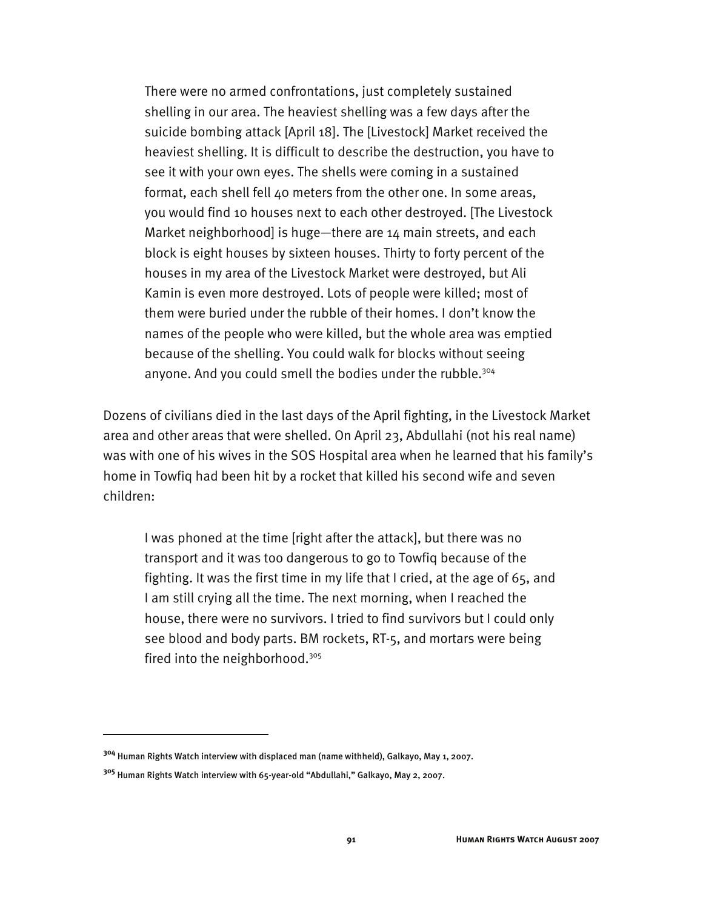> There were no armed confrontations, just completely sustained shelling in our area. The heaviest shelling was a few days after the suicide bombing attack [April 18]. The [Livestock] Market received the heaviest shelling. It is difficult to describe the destruction, you have to see it with your own eyes. The shells were coming in a sustained format, each shell fell 40 meters from the other one. In some areas, you would find 10 houses next to each other destroyed. [The Livestock Market neighborhood] is huge—there are 14 main streets, and each block is eight houses by sixteen houses. Thirty to forty percent of the houses in my area of the Livestock Market were destroyed, but Ali Kamin is even more destroyed. Lots of people were killed; most of them were buried under the rubble of their homes. I don't know the names of the people who were killed, but the whole area was emptied because of the shelling. You could walk for blocks without seeing anyone. And you could smell the bodies under the rubble.[304]

Dozens of civilians died in the last days of the April fighting, in the Livestock Market area and other areas that were shelled. On April 23, Abdullahi (not his real name) was with one of his wives in the SOS Hospital area when he learned that his family's home in Towfiq had been hit by a rocket that killed his second wife and seven children:

> I was phoned at the time [right after the attack], but there was no transport and it was too dangerous to go to Towfiq because of the fighting. It was the first time in my life that I cried, at the age of 65, and I am still crying all the time. The next morning, when I reached the house, there were no survivors. I tried to find survivors but I could only see blood and body parts. BM rockets, RT-5, and mortars were being fired into the neighborhood.[305]

---

[304] Human Rights Watch interview with displaced man (name withheld), Galkayo, May 1, 2007.

[305] Human Rights Watch interview with 65-year-old "Abdullahi," Galkayo, May 2, 2007.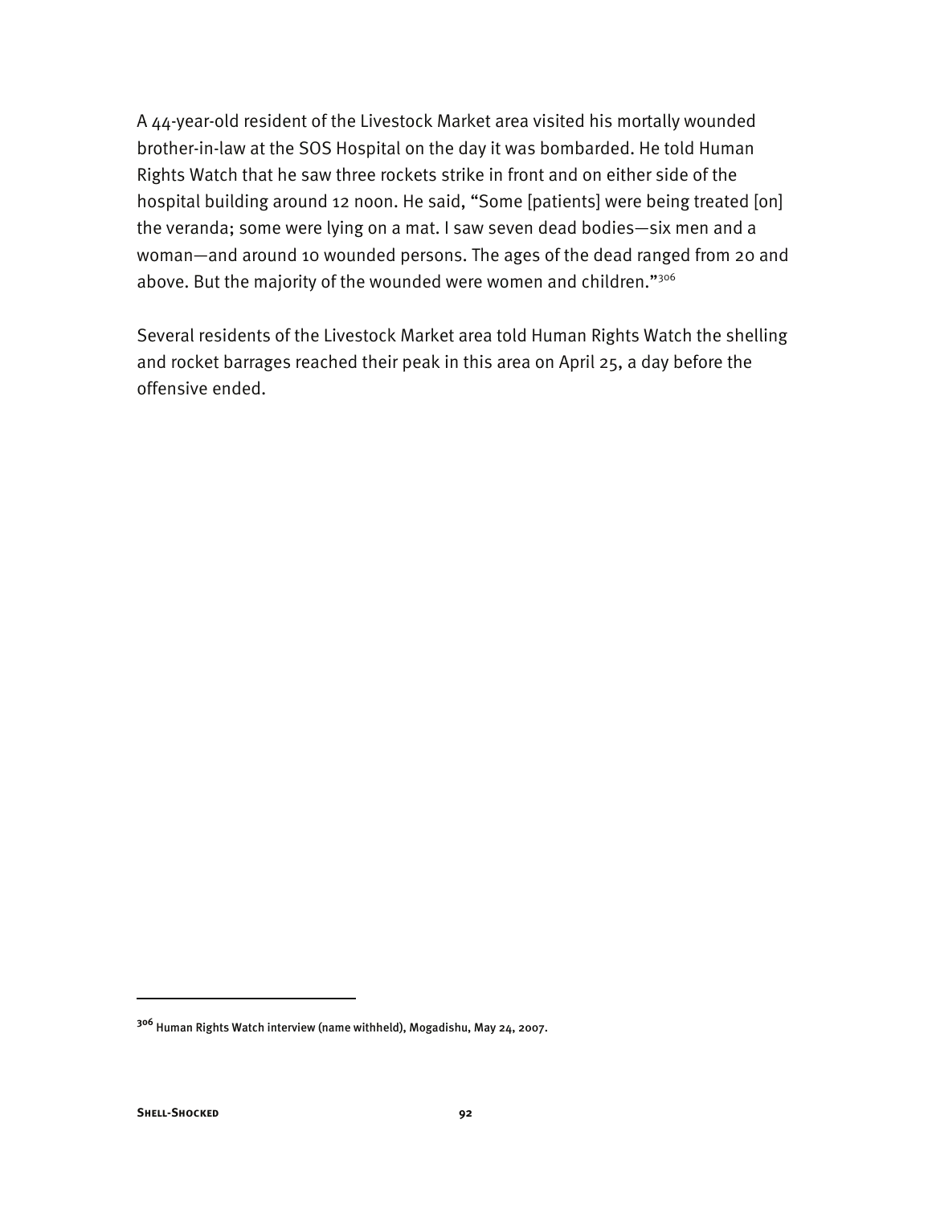A 44-year-old resident of the Livestock Market area visited his mortally wounded brother-in-law at the SOS Hospital on the day it was bombarded. He told Human Rights Watch that he saw three rockets strike in front and on either side of the hospital building around 12 noon. He said, "Some [patients] were being treated [on] the veranda; some were lying on a mat. I saw seven dead bodies—six men and a woman—and around 10 wounded persons. The ages of the dead ranged from 20 and above. But the majority of the wounded were women and children."[306]

Several residents of the Livestock Market area told Human Rights Watch the shelling and rocket barrages reached their peak in this area on April 25, a day before the offensive ended.

---

[306] Human Rights Watch interview (name withheld), Mogadishu, May 24, 2007.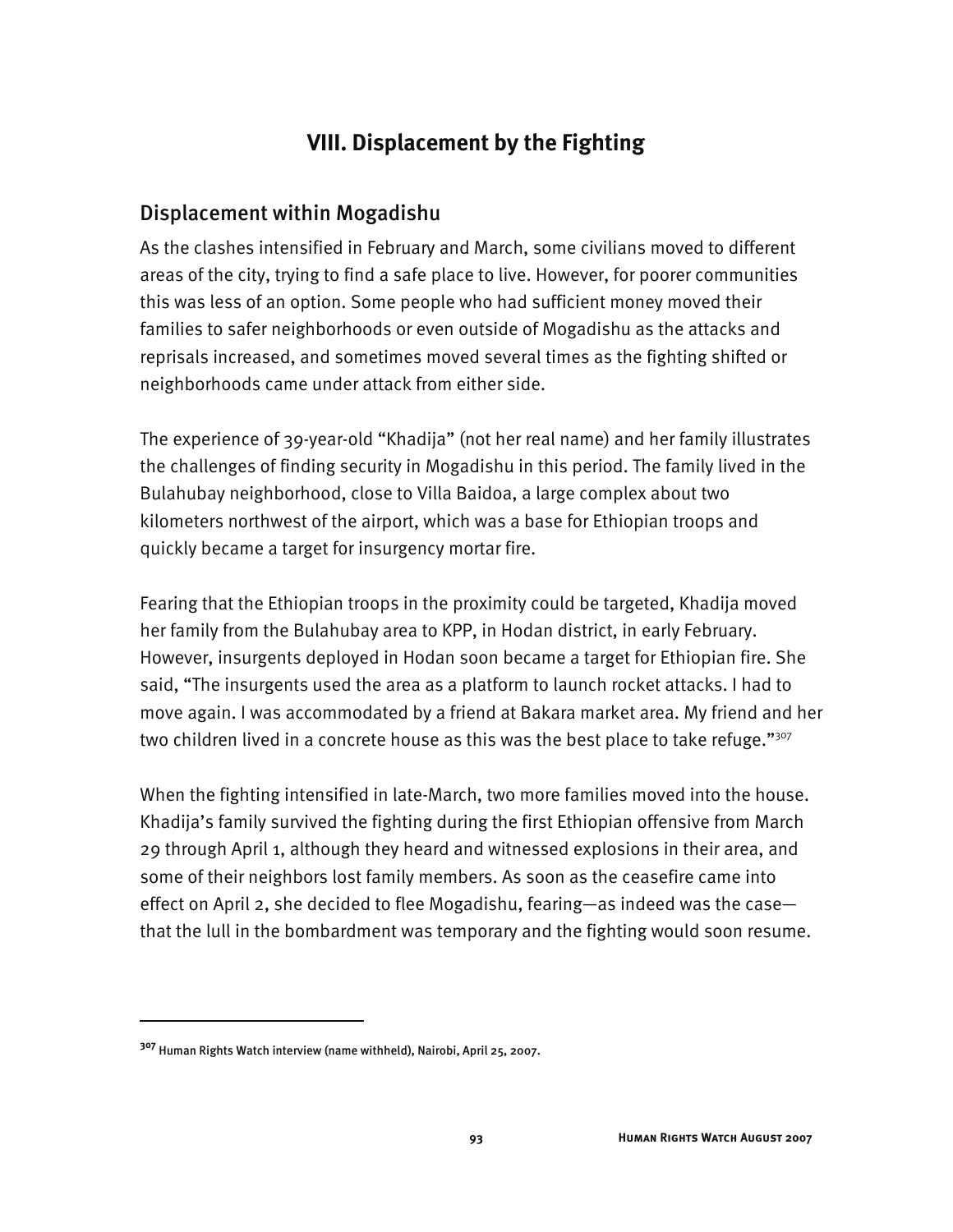# VIII. Displacement by the Fighting

## Displacement within Mogadishu

As the clashes intensified in February and March, some civilians moved to different areas of the city, trying to find a safe place to live. However, for poorer communities this was less of an option. Some people who had sufficient money moved their families to safer neighborhoods or even outside of Mogadishu as the attacks and reprisals increased, and sometimes moved several times as the fighting shifted or neighborhoods came under attack from either side.

The experience of 39-year-old "Khadija" (not her real name) and her family illustrates the challenges of finding security in Mogadishu in this period. The family lived in the Bulahubay neighborhood, close to Villa Baidoa, a large complex about two kilometers northwest of the airport, which was a base for Ethiopian troops and quickly became a target for insurgency mortar fire.

Fearing that the Ethiopian troops in the proximity could be targeted, Khadija moved her family from the Bulahubay area to KPP, in Hodan district, in early February. However, insurgents deployed in Hodan soon became a target for Ethiopian fire. She said, "The insurgents used the area as a platform to launch rocket attacks. I had to move again. I was accommodated by a friend at Bakara market area. My friend and her two children lived in a concrete house as this was the best place to take refuge."[307]

When the fighting intensified in late-March, two more families moved into the house. Khadija's family survived the fighting during the first Ethiopian offensive from March 29 through April 1, although they heard and witnessed explosions in their area, and some of their neighbors lost family members. As soon as the ceasefire came into effect on April 2, she decided to flee Mogadishu, fearing—as indeed was the case—that the lull in the bombardment was temporary and the fighting would soon resume.

---

[307] Human Rights Watch interview (name withheld), Nairobi, April 25, 2007.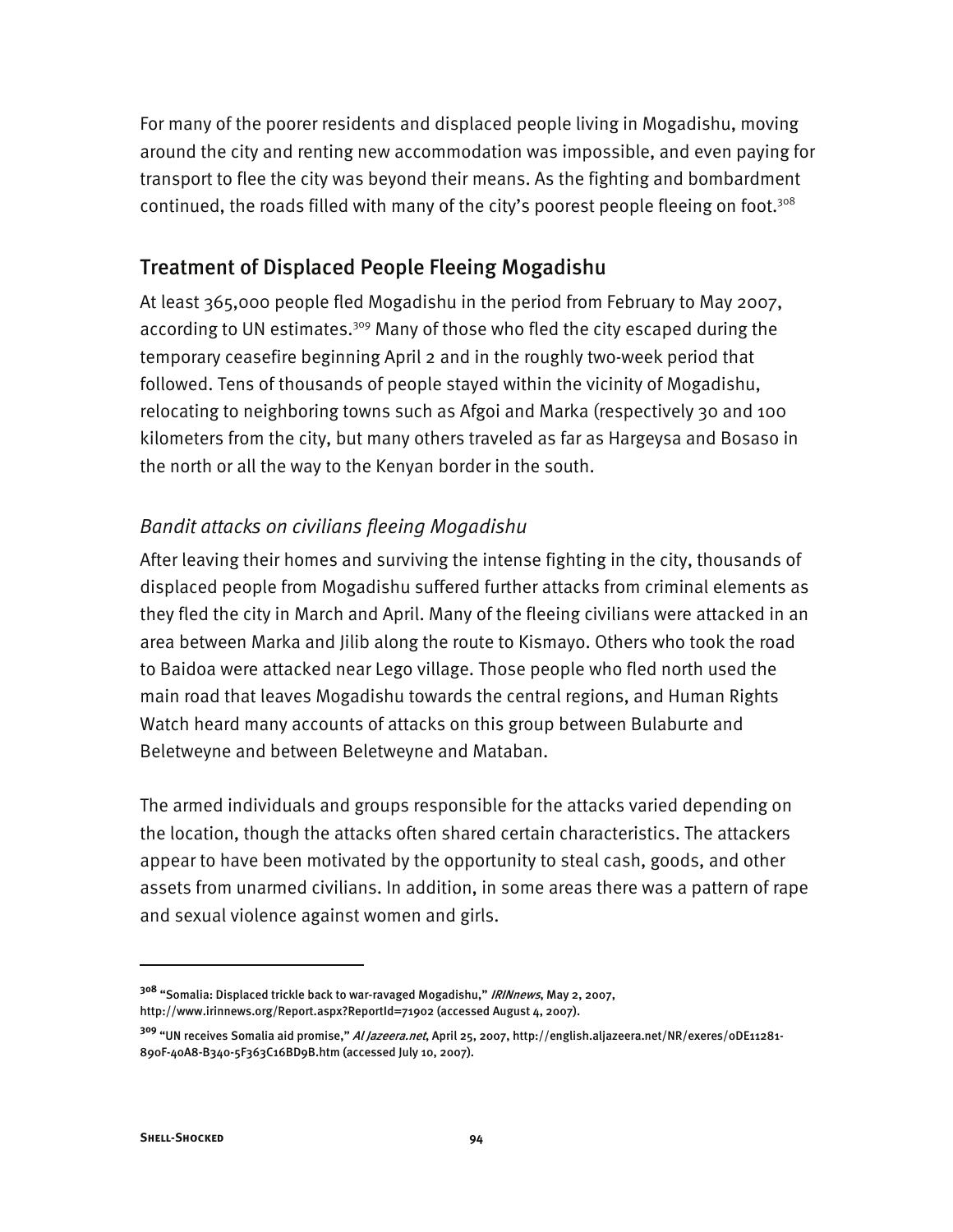For many of the poorer residents and displaced people living in Mogadishu, moving around the city and renting new accommodation was impossible, and even paying for transport to flee the city was beyond their means. As the fighting and bombardment continued, the roads filled with many of the city's poorest people fleeing on foot.[308]

## Treatment of Displaced People Fleeing Mogadishu

At least 365,000 people fled Mogadishu in the period from February to May 2007, according to UN estimates.[309] Many of those who fled the city escaped during the temporary ceasefire beginning April 2 and in the roughly two-week period that followed. Tens of thousands of people stayed within the vicinity of Mogadishu, relocating to neighboring towns such as Afgoi and Marka (respectively 30 and 100 kilometers from the city, but many others traveled as far as Hargeysa and Bosaso in the north or all the way to the Kenyan border in the south.

### *Bandit attacks on civilians fleeing Mogadishu*

After leaving their homes and surviving the intense fighting in the city, thousands of displaced people from Mogadishu suffered further attacks from criminal elements as they fled the city in March and April. Many of the fleeing civilians were attacked in an area between Marka and Jilib along the route to Kismayo. Others who took the road to Baidoa were attacked near Lego village. Those people who fled north used the main road that leaves Mogadishu towards the central regions, and Human Rights Watch heard many accounts of attacks on this group between Bulaburte and Beletweyne and between Beletweyne and Mataban.

The armed individuals and groups responsible for the attacks varied depending on the location, though the attacks often shared certain characteristics. The attackers appear to have been motivated by the opportunity to steal cash, goods, and other assets from unarmed civilians. In addition, in some areas there was a pattern of rape and sexual violence against women and girls.

---

[308] "Somalia: Displaced trickle back to war-ravaged Mogadishu," *IRINnews*, May 2, 2007, http://www.irinnews.org/Report.aspx?ReportId=71902 (accessed August 4, 2007).

[309] "UN receives Somalia aid promise," *Al Jazeera.net*, April 25, 2007, http://english.aljazeera.net/NR/exeres/0DE11281-890F-40A8-B340-5F363C16BD9B.htm (accessed July 10, 2007).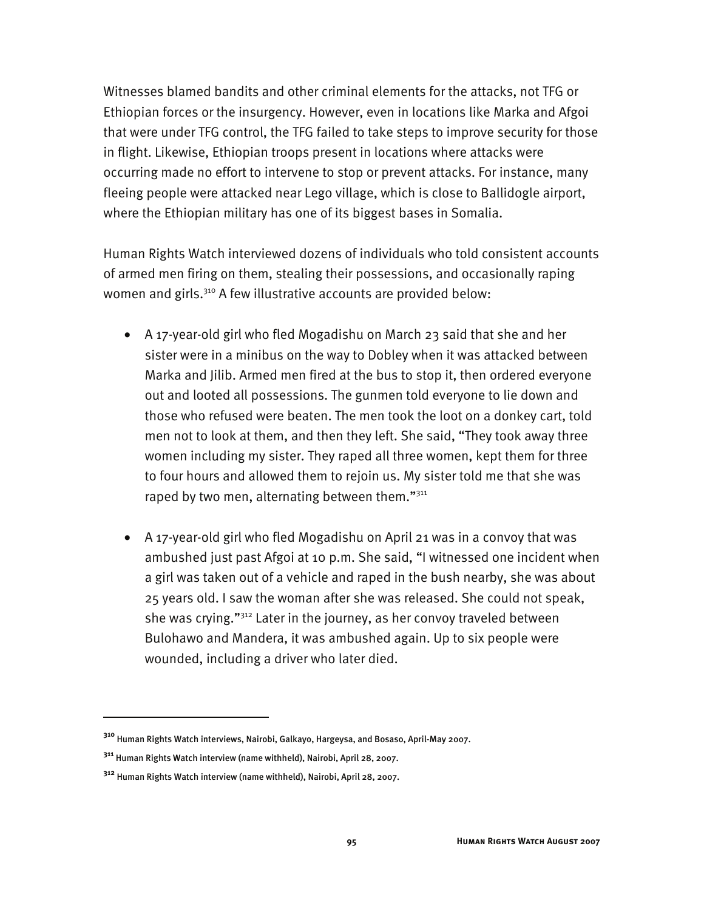Witnesses blamed bandits and other criminal elements for the attacks, not TFG or Ethiopian forces or the insurgency. However, even in locations like Marka and Afgoi that were under TFG control, the TFG failed to take steps to improve security for those in flight. Likewise, Ethiopian troops present in locations where attacks were occurring made no effort to intervene to stop or prevent attacks. For instance, many fleeing people were attacked near Lego village, which is close to Ballidogle airport, where the Ethiopian military has one of its biggest bases in Somalia.

Human Rights Watch interviewed dozens of individuals who told consistent accounts of armed men firing on them, stealing their possessions, and occasionally raping women and girls.[310] A few illustrative accounts are provided below:

- A 17-year-old girl who fled Mogadishu on March 23 said that she and her sister were in a minibus on the way to Dobley when it was attacked between Marka and Jilib. Armed men fired at the bus to stop it, then ordered everyone out and looted all possessions. The gunmen told everyone to lie down and those who refused were beaten. The men took the loot on a donkey cart, told men not to look at them, and then they left. She said, "They took away three women including my sister. They raped all three women, kept them for three to four hours and allowed them to rejoin us. My sister told me that she was raped by two men, alternating between them."[311]

- A 17-year-old girl who fled Mogadishu on April 21 was in a convoy that was ambushed just past Afgoi at 10 p.m. She said, "I witnessed one incident when a girl was taken out of a vehicle and raped in the bush nearby, she was about 25 years old. I saw the woman after she was released. She could not speak, she was crying."[312] Later in the journey, as her convoy traveled between Bulohawo and Mandera, it was ambushed again. Up to six people were wounded, including a driver who later died.

---

[310] Human Rights Watch interviews, Nairobi, Galkayo, Hargeysa, and Bosaso, April-May 2007.

[311] Human Rights Watch interview (name withheld), Nairobi, April 28, 2007.

[312] Human Rights Watch interview (name withheld), Nairobi, April 28, 2007.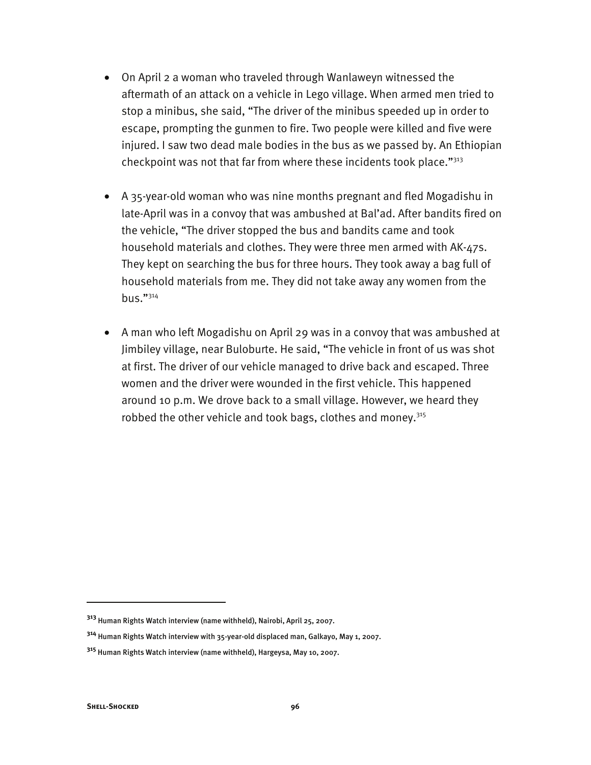- On April 2 a woman who traveled through Wanlaweyn witnessed the aftermath of an attack on a vehicle in Lego village. When armed men tried to stop a minibus, she said, "The driver of the minibus speeded up in order to escape, prompting the gunmen to fire. Two people were killed and five were injured. I saw two dead male bodies in the bus as we passed by. An Ethiopian checkpoint was not that far from where these incidents took place."[313]

- A 35-year-old woman who was nine months pregnant and fled Mogadishu in late-April was in a convoy that was ambushed at Bal'ad. After bandits fired on the vehicle, "The driver stopped the bus and bandits came and took household materials and clothes. They were three men armed with AK-47s. They kept on searching the bus for three hours. They took away a bag full of household materials from me. They did not take away any women from the bus."[314]

- A man who left Mogadishu on April 29 was in a convoy that was ambushed at Jimbiley village, near Buloburte. He said, "The vehicle in front of us was shot at first. The driver of our vehicle managed to drive back and escaped. Three women and the driver were wounded in the first vehicle. This happened around 10 p.m. We drove back to a small village. However, we heard they robbed the other vehicle and took bags, clothes and money.[315]

---

[313] Human Rights Watch interview (name withheld), Nairobi, April 25, 2007.

[314] Human Rights Watch interview with 35-year-old displaced man, Galkayo, May 1, 2007.

[315] Human Rights Watch interview (name withheld), Hargeysa, May 10, 2007.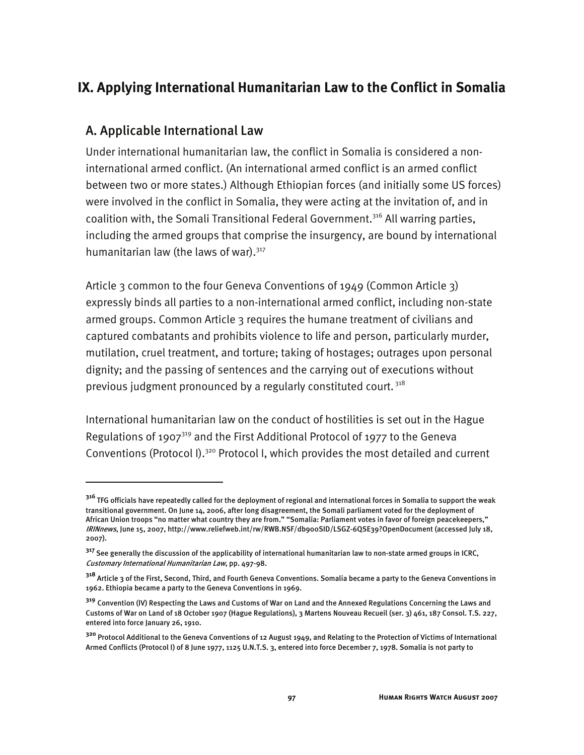# IX. Applying International Humanitarian Law to the Conflict in Somalia

## A. Applicable International Law

Under international humanitarian law, the conflict in Somalia is considered a non-international armed conflict. (An international armed conflict is an armed conflict between two or more states.) Although Ethiopian forces (and initially some US forces) were involved in the conflict in Somalia, they were acting at the invitation of, and in coalition with, the Somali Transitional Federal Government.[316] All warring parties, including the armed groups that comprise the insurgency, are bound by international humanitarian law (the laws of war).[317]

Article 3 common to the four Geneva Conventions of 1949 (Common Article 3) expressly binds all parties to a non-international armed conflict, including non-state armed groups. Common Article 3 requires the humane treatment of civilians and captured combatants and prohibits violence to life and person, particularly murder, mutilation, cruel treatment, and torture; taking of hostages; outrages upon personal dignity; and the passing of sentences and the carrying out of executions without previous judgment pronounced by a regularly constituted court.[318]

International humanitarian law on the conduct of hostilities is set out in the Hague Regulations of 1907[319] and the First Additional Protocol of 1977 to the Geneva Conventions (Protocol I).[320] Protocol I, which provides the most detailed and current

---

[316] TFG officials have repeatedly called for the deployment of regional and international forces in Somalia to support the weak transitional government. On June 14, 2006, after long disagreement, the Somali parliament voted for the deployment of African Union troops "no matter what country they are from." "Somalia: Parliament votes in favor of foreign peacekeepers," *IRINnews*, June 15, 2007, http://www.reliefweb.int/rw/RWB.NSF/db900SID/LSGZ-6QSE39?OpenDocument (accessed July 18, 2007).

[317] See generally the discussion of the applicability of international humanitarian law to non-state armed groups in ICRC, *Customary International Humanitarian Law*, pp. 497-98.

[318] Article 3 of the First, Second, Third, and Fourth Geneva Conventions. Somalia became a party to the Geneva Conventions in 1962. Ethiopia became a party to the Geneva Conventions in 1969.

[319] Convention (IV) Respecting the Laws and Customs of War on Land and the Annexed Regulations Concerning the Laws and Customs of War on Land of 18 October 1907 (Hague Regulations), 3 Martens Nouveau Recueil (ser. 3) 461, 187 Consol. T.S. 227, entered into force January 26, 1910.

[320] Protocol Additional to the Geneva Conventions of 12 August 1949, and Relating to the Protection of Victims of International Armed Conflicts (Protocol I) of 8 June 1977, 1125 U.N.T.S. 3, entered into force December 7, 1978. Somalia is not party to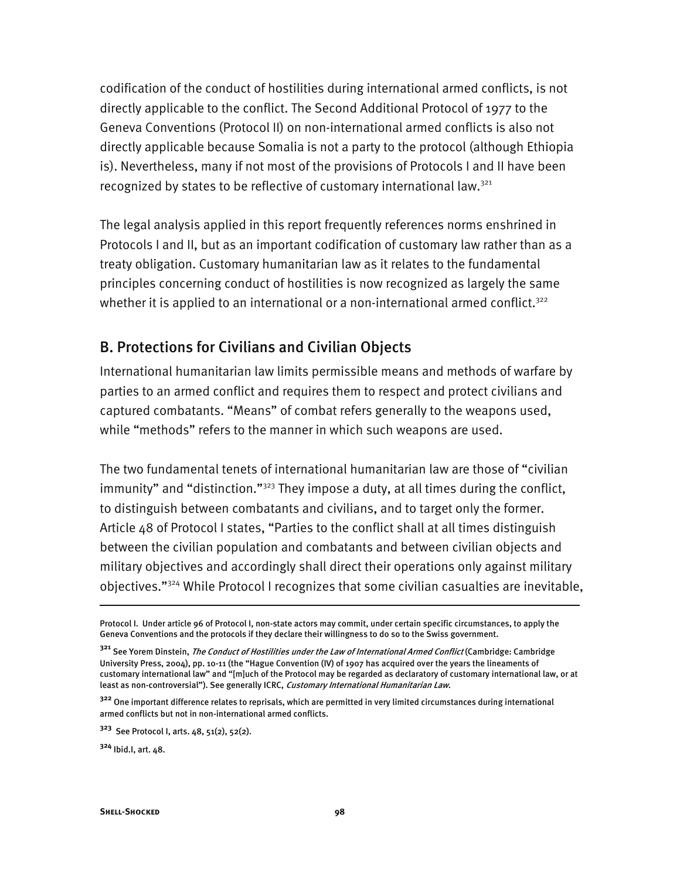codification of the conduct of hostilities during international armed conflicts, is not directly applicable to the conflict. The Second Additional Protocol of 1977 to the Geneva Conventions (Protocol II) on non-international armed conflicts is also not directly applicable because Somalia is not a party to the protocol (although Ethiopia is). Nevertheless, many if not most of the provisions of Protocols I and II have been recognized by states to be reflective of customary international law.[321]

The legal analysis applied in this report frequently references norms enshrined in Protocols I and II, but as an important codification of customary law rather than as a treaty obligation. Customary humanitarian law as it relates to the fundamental principles concerning conduct of hostilities is now recognized as largely the same whether it is applied to an international or a non-international armed conflict.[322]

## B. Protections for Civilians and Civilian Objects

International humanitarian law limits permissible means and methods of warfare by parties to an armed conflict and requires them to respect and protect civilians and captured combatants. "Means" of combat refers generally to the weapons used, while "methods" refers to the manner in which such weapons are used.

The two fundamental tenets of international humanitarian law are those of "civilian immunity" and "distinction."[323] They impose a duty, at all times during the conflict, to distinguish between combatants and civilians, and to target only the former. Article 48 of Protocol I states, "Parties to the conflict shall at all times distinguish between the civilian population and combatants and between civilian objects and military objectives and accordingly shall direct their operations only against military objectives."[324] While Protocol I recognizes that some civilian casualties are inevitable,

---

Protocol I. Under article 96 of Protocol I, non-state actors may commit, under certain specific circumstances, to apply the Geneva Conventions and the protocols if they declare their willingness to do so to the Swiss government.

[321] See Yorem Dinstein, *The Conduct of Hostilities under the Law of International Armed Conflict* (Cambridge: Cambridge University Press, 2004), pp. 10-11 (the "Hague Convention (IV) of 1907 has acquired over the years the lineaments of customary international law" and "[m]uch of the Protocol may be regarded as declaratory of customary international law, or at least as non-controversial"). See generally ICRC, *Customary International Humanitarian Law*.

[322] One important difference relates to reprisals, which are permitted in very limited circumstances during international armed conflicts but not in non-international armed conflicts.

[323] See Protocol I, arts. 48, 51(2), 52(2).

[324] Ibid.I, art. 48.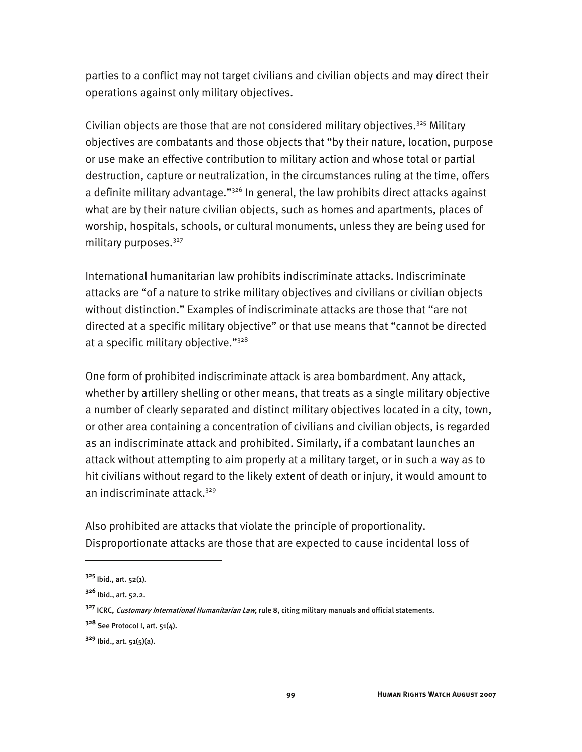parties to a conflict may not target civilians and civilian objects and may direct their operations against only military objectives.

Civilian objects are those that are not considered military objectives.[325] Military objectives are combatants and those objects that "by their nature, location, purpose or use make an effective contribution to military action and whose total or partial destruction, capture or neutralization, in the circumstances ruling at the time, offers a definite military advantage."[326] In general, the law prohibits direct attacks against what are by their nature civilian objects, such as homes and apartments, places of worship, hospitals, schools, or cultural monuments, unless they are being used for military purposes.[327]

International humanitarian law prohibits indiscriminate attacks. Indiscriminate attacks are "of a nature to strike military objectives and civilians or civilian objects without distinction." Examples of indiscriminate attacks are those that "are not directed at a specific military objective" or that use means that "cannot be directed at a specific military objective."[328]

One form of prohibited indiscriminate attack is area bombardment. Any attack, whether by artillery shelling or other means, that treats as a single military objective a number of clearly separated and distinct military objectives located in a city, town, or other area containing a concentration of civilians and civilian objects, is regarded as an indiscriminate attack and prohibited. Similarly, if a combatant launches an attack without attempting to aim properly at a military target, or in such a way as to hit civilians without regard to the likely extent of death or injury, it would amount to an indiscriminate attack.[329]

Also prohibited are attacks that violate the principle of proportionality. Disproportionate attacks are those that are expected to cause incidental loss of

---

[325] Ibid., art. 52(1).

[326] Ibid., art. 52.2.

[327] ICRC, *Customary International Humanitarian Law*, rule 8, citing military manuals and official statements.

[328] See Protocol I, art. 51(4).

[329] Ibid., art. 51(5)(a).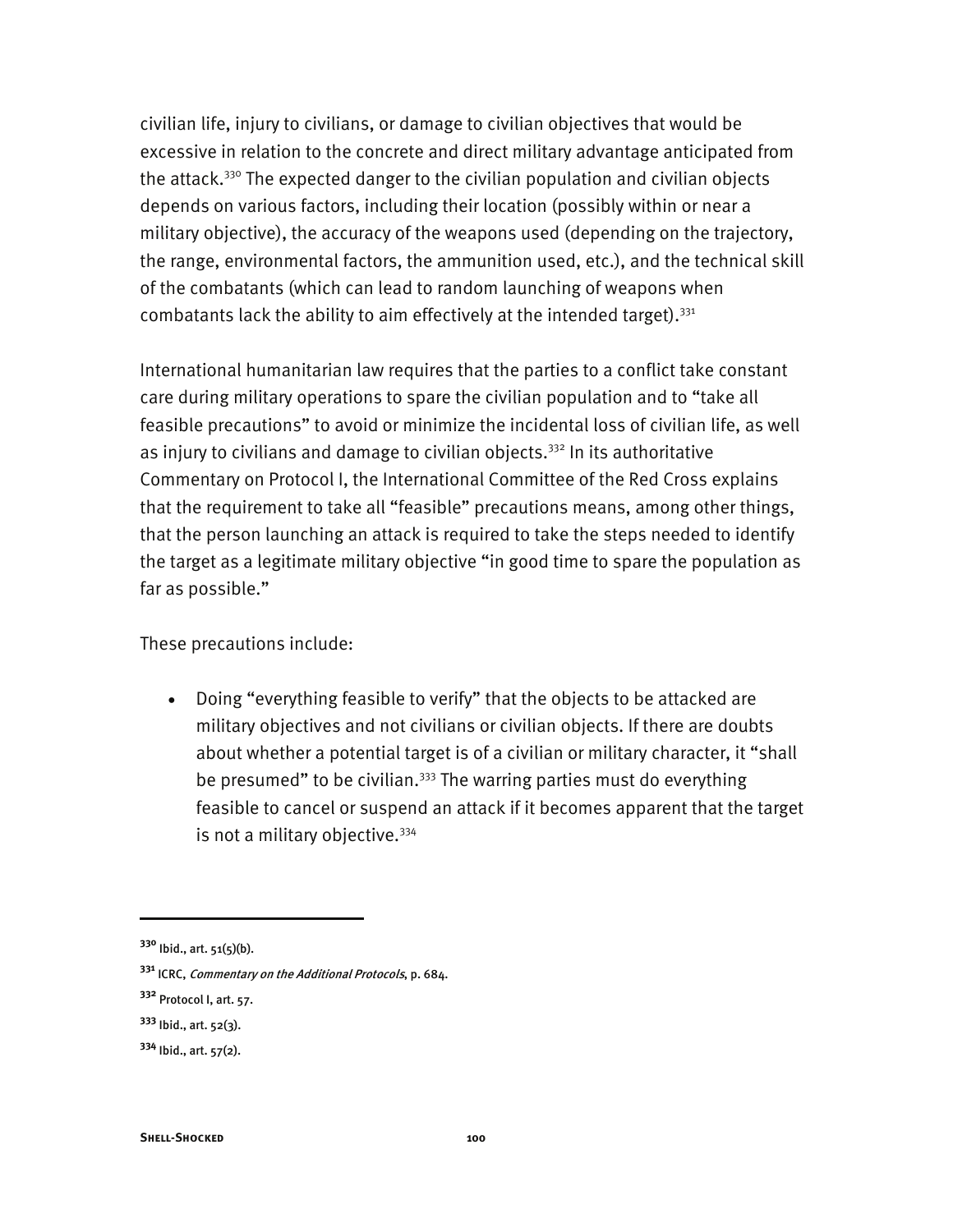civilian life, injury to civilians, or damage to civilian objectives that would be excessive in relation to the concrete and direct military advantage anticipated from the attack.[330] The expected danger to the civilian population and civilian objects depends on various factors, including their location (possibly within or near a military objective), the accuracy of the weapons used (depending on the trajectory, the range, environmental factors, the ammunition used, etc.), and the technical skill of the combatants (which can lead to random launching of weapons when combatants lack the ability to aim effectively at the intended target).[331]

International humanitarian law requires that the parties to a conflict take constant care during military operations to spare the civilian population and to "take all feasible precautions" to avoid or minimize the incidental loss of civilian life, as well as injury to civilians and damage to civilian objects.[332] In its authoritative Commentary on Protocol I, the International Committee of the Red Cross explains that the requirement to take all "feasible" precautions means, among other things, that the person launching an attack is required to take the steps needed to identify the target as a legitimate military objective "in good time to spare the population as far as possible."

These precautions include:

- Doing "everything feasible to verify" that the objects to be attacked are military objectives and not civilians or civilian objects. If there are doubts about whether a potential target is of a civilian or military character, it "shall be presumed" to be civilian.[333] The warring parties must do everything feasible to cancel or suspend an attack if it becomes apparent that the target is not a military objective.[334]

---

[330] Ibid., art. 51(5)(b).

[331] ICRC, *Commentary on the Additional Protocols*, p. 684.

[332] Protocol I, art. 57.

[333] Ibid., art. 52(3).

[334] Ibid., art. 57(2).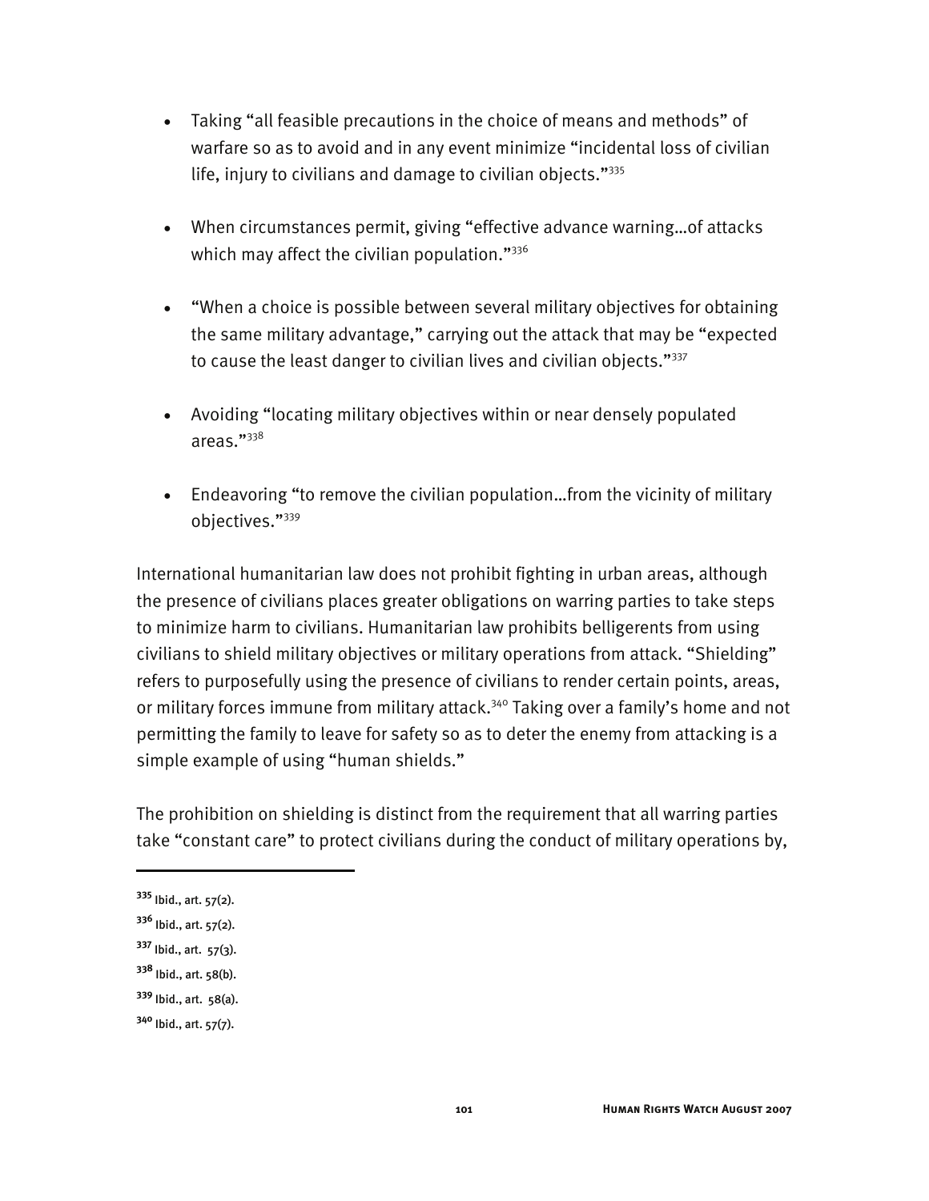- Taking "all feasible precautions in the choice of means and methods" of warfare so as to avoid and in any event minimize "incidental loss of civilian life, injury to civilians and damage to civilian objects."[335]

- When circumstances permit, giving "effective advance warning…of attacks which may affect the civilian population."[336]

- "When a choice is possible between several military objectives for obtaining the same military advantage," carrying out the attack that may be "expected to cause the least danger to civilian lives and civilian objects."[337]

- Avoiding "locating military objectives within or near densely populated areas."[338]

- Endeavoring "to remove the civilian population…from the vicinity of military objectives."[339]

International humanitarian law does not prohibit fighting in urban areas, although the presence of civilians places greater obligations on warring parties to take steps to minimize harm to civilians. Humanitarian law prohibits belligerents from using civilians to shield military objectives or military operations from attack. "Shielding" refers to purposefully using the presence of civilians to render certain points, areas, or military forces immune from military attack.[340] Taking over a family's home and not permitting the family to leave for safety so as to deter the enemy from attacking is a simple example of using "human shields."

The prohibition on shielding is distinct from the requirement that all warring parties take "constant care" to protect civilians during the conduct of military operations by,

---

[335] Ibid., art. 57(2).

[336] Ibid., art. 57(2).

[337] Ibid., art. 57(3).

[338] Ibid., art. 58(b).

[339] Ibid., art. 58(a).

[340] Ibid., art. 57(7).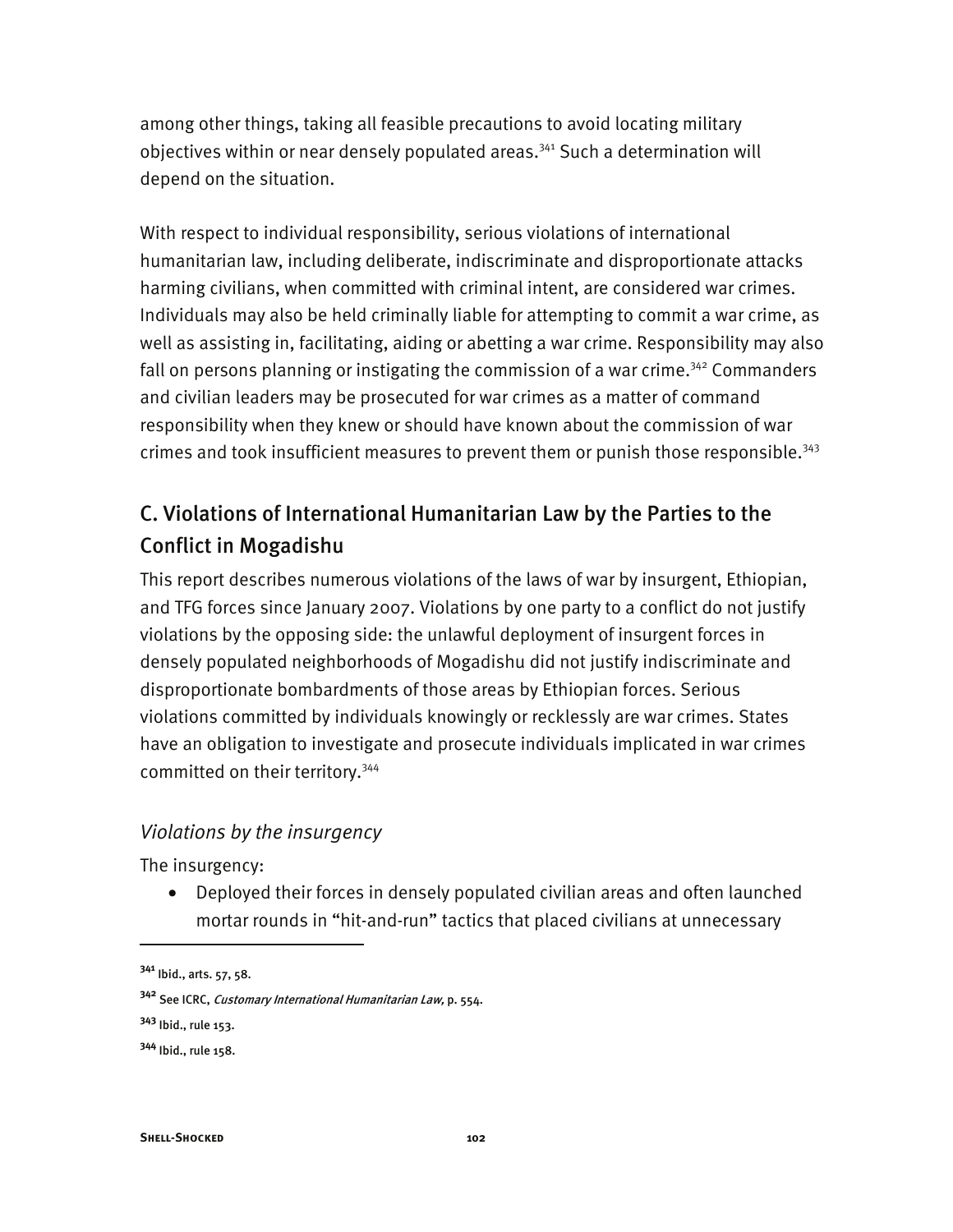among other things, taking all feasible precautions to avoid locating military objectives within or near densely populated areas.[341] Such a determination will depend on the situation.

With respect to individual responsibility, serious violations of international humanitarian law, including deliberate, indiscriminate and disproportionate attacks harming civilians, when committed with criminal intent, are considered war crimes. Individuals may also be held criminally liable for attempting to commit a war crime, as well as assisting in, facilitating, aiding or abetting a war crime. Responsibility may also fall on persons planning or instigating the commission of a war crime.[342] Commanders and civilian leaders may be prosecuted for war crimes as a matter of command responsibility when they knew or should have known about the commission of war crimes and took insufficient measures to prevent them or punish those responsible.[343]

## C. Violations of International Humanitarian Law by the Parties to the Conflict in Mogadishu

This report describes numerous violations of the laws of war by insurgent, Ethiopian, and TFG forces since January 2007. Violations by one party to a conflict do not justify violations by the opposing side: the unlawful deployment of insurgent forces in densely populated neighborhoods of Mogadishu did not justify indiscriminate and disproportionate bombardments of those areas by Ethiopian forces. Serious violations committed by individuals knowingly or recklessly are war crimes. States have an obligation to investigate and prosecute individuals implicated in war crimes committed on their territory.[344]

### *Violations by the insurgency*

The insurgency:

- Deployed their forces in densely populated civilian areas and often launched mortar rounds in "hit-and-run" tactics that placed civilians at unnecessary

---

[341] Ibid., arts. 57, 58.

[342] See ICRC, *Customary International Humanitarian Law,* p. 554.

[343] Ibid., rule 153.

[344] Ibid., rule 158.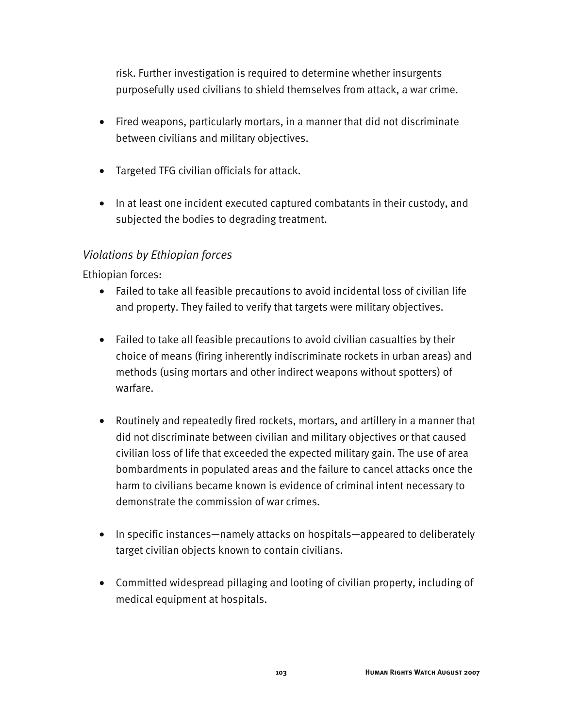risk. Further investigation is required to determine whether insurgents purposefully used civilians to shield themselves from attack, a war crime.

- Fired weapons, particularly mortars, in a manner that did not discriminate between civilians and military objectives.
- Targeted TFG civilian officials for attack.
- In at least one incident executed captured combatants in their custody, and subjected the bodies to degrading treatment.

*Violations by Ethiopian forces*

Ethiopian forces:

- Failed to take all feasible precautions to avoid incidental loss of civilian life and property. They failed to verify that targets were military objectives.
- Failed to take all feasible precautions to avoid civilian casualties by their choice of means (firing inherently indiscriminate rockets in urban areas) and methods (using mortars and other indirect weapons without spotters) of warfare.
- Routinely and repeatedly fired rockets, mortars, and artillery in a manner that did not discriminate between civilian and military objectives or that caused civilian loss of life that exceeded the expected military gain. The use of area bombardments in populated areas and the failure to cancel attacks once the harm to civilians became known is evidence of criminal intent necessary to demonstrate the commission of war crimes.
- In specific instances—namely attacks on hospitals—appeared to deliberately target civilian objects known to contain civilians.
- Committed widespread pillaging and looting of civilian property, including of medical equipment at hospitals.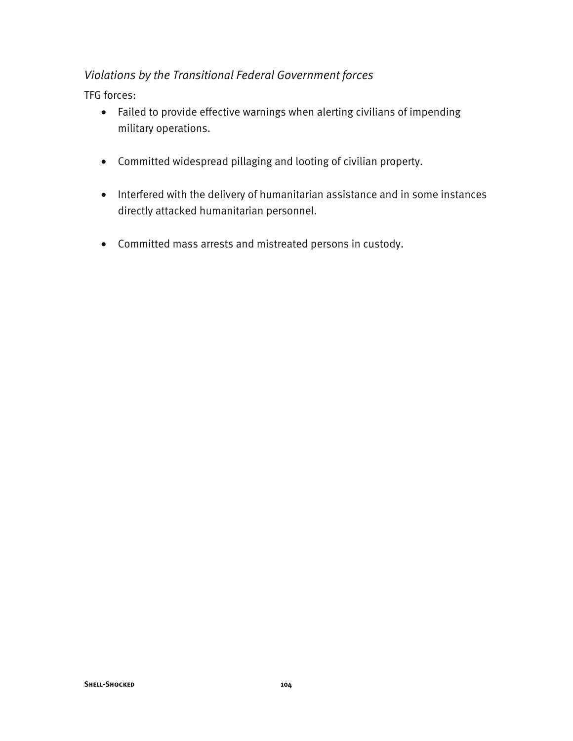*Violations by the Transitional Federal Government forces*

TFG forces:

- Failed to provide effective warnings when alerting civilians of impending military operations.
- Committed widespread pillaging and looting of civilian property.
- Interfered with the delivery of humanitarian assistance and in some instances directly attacked humanitarian personnel.
- Committed mass arrests and mistreated persons in custody.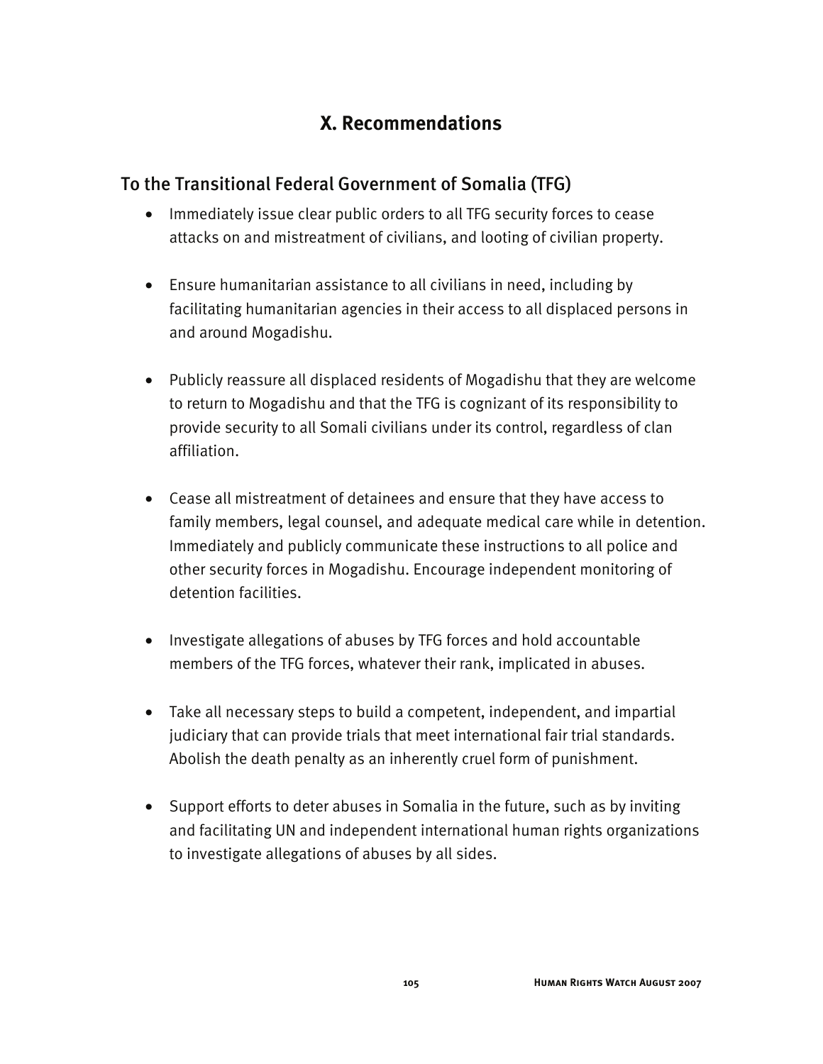# X. Recommendations

## To the Transitional Federal Government of Somalia (TFG)

- Immediately issue clear public orders to all TFG security forces to cease attacks on and mistreatment of civilians, and looting of civilian property.

- Ensure humanitarian assistance to all civilians in need, including by facilitating humanitarian agencies in their access to all displaced persons in and around Mogadishu.

- Publicly reassure all displaced residents of Mogadishu that they are welcome to return to Mogadishu and that the TFG is cognizant of its responsibility to provide security to all Somali civilians under its control, regardless of clan affiliation.

- Cease all mistreatment of detainees and ensure that they have access to family members, legal counsel, and adequate medical care while in detention. Immediately and publicly communicate these instructions to all police and other security forces in Mogadishu. Encourage independent monitoring of detention facilities.

- Investigate allegations of abuses by TFG forces and hold accountable members of the TFG forces, whatever their rank, implicated in abuses.

- Take all necessary steps to build a competent, independent, and impartial judiciary that can provide trials that meet international fair trial standards. Abolish the death penalty as an inherently cruel form of punishment.

- Support efforts to deter abuses in Somalia in the future, such as by inviting and facilitating UN and independent international human rights organizations to investigate allegations of abuses by all sides.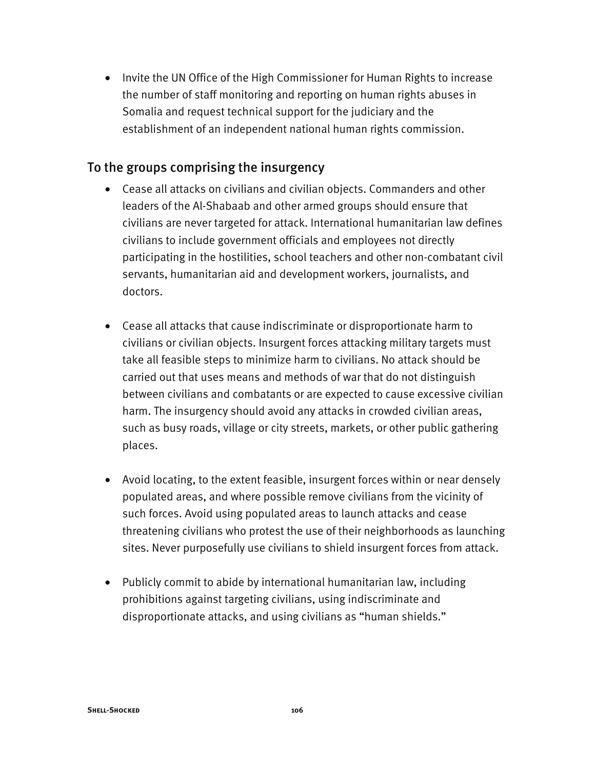- Invite the UN Office of the High Commissioner for Human Rights to increase the number of staff monitoring and reporting on human rights abuses in Somalia and request technical support for the judiciary and the establishment of an independent national human rights commission.

## To the groups comprising the insurgency

- Cease all attacks on civilians and civilian objects. Commanders and other leaders of the Al-Shabaab and other armed groups should ensure that civilians are never targeted for attack. International humanitarian law defines civilians to include government officials and employees not directly participating in the hostilities, school teachers and other non-combatant civil servants, humanitarian aid and development workers, journalists, and doctors.

- Cease all attacks that cause indiscriminate or disproportionate harm to civilians or civilian objects. Insurgent forces attacking military targets must take all feasible steps to minimize harm to civilians. No attack should be carried out that uses means and methods of war that do not distinguish between civilians and combatants or are expected to cause excessive civilian harm. The insurgency should avoid any attacks in crowded civilian areas, such as busy roads, village or city streets, markets, or other public gathering places.

- Avoid locating, to the extent feasible, insurgent forces within or near densely populated areas, and where possible remove civilians from the vicinity of such forces. Avoid using populated areas to launch attacks and cease threatening civilians who protest the use of their neighborhoods as launching sites. Never purposefully use civilians to shield insurgent forces from attack.

- Publicly commit to abide by international humanitarian law, including prohibitions against targeting civilians, using indiscriminate and disproportionate attacks, and using civilians as "human shields."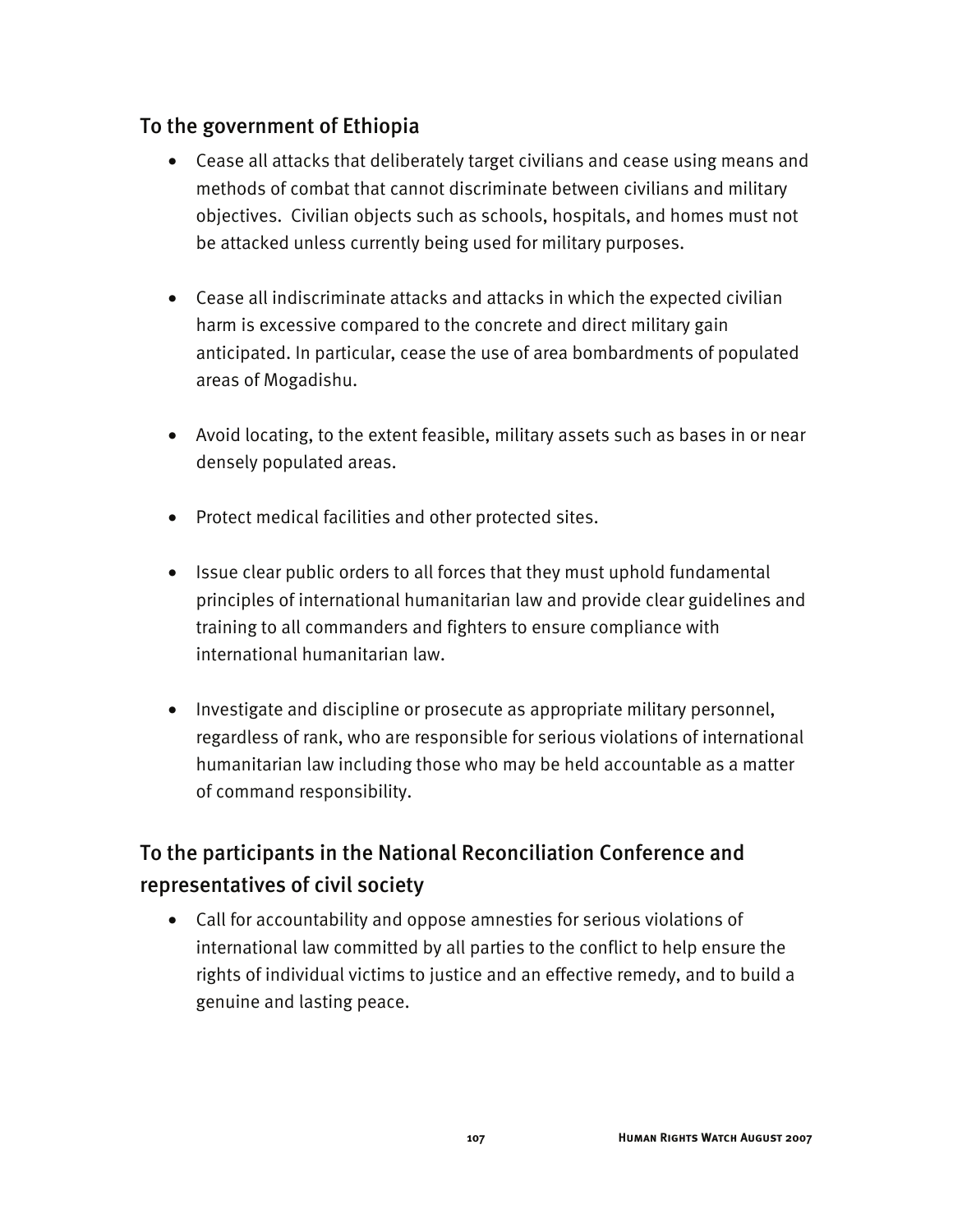## To the government of Ethiopia

- Cease all attacks that deliberately target civilians and cease using means and methods of combat that cannot discriminate between civilians and military objectives. Civilian objects such as schools, hospitals, and homes must not be attacked unless currently being used for military purposes.

- Cease all indiscriminate attacks and attacks in which the expected civilian harm is excessive compared to the concrete and direct military gain anticipated. In particular, cease the use of area bombardments of populated areas of Mogadishu.

- Avoid locating, to the extent feasible, military assets such as bases in or near densely populated areas.

- Protect medical facilities and other protected sites.

- Issue clear public orders to all forces that they must uphold fundamental principles of international humanitarian law and provide clear guidelines and training to all commanders and fighters to ensure compliance with international humanitarian law.

- Investigate and discipline or prosecute as appropriate military personnel, regardless of rank, who are responsible for serious violations of international humanitarian law including those who may be held accountable as a matter of command responsibility.

## To the participants in the National Reconciliation Conference and representatives of civil society

- Call for accountability and oppose amnesties for serious violations of international law committed by all parties to the conflict to help ensure the rights of individual victims to justice and an effective remedy, and to build a genuine and lasting peace.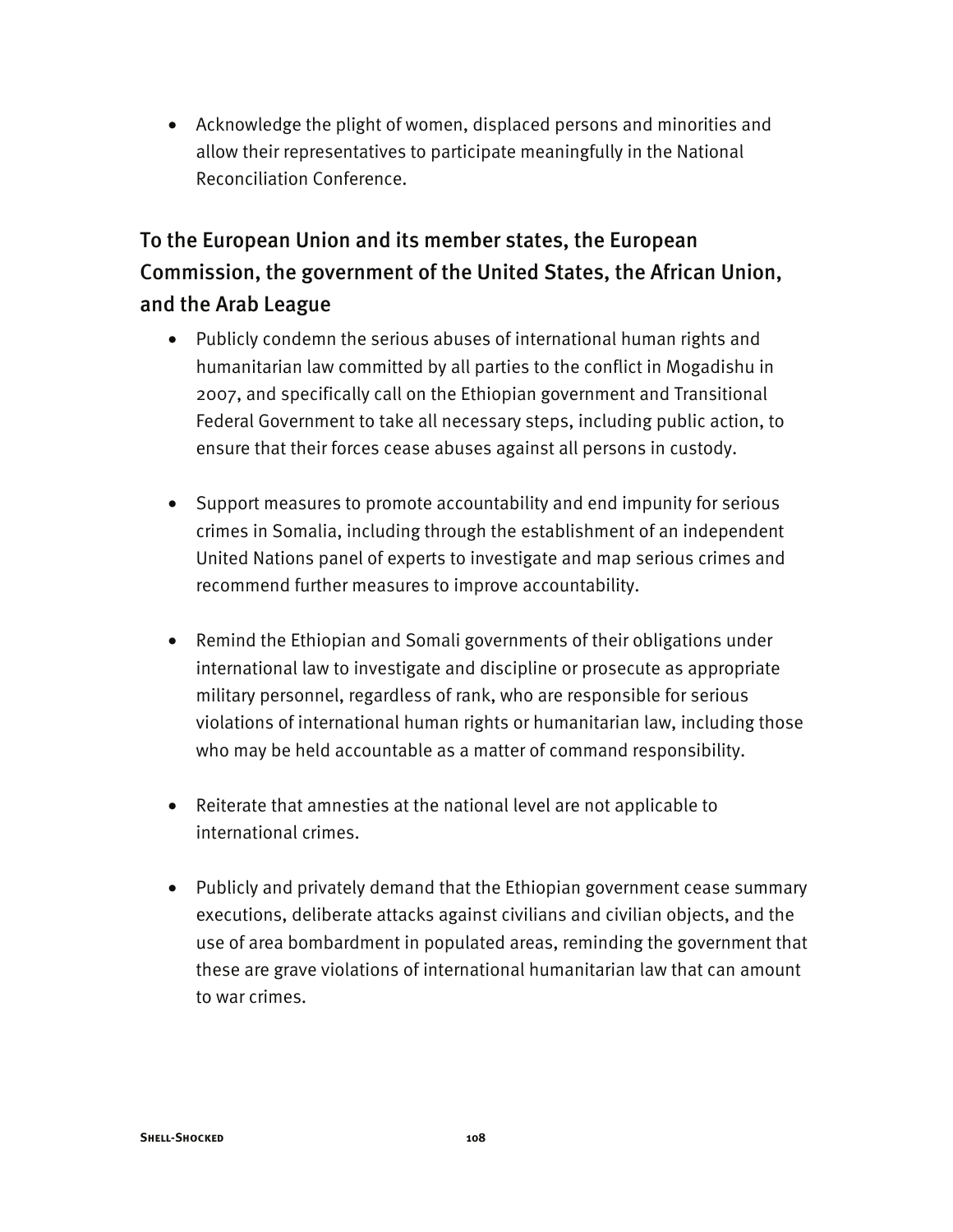- Acknowledge the plight of women, displaced persons and minorities and allow their representatives to participate meaningfully in the National Reconciliation Conference.

## To the European Union and its member states, the European Commission, the government of the United States, the African Union, and the Arab League

- Publicly condemn the serious abuses of international human rights and humanitarian law committed by all parties to the conflict in Mogadishu in 2007, and specifically call on the Ethiopian government and Transitional Federal Government to take all necessary steps, including public action, to ensure that their forces cease abuses against all persons in custody.

- Support measures to promote accountability and end impunity for serious crimes in Somalia, including through the establishment of an independent United Nations panel of experts to investigate and map serious crimes and recommend further measures to improve accountability.

- Remind the Ethiopian and Somali governments of their obligations under international law to investigate and discipline or prosecute as appropriate military personnel, regardless of rank, who are responsible for serious violations of international human rights or humanitarian law, including those who may be held accountable as a matter of command responsibility.

- Reiterate that amnesties at the national level are not applicable to international crimes.

- Publicly and privately demand that the Ethiopian government cease summary executions, deliberate attacks against civilians and civilian objects, and the use of area bombardment in populated areas, reminding the government that these are grave violations of international humanitarian law that can amount to war crimes.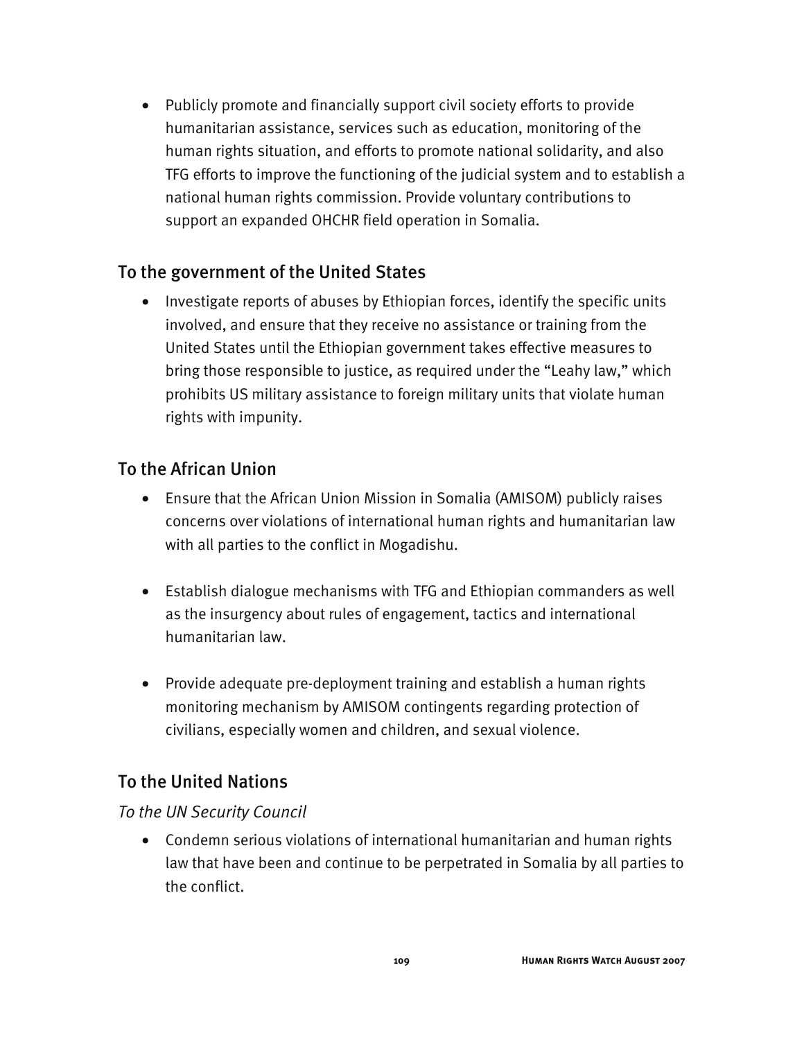- Publicly promote and financially support civil society efforts to provide humanitarian assistance, services such as education, monitoring of the human rights situation, and efforts to promote national solidarity, and also TFG efforts to improve the functioning of the judicial system and to establish a national human rights commission. Provide voluntary contributions to support an expanded OHCHR field operation in Somalia.

## To the government of the United States

- Investigate reports of abuses by Ethiopian forces, identify the specific units involved, and ensure that they receive no assistance or training from the United States until the Ethiopian government takes effective measures to bring those responsible to justice, as required under the "Leahy law," which prohibits US military assistance to foreign military units that violate human rights with impunity.

## To the African Union

- Ensure that the African Union Mission in Somalia (AMISOM) publicly raises concerns over violations of international human rights and humanitarian law with all parties to the conflict in Mogadishu.

- Establish dialogue mechanisms with TFG and Ethiopian commanders as well as the insurgency about rules of engagement, tactics and international humanitarian law.

- Provide adequate pre-deployment training and establish a human rights monitoring mechanism by AMISOM contingents regarding protection of civilians, especially women and children, and sexual violence.

## To the United Nations

### *To the UN Security Council*

- Condemn serious violations of international humanitarian and human rights law that have been and continue to be perpetrated in Somalia by all parties to the conflict.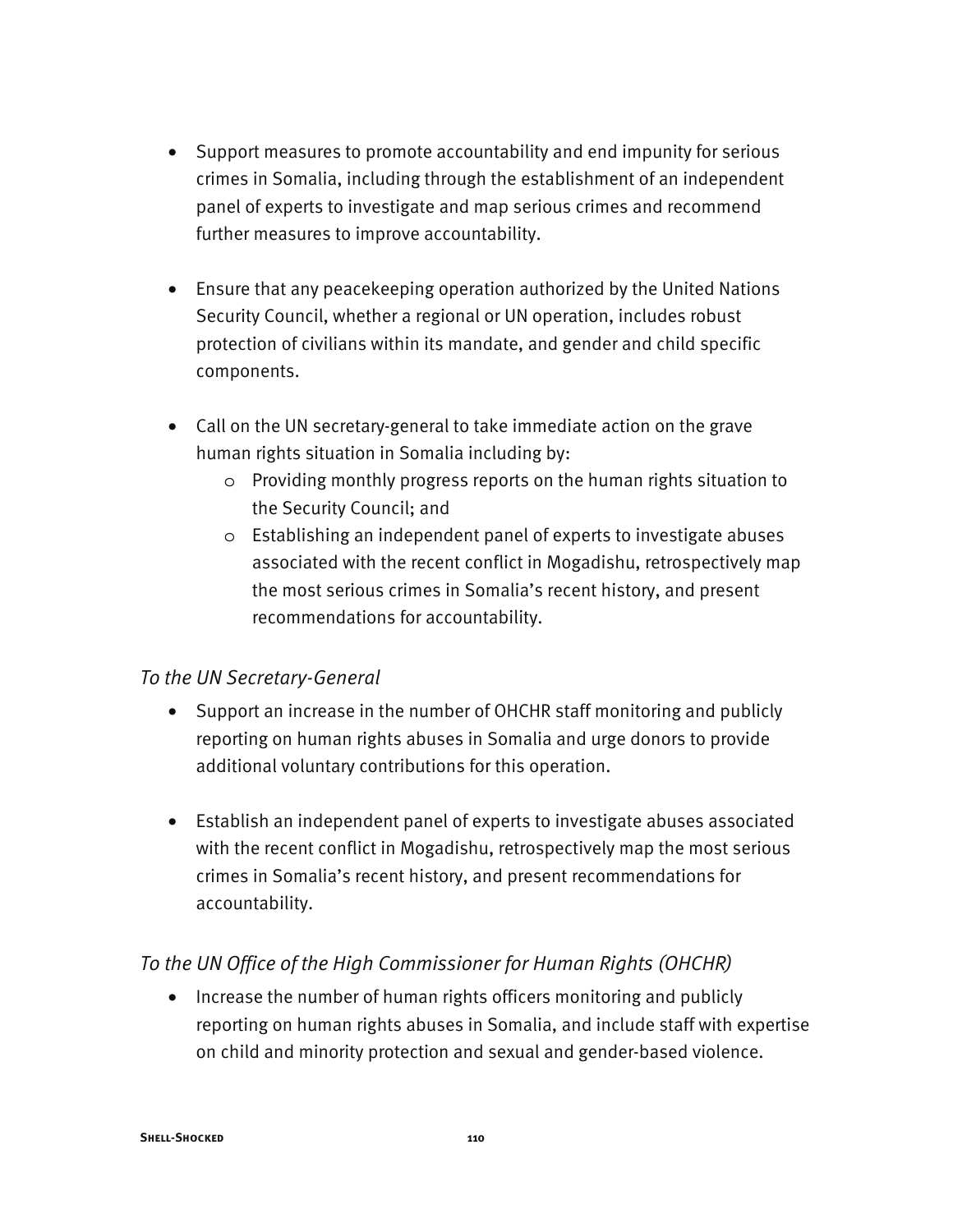- Support measures to promote accountability and end impunity for serious crimes in Somalia, including through the establishment of an independent panel of experts to investigate and map serious crimes and recommend further measures to improve accountability.

- Ensure that any peacekeeping operation authorized by the United Nations Security Council, whether a regional or UN operation, includes robust protection of civilians within its mandate, and gender and child specific components.

- Call on the UN secretary-general to take immediate action on the grave human rights situation in Somalia including by:
  - Providing monthly progress reports on the human rights situation to the Security Council; and
  - Establishing an independent panel of experts to investigate abuses associated with the recent conflict in Mogadishu, retrospectively map the most serious crimes in Somalia's recent history, and present recommendations for accountability.

### *To the UN Secretary-General*

- Support an increase in the number of OHCHR staff monitoring and publicly reporting on human rights abuses in Somalia and urge donors to provide additional voluntary contributions for this operation.

- Establish an independent panel of experts to investigate abuses associated with the recent conflict in Mogadishu, retrospectively map the most serious crimes in Somalia's recent history, and present recommendations for accountability.

### *To the UN Office of the High Commissioner for Human Rights (OHCHR)*

- Increase the number of human rights officers monitoring and publicly reporting on human rights abuses in Somalia, and include staff with expertise on child and minority protection and sexual and gender-based violence.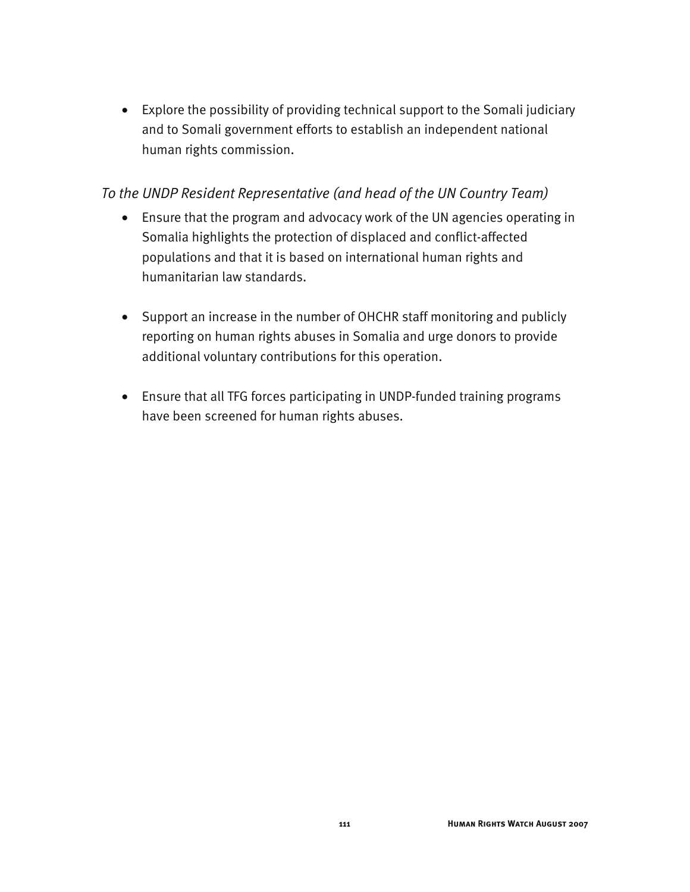- Explore the possibility of providing technical support to the Somali judiciary and to Somali government efforts to establish an independent national human rights commission.

*To the UNDP Resident Representative (and head of the UN Country Team)*

- Ensure that the program and advocacy work of the UN agencies operating in Somalia highlights the protection of displaced and conflict-affected populations and that it is based on international human rights and humanitarian law standards.

- Support an increase in the number of OHCHR staff monitoring and publicly reporting on human rights abuses in Somalia and urge donors to provide additional voluntary contributions for this operation.

- Ensure that all TFG forces participating in UNDP-funded training programs have been screened for human rights abuses.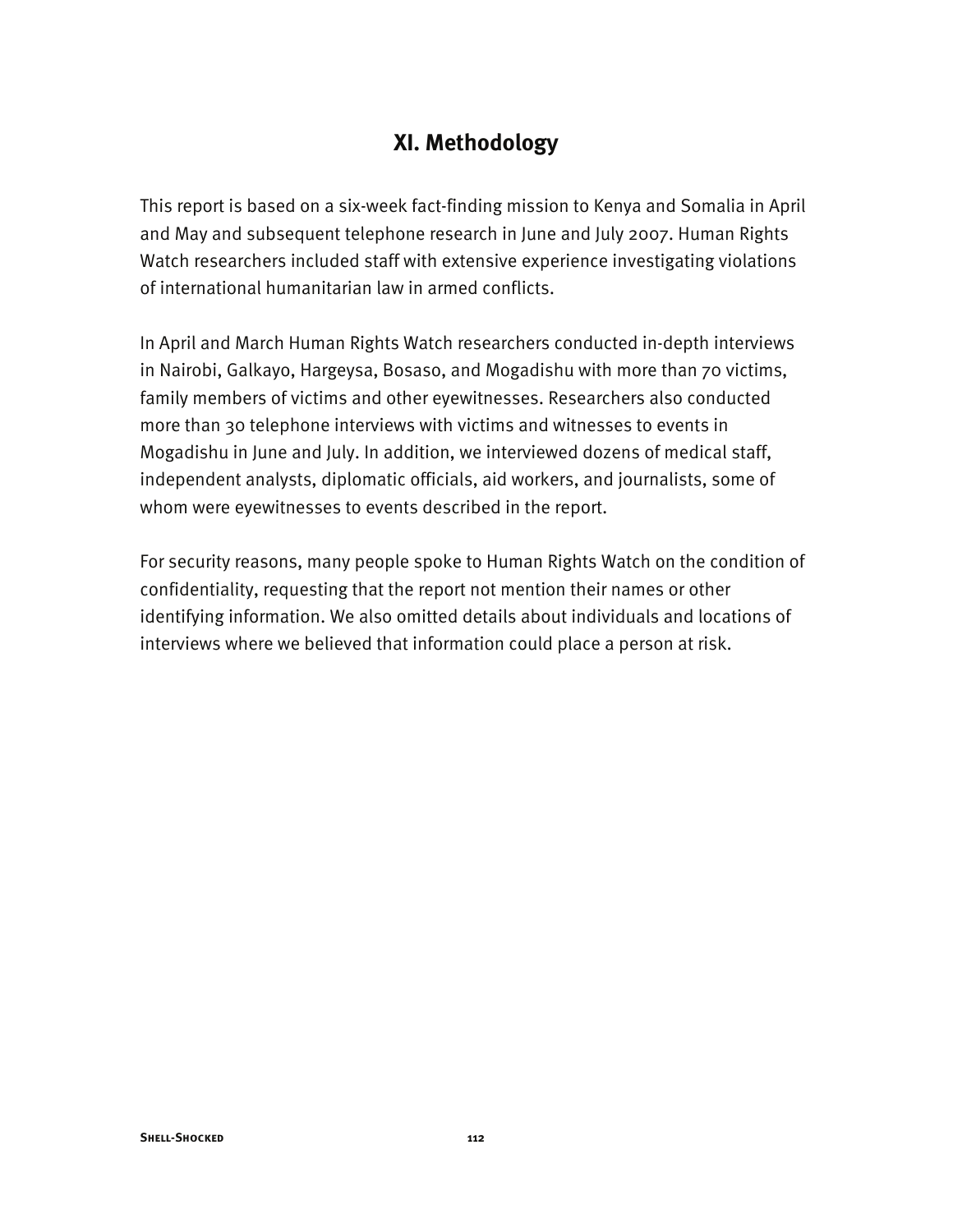## XI. Methodology

This report is based on a six-week fact-finding mission to Kenya and Somalia in April and May and subsequent telephone research in June and July 2007. Human Rights Watch researchers included staff with extensive experience investigating violations of international humanitarian law in armed conflicts.

In April and March Human Rights Watch researchers conducted in-depth interviews in Nairobi, Galkayo, Hargeysa, Bosaso, and Mogadishu with more than 70 victims, family members of victims and other eyewitnesses. Researchers also conducted more than 30 telephone interviews with victims and witnesses to events in Mogadishu in June and July. In addition, we interviewed dozens of medical staff, independent analysts, diplomatic officials, aid workers, and journalists, some of whom were eyewitnesses to events described in the report.

For security reasons, many people spoke to Human Rights Watch on the condition of confidentiality, requesting that the report not mention their names or other identifying information. We also omitted details about individuals and locations of interviews where we believed that information could place a person at risk.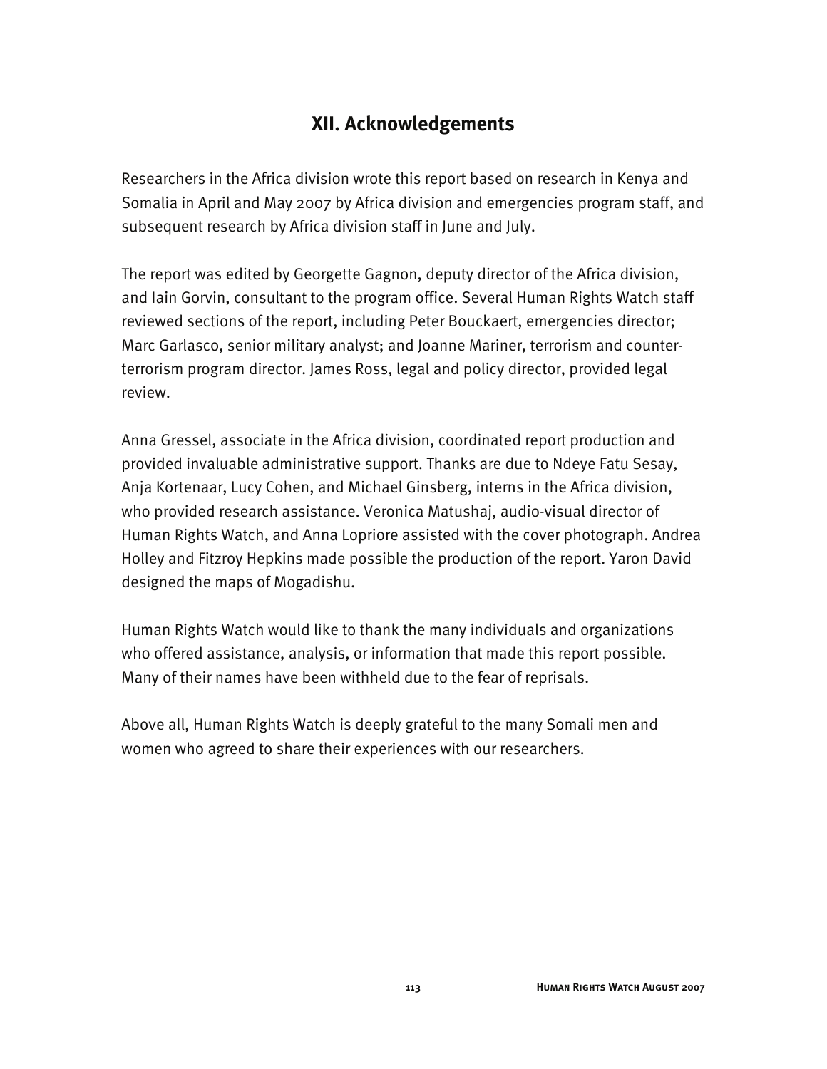## XII. Acknowledgements

Researchers in the Africa division wrote this report based on research in Kenya and Somalia in April and May 2007 by Africa division and emergencies program staff, and subsequent research by Africa division staff in June and July.

The report was edited by Georgette Gagnon, deputy director of the Africa division, and Iain Gorvin, consultant to the program office. Several Human Rights Watch staff reviewed sections of the report, including Peter Bouckaert, emergencies director; Marc Garlasco, senior military analyst; and Joanne Mariner, terrorism and counter-terrorism program director. James Ross, legal and policy director, provided legal review.

Anna Gressel, associate in the Africa division, coordinated report production and provided invaluable administrative support. Thanks are due to Ndeye Fatu Sesay, Anja Kortenaar, Lucy Cohen, and Michael Ginsberg, interns in the Africa division, who provided research assistance. Veronica Matushaj, audio-visual director of Human Rights Watch, and Anna Lopriore assisted with the cover photograph. Andrea Holley and Fitzroy Hepkins made possible the production of the report. Yaron David designed the maps of Mogadishu.

Human Rights Watch would like to thank the many individuals and organizations who offered assistance, analysis, or information that made this report possible. Many of their names have been withheld due to the fear of reprisals.

Above all, Human Rights Watch is deeply grateful to the many Somali men and women who agreed to share their experiences with our researchers.